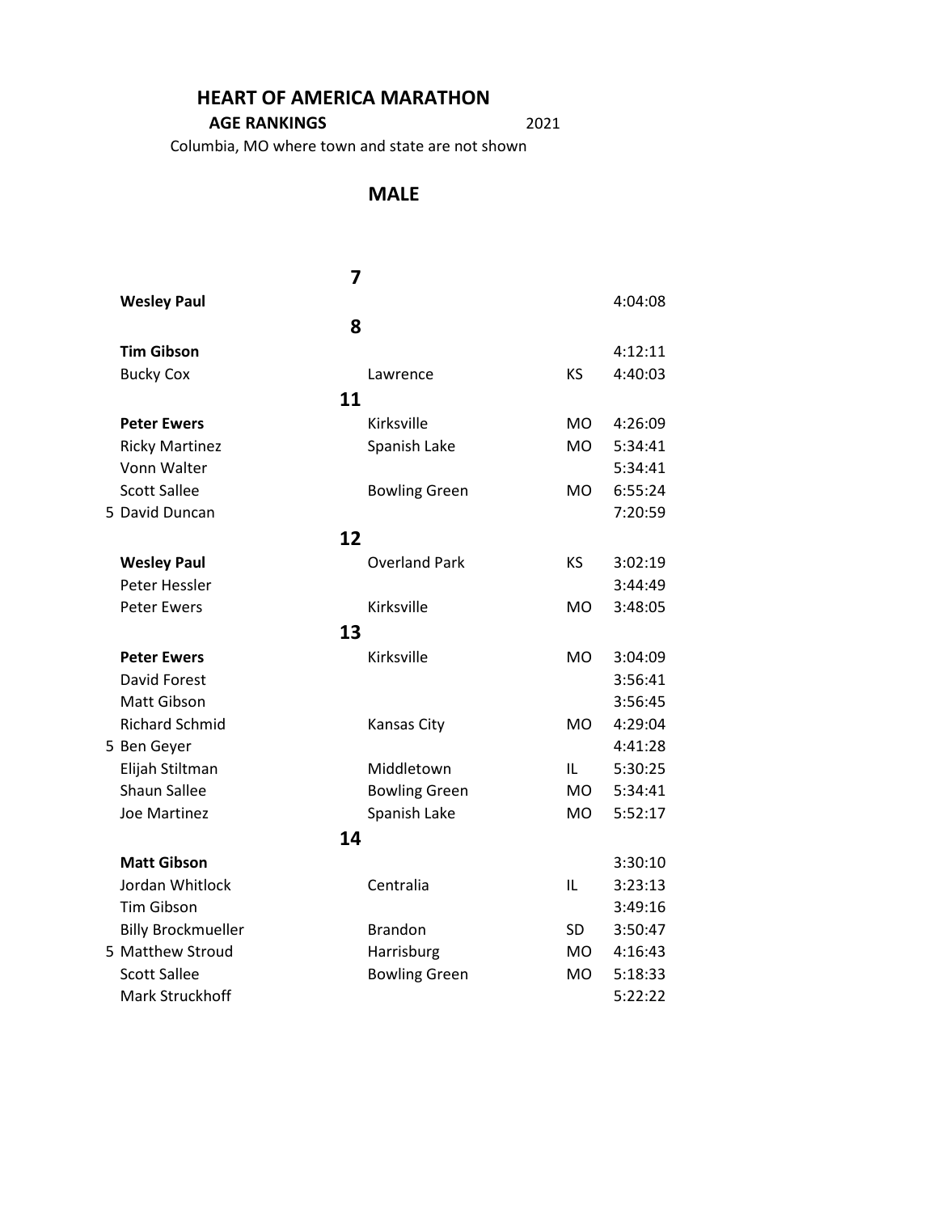# HEART OF AMERICA MARATHON

**AGE RANKINGS** 2021

Columbia, MO where town and state are not shown

## MALE

| | | | | |
|---|---|---|---|---|
| | **7** | | | |
| | **Wesley Paul** | | | 4:04:08 |
| | **8** | | | |
| | **Tim Gibson** | | | 4:12:11 |
| | Bucky Cox | Lawrence | KS | 4:40:03 |
| | **11** | | | |
| | **Peter Ewers** | Kirksville | MO | 4:26:09 |
| | Ricky Martinez | Spanish Lake | MO | 5:34:41 |
| | Vonn Walter | | | 5:34:41 |
| | Scott Sallee | Bowling Green | MO | 6:55:24 |
| 5 | David Duncan | | | 7:20:59 |
| | **12** | | | |
| | **Wesley Paul** | Overland Park | KS | 3:02:19 |
| | Peter Hessler | | | 3:44:49 |
| | Peter Ewers | Kirksville | MO | 3:48:05 |
| | **13** | | | |
| | **Peter Ewers** | Kirksville | MO | 3:04:09 |
| | David Forest | | | 3:56:41 |
| | Matt Gibson | | | 3:56:45 |
| | Richard Schmid | Kansas City | MO | 4:29:04 |
| 5 | Ben Geyer | | | 4:41:28 |
| | Elijah Stiltman | Middletown | IL | 5:30:25 |
| | Shaun Sallee | Bowling Green | MO | 5:34:41 |
| | Joe Martinez | Spanish Lake | MO | 5:52:17 |
| | **14** | | | |
| | **Matt Gibson** | | | 3:30:10 |
| | Jordan Whitlock | Centralia | IL | 3:23:13 |
| | Tim Gibson | | | 3:49:16 |
| | Billy Brockmueller | Brandon | SD | 3:50:47 |
| 5 | Matthew Stroud | Harrisburg | MO | 4:16:43 |
| | Scott Sallee | Bowling Green | MO | 5:18:33 |
| | Mark Struckhoff | | | 5:22:22 |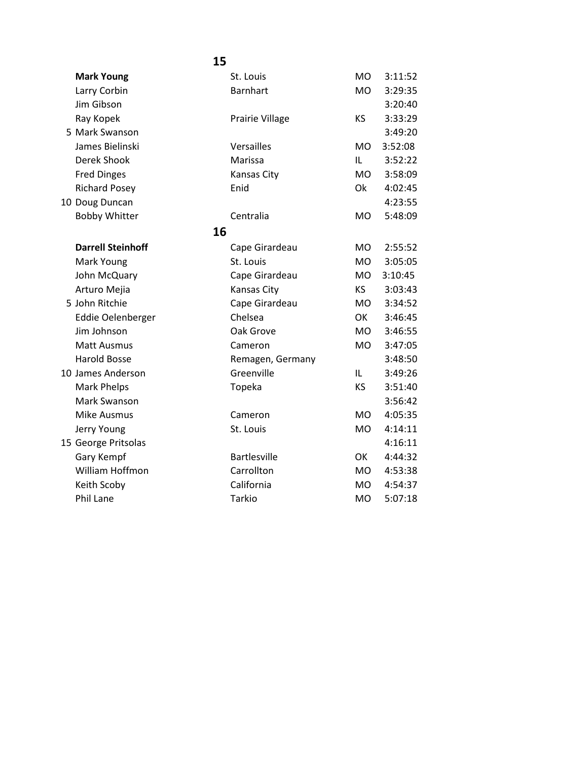## 15

| Place | Name | City | State | Time |
|---|---|---|---|---|
| | **Mark Young** | St. Louis | MO | 3:11:52 |
| | Larry Corbin | Barnhart | MO | 3:29:35 |
| | Jim Gibson | | | 3:20:40 |
| | Ray Kopek | Prairie Village | KS | 3:33:29 |
| 5 | Mark Swanson | | | 3:49:20 |
| | James Bielinski | Versailles | MO | 3:52:08 |
| | Derek Shook | Marissa | IL | 3:52:22 |
| | Fred Dinges | Kansas City | MO | 3:58:09 |
| | Richard Posey | Enid | Ok | 4:02:45 |
| 10 | Doug Duncan | | | 4:23:55 |
| | Bobby Whitter | Centralia | MO | 5:48:09 |

## 16

| Place | Name | City | State | Time |
|---|---|---|---|---|
| | **Darrell Steinhoff** | Cape Girardeau | MO | 2:55:52 |
| | Mark Young | St. Louis | MO | 3:05:05 |
| | John McQuary | Cape Girardeau | MO | 3:10:45 |
| | Arturo Mejia | Kansas City | KS | 3:03:43 |
| 5 | John Ritchie | Cape Girardeau | MO | 3:34:52 |
| | Eddie Oelenberger | Chelsea | OK | 3:46:45 |
| | Jim Johnson | Oak Grove | MO | 3:46:55 |
| | Matt Ausmus | Cameron | MO | 3:47:05 |
| | Harold Bosse | Remagen, Germany | | 3:48:50 |
| 10 | James Anderson | Greenville | IL | 3:49:26 |
| | Mark Phelps | Topeka | KS | 3:51:40 |
| | Mark Swanson | | | 3:56:42 |
| | Mike Ausmus | Cameron | MO | 4:05:35 |
| | Jerry Young | St. Louis | MO | 4:14:11 |
| 15 | George Pritsolas | | | 4:16:11 |
| | Gary Kempf | Bartlesville | OK | 4:44:32 |
| | William Hoffmon | Carrollton | MO | 4:53:38 |
| | Keith Scoby | California | MO | 4:54:37 |
| | Phil Lane | Tarkio | MO | 5:07:18 |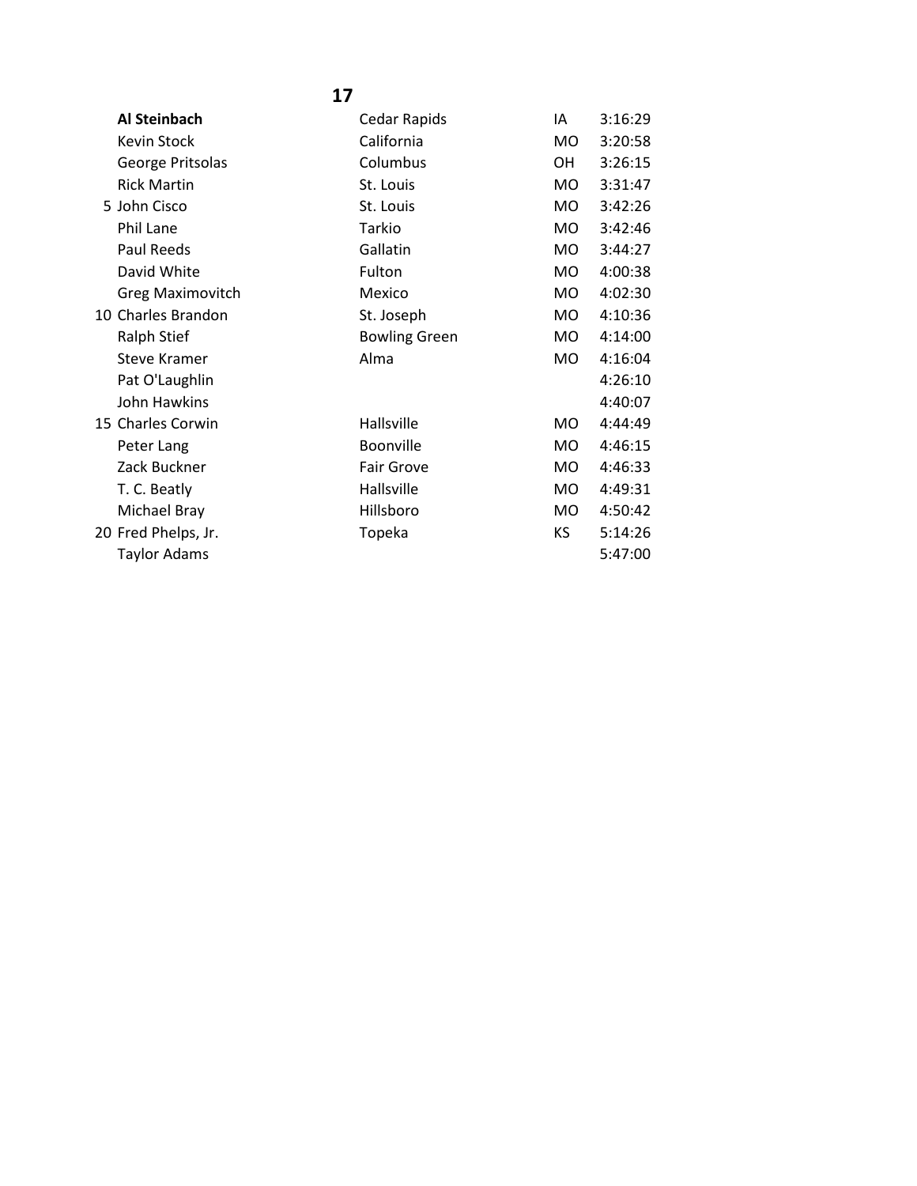## 17

| Place | Name | City | State | Time |
|---|---|---|---|---|
| | **Al Steinbach** | Cedar Rapids | IA | 3:16:29 |
| | Kevin Stock | California | MO | 3:20:58 |
| | George Pritsolas | Columbus | OH | 3:26:15 |
| | Rick Martin | St. Louis | MO | 3:31:47 |
| 5 | John Cisco | St. Louis | MO | 3:42:26 |
| | Phil Lane | Tarkio | MO | 3:42:46 |
| | Paul Reeds | Gallatin | MO | 3:44:27 |
| | David White | Fulton | MO | 4:00:38 |
| | Greg Maximovitch | Mexico | MO | 4:02:30 |
| 10 | Charles Brandon | St. Joseph | MO | 4:10:36 |
| | Ralph Stief | Bowling Green | MO | 4:14:00 |
| | Steve Kramer | Alma | MO | 4:16:04 |
| | Pat O'Laughlin | | | 4:26:10 |
| | John Hawkins | | | 4:40:07 |
| 15 | Charles Corwin | Hallsville | MO | 4:44:49 |
| | Peter Lang | Boonville | MO | 4:46:15 |
| | Zack Buckner | Fair Grove | MO | 4:46:33 |
| | T. C. Beatly | Hallsville | MO | 4:49:31 |
| | Michael Bray | Hillsboro | MO | 4:50:42 |
| 20 | Fred Phelps, Jr. | Topeka | KS | 5:14:26 |
| | Taylor Adams | | | 5:47:00 |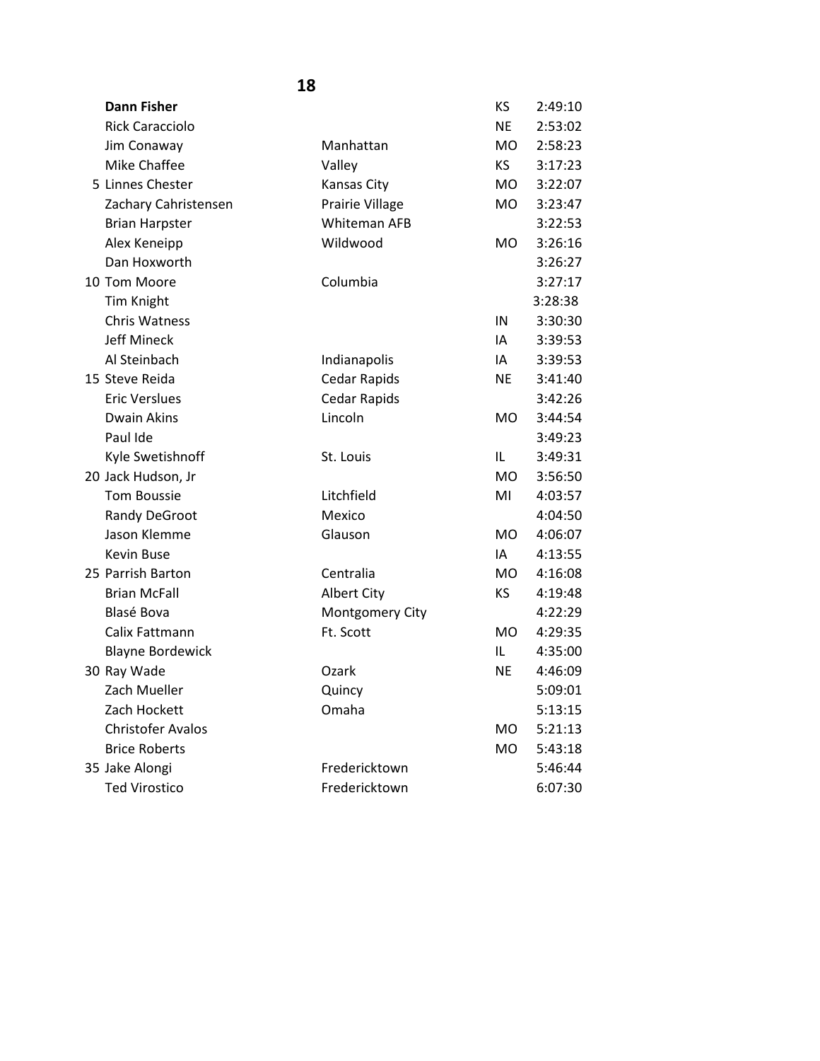## 18

| Place | Name | City | State | Time |
|---|---|---|---|---|
| | **Dann Fisher** | | KS | 2:49:10 |
| | Rick Caracciolo | | NE | 2:53:02 |
| | Jim Conaway | Manhattan | MO | 2:58:23 |
| | Mike Chaffee | Valley | KS | 3:17:23 |
| 5 | Linnes Chester | Kansas City | MO | 3:22:07 |
| | Zachary Cahristensen | Prairie Village | MO | 3:23:47 |
| | Brian Harpster | Whiteman AFB | | 3:22:53 |
| | Alex Keneipp | Wildwood | MO | 3:26:16 |
| | Dan Hoxworth | | | 3:26:27 |
| 10 | Tom Moore | Columbia | | 3:27:17 |
| | Tim Knight | | | 3:28:38 |
| | Chris Watness | | IN | 3:30:30 |
| | Jeff Mineck | | IA | 3:39:53 |
| | Al Steinbach | Indianapolis | IA | 3:39:53 |
| 15 | Steve Reida | Cedar Rapids | NE | 3:41:40 |
| | Eric Verslues | Cedar Rapids | | 3:42:26 |
| | Dwain Akins | Lincoln | MO | 3:44:54 |
| | Paul Ide | | | 3:49:23 |
| | Kyle Swetishnoff | St. Louis | IL | 3:49:31 |
| 20 | Jack Hudson, Jr | | MO | 3:56:50 |
| | Tom Boussie | Litchfield | MI | 4:03:57 |
| | Randy DeGroot | Mexico | | 4:04:50 |
| | Jason Klemme | Glauson | MO | 4:06:07 |
| | Kevin Buse | | IA | 4:13:55 |
| 25 | Parrish Barton | Centralia | MO | 4:16:08 |
| | Brian McFall | Albert City | KS | 4:19:48 |
| | Blasé Bova | Montgomery City | | 4:22:29 |
| | Calix Fattmann | Ft. Scott | MO | 4:29:35 |
| | Blayne Bordewick | | IL | 4:35:00 |
| 30 | Ray Wade | Ozark | NE | 4:46:09 |
| | Zach Mueller | Quincy | | 5:09:01 |
| | Zach Hockett | Omaha | | 5:13:15 |
| | Christofer Avalos | | MO | 5:21:13 |
| | Brice Roberts | | MO | 5:43:18 |
| 35 | Jake Alongi | Fredericktown | | 5:46:44 |
| | Ted Virostico | Fredericktown | | 6:07:30 |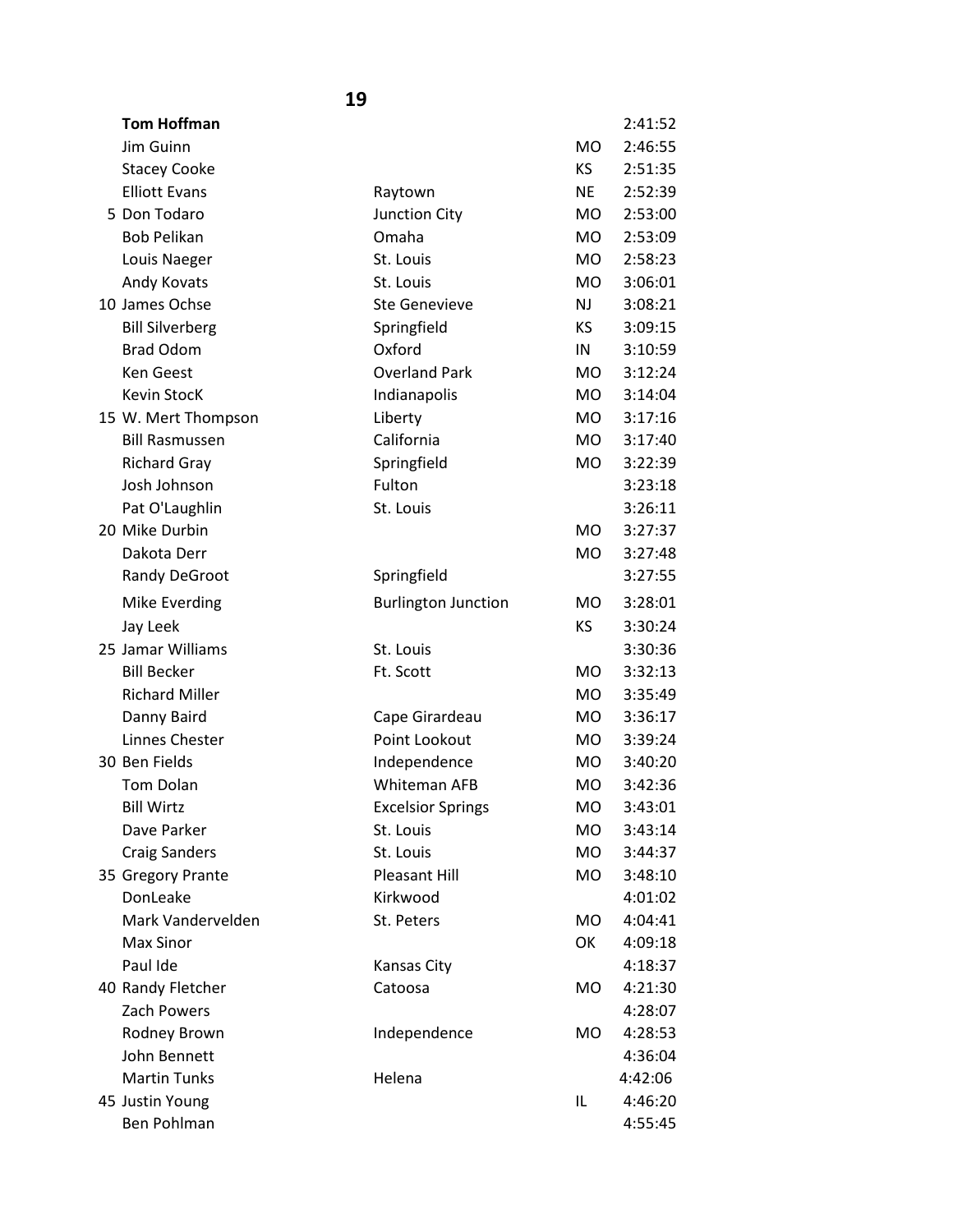# 19

| # | Name | City | State | Time |
|---|---|---|---|---|
| | **Tom Hoffman** | | | 2:41:52 |
| | Jim Guinn | | MO | 2:46:55 |
| | Stacey Cooke | | KS | 2:51:35 |
| | Elliott Evans | Raytown | NE | 2:52:39 |
| 5 | Don Todaro | Junction City | MO | 2:53:00 |
| | Bob Pelikan | Omaha | MO | 2:53:09 |
| | Louis Naeger | St. Louis | MO | 2:58:23 |
| | Andy Kovats | St. Louis | MO | 3:06:01 |
| 10 | James Ochse | Ste Genevieve | NJ | 3:08:21 |
| | Bill Silverberg | Springfield | KS | 3:09:15 |
| | Brad Odom | Oxford | IN | 3:10:59 |
| | Ken Geest | Overland Park | MO | 3:12:24 |
| | Kevin StocK | Indianapolis | MO | 3:14:04 |
| 15 | W. Mert Thompson | Liberty | MO | 3:17:16 |
| | Bill Rasmussen | California | MO | 3:17:40 |
| | Richard Gray | Springfield | MO | 3:22:39 |
| | Josh Johnson | Fulton | | 3:23:18 |
| | Pat O'Laughlin | St. Louis | | 3:26:11 |
| 20 | Mike Durbin | | MO | 3:27:37 |
| | Dakota Derr | | MO | 3:27:48 |
| | Randy DeGroot | Springfield | | 3:27:55 |
| | Mike Everding | Burlington Junction | MO | 3:28:01 |
| | Jay Leek | | KS | 3:30:24 |
| 25 | Jamar Williams | St. Louis | | 3:30:36 |
| | Bill Becker | Ft. Scott | MO | 3:32:13 |
| | Richard Miller | | MO | 3:35:49 |
| | Danny Baird | Cape Girardeau | MO | 3:36:17 |
| | Linnes Chester | Point Lookout | MO | 3:39:24 |
| 30 | Ben Fields | Independence | MO | 3:40:20 |
| | Tom Dolan | Whiteman AFB | MO | 3:42:36 |
| | Bill Wirtz | Excelsior Springs | MO | 3:43:01 |
| | Dave Parker | St. Louis | MO | 3:43:14 |
| | Craig Sanders | St. Louis | MO | 3:44:37 |
| 35 | Gregory Prante | Pleasant Hill | MO | 3:48:10 |
| | DonLeake | Kirkwood | | 4:01:02 |
| | Mark Vandervelden | St. Peters | MO | 4:04:41 |
| | Max Sinor | | OK | 4:09:18 |
| | Paul Ide | Kansas City | | 4:18:37 |
| 40 | Randy Fletcher | Catoosa | MO | 4:21:30 |
| | Zach Powers | | | 4:28:07 |
| | Rodney Brown | Independence | MO | 4:28:53 |
| | John Bennett | | | 4:36:04 |
| | Martin Tunks | Helena | | 4:42:06 |
| 45 | Justin Young | | IL | 4:46:20 |
| | Ben Pohlman | | | 4:55:45 |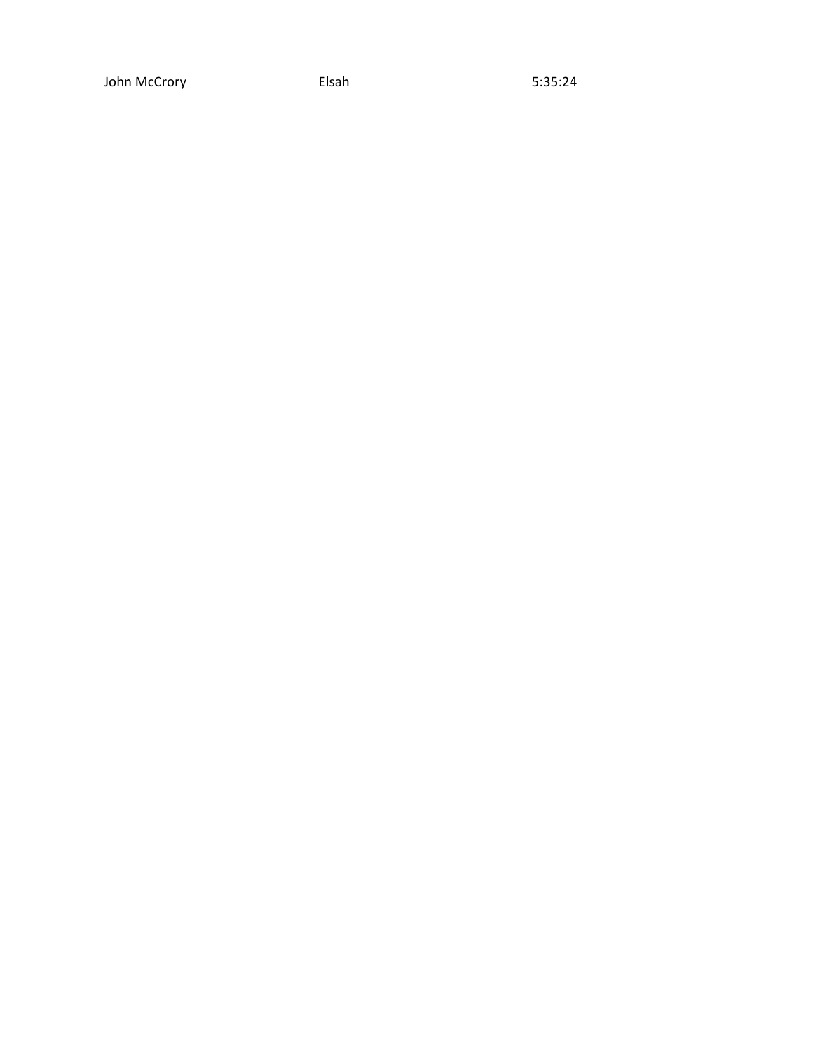| John McCrory | Elsah | 5:35:24 |
|---|---|---|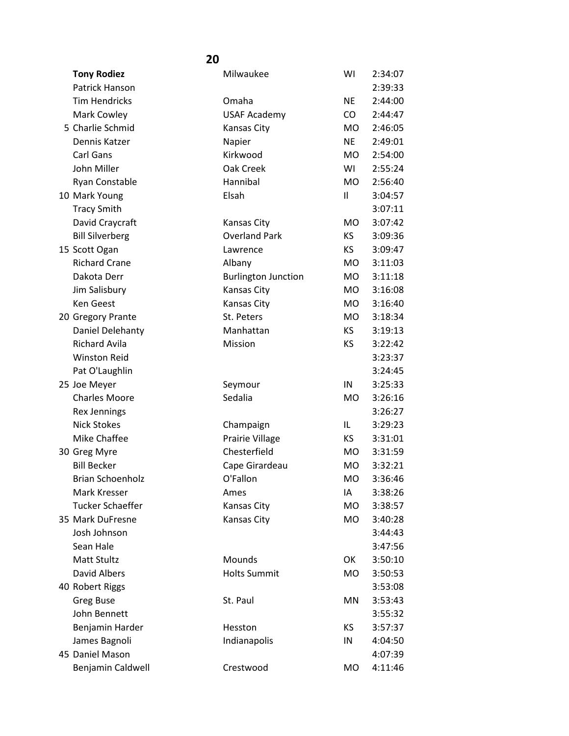## 20

| | Name | City | State | Time |
|---|---|---|---|---|
| | **Tony Rodiez** | Milwaukee | WI | 2:34:07 |
| | Patrick Hanson | | | 2:39:33 |
| | Tim Hendricks | Omaha | NE | 2:44:00 |
| | Mark Cowley | USAF Academy | CO | 2:44:47 |
| 5 | Charlie Schmid | Kansas City | MO | 2:46:05 |
| | Dennis Katzer | Napier | NE | 2:49:01 |
| | Carl Gans | Kirkwood | MO | 2:54:00 |
| | John Miller | Oak Creek | WI | 2:55:24 |
| | Ryan Constable | Hannibal | MO | 2:56:40 |
| 10 | Mark Young | Elsah | Il | 3:04:57 |
| | Tracy Smith | | | 3:07:11 |
| | David Craycraft | Kansas City | MO | 3:07:42 |
| | Bill Silverberg | Overland Park | KS | 3:09:36 |
| 15 | Scott Ogan | Lawrence | KS | 3:09:47 |
| | Richard Crane | Albany | MO | 3:11:03 |
| | Dakota Derr | Burlington Junction | MO | 3:11:18 |
| | Jim Salisbury | Kansas City | MO | 3:16:08 |
| | Ken Geest | Kansas City | MO | 3:16:40 |
| 20 | Gregory Prante | St. Peters | MO | 3:18:34 |
| | Daniel Delehanty | Manhattan | KS | 3:19:13 |
| | Richard Avila | Mission | KS | 3:22:42 |
| | Winston Reid | | | 3:23:37 |
| | Pat O'Laughlin | | | 3:24:45 |
| 25 | Joe Meyer | Seymour | IN | 3:25:33 |
| | Charles Moore | Sedalia | MO | 3:26:16 |
| | Rex Jennings | | | 3:26:27 |
| | Nick Stokes | Champaign | IL | 3:29:23 |
| | Mike Chaffee | Prairie Village | KS | 3:31:01 |
| 30 | Greg Myre | Chesterfield | MO | 3:31:59 |
| | Bill Becker | Cape Girardeau | MO | 3:32:21 |
| | Brian Schoenholz | O'Fallon | MO | 3:36:46 |
| | Mark Kresser | Ames | IA | 3:38:26 |
| | Tucker Schaeffer | Kansas City | MO | 3:38:57 |
| 35 | Mark DuFresne | Kansas City | MO | 3:40:28 |
| | Josh Johnson | | | 3:44:43 |
| | Sean Hale | | | 3:47:56 |
| | Matt Stultz | Mounds | OK | 3:50:10 |
| | David Albers | Holts Summit | MO | 3:50:53 |
| 40 | Robert Riggs | | | 3:53:08 |
| | Greg Buse | St. Paul | MN | 3:53:43 |
| | John Bennett | | | 3:55:32 |
| | Benjamin Harder | Hesston | KS | 3:57:37 |
| | James Bagnoli | Indianapolis | IN | 4:04:50 |
| 45 | Daniel Mason | | | 4:07:39 |
| | Benjamin Caldwell | Crestwood | MO | 4:11:46 |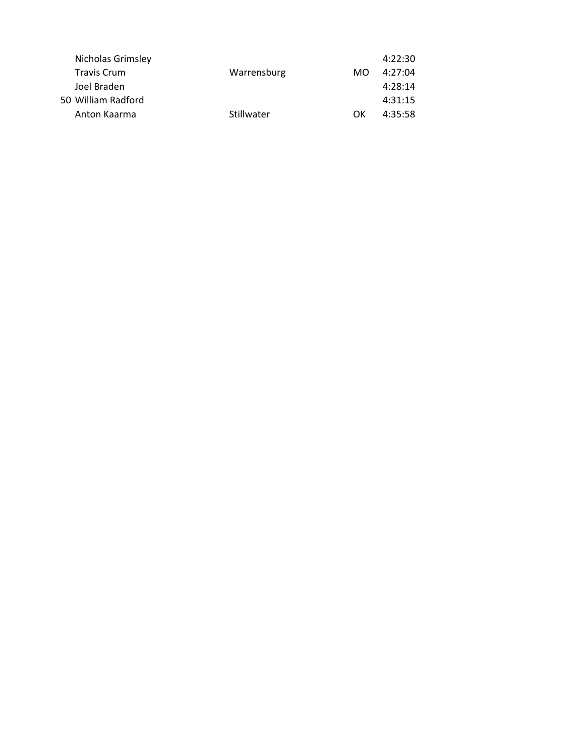| | | | | |
|---|---|---|---|---|
| | Nicholas Grimsley | | | 4:22:30 |
| | Travis Crum | Warrensburg | MO | 4:27:04 |
| | Joel Braden | | | 4:28:14 |
| 50 | William Radford | | | 4:31:15 |
| | Anton Kaarma | Stillwater | OK | 4:35:58 |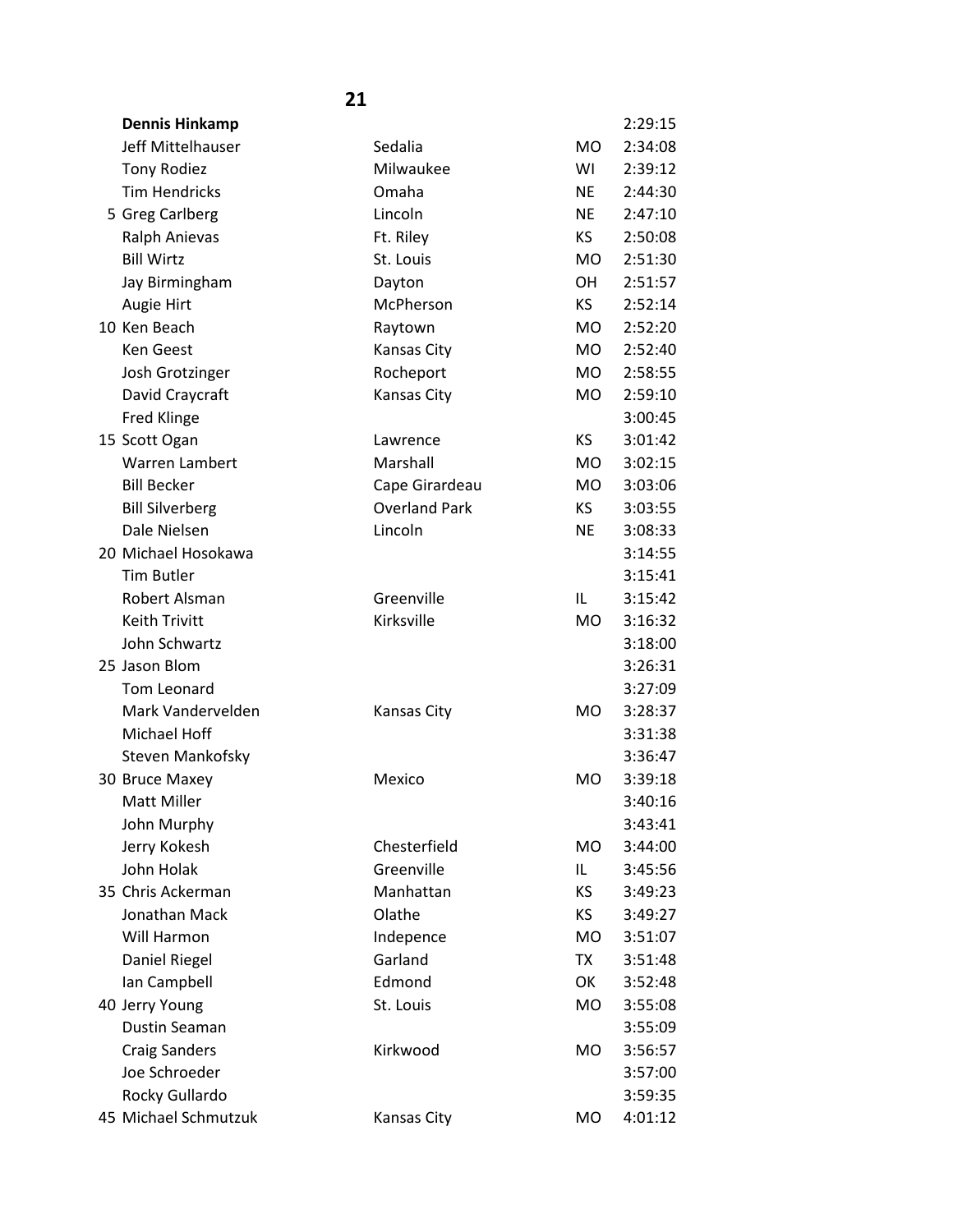## 21

| Place | Name | City | State | Time |
|---|---|---|---|---|
| | **Dennis Hinkamp** | | | 2:29:15 |
| | Jeff Mittelhauser | Sedalia | MO | 2:34:08 |
| | Tony Rodiez | Milwaukee | WI | 2:39:12 |
| | Tim Hendricks | Omaha | NE | 2:44:30 |
| 5 | Greg Carlberg | Lincoln | NE | 2:47:10 |
| | Ralph Anievas | Ft. Riley | KS | 2:50:08 |
| | Bill Wirtz | St. Louis | MO | 2:51:30 |
| | Jay Birmingham | Dayton | OH | 2:51:57 |
| | Augie Hirt | McPherson | KS | 2:52:14 |
| 10 | Ken Beach | Raytown | MO | 2:52:20 |
| | Ken Geest | Kansas City | MO | 2:52:40 |
| | Josh Grotzinger | Rocheport | MO | 2:58:55 |
| | David Craycraft | Kansas City | MO | 2:59:10 |
| | Fred Klinge | | | 3:00:45 |
| 15 | Scott Ogan | Lawrence | KS | 3:01:42 |
| | Warren Lambert | Marshall | MO | 3:02:15 |
| | Bill Becker | Cape Girardeau | MO | 3:03:06 |
| | Bill Silverberg | Overland Park | KS | 3:03:55 |
| | Dale Nielsen | Lincoln | NE | 3:08:33 |
| 20 | Michael Hosokawa | | | 3:14:55 |
| | Tim Butler | | | 3:15:41 |
| | Robert Alsman | Greenville | IL | 3:15:42 |
| | Keith Trivitt | Kirksville | MO | 3:16:32 |
| | John Schwartz | | | 3:18:00 |
| 25 | Jason Blom | | | 3:26:31 |
| | Tom Leonard | | | 3:27:09 |
| | Mark Vandervelden | Kansas City | MO | 3:28:37 |
| | Michael Hoff | | | 3:31:38 |
| | Steven Mankofsky | | | 3:36:47 |
| 30 | Bruce Maxey | Mexico | MO | 3:39:18 |
| | Matt Miller | | | 3:40:16 |
| | John Murphy | | | 3:43:41 |
| | Jerry Kokesh | Chesterfield | MO | 3:44:00 |
| | John Holak | Greenville | IL | 3:45:56 |
| 35 | Chris Ackerman | Manhattan | KS | 3:49:23 |
| | Jonathan Mack | Olathe | KS | 3:49:27 |
| | Will Harmon | Indepence | MO | 3:51:07 |
| | Daniel Riegel | Garland | TX | 3:51:48 |
| | Ian Campbell | Edmond | OK | 3:52:48 |
| 40 | Jerry Young | St. Louis | MO | 3:55:08 |
| | Dustin Seaman | | | 3:55:09 |
| | Craig Sanders | Kirkwood | MO | 3:56:57 |
| | Joe Schroeder | | | 3:57:00 |
| | Rocky Gullardo | | | 3:59:35 |
| 45 | Michael Schmutzuk | Kansas City | MO | 4:01:12 |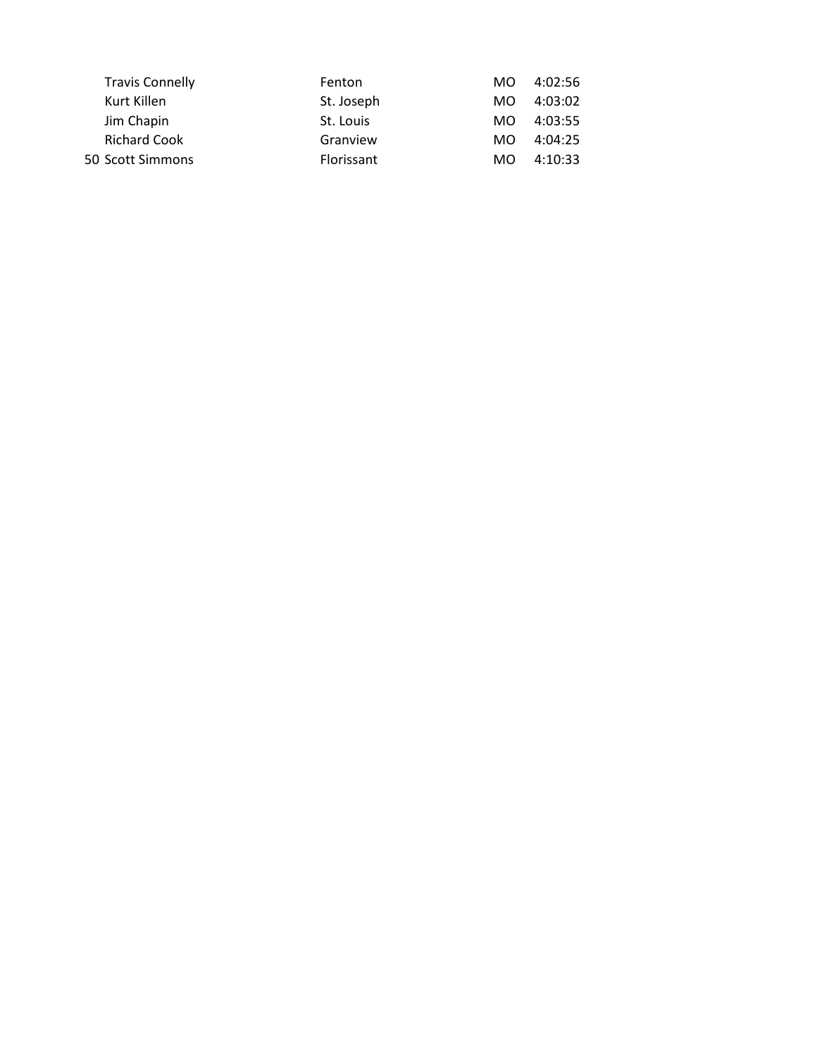| | | | | |
|---|---|---|---|---|
| | Travis Connelly | Fenton | MO | 4:02:56 |
| | Kurt Killen | St. Joseph | MO | 4:03:02 |
| | Jim Chapin | St. Louis | MO | 4:03:55 |
| | Richard Cook | Granview | MO | 4:04:25 |
| 50 | Scott Simmons | Florissant | MO | 4:10:33 |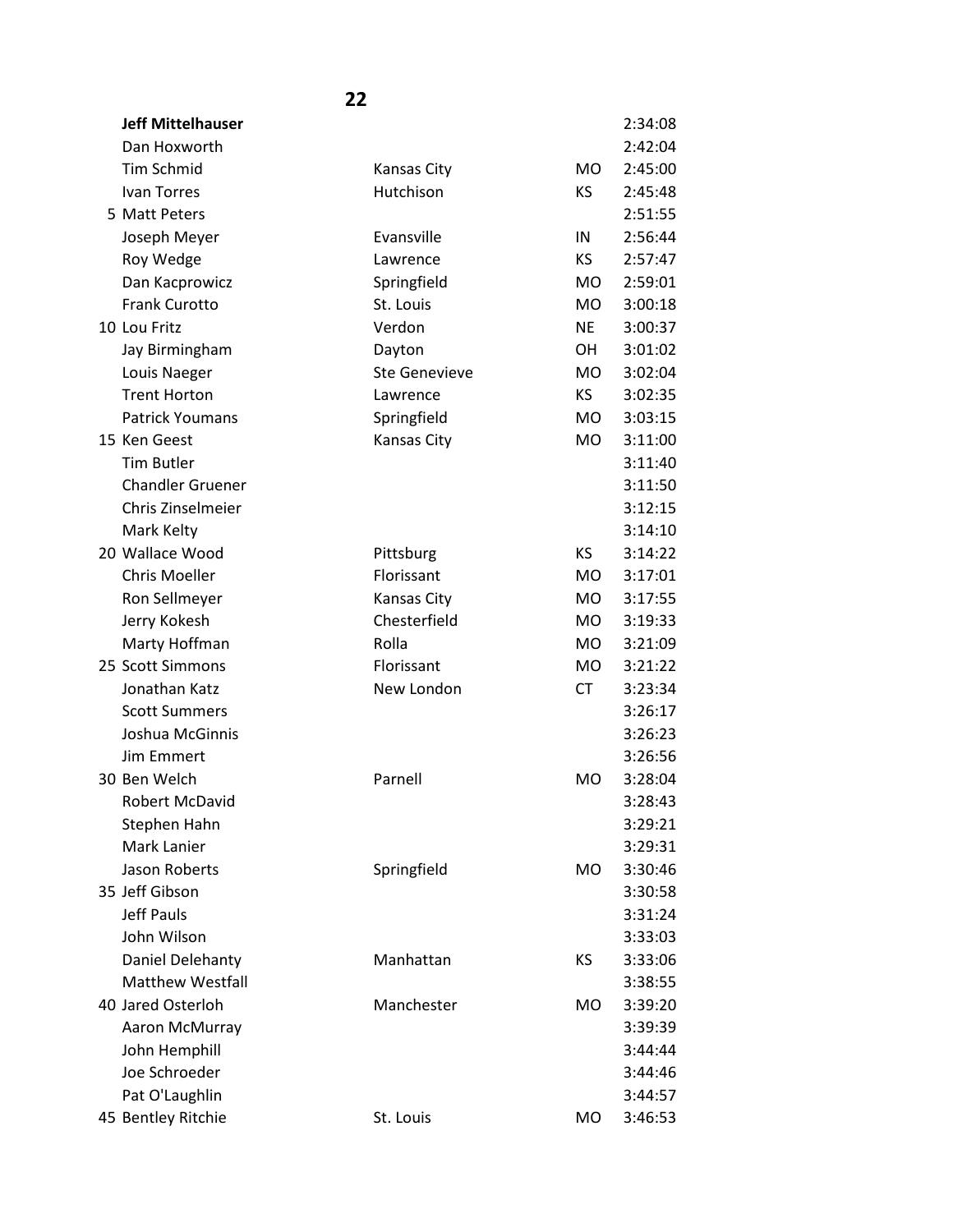## 22

| Place | Name | City | State | Time |
|---|---|---|---|---|
| | **Jeff Mittelhauser** | | | 2:34:08 |
| | Dan Hoxworth | | | 2:42:04 |
| | Tim Schmid | Kansas City | MO | 2:45:00 |
| | Ivan Torres | Hutchison | KS | 2:45:48 |
| 5 | Matt Peters | | | 2:51:55 |
| | Joseph Meyer | Evansville | IN | 2:56:44 |
| | Roy Wedge | Lawrence | KS | 2:57:47 |
| | Dan Kacprowicz | Springfield | MO | 2:59:01 |
| | Frank Curotto | St. Louis | MO | 3:00:18 |
| 10 | Lou Fritz | Verdon | NE | 3:00:37 |
| | Jay Birmingham | Dayton | OH | 3:01:02 |
| | Louis Naeger | Ste Genevieve | MO | 3:02:04 |
| | Trent Horton | Lawrence | KS | 3:02:35 |
| | Patrick Youmans | Springfield | MO | 3:03:15 |
| 15 | Ken Geest | Kansas City | MO | 3:11:00 |
| | Tim Butler | | | 3:11:40 |
| | Chandler Gruener | | | 3:11:50 |
| | Chris Zinselmeier | | | 3:12:15 |
| | Mark Kelty | | | 3:14:10 |
| 20 | Wallace Wood | Pittsburg | KS | 3:14:22 |
| | Chris Moeller | Florissant | MO | 3:17:01 |
| | Ron Sellmeyer | Kansas City | MO | 3:17:55 |
| | Jerry Kokesh | Chesterfield | MO | 3:19:33 |
| | Marty Hoffman | Rolla | MO | 3:21:09 |
| 25 | Scott Simmons | Florissant | MO | 3:21:22 |
| | Jonathan Katz | New London | CT | 3:23:34 |
| | Scott Summers | | | 3:26:17 |
| | Joshua McGinnis | | | 3:26:23 |
| | Jim Emmert | | | 3:26:56 |
| 30 | Ben Welch | Parnell | MO | 3:28:04 |
| | Robert McDavid | | | 3:28:43 |
| | Stephen Hahn | | | 3:29:21 |
| | Mark Lanier | | | 3:29:31 |
| | Jason Roberts | Springfield | MO | 3:30:46 |
| 35 | Jeff Gibson | | | 3:30:58 |
| | Jeff Pauls | | | 3:31:24 |
| | John Wilson | | | 3:33:03 |
| | Daniel Delehanty | Manhattan | KS | 3:33:06 |
| | Matthew Westfall | | | 3:38:55 |
| 40 | Jared Osterloh | Manchester | MO | 3:39:20 |
| | Aaron McMurray | | | 3:39:39 |
| | John Hemphill | | | 3:44:44 |
| | Joe Schroeder | | | 3:44:46 |
| | Pat O'Laughlin | | | 3:44:57 |
| 45 | Bentley Ritchie | St. Louis | MO | 3:46:53 |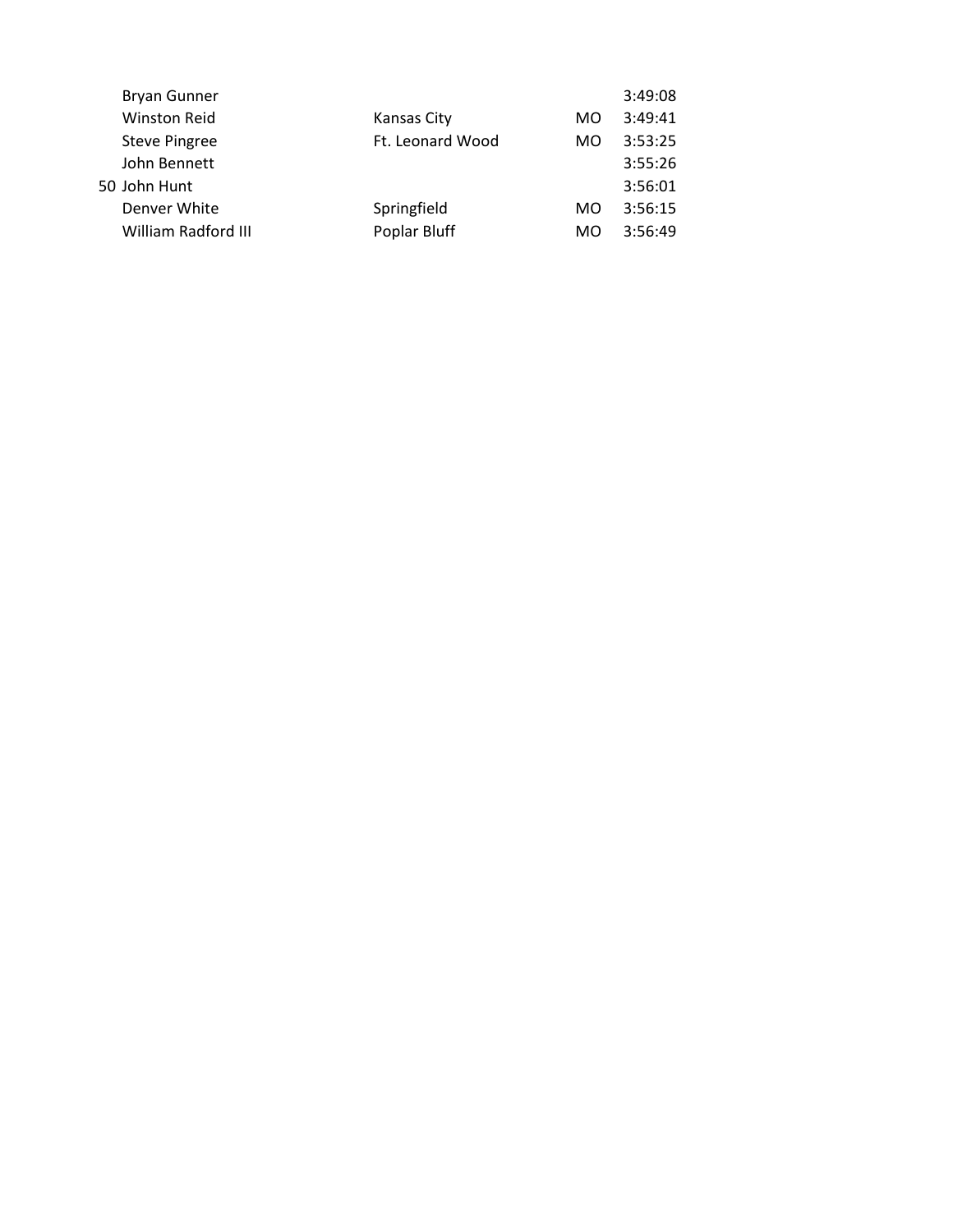|  |  |  |  |  |
|---|---|---|---|---|
|  | Bryan Gunner |  |  | 3:49:08 |
|  | Winston Reid | Kansas City | MO | 3:49:41 |
|  | Steve Pingree | Ft. Leonard Wood | MO | 3:53:25 |
|  | John Bennett |  |  | 3:55:26 |
| 50 | John Hunt |  |  | 3:56:01 |
|  | Denver White | Springfield | MO | 3:56:15 |
|  | William Radford III | Poplar Bluff | MO | 3:56:49 |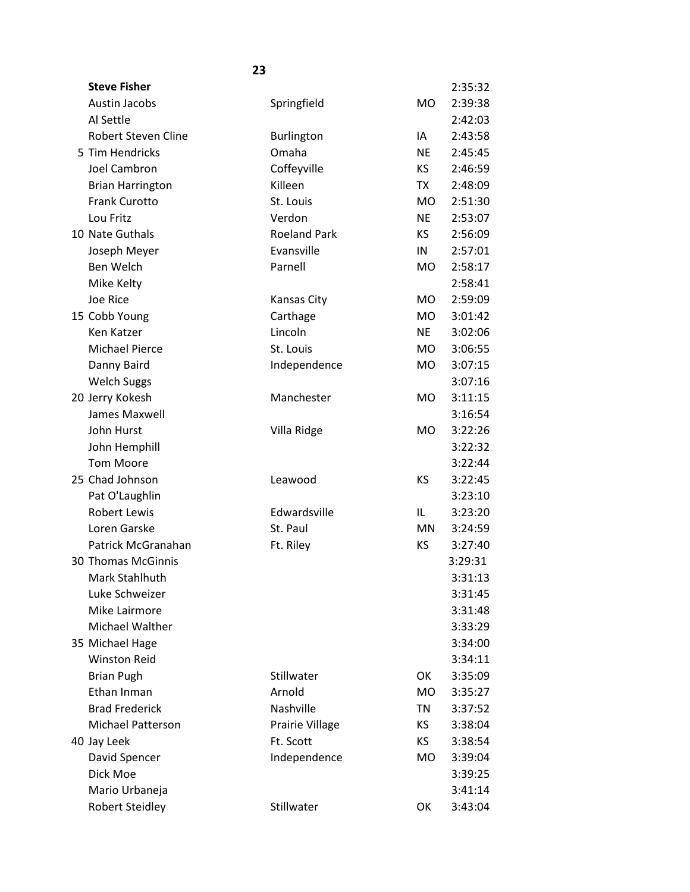**23**

| # | Name | City | State | Time |
|---|---|---|---|---|
| | **Steve Fisher** | | | 2:35:32 |
| | Austin Jacobs | Springfield | MO | 2:39:38 |
| | Al Settle | | | 2:42:03 |
| | Robert Steven Cline | Burlington | IA | 2:43:58 |
| 5 | Tim Hendricks | Omaha | NE | 2:45:45 |
| | Joel Cambron | Coffeyville | KS | 2:46:59 |
| | Brian Harrington | Killeen | TX | 2:48:09 |
| | Frank Curotto | St. Louis | MO | 2:51:30 |
| | Lou Fritz | Verdon | NE | 2:53:07 |
| 10 | Nate Guthals | Roeland Park | KS | 2:56:09 |
| | Joseph Meyer | Evansville | IN | 2:57:01 |
| | Ben Welch | Parnell | MO | 2:58:17 |
| | Mike Kelty | | | 2:58:41 |
| | Joe Rice | Kansas City | MO | 2:59:09 |
| 15 | Cobb Young | Carthage | MO | 3:01:42 |
| | Ken Katzer | Lincoln | NE | 3:02:06 |
| | Michael Pierce | St. Louis | MO | 3:06:55 |
| | Danny Baird | Independence | MO | 3:07:15 |
| | Welch Suggs | | | 3:07:16 |
| 20 | Jerry Kokesh | Manchester | MO | 3:11:15 |
| | James Maxwell | | | 3:16:54 |
| | John Hurst | Villa Ridge | MO | 3:22:26 |
| | John Hemphill | | | 3:22:32 |
| | Tom Moore | | | 3:22:44 |
| 25 | Chad Johnson | Leawood | KS | 3:22:45 |
| | Pat O'Laughlin | | | 3:23:10 |
| | Robert Lewis | Edwardsville | IL | 3:23:20 |
| | Loren Garske | St. Paul | MN | 3:24:59 |
| | Patrick McGranahan | Ft. Riley | KS | 3:27:40 |
| 30 | Thomas McGinnis | | | 3:29:31 |
| | Mark Stahlhuth | | | 3:31:13 |
| | Luke Schweizer | | | 3:31:45 |
| | Mike Lairmore | | | 3:31:48 |
| | Michael Walther | | | 3:33:29 |
| 35 | Michael Hage | | | 3:34:00 |
| | Winston Reid | | | 3:34:11 |
| | Brian Pugh | Stillwater | OK | 3:35:09 |
| | Ethan Inman | Arnold | MO | 3:35:27 |
| | Brad Frederick | Nashville | TN | 3:37:52 |
| | Michael Patterson | Prairie Village | KS | 3:38:04 |
| 40 | Jay Leek | Ft. Scott | KS | 3:38:54 |
| | David Spencer | Independence | MO | 3:39:04 |
| | Dick Moe | | | 3:39:25 |
| | Mario Urbaneja | | | 3:41:14 |
| | Robert Steidley | Stillwater | OK | 3:43:04 |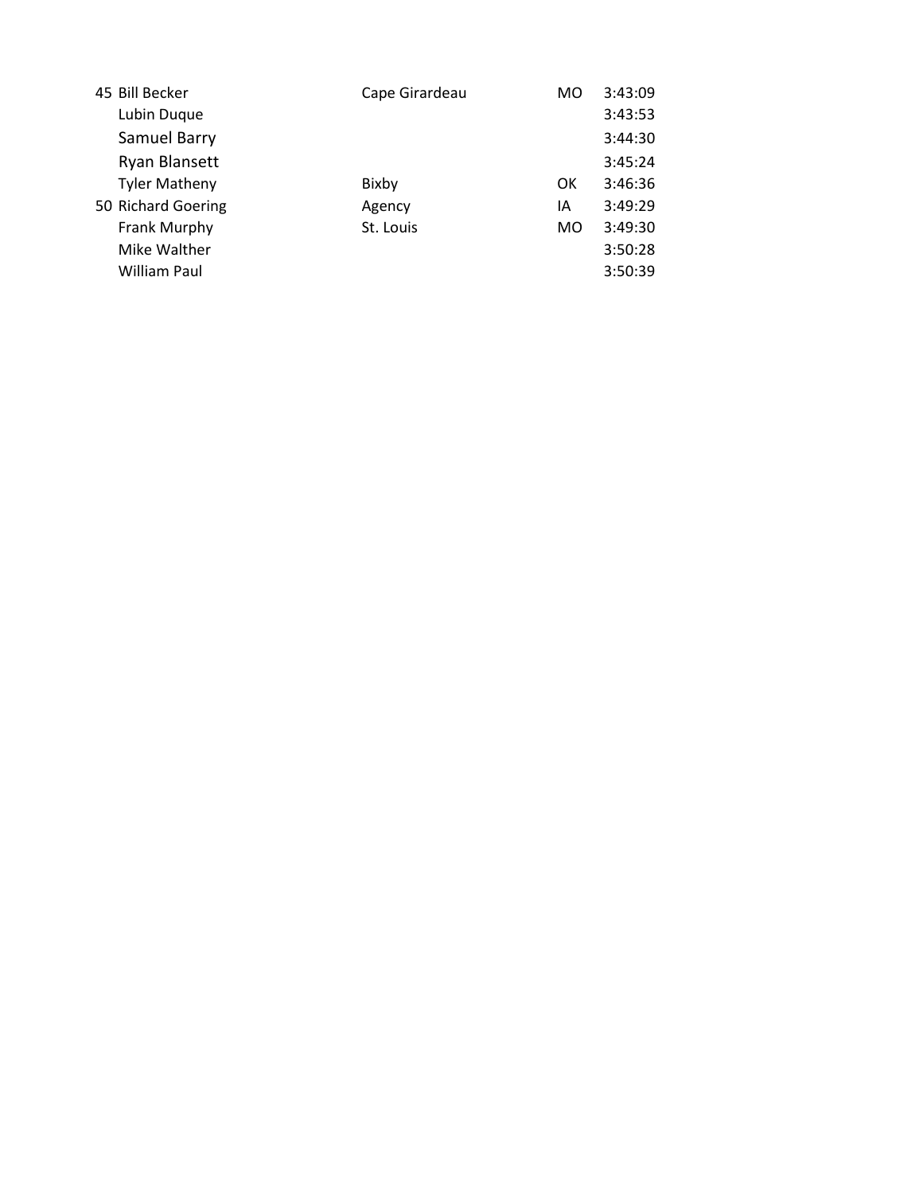| | | | | |
|---|---|---|---|---|
| 45 | Bill Becker | Cape Girardeau | MO | 3:43:09 |
| | Lubin Duque | | | 3:43:53 |
| | Samuel Barry | | | 3:44:30 |
| | Ryan Blansett | | | 3:45:24 |
| | Tyler Matheny | Bixby | OK | 3:46:36 |
| 50 | Richard Goering | Agency | IA | 3:49:29 |
| | Frank Murphy | St. Louis | MO | 3:49:30 |
| | Mike Walther | | | 3:50:28 |
| | William Paul | | | 3:50:39 |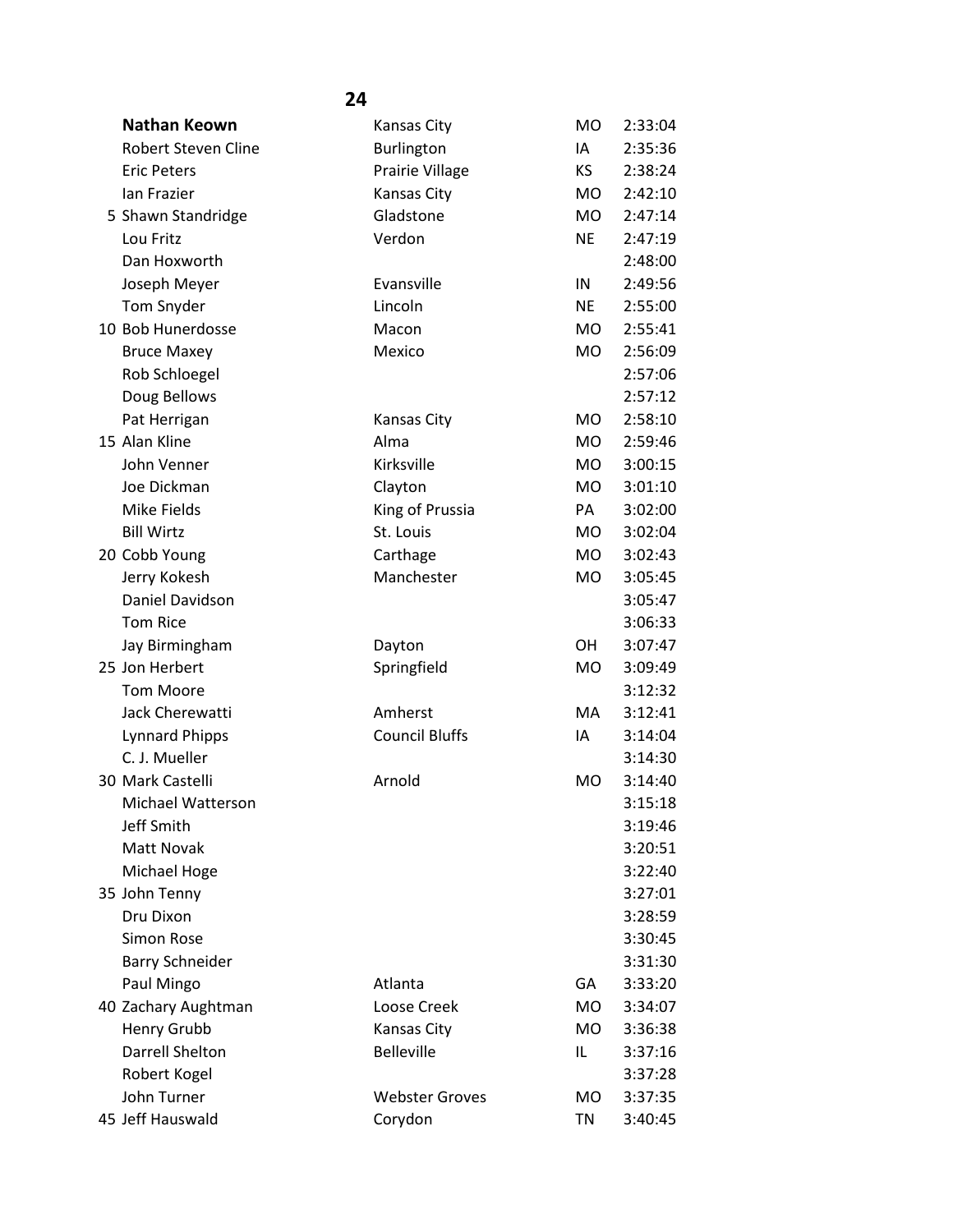## 24

| | Name | City | State | Time |
|---|---|---|---|---|
| | **Nathan Keown** | Kansas City | MO | 2:33:04 |
| | Robert Steven Cline | Burlington | IA | 2:35:36 |
| | Eric Peters | Prairie Village | KS | 2:38:24 |
| | Ian Frazier | Kansas City | MO | 2:42:10 |
| 5 | Shawn Standridge | Gladstone | MO | 2:47:14 |
| | Lou Fritz | Verdon | NE | 2:47:19 |
| | Dan Hoxworth | | | 2:48:00 |
| | Joseph Meyer | Evansville | IN | 2:49:56 |
| | Tom Snyder | Lincoln | NE | 2:55:00 |
| 10 | Bob Hunerdosse | Macon | MO | 2:55:41 |
| | Bruce Maxey | Mexico | MO | 2:56:09 |
| | Rob Schloegel | | | 2:57:06 |
| | Doug Bellows | | | 2:57:12 |
| | Pat Herrigan | Kansas City | MO | 2:58:10 |
| 15 | Alan Kline | Alma | MO | 2:59:46 |
| | John Venner | Kirksville | MO | 3:00:15 |
| | Joe Dickman | Clayton | MO | 3:01:10 |
| | Mike Fields | King of Prussia | PA | 3:02:00 |
| | Bill Wirtz | St. Louis | MO | 3:02:04 |
| 20 | Cobb Young | Carthage | MO | 3:02:43 |
| | Jerry Kokesh | Manchester | MO | 3:05:45 |
| | Daniel Davidson | | | 3:05:47 |
| | Tom Rice | | | 3:06:33 |
| | Jay Birmingham | Dayton | OH | 3:07:47 |
| 25 | Jon Herbert | Springfield | MO | 3:09:49 |
| | Tom Moore | | | 3:12:32 |
| | Jack Cherewatti | Amherst | MA | 3:12:41 |
| | Lynnard Phipps | Council Bluffs | IA | 3:14:04 |
| | C. J. Mueller | | | 3:14:30 |
| 30 | Mark Castelli | Arnold | MO | 3:14:40 |
| | Michael Watterson | | | 3:15:18 |
| | Jeff Smith | | | 3:19:46 |
| | Matt Novak | | | 3:20:51 |
| | Michael Hoge | | | 3:22:40 |
| 35 | John Tenny | | | 3:27:01 |
| | Dru Dixon | | | 3:28:59 |
| | Simon Rose | | | 3:30:45 |
| | Barry Schneider | | | 3:31:30 |
| | Paul Mingo | Atlanta | GA | 3:33:20 |
| 40 | Zachary Aughtman | Loose Creek | MO | 3:34:07 |
| | Henry Grubb | Kansas City | MO | 3:36:38 |
| | Darrell Shelton | Belleville | IL | 3:37:16 |
| | Robert Kogel | | | 3:37:28 |
| | John Turner | Webster Groves | MO | 3:37:35 |
| 45 | Jeff Hauswald | Corydon | TN | 3:40:45 |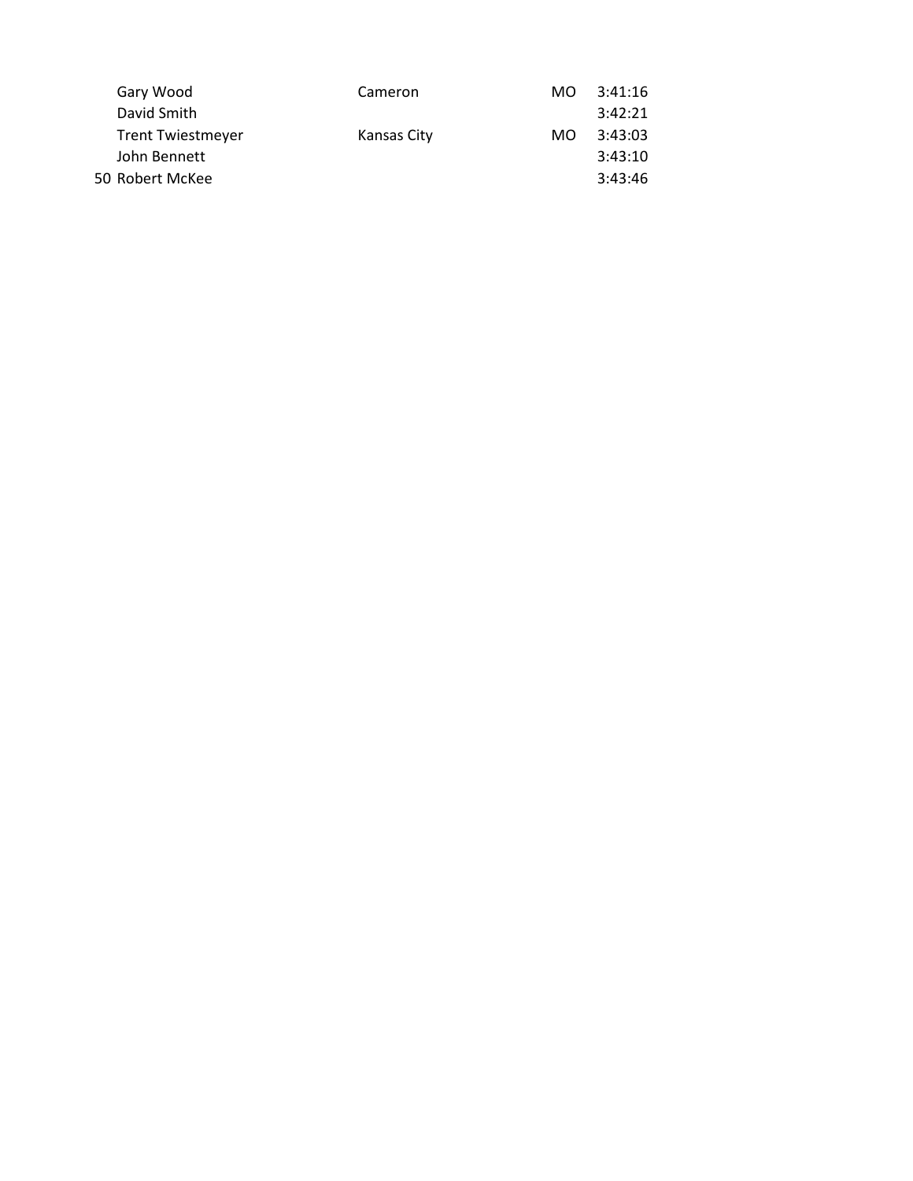| | | | | |
|---|---|---|---|---|
| | Gary Wood | Cameron | MO | 3:41:16 |
| | David Smith | | | 3:42:21 |
| | Trent Twiestmeyer | Kansas City | MO | 3:43:03 |
| | John Bennett | | | 3:43:10 |
| 50 | Robert McKee | | | 3:43:46 |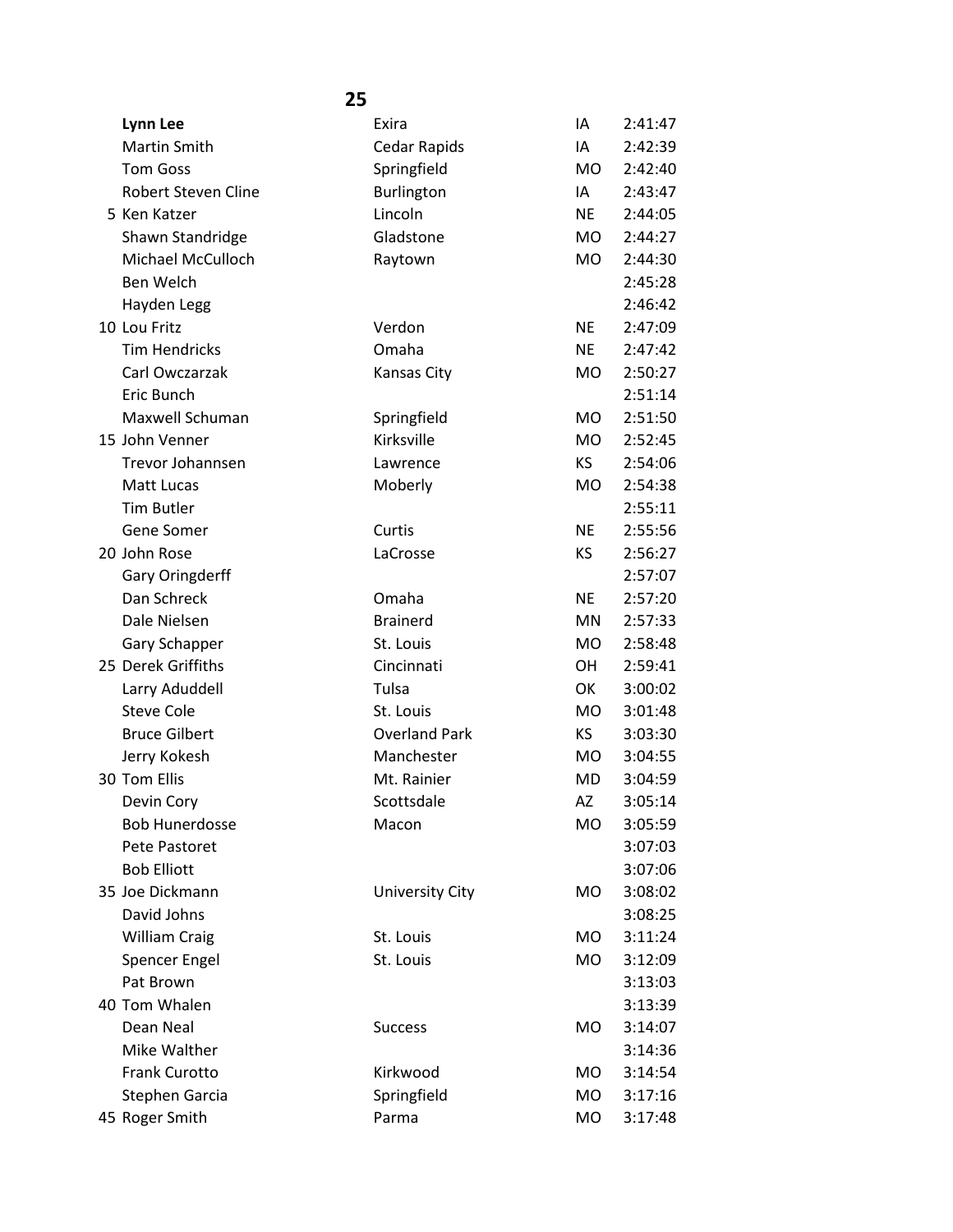## 25

| | Name | City | State | Time |
|---|---|---|---|---|
| | **Lynn Lee** | Exira | IA | 2:41:47 |
| | Martin Smith | Cedar Rapids | IA | 2:42:39 |
| | Tom Goss | Springfield | MO | 2:42:40 |
| | Robert Steven Cline | Burlington | IA | 2:43:47 |
| 5 | Ken Katzer | Lincoln | NE | 2:44:05 |
| | Shawn Standridge | Gladstone | MO | 2:44:27 |
| | Michael McCulloch | Raytown | MO | 2:44:30 |
| | Ben Welch | | | 2:45:28 |
| | Hayden Legg | | | 2:46:42 |
| 10 | Lou Fritz | Verdon | NE | 2:47:09 |
| | Tim Hendricks | Omaha | NE | 2:47:42 |
| | Carl Owczarzak | Kansas City | MO | 2:50:27 |
| | Eric Bunch | | | 2:51:14 |
| | Maxwell Schuman | Springfield | MO | 2:51:50 |
| 15 | John Venner | Kirksville | MO | 2:52:45 |
| | Trevor Johannsen | Lawrence | KS | 2:54:06 |
| | Matt Lucas | Moberly | MO | 2:54:38 |
| | Tim Butler | | | 2:55:11 |
| | Gene Somer | Curtis | NE | 2:55:56 |
| 20 | John Rose | LaCrosse | KS | 2:56:27 |
| | Gary Oringderff | | | 2:57:07 |
| | Dan Schreck | Omaha | NE | 2:57:20 |
| | Dale Nielsen | Brainerd | MN | 2:57:33 |
| | Gary Schapper | St. Louis | MO | 2:58:48 |
| 25 | Derek Griffiths | Cincinnati | OH | 2:59:41 |
| | Larry Aduddell | Tulsa | OK | 3:00:02 |
| | Steve Cole | St. Louis | MO | 3:01:48 |
| | Bruce Gilbert | Overland Park | KS | 3:03:30 |
| | Jerry Kokesh | Manchester | MO | 3:04:55 |
| 30 | Tom Ellis | Mt. Rainier | MD | 3:04:59 |
| | Devin Cory | Scottsdale | AZ | 3:05:14 |
| | Bob Hunerdosse | Macon | MO | 3:05:59 |
| | Pete Pastoret | | | 3:07:03 |
| | Bob Elliott | | | 3:07:06 |
| 35 | Joe Dickmann | University City | MO | 3:08:02 |
| | David Johns | | | 3:08:25 |
| | William Craig | St. Louis | MO | 3:11:24 |
| | Spencer Engel | St. Louis | MO | 3:12:09 |
| | Pat Brown | | | 3:13:03 |
| 40 | Tom Whalen | | | 3:13:39 |
| | Dean Neal | Success | MO | 3:14:07 |
| | Mike Walther | | | 3:14:36 |
| | Frank Curotto | Kirkwood | MO | 3:14:54 |
| | Stephen Garcia | Springfield | MO | 3:17:16 |
| 45 | Roger Smith | Parma | MO | 3:17:48 |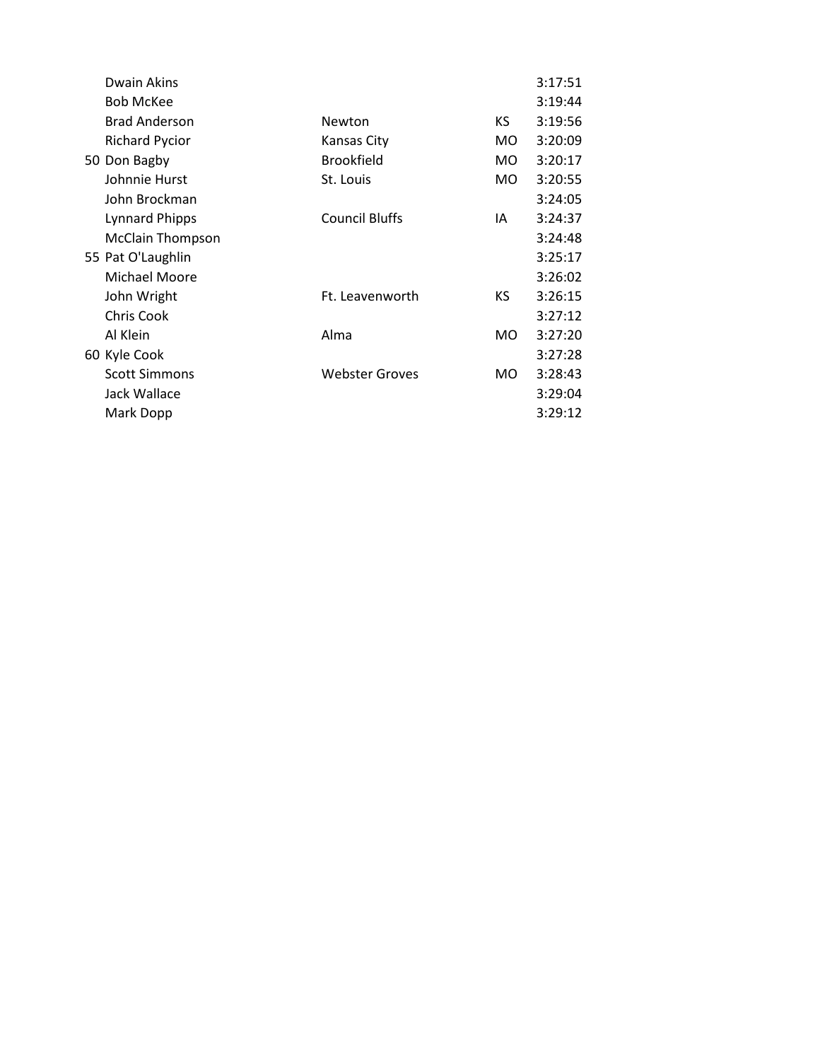| | Name | City | State | Time |
|---|---|---|---|---|
| | Dwain Akins | | | 3:17:51 |
| | Bob McKee | | | 3:19:44 |
| | Brad Anderson | Newton | KS | 3:19:56 |
| | Richard Pycior | Kansas City | MO | 3:20:09 |
| 50 | Don Bagby | Brookfield | MO | 3:20:17 |
| | Johnnie Hurst | St. Louis | MO | 3:20:55 |
| | John Brockman | | | 3:24:05 |
| | Lynnard Phipps | Council Bluffs | IA | 3:24:37 |
| | McClain Thompson | | | 3:24:48 |
| 55 | Pat O'Laughlin | | | 3:25:17 |
| | Michael Moore | | | 3:26:02 |
| | John Wright | Ft. Leavenworth | KS | 3:26:15 |
| | Chris Cook | | | 3:27:12 |
| | Al Klein | Alma | MO | 3:27:20 |
| 60 | Kyle Cook | | | 3:27:28 |
| | Scott Simmons | Webster Groves | MO | 3:28:43 |
| | Jack Wallace | | | 3:29:04 |
| | Mark Dopp | | | 3:29:12 |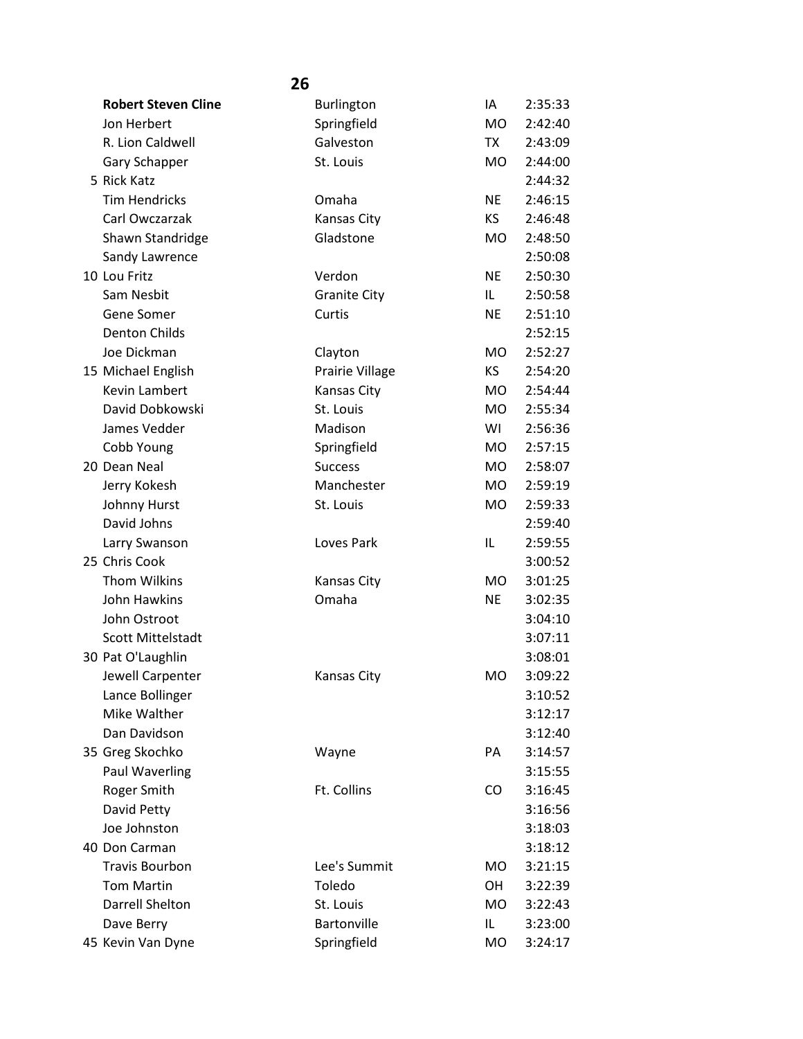## 26

| Place | Name | City | State | Time |
|---|---|---|---|---|
| | **Robert Steven Cline** | Burlington | IA | 2:35:33 |
| | Jon Herbert | Springfield | MO | 2:42:40 |
| | R. Lion Caldwell | Galveston | TX | 2:43:09 |
| | Gary Schapper | St. Louis | MO | 2:44:00 |
| 5 | Rick Katz | | | 2:44:32 |
| | Tim Hendricks | Omaha | NE | 2:46:15 |
| | Carl Owczarzak | Kansas City | KS | 2:46:48 |
| | Shawn Standridge | Gladstone | MO | 2:48:50 |
| | Sandy Lawrence | | | 2:50:08 |
| 10 | Lou Fritz | Verdon | NE | 2:50:30 |
| | Sam Nesbit | Granite City | IL | 2:50:58 |
| | Gene Somer | Curtis | NE | 2:51:10 |
| | Denton Childs | | | 2:52:15 |
| | Joe Dickman | Clayton | MO | 2:52:27 |
| 15 | Michael English | Prairie Village | KS | 2:54:20 |
| | Kevin Lambert | Kansas City | MO | 2:54:44 |
| | David Dobkowski | St. Louis | MO | 2:55:34 |
| | James Vedder | Madison | WI | 2:56:36 |
| | Cobb Young | Springfield | MO | 2:57:15 |
| 20 | Dean Neal | Success | MO | 2:58:07 |
| | Jerry Kokesh | Manchester | MO | 2:59:19 |
| | Johnny Hurst | St. Louis | MO | 2:59:33 |
| | David Johns | | | 2:59:40 |
| | Larry Swanson | Loves Park | IL | 2:59:55 |
| 25 | Chris Cook | | | 3:00:52 |
| | Thom Wilkins | Kansas City | MO | 3:01:25 |
| | John Hawkins | Omaha | NE | 3:02:35 |
| | John Ostroot | | | 3:04:10 |
| | Scott Mittelstadt | | | 3:07:11 |
| 30 | Pat O'Laughlin | | | 3:08:01 |
| | Jewell Carpenter | Kansas City | MO | 3:09:22 |
| | Lance Bollinger | | | 3:10:52 |
| | Mike Walther | | | 3:12:17 |
| | Dan Davidson | | | 3:12:40 |
| 35 | Greg Skochko | Wayne | PA | 3:14:57 |
| | Paul Waverling | | | 3:15:55 |
| | Roger Smith | Ft. Collins | CO | 3:16:45 |
| | David Petty | | | 3:16:56 |
| | Joe Johnston | | | 3:18:03 |
| 40 | Don Carman | | | 3:18:12 |
| | Travis Bourbon | Lee's Summit | MO | 3:21:15 |
| | Tom Martin | Toledo | OH | 3:22:39 |
| | Darrell Shelton | St. Louis | MO | 3:22:43 |
| | Dave Berry | Bartonville | IL | 3:23:00 |
| 45 | Kevin Van Dyne | Springfield | MO | 3:24:17 |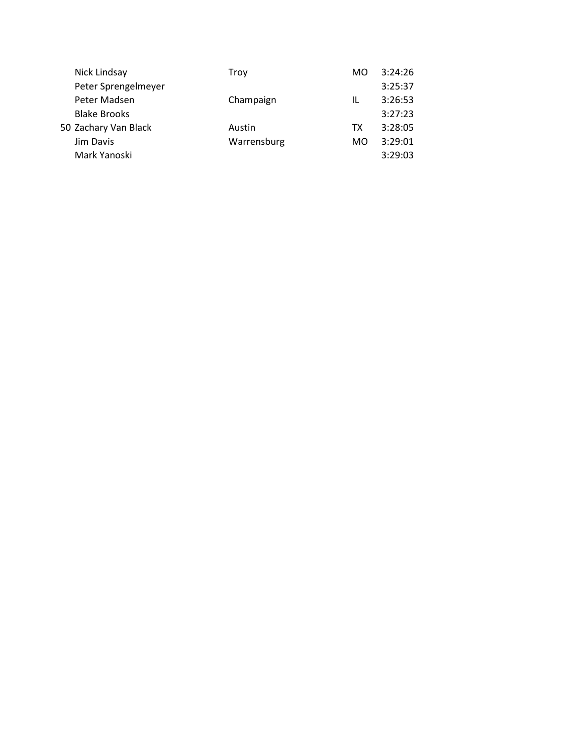| | | | | |
|---|---|---|---|---|
| | Nick Lindsay | Troy | MO | 3:24:26 |
| | Peter Sprengelmeyer | | | 3:25:37 |
| | Peter Madsen | Champaign | IL | 3:26:53 |
| | Blake Brooks | | | 3:27:23 |
| 50 | Zachary Van Black | Austin | TX | 3:28:05 |
| | Jim Davis | Warrensburg | MO | 3:29:01 |
| | Mark Yanoski | | | 3:29:03 |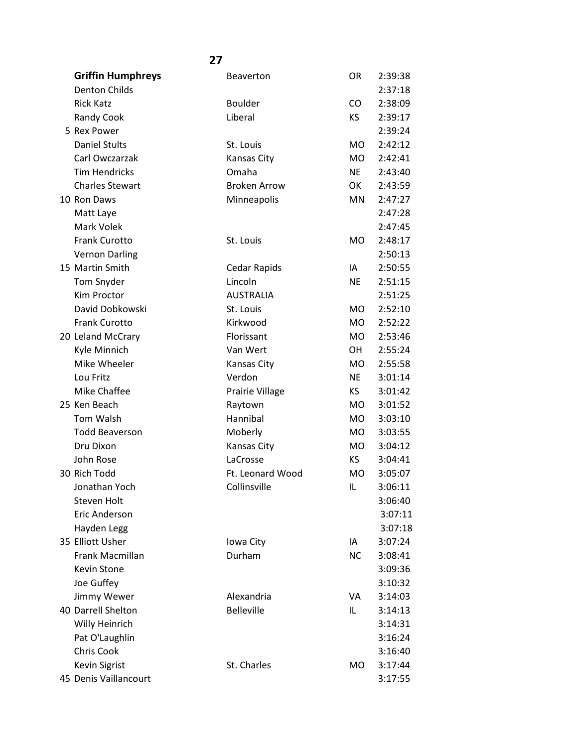**27**

| Place | Name | City | State | Time |
|---|---|---|---|---|
| | **Griffin Humphreys** | Beaverton | OR | 2:39:38 |
| | Denton Childs | | | 2:37:18 |
| | Rick Katz | Boulder | CO | 2:38:09 |
| | Randy Cook | Liberal | KS | 2:39:17 |
| 5 | Rex Power | | | 2:39:24 |
| | Daniel Stults | St. Louis | MO | 2:42:12 |
| | Carl Owczarzak | Kansas City | MO | 2:42:41 |
| | Tim Hendricks | Omaha | NE | 2:43:40 |
| | Charles Stewart | Broken Arrow | OK | 2:43:59 |
| 10 | Ron Daws | Minneapolis | MN | 2:47:27 |
| | Matt Laye | | | 2:47:28 |
| | Mark Volek | | | 2:47:45 |
| | Frank Curotto | St. Louis | MO | 2:48:17 |
| | Vernon Darling | | | 2:50:13 |
| 15 | Martin Smith | Cedar Rapids | IA | 2:50:55 |
| | Tom Snyder | Lincoln | NE | 2:51:15 |
| | Kim Proctor | AUSTRALIA | | 2:51:25 |
| | David Dobkowski | St. Louis | MO | 2:52:10 |
| | Frank Curotto | Kirkwood | MO | 2:52:22 |
| 20 | Leland McCrary | Florissant | MO | 2:53:46 |
| | Kyle Minnich | Van Wert | OH | 2:55:24 |
| | Mike Wheeler | Kansas City | MO | 2:55:58 |
| | Lou Fritz | Verdon | NE | 3:01:14 |
| | Mike Chaffee | Prairie Village | KS | 3:01:42 |
| 25 | Ken Beach | Raytown | MO | 3:01:52 |
| | Tom Walsh | Hannibal | MO | 3:03:10 |
| | Todd Beaverson | Moberly | MO | 3:03:55 |
| | Dru Dixon | Kansas City | MO | 3:04:12 |
| | John Rose | LaCrosse | KS | 3:04:41 |
| 30 | Rich Todd | Ft. Leonard Wood | MO | 3:05:07 |
| | Jonathan Yoch | Collinsville | IL | 3:06:11 |
| | Steven Holt | | | 3:06:40 |
| | Eric Anderson | | | 3:07:11 |
| | Hayden Legg | | | 3:07:18 |
| 35 | Elliott Usher | Iowa City | IA | 3:07:24 |
| | Frank Macmillan | Durham | NC | 3:08:41 |
| | Kevin Stone | | | 3:09:36 |
| | Joe Guffey | | | 3:10:32 |
| | Jimmy Wewer | Alexandria | VA | 3:14:03 |
| 40 | Darrell Shelton | Belleville | IL | 3:14:13 |
| | Willy Heinrich | | | 3:14:31 |
| | Pat O'Laughlin | | | 3:16:24 |
| | Chris Cook | | | 3:16:40 |
| | Kevin Sigrist | St. Charles | MO | 3:17:44 |
| 45 | Denis Vaillancourt | | | 3:17:55 |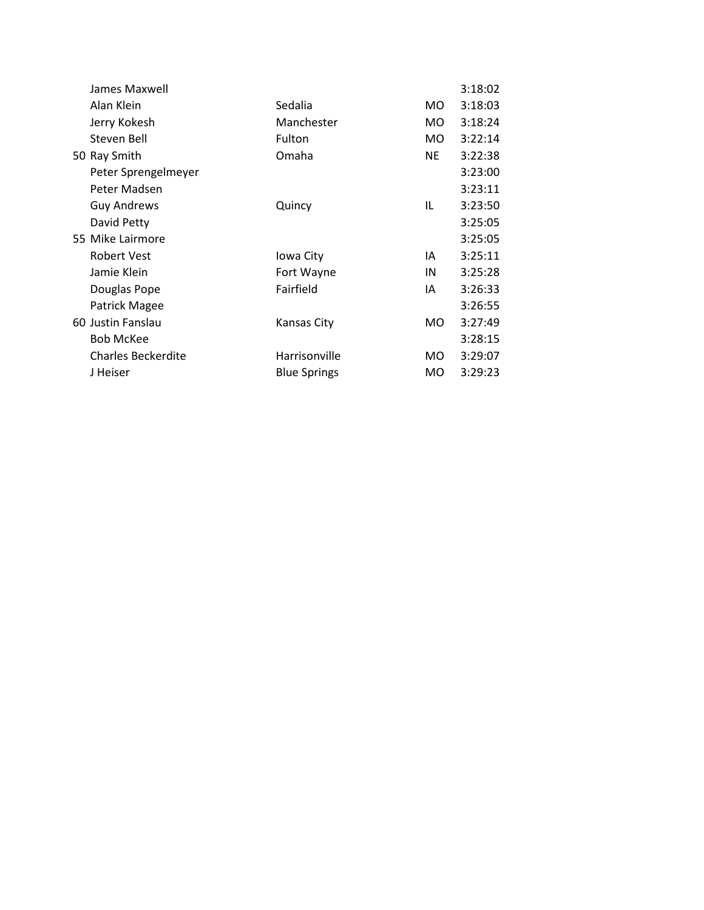|  |  |  |  |  |
|---|---|---|---|---|
|  | James Maxwell |  |  | 3:18:02 |
|  | Alan Klein | Sedalia | MO | 3:18:03 |
|  | Jerry Kokesh | Manchester | MO | 3:18:24 |
|  | Steven Bell | Fulton | MO | 3:22:14 |
| 50 | Ray Smith | Omaha | NE | 3:22:38 |
|  | Peter Sprengelmeyer |  |  | 3:23:00 |
|  | Peter Madsen |  |  | 3:23:11 |
|  | Guy Andrews | Quincy | IL | 3:23:50 |
|  | David Petty |  |  | 3:25:05 |
| 55 | Mike Lairmore |  |  | 3:25:05 |
|  | Robert Vest | Iowa City | IA | 3:25:11 |
|  | Jamie Klein | Fort Wayne | IN | 3:25:28 |
|  | Douglas Pope | Fairfield | IA | 3:26:33 |
|  | Patrick Magee |  |  | 3:26:55 |
| 60 | Justin Fanslau | Kansas City | MO | 3:27:49 |
|  | Bob McKee |  |  | 3:28:15 |
|  | Charles Beckerdite | Harrisonville | MO | 3:29:07 |
|  | J Heiser | Blue Springs | MO | 3:29:23 |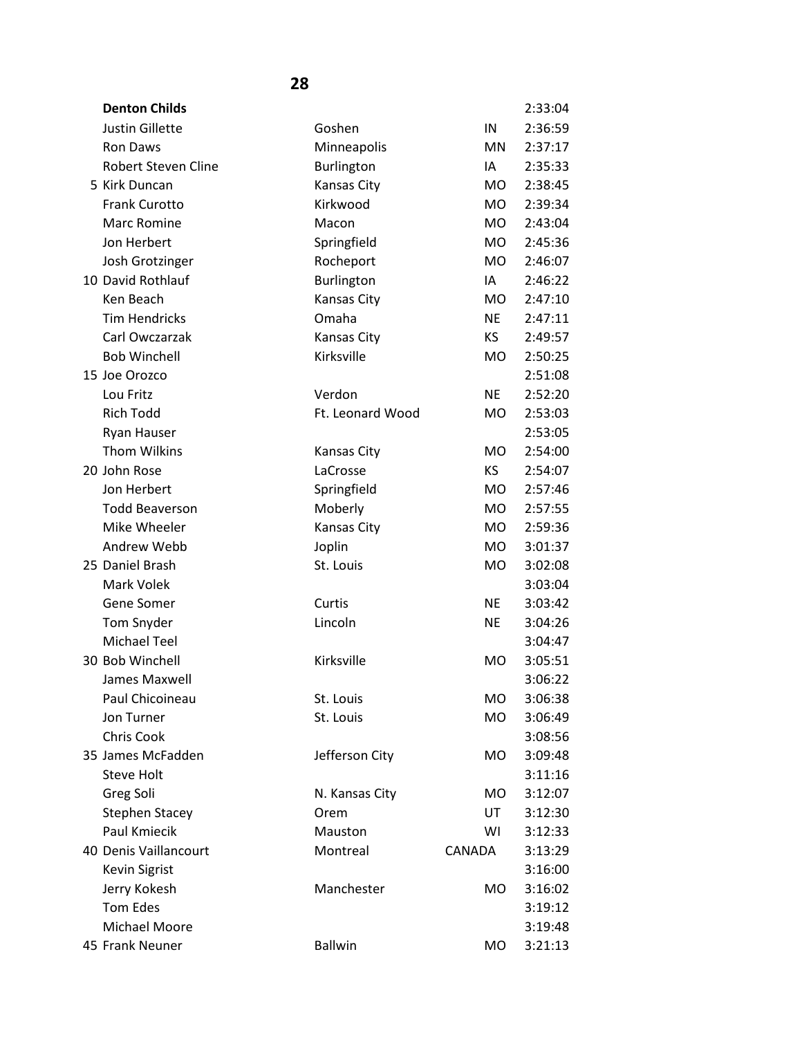## 28

| | Name | City | State | Time |
|---|---|---|---|---|
| | **Denton Childs** | | | 2:33:04 |
| | Justin Gillette | Goshen | IN | 2:36:59 |
| | Ron Daws | Minneapolis | MN | 2:37:17 |
| | Robert Steven Cline | Burlington | IA | 2:35:33 |
| 5 | Kirk Duncan | Kansas City | MO | 2:38:45 |
| | Frank Curotto | Kirkwood | MO | 2:39:34 |
| | Marc Romine | Macon | MO | 2:43:04 |
| | Jon Herbert | Springfield | MO | 2:45:36 |
| | Josh Grotzinger | Rocheport | MO | 2:46:07 |
| 10 | David Rothlauf | Burlington | IA | 2:46:22 |
| | Ken Beach | Kansas City | MO | 2:47:10 |
| | Tim Hendricks | Omaha | NE | 2:47:11 |
| | Carl Owczarzak | Kansas City | KS | 2:49:57 |
| | Bob Winchell | Kirksville | MO | 2:50:25 |
| 15 | Joe Orozco | | | 2:51:08 |
| | Lou Fritz | Verdon | NE | 2:52:20 |
| | Rich Todd | Ft. Leonard Wood | MO | 2:53:03 |
| | Ryan Hauser | | | 2:53:05 |
| | Thom Wilkins | Kansas City | MO | 2:54:00 |
| 20 | John Rose | LaCrosse | KS | 2:54:07 |
| | Jon Herbert | Springfield | MO | 2:57:46 |
| | Todd Beaverson | Moberly | MO | 2:57:55 |
| | Mike Wheeler | Kansas City | MO | 2:59:36 |
| | Andrew Webb | Joplin | MO | 3:01:37 |
| 25 | Daniel Brash | St. Louis | MO | 3:02:08 |
| | Mark Volek | | | 3:03:04 |
| | Gene Somer | Curtis | NE | 3:03:42 |
| | Tom Snyder | Lincoln | NE | 3:04:26 |
| | Michael Teel | | | 3:04:47 |
| 30 | Bob Winchell | Kirksville | MO | 3:05:51 |
| | James Maxwell | | | 3:06:22 |
| | Paul Chicoineau | St. Louis | MO | 3:06:38 |
| | Jon Turner | St. Louis | MO | 3:06:49 |
| | Chris Cook | | | 3:08:56 |
| 35 | James McFadden | Jefferson City | MO | 3:09:48 |
| | Steve Holt | | | 3:11:16 |
| | Greg Soli | N. Kansas City | MO | 3:12:07 |
| | Stephen Stacey | Orem | UT | 3:12:30 |
| | Paul Kmiecik | Mauston | WI | 3:12:33 |
| 40 | Denis Vaillancourt | Montreal | CANADA | 3:13:29 |
| | Kevin Sigrist | | | 3:16:00 |
| | Jerry Kokesh | Manchester | MO | 3:16:02 |
| | Tom Edes | | | 3:19:12 |
| | Michael Moore | | | 3:19:48 |
| 45 | Frank Neuner | Ballwin | MO | 3:21:13 |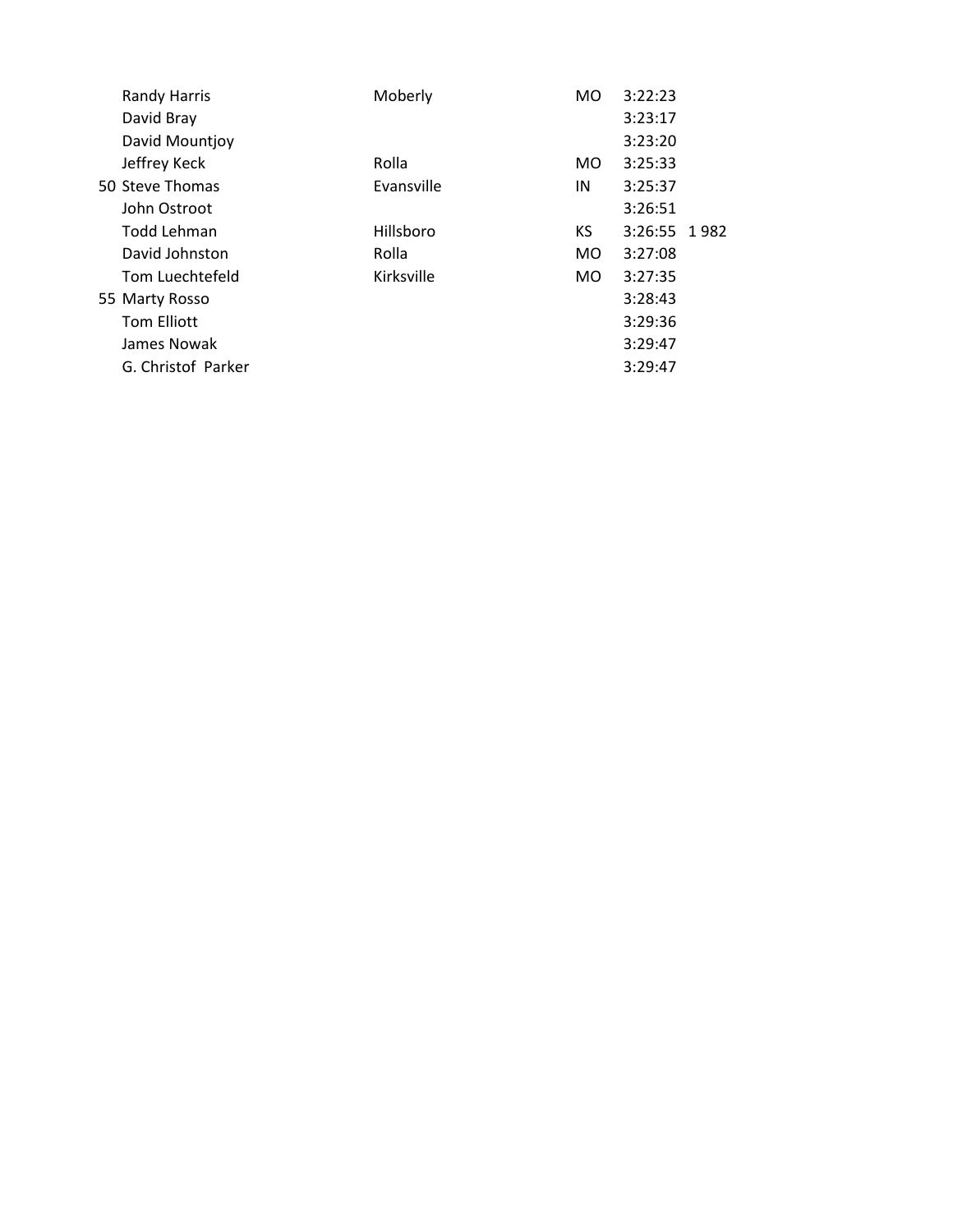|  | Name | City | State | Time |  |
|---|---|---|---|---|---|
|  | Randy Harris | Moberly | MO | 3:22:23 |  |
|  | David Bray |  |  | 3:23:17 |  |
|  | David Mountjoy |  |  | 3:23:20 |  |
|  | Jeffrey Keck | Rolla | MO | 3:25:33 |  |
| 50 | Steve Thomas | Evansville | IN | 3:25:37 |  |
|  | John Ostroot |  |  | 3:26:51 |  |
|  | Todd Lehman | Hillsboro | KS | 3:26:55 | 1 982 |
|  | David Johnston | Rolla | MO | 3:27:08 |  |
|  | Tom Luechtefeld | Kirksville | MO | 3:27:35 |  |
| 55 | Marty Rosso |  |  | 3:28:43 |  |
|  | Tom Elliott |  |  | 3:29:36 |  |
|  | James Nowak |  |  | 3:29:47 |  |
|  | G. Christof Parker |  |  | 3:29:47 |  |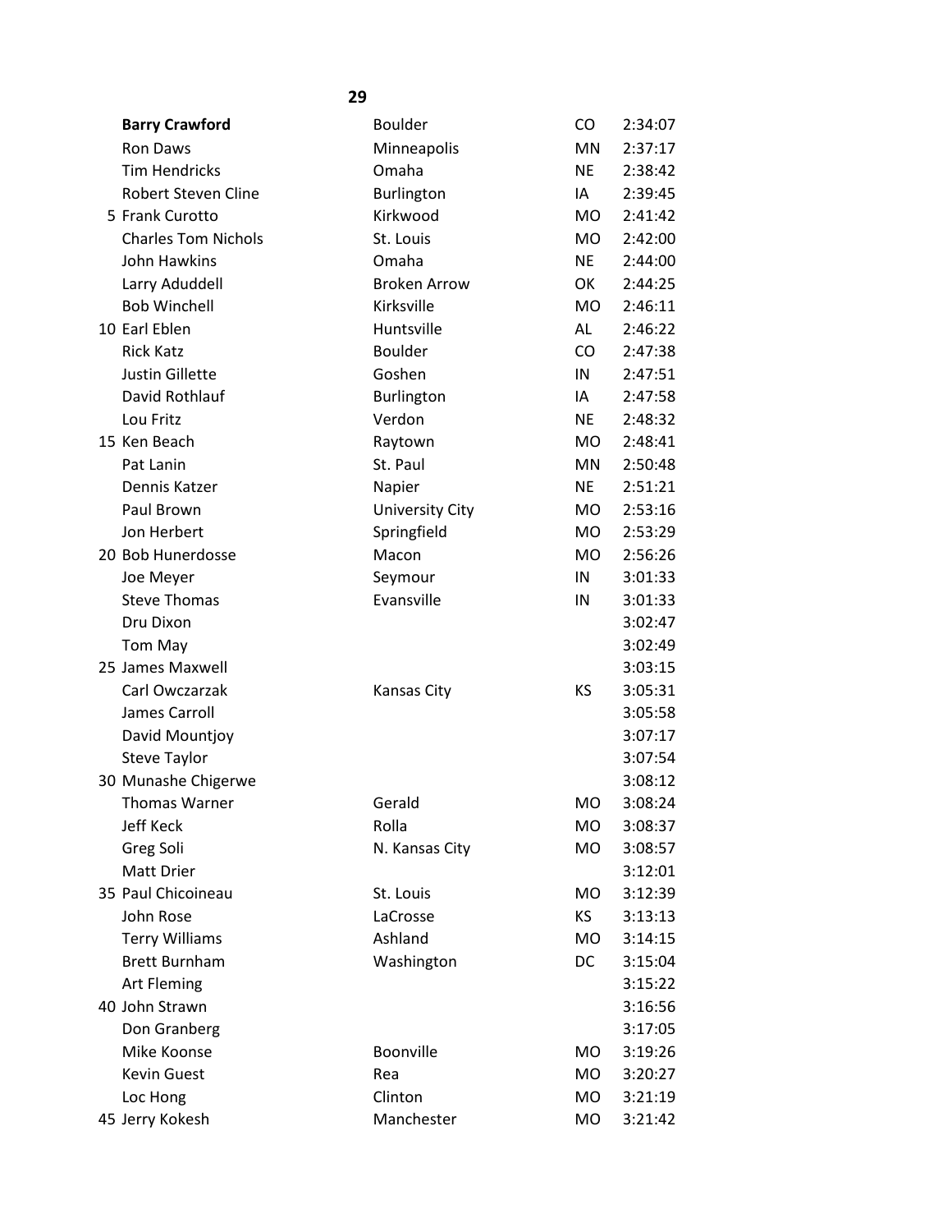**29**

| | Name | City | State | Time |
|---|---|---|---|---|
| | **Barry Crawford** | Boulder | CO | 2:34:07 |
| | Ron Daws | Minneapolis | MN | 2:37:17 |
| | Tim Hendricks | Omaha | NE | 2:38:42 |
| | Robert Steven Cline | Burlington | IA | 2:39:45 |
| 5 | Frank Curotto | Kirkwood | MO | 2:41:42 |
| | Charles Tom Nichols | St. Louis | MO | 2:42:00 |
| | John Hawkins | Omaha | NE | 2:44:00 |
| | Larry Aduddell | Broken Arrow | OK | 2:44:25 |
| | Bob Winchell | Kirksville | MO | 2:46:11 |
| 10 | Earl Eblen | Huntsville | AL | 2:46:22 |
| | Rick Katz | Boulder | CO | 2:47:38 |
| | Justin Gillette | Goshen | IN | 2:47:51 |
| | David Rothlauf | Burlington | IA | 2:47:58 |
| | Lou Fritz | Verdon | NE | 2:48:32 |
| 15 | Ken Beach | Raytown | MO | 2:48:41 |
| | Pat Lanin | St. Paul | MN | 2:50:48 |
| | Dennis Katzer | Napier | NE | 2:51:21 |
| | Paul Brown | University City | MO | 2:53:16 |
| | Jon Herbert | Springfield | MO | 2:53:29 |
| 20 | Bob Hunerdosse | Macon | MO | 2:56:26 |
| | Joe Meyer | Seymour | IN | 3:01:33 |
| | Steve Thomas | Evansville | IN | 3:01:33 |
| | Dru Dixon | | | 3:02:47 |
| | Tom May | | | 3:02:49 |
| 25 | James Maxwell | | | 3:03:15 |
| | Carl Owczarzak | Kansas City | KS | 3:05:31 |
| | James Carroll | | | 3:05:58 |
| | David Mountjoy | | | 3:07:17 |
| | Steve Taylor | | | 3:07:54 |
| 30 | Munashe Chigerwe | | | 3:08:12 |
| | Thomas Warner | Gerald | MO | 3:08:24 |
| | Jeff Keck | Rolla | MO | 3:08:37 |
| | Greg Soli | N. Kansas City | MO | 3:08:57 |
| | Matt Drier | | | 3:12:01 |
| 35 | Paul Chicoineau | St. Louis | MO | 3:12:39 |
| | John Rose | LaCrosse | KS | 3:13:13 |
| | Terry Williams | Ashland | MO | 3:14:15 |
| | Brett Burnham | Washington | DC | 3:15:04 |
| | Art Fleming | | | 3:15:22 |
| 40 | John Strawn | | | 3:16:56 |
| | Don Granberg | | | 3:17:05 |
| | Mike Koonse | Boonville | MO | 3:19:26 |
| | Kevin Guest | Rea | MO | 3:20:27 |
| | Loc Hong | Clinton | MO | 3:21:19 |
| 45 | Jerry Kokesh | Manchester | MO | 3:21:42 |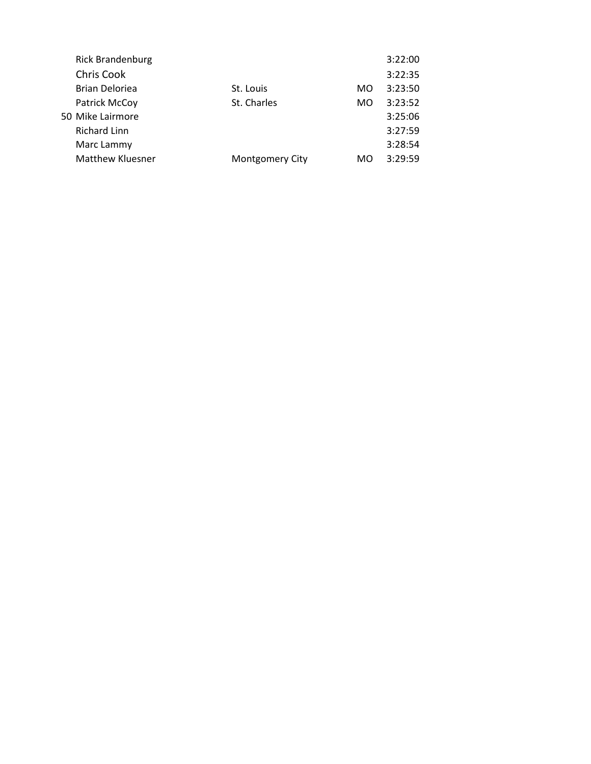| | | | | |
|---|---|---|---|---|
| | Rick Brandenburg | | | 3:22:00 |
| | Chris Cook | | | 3:22:35 |
| | Brian Deloriea | St. Louis | MO | 3:23:50 |
| | Patrick McCoy | St. Charles | MO | 3:23:52 |
| 50 | Mike Lairmore | | | 3:25:06 |
| | Richard Linn | | | 3:27:59 |
| | Marc Lammy | | | 3:28:54 |
| | Matthew Kluesner | Montgomery City | MO | 3:29:59 |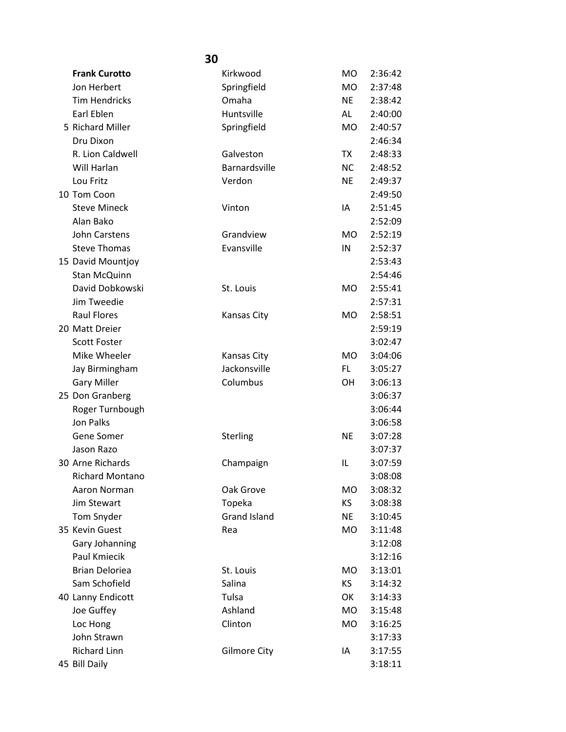## 30

| Place | Name | City | State | Time |
|---|---|---|---|---|
| | **Frank Curotto** | Kirkwood | MO | 2:36:42 |
| | Jon Herbert | Springfield | MO | 2:37:48 |
| | Tim Hendricks | Omaha | NE | 2:38:42 |
| | Earl Eblen | Huntsville | AL | 2:40:00 |
| 5 | Richard Miller | Springfield | MO | 2:40:57 |
| | Dru Dixon | | | 2:46:34 |
| | R. Lion Caldwell | Galveston | TX | 2:48:33 |
| | Will Harlan | Barnardsville | NC | 2:48:52 |
| | Lou Fritz | Verdon | NE | 2:49:37 |
| 10 | Tom Coon | | | 2:49:50 |
| | Steve Mineck | Vinton | IA | 2:51:45 |
| | Alan Bako | | | 2:52:09 |
| | John Carstens | Grandview | MO | 2:52:19 |
| | Steve Thomas | Evansville | IN | 2:52:37 |
| 15 | David Mountjoy | | | 2:53:43 |
| | Stan McQuinn | | | 2:54:46 |
| | David Dobkowski | St. Louis | MO | 2:55:41 |
| | Jim Tweedie | | | 2:57:31 |
| | Raul Flores | Kansas City | MO | 2:58:51 |
| 20 | Matt Dreier | | | 2:59:19 |
| | Scott Foster | | | 3:02:47 |
| | Mike Wheeler | Kansas City | MO | 3:04:06 |
| | Jay Birmingham | Jacksonville | FL | 3:05:27 |
| | Gary Miller | Columbus | OH | 3:06:13 |
| 25 | Don Granberg | | | 3:06:37 |
| | Roger Turnbough | | | 3:06:44 |
| | Jon Palks | | | 3:06:58 |
| | Gene Somer | Sterling | NE | 3:07:28 |
| | Jason Razo | | | 3:07:37 |
| 30 | Arne Richards | Champaign | IL | 3:07:59 |
| | Richard Montano | | | 3:08:08 |
| | Aaron Norman | Oak Grove | MO | 3:08:32 |
| | Jim Stewart | Topeka | KS | 3:08:38 |
| | Tom Snyder | Grand Island | NE | 3:10:45 |
| 35 | Kevin Guest | Rea | MO | 3:11:48 |
| | Gary Johanning | | | 3:12:08 |
| | Paul Kmiecik | | | 3:12:16 |
| | Brian Deloriea | St. Louis | MO | 3:13:01 |
| | Sam Schofield | Salina | KS | 3:14:32 |
| 40 | Lanny Endicott | Tulsa | OK | 3:14:33 |
| | Joe Guffey | Ashland | MO | 3:15:48 |
| | Loc Hong | Clinton | MO | 3:16:25 |
| | John Strawn | | | 3:17:33 |
| | Richard Linn | Gilmore City | IA | 3:17:55 |
| 45 | Bill Daily | | | 3:18:11 |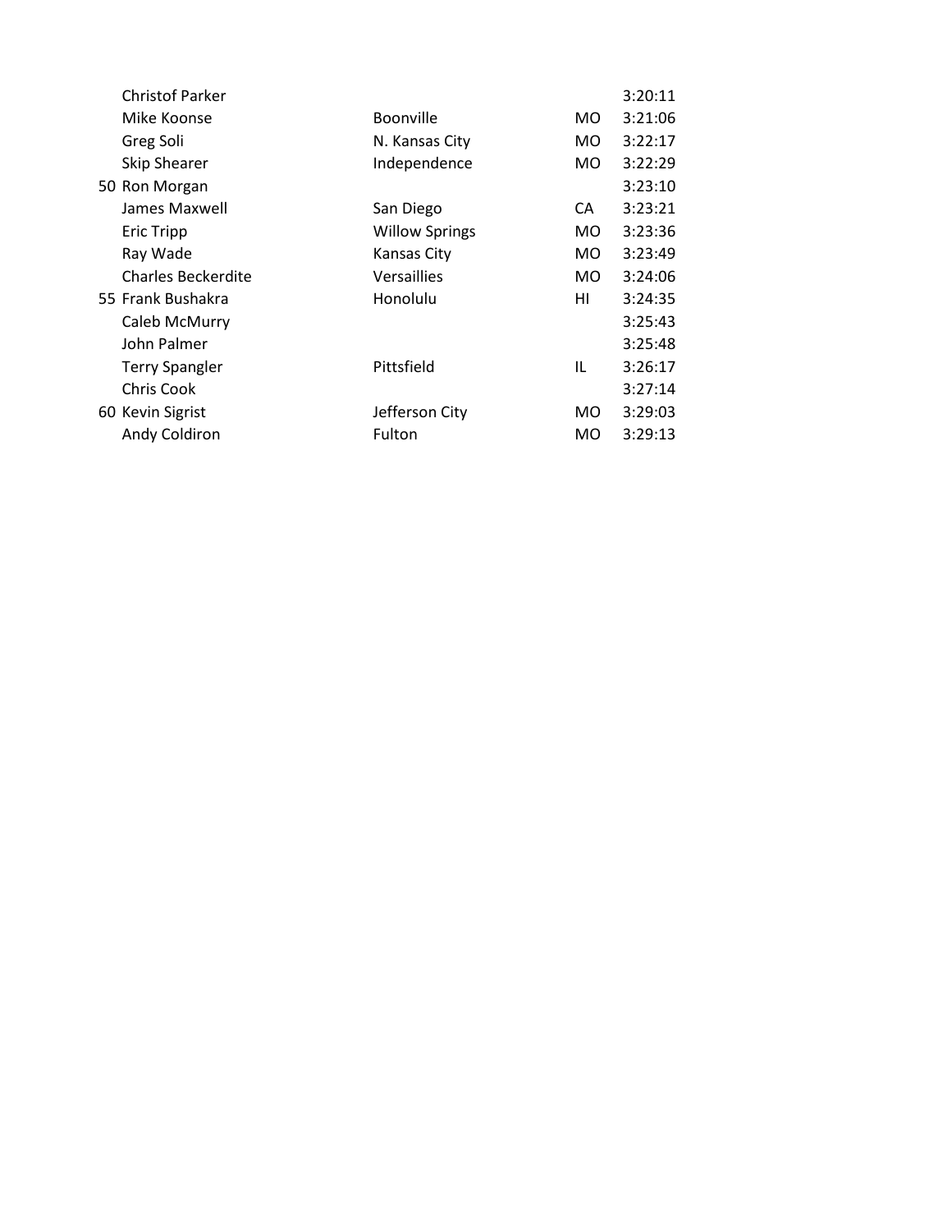| | Name | City | State | Time |
|---|---|---|---|---|
| | Christof Parker | | | 3:20:11 |
| | Mike Koonse | Boonville | MO | 3:21:06 |
| | Greg Soli | N. Kansas City | MO | 3:22:17 |
| | Skip Shearer | Independence | MO | 3:22:29 |
| 50 | Ron Morgan | | | 3:23:10 |
| | James Maxwell | San Diego | CA | 3:23:21 |
| | Eric Tripp | Willow Springs | MO | 3:23:36 |
| | Ray Wade | Kansas City | MO | 3:23:49 |
| | Charles Beckerdite | Versaillies | MO | 3:24:06 |
| 55 | Frank Bushakra | Honolulu | HI | 3:24:35 |
| | Caleb McMurry | | | 3:25:43 |
| | John Palmer | | | 3:25:48 |
| | Terry Spangler | Pittsfield | IL | 3:26:17 |
| | Chris Cook | | | 3:27:14 |
| 60 | Kevin Sigrist | Jefferson City | MO | 3:29:03 |
| | Andy Coldiron | Fulton | MO | 3:29:13 |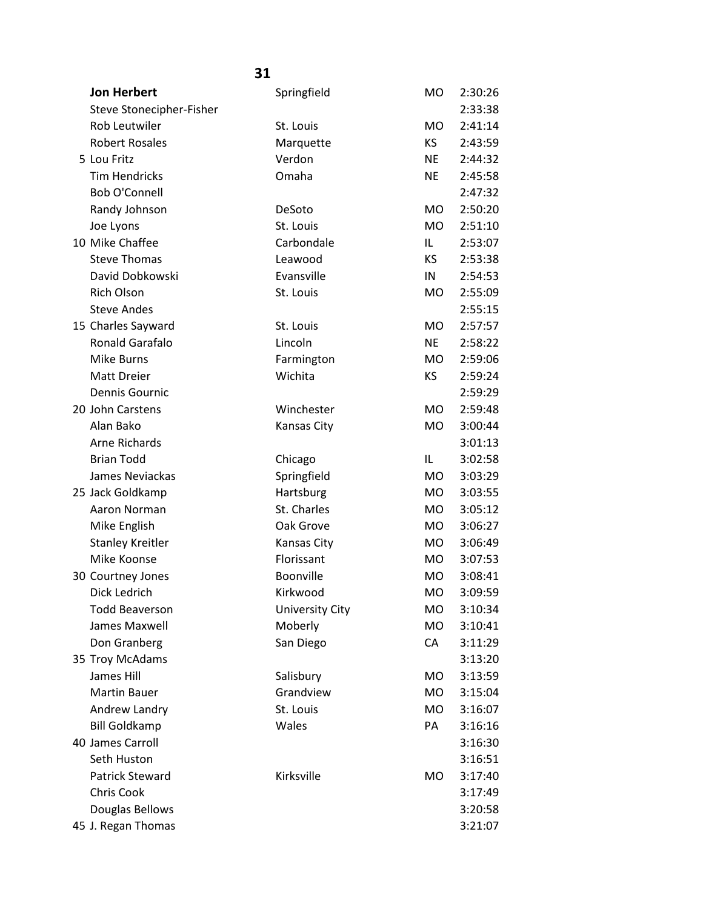## 31

| Place | Name | City | State | Time |
|---|---|---|---|---|
| | **Jon Herbert** | Springfield | MO | 2:30:26 |
| | Steve Stonecipher-Fisher | | | 2:33:38 |
| | Rob Leutwiler | St. Louis | MO | 2:41:14 |
| | Robert Rosales | Marquette | KS | 2:43:59 |
| 5 | Lou Fritz | Verdon | NE | 2:44:32 |
| | Tim Hendricks | Omaha | NE | 2:45:58 |
| | Bob O'Connell | | | 2:47:32 |
| | Randy Johnson | DeSoto | MO | 2:50:20 |
| | Joe Lyons | St. Louis | MO | 2:51:10 |
| 10 | Mike Chaffee | Carbondale | IL | 2:53:07 |
| | Steve Thomas | Leawood | KS | 2:53:38 |
| | David Dobkowski | Evansville | IN | 2:54:53 |
| | Rich Olson | St. Louis | MO | 2:55:09 |
| | Steve Andes | | | 2:55:15 |
| 15 | Charles Sayward | St. Louis | MO | 2:57:57 |
| | Ronald Garafalo | Lincoln | NE | 2:58:22 |
| | Mike Burns | Farmington | MO | 2:59:06 |
| | Matt Dreier | Wichita | KS | 2:59:24 |
| | Dennis Gournic | | | 2:59:29 |
| 20 | John Carstens | Winchester | MO | 2:59:48 |
| | Alan Bako | Kansas City | MO | 3:00:44 |
| | Arne Richards | | | 3:01:13 |
| | Brian Todd | Chicago | IL | 3:02:58 |
| | James Neviackas | Springfield | MO | 3:03:29 |
| 25 | Jack Goldkamp | Hartsburg | MO | 3:03:55 |
| | Aaron Norman | St. Charles | MO | 3:05:12 |
| | Mike English | Oak Grove | MO | 3:06:27 |
| | Stanley Kreitler | Kansas City | MO | 3:06:49 |
| | Mike Koonse | Florissant | MO | 3:07:53 |
| 30 | Courtney Jones | Boonville | MO | 3:08:41 |
| | Dick Ledrich | Kirkwood | MO | 3:09:59 |
| | Todd Beaverson | University City | MO | 3:10:34 |
| | James Maxwell | Moberly | MO | 3:10:41 |
| | Don Granberg | San Diego | CA | 3:11:29 |
| 35 | Troy McAdams | | | 3:13:20 |
| | James Hill | Salisbury | MO | 3:13:59 |
| | Martin Bauer | Grandview | MO | 3:15:04 |
| | Andrew Landry | St. Louis | MO | 3:16:07 |
| | Bill Goldkamp | Wales | PA | 3:16:16 |
| 40 | James Carroll | | | 3:16:30 |
| | Seth Huston | | | 3:16:51 |
| | Patrick Steward | Kirksville | MO | 3:17:40 |
| | Chris Cook | | | 3:17:49 |
| | Douglas Bellows | | | 3:20:58 |
| 45 | J. Regan Thomas | | | 3:21:07 |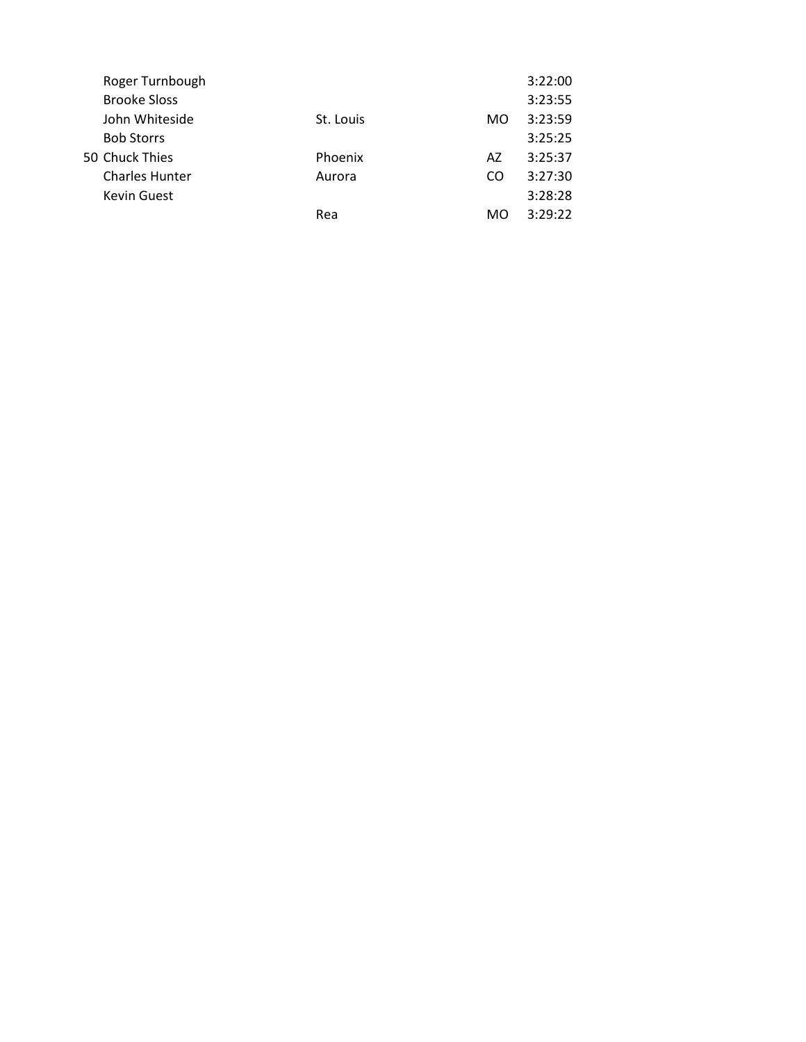|  |  |  |  |  |
|---|---|---|---|---|
|  | Roger Turnbough |  |  | 3:22:00 |
|  | Brooke Sloss |  |  | 3:23:55 |
|  | John Whiteside | St. Louis | MO | 3:23:59 |
|  | Bob Storrs |  |  | 3:25:25 |
| 50 | Chuck Thies | Phoenix | AZ | 3:25:37 |
|  | Charles Hunter | Aurora | CO | 3:27:30 |
|  | Kevin Guest |  |  | 3:28:28 |
|  |  | Rea | MO | 3:29:22 |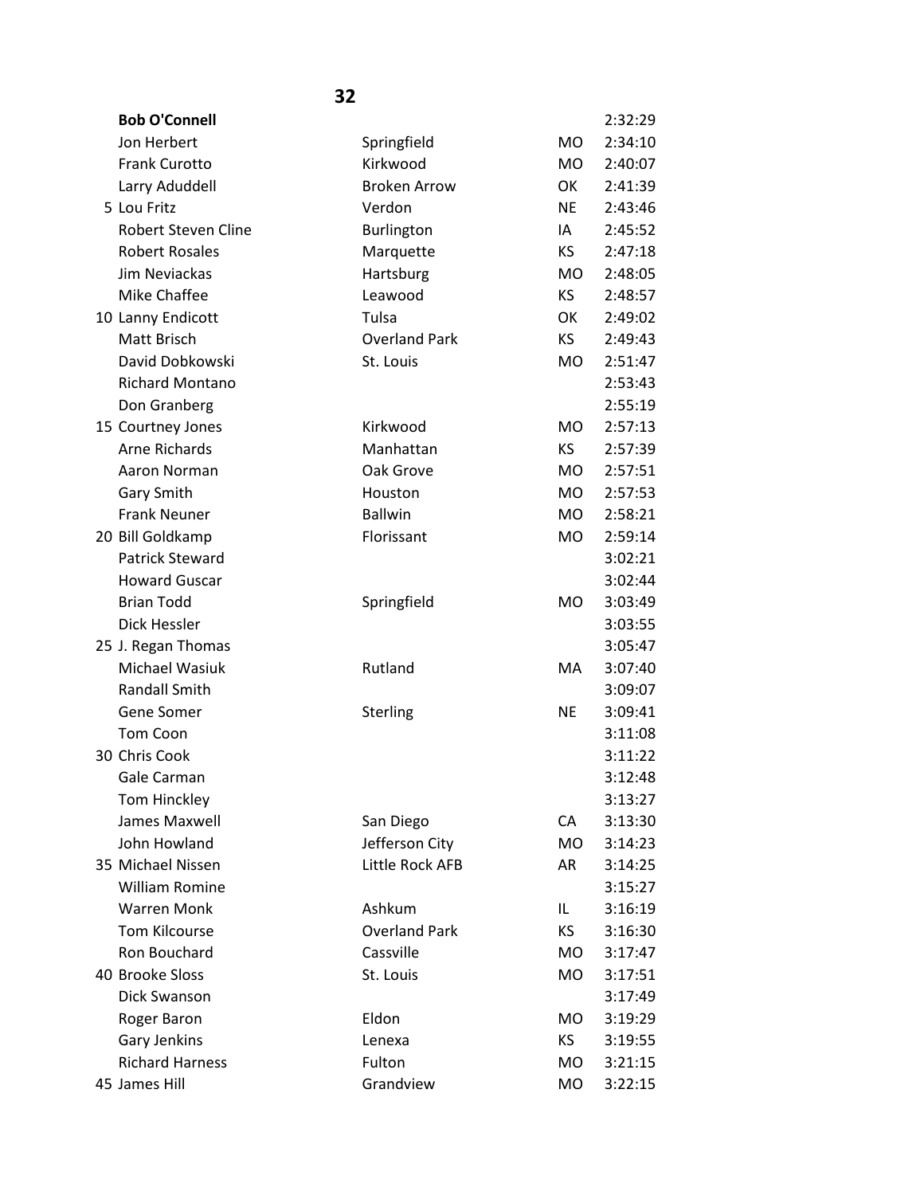## 32

| | Name | City | State | Time |
|---|---|---|---|---|
| | **Bob O'Connell** | | | 2:32:29 |
| | Jon Herbert | Springfield | MO | 2:34:10 |
| | Frank Curotto | Kirkwood | MO | 2:40:07 |
| | Larry Aduddell | Broken Arrow | OK | 2:41:39 |
| 5 | Lou Fritz | Verdon | NE | 2:43:46 |
| | Robert Steven Cline | Burlington | IA | 2:45:52 |
| | Robert Rosales | Marquette | KS | 2:47:18 |
| | Jim Neviackas | Hartsburg | MO | 2:48:05 |
| | Mike Chaffee | Leawood | KS | 2:48:57 |
| 10 | Lanny Endicott | Tulsa | OK | 2:49:02 |
| | Matt Brisch | Overland Park | KS | 2:49:43 |
| | David Dobkowski | St. Louis | MO | 2:51:47 |
| | Richard Montano | | | 2:53:43 |
| | Don Granberg | | | 2:55:19 |
| 15 | Courtney Jones | Kirkwood | MO | 2:57:13 |
| | Arne Richards | Manhattan | KS | 2:57:39 |
| | Aaron Norman | Oak Grove | MO | 2:57:51 |
| | Gary Smith | Houston | MO | 2:57:53 |
| | Frank Neuner | Ballwin | MO | 2:58:21 |
| 20 | Bill Goldkamp | Florissant | MO | 2:59:14 |
| | Patrick Steward | | | 3:02:21 |
| | Howard Guscar | | | 3:02:44 |
| | Brian Todd | Springfield | MO | 3:03:49 |
| | Dick Hessler | | | 3:03:55 |
| 25 | J. Regan Thomas | | | 3:05:47 |
| | Michael Wasiuk | Rutland | MA | 3:07:40 |
| | Randall Smith | | | 3:09:07 |
| | Gene Somer | Sterling | NE | 3:09:41 |
| | Tom Coon | | | 3:11:08 |
| 30 | Chris Cook | | | 3:11:22 |
| | Gale Carman | | | 3:12:48 |
| | Tom Hinckley | | | 3:13:27 |
| | James Maxwell | San Diego | CA | 3:13:30 |
| | John Howland | Jefferson City | MO | 3:14:23 |
| 35 | Michael Nissen | Little Rock AFB | AR | 3:14:25 |
| | William Romine | | | 3:15:27 |
| | Warren Monk | Ashkum | IL | 3:16:19 |
| | Tom Kilcourse | Overland Park | KS | 3:16:30 |
| | Ron Bouchard | Cassville | MO | 3:17:47 |
| 40 | Brooke Sloss | St. Louis | MO | 3:17:51 |
| | Dick Swanson | | | 3:17:49 |
| | Roger Baron | Eldon | MO | 3:19:29 |
| | Gary Jenkins | Lenexa | KS | 3:19:55 |
| | Richard Harness | Fulton | MO | 3:21:15 |
| 45 | James Hill | Grandview | MO | 3:22:15 |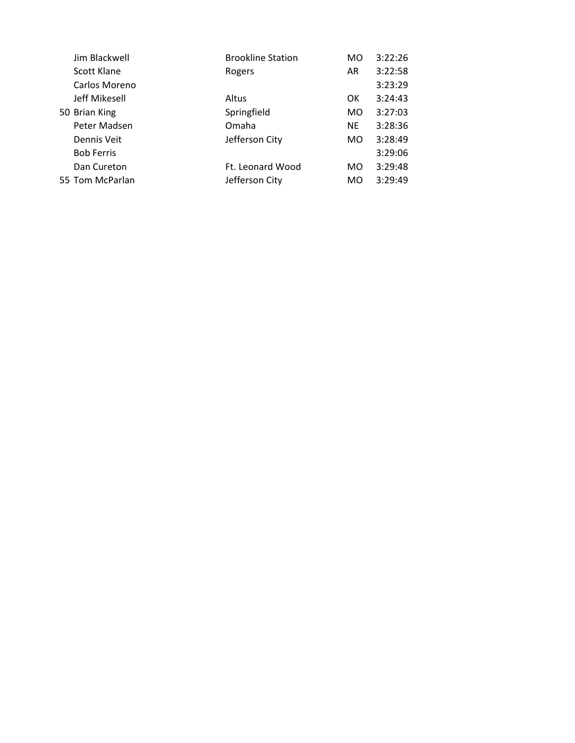| | Name | City | State | Time |
|---|---|---|---|---|
| | Jim Blackwell | Brookline Station | MO | 3:22:26 |
| | Scott Klane | Rogers | AR | 3:22:58 |
| | Carlos Moreno | | | 3:23:29 |
| | Jeff Mikesell | Altus | OK | 3:24:43 |
| 50 | Brian King | Springfield | MO | 3:27:03 |
| | Peter Madsen | Omaha | NE | 3:28:36 |
| | Dennis Veit | Jefferson City | MO | 3:28:49 |
| | Bob Ferris | | | 3:29:06 |
| | Dan Cureton | Ft. Leonard Wood | MO | 3:29:48 |
| 55 | Tom McParlan | Jefferson City | MO | 3:29:49 |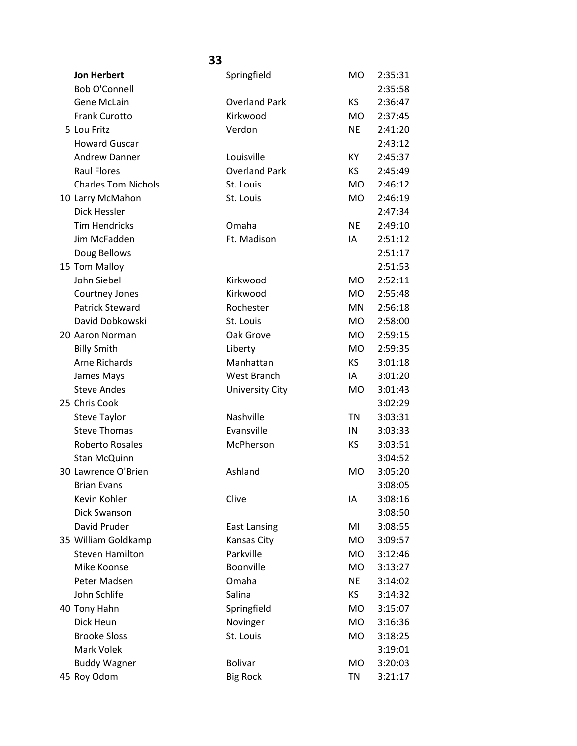| Place | Name | City | State | Time |
|---|---|---|---|---|
| | **Jon Herbert** | Springfield | MO | 2:35:31 |
| | Bob O'Connell | | | 2:35:58 |
| | Gene McLain | Overland Park | KS | 2:36:47 |
| | Frank Curotto | Kirkwood | MO | 2:37:45 |
| 5 | Lou Fritz | Verdon | NE | 2:41:20 |
| | Howard Guscar | | | 2:43:12 |
| | Andrew Danner | Louisville | KY | 2:45:37 |
| | Raul Flores | Overland Park | KS | 2:45:49 |
| | Charles Tom Nichols | St. Louis | MO | 2:46:12 |
| 10 | Larry McMahon | St. Louis | MO | 2:46:19 |
| | Dick Hessler | | | 2:47:34 |
| | Tim Hendricks | Omaha | NE | 2:49:10 |
| | Jim McFadden | Ft. Madison | IA | 2:51:12 |
| | Doug Bellows | | | 2:51:17 |
| 15 | Tom Malloy | | | 2:51:53 |
| | John Siebel | Kirkwood | MO | 2:52:11 |
| | Courtney Jones | Kirkwood | MO | 2:55:48 |
| | Patrick Steward | Rochester | MN | 2:56:18 |
| | David Dobkowski | St. Louis | MO | 2:58:00 |
| 20 | Aaron Norman | Oak Grove | MO | 2:59:15 |
| | Billy Smith | Liberty | MO | 2:59:35 |
| | Arne Richards | Manhattan | KS | 3:01:18 |
| | James Mays | West Branch | IA | 3:01:20 |
| | Steve Andes | University City | MO | 3:01:43 |
| 25 | Chris Cook | | | 3:02:29 |
| | Steve Taylor | Nashville | TN | 3:03:31 |
| | Steve Thomas | Evansville | IN | 3:03:33 |
| | Roberto Rosales | McPherson | KS | 3:03:51 |
| | Stan McQuinn | | | 3:04:52 |
| 30 | Lawrence O'Brien | Ashland | MO | 3:05:20 |
| | Brian Evans | | | 3:08:05 |
| | Kevin Kohler | Clive | IA | 3:08:16 |
| | Dick Swanson | | | 3:08:50 |
| | David Pruder | East Lansing | MI | 3:08:55 |
| 35 | William Goldkamp | Kansas City | MO | 3:09:57 |
| | Steven Hamilton | Parkville | MO | 3:12:46 |
| | Mike Koonse | Boonville | MO | 3:13:27 |
| | Peter Madsen | Omaha | NE | 3:14:02 |
| | John Schlife | Salina | KS | 3:14:32 |
| 40 | Tony Hahn | Springfield | MO | 3:15:07 |
| | Dick Heun | Novinger | MO | 3:16:36 |
| | Brooke Sloss | St. Louis | MO | 3:18:25 |
| | Mark Volek | | | 3:19:01 |
| | Buddy Wagner | Bolivar | MO | 3:20:03 |
| 45 | Roy Odom | Big Rock | TN | 3:21:17 |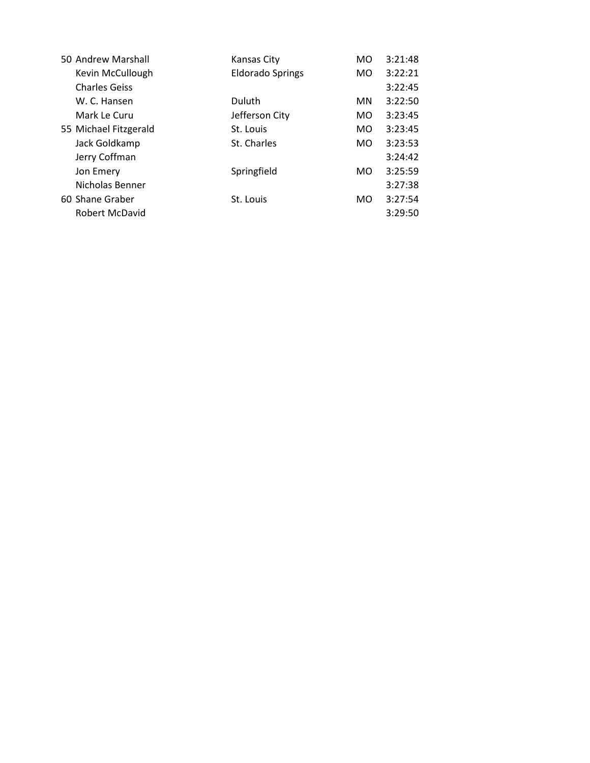| | | | | |
|---|---|---|---|---|
| 50 | Andrew Marshall | Kansas City | MO | 3:21:48 |
| | Kevin McCullough | Eldorado Springs | MO | 3:22:21 |
| | Charles Geiss | | | 3:22:45 |
| | W. C. Hansen | Duluth | MN | 3:22:50 |
| | Mark Le Curu | Jefferson City | MO | 3:23:45 |
| 55 | Michael Fitzgerald | St. Louis | MO | 3:23:45 |
| | Jack Goldkamp | St. Charles | MO | 3:23:53 |
| | Jerry Coffman | | | 3:24:42 |
| | Jon Emery | Springfield | MO | 3:25:59 |
| | Nicholas Benner | | | 3:27:38 |
| 60 | Shane Graber | St. Louis | MO | 3:27:54 |
| | Robert McDavid | | | 3:29:50 |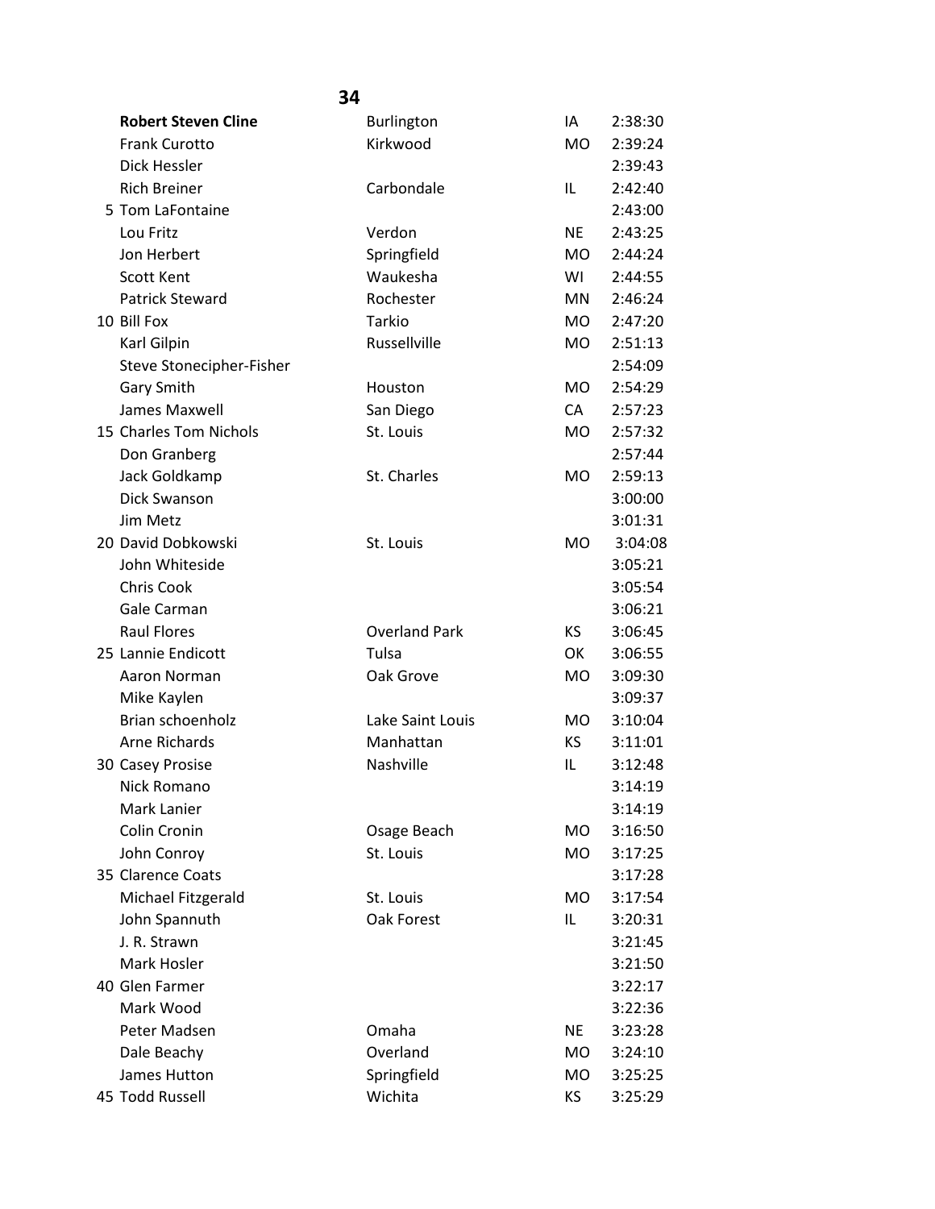## 34

| | Name | City | State | Time |
|---|---|---|---|---|
| | **Robert Steven Cline** | Burlington | IA | 2:38:30 |
| | Frank Curotto | Kirkwood | MO | 2:39:24 |
| | Dick Hessler | | | 2:39:43 |
| | Rich Breiner | Carbondale | IL | 2:42:40 |
| 5 | Tom LaFontaine | | | 2:43:00 |
| | Lou Fritz | Verdon | NE | 2:43:25 |
| | Jon Herbert | Springfield | MO | 2:44:24 |
| | Scott Kent | Waukesha | WI | 2:44:55 |
| | Patrick Steward | Rochester | MN | 2:46:24 |
| 10 | Bill Fox | Tarkio | MO | 2:47:20 |
| | Karl Gilpin | Russellville | MO | 2:51:13 |
| | Steve Stonecipher-Fisher | | | 2:54:09 |
| | Gary Smith | Houston | MO | 2:54:29 |
| | James Maxwell | San Diego | CA | 2:57:23 |
| 15 | Charles Tom Nichols | St. Louis | MO | 2:57:32 |
| | Don Granberg | | | 2:57:44 |
| | Jack Goldkamp | St. Charles | MO | 2:59:13 |
| | Dick Swanson | | | 3:00:00 |
| | Jim Metz | | | 3:01:31 |
| 20 | David Dobkowski | St. Louis | MO | 3:04:08 |
| | John Whiteside | | | 3:05:21 |
| | Chris Cook | | | 3:05:54 |
| | Gale Carman | | | 3:06:21 |
| | Raul Flores | Overland Park | KS | 3:06:45 |
| 25 | Lannie Endicott | Tulsa | OK | 3:06:55 |
| | Aaron Norman | Oak Grove | MO | 3:09:30 |
| | Mike Kaylen | | | 3:09:37 |
| | Brian schoenholz | Lake Saint Louis | MO | 3:10:04 |
| | Arne Richards | Manhattan | KS | 3:11:01 |
| 30 | Casey Prosise | Nashville | IL | 3:12:48 |
| | Nick Romano | | | 3:14:19 |
| | Mark Lanier | | | 3:14:19 |
| | Colin Cronin | Osage Beach | MO | 3:16:50 |
| | John Conroy | St. Louis | MO | 3:17:25 |
| 35 | Clarence Coats | | | 3:17:28 |
| | Michael Fitzgerald | St. Louis | MO | 3:17:54 |
| | John Spannuth | Oak Forest | IL | 3:20:31 |
| | J. R. Strawn | | | 3:21:45 |
| | Mark Hosler | | | 3:21:50 |
| 40 | Glen Farmer | | | 3:22:17 |
| | Mark Wood | | | 3:22:36 |
| | Peter Madsen | Omaha | NE | 3:23:28 |
| | Dale Beachy | Overland | MO | 3:24:10 |
| | James Hutton | Springfield | MO | 3:25:25 |
| 45 | Todd Russell | Wichita | KS | 3:25:29 |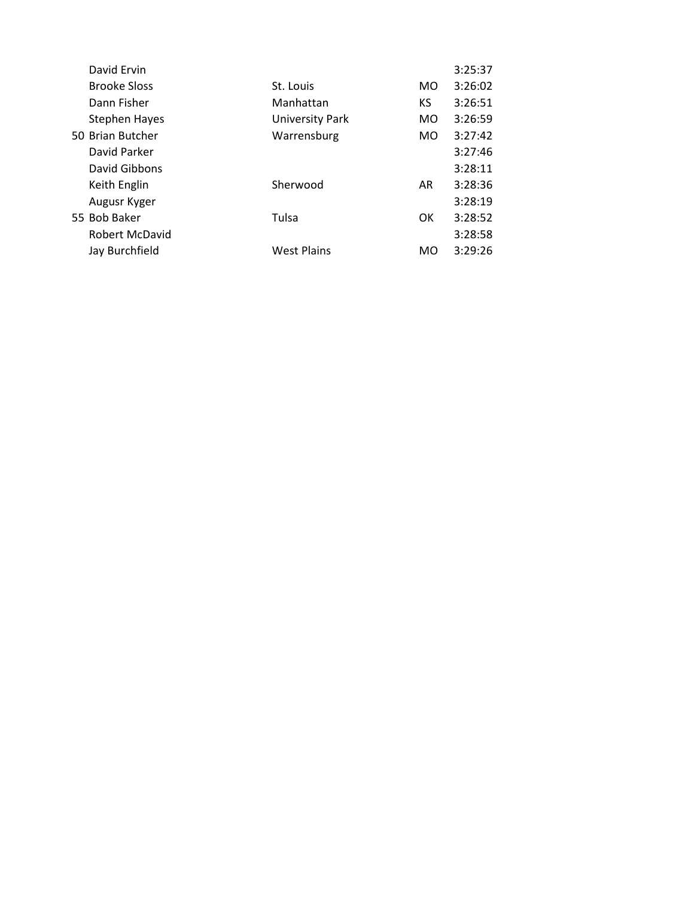| | | | | |
|---|---|---|---|---|
| | David Ervin | | | 3:25:37 |
| | Brooke Sloss | St. Louis | MO | 3:26:02 |
| | Dann Fisher | Manhattan | KS | 3:26:51 |
| | Stephen Hayes | University Park | MO | 3:26:59 |
| 50 | Brian Butcher | Warrensburg | MO | 3:27:42 |
| | David Parker | | | 3:27:46 |
| | David Gibbons | | | 3:28:11 |
| | Keith Englin | Sherwood | AR | 3:28:36 |
| | Augusr Kyger | | | 3:28:19 |
| 55 | Bob Baker | Tulsa | OK | 3:28:52 |
| | Robert McDavid | | | 3:28:58 |
| | Jay Burchfield | West Plains | MO | 3:29:26 |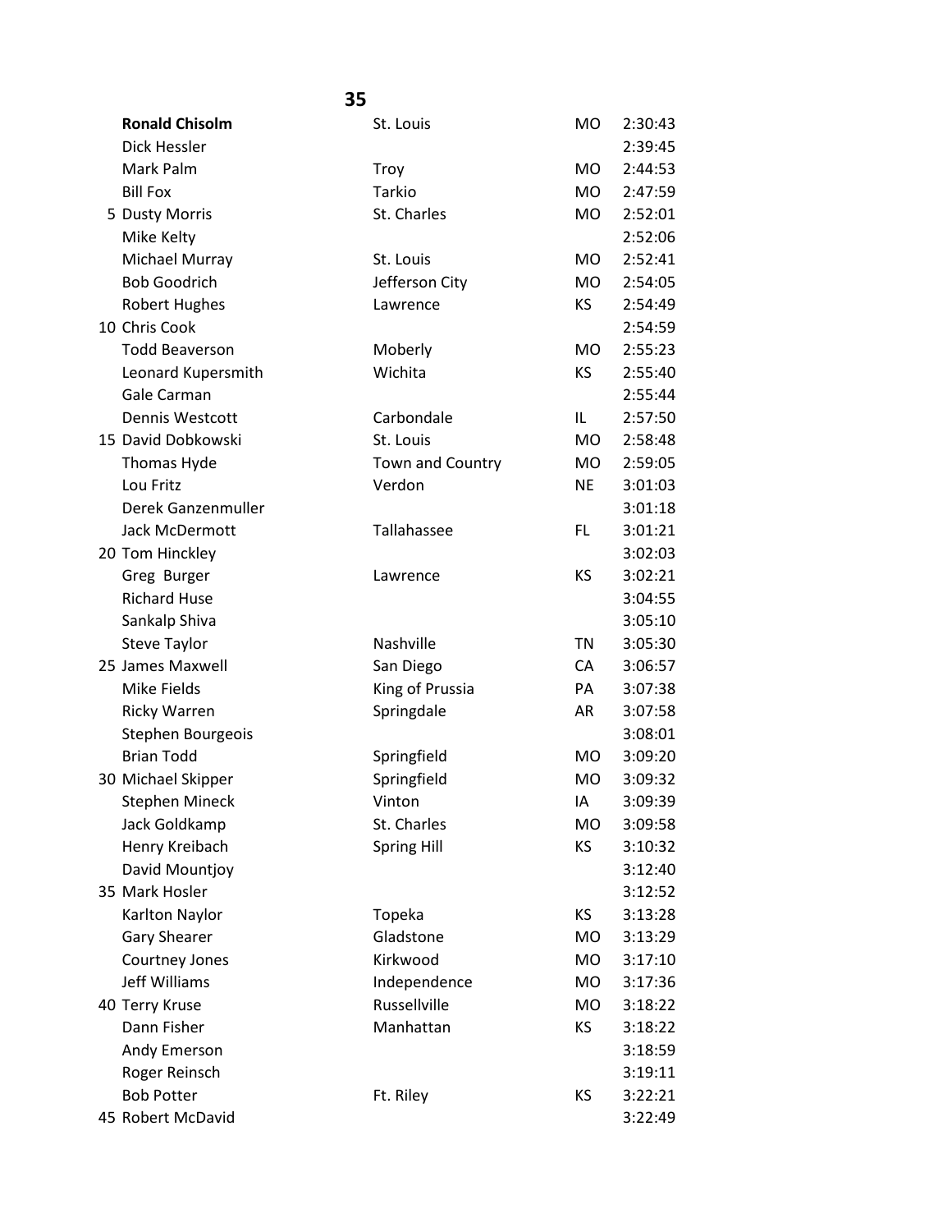## 35

| Place | Name | City | State | Time |
|---|---|---|---|---|
| | **Ronald Chisolm** | St. Louis | MO | 2:30:43 |
| | Dick Hessler | | | 2:39:45 |
| | Mark Palm | Troy | MO | 2:44:53 |
| | Bill Fox | Tarkio | MO | 2:47:59 |
| 5 | Dusty Morris | St. Charles | MO | 2:52:01 |
| | Mike Kelty | | | 2:52:06 |
| | Michael Murray | St. Louis | MO | 2:52:41 |
| | Bob Goodrich | Jefferson City | MO | 2:54:05 |
| | Robert Hughes | Lawrence | KS | 2:54:49 |
| 10 | Chris Cook | | | 2:54:59 |
| | Todd Beaverson | Moberly | MO | 2:55:23 |
| | Leonard Kupersmith | Wichita | KS | 2:55:40 |
| | Gale Carman | | | 2:55:44 |
| | Dennis Westcott | Carbondale | IL | 2:57:50 |
| 15 | David Dobkowski | St. Louis | MO | 2:58:48 |
| | Thomas Hyde | Town and Country | MO | 2:59:05 |
| | Lou Fritz | Verdon | NE | 3:01:03 |
| | Derek Ganzenmuller | | | 3:01:18 |
| | Jack McDermott | Tallahassee | FL | 3:01:21 |
| 20 | Tom Hinckley | | | 3:02:03 |
| | Greg Burger | Lawrence | KS | 3:02:21 |
| | Richard Huse | | | 3:04:55 |
| | Sankalp Shiva | | | 3:05:10 |
| | Steve Taylor | Nashville | TN | 3:05:30 |
| 25 | James Maxwell | San Diego | CA | 3:06:57 |
| | Mike Fields | King of Prussia | PA | 3:07:38 |
| | Ricky Warren | Springdale | AR | 3:07:58 |
| | Stephen Bourgeois | | | 3:08:01 |
| | Brian Todd | Springfield | MO | 3:09:20 |
| 30 | Michael Skipper | Springfield | MO | 3:09:32 |
| | Stephen Mineck | Vinton | IA | 3:09:39 |
| | Jack Goldkamp | St. Charles | MO | 3:09:58 |
| | Henry Kreibach | Spring Hill | KS | 3:10:32 |
| | David Mountjoy | | | 3:12:40 |
| 35 | Mark Hosler | | | 3:12:52 |
| | Karlton Naylor | Topeka | KS | 3:13:28 |
| | Gary Shearer | Gladstone | MO | 3:13:29 |
| | Courtney Jones | Kirkwood | MO | 3:17:10 |
| | Jeff Williams | Independence | MO | 3:17:36 |
| 40 | Terry Kruse | Russellville | MO | 3:18:22 |
| | Dann Fisher | Manhattan | KS | 3:18:22 |
| | Andy Emerson | | | 3:18:59 |
| | Roger Reinsch | | | 3:19:11 |
| | Bob Potter | Ft. Riley | KS | 3:22:21 |
| 45 | Robert McDavid | | | 3:22:49 |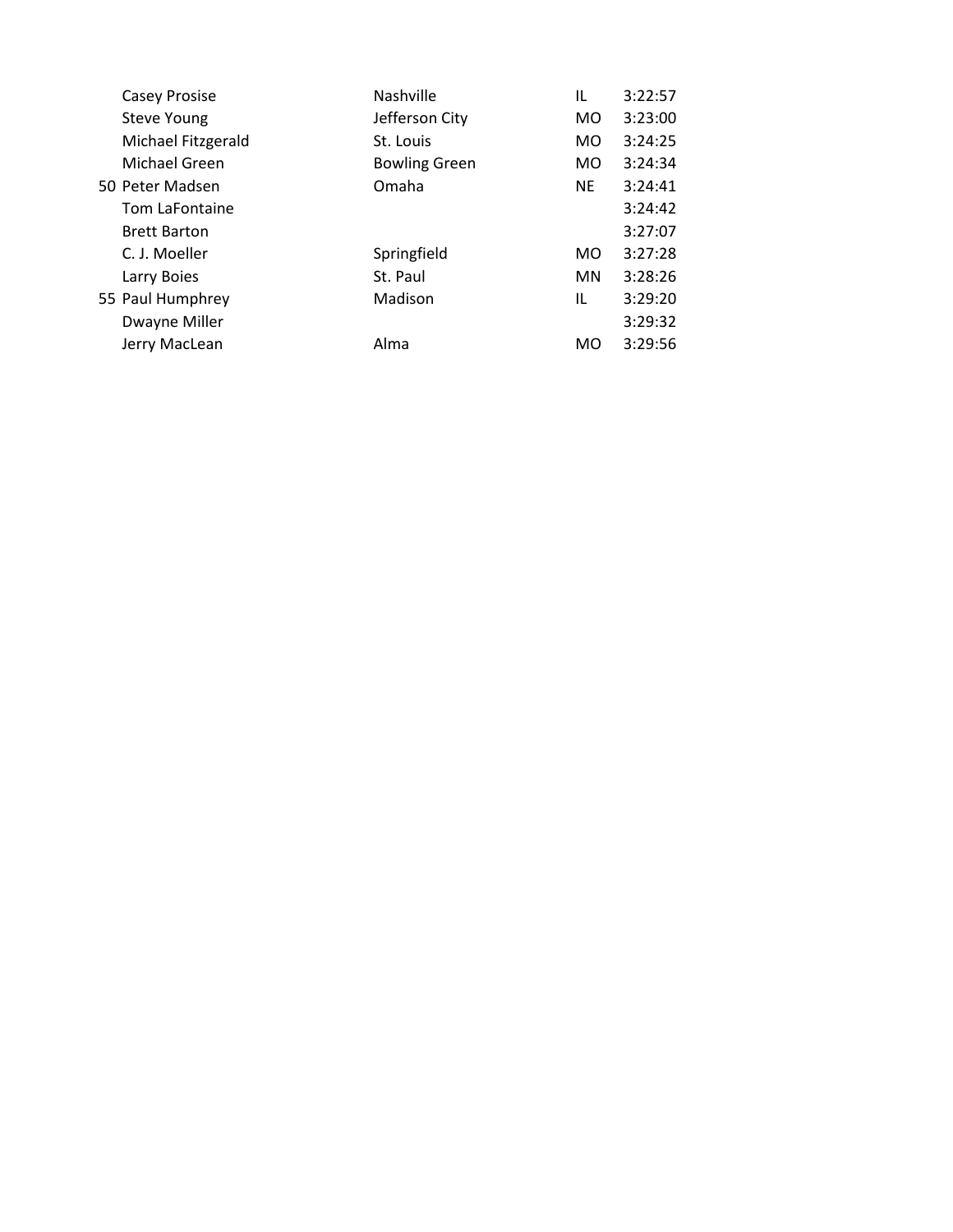| | | | | |
|---|---|---|---|---|
| | Casey Prosise | Nashville | IL | 3:22:57 |
| | Steve Young | Jefferson City | MO | 3:23:00 |
| | Michael Fitzgerald | St. Louis | MO | 3:24:25 |
| | Michael Green | Bowling Green | MO | 3:24:34 |
| 50 | Peter Madsen | Omaha | NE | 3:24:41 |
| | Tom LaFontaine | | | 3:24:42 |
| | Brett Barton | | | 3:27:07 |
| | C. J. Moeller | Springfield | MO | 3:27:28 |
| | Larry Boies | St. Paul | MN | 3:28:26 |
| 55 | Paul Humphrey | Madison | IL | 3:29:20 |
| | Dwayne Miller | | | 3:29:32 |
| | Jerry MacLean | Alma | MO | 3:29:56 |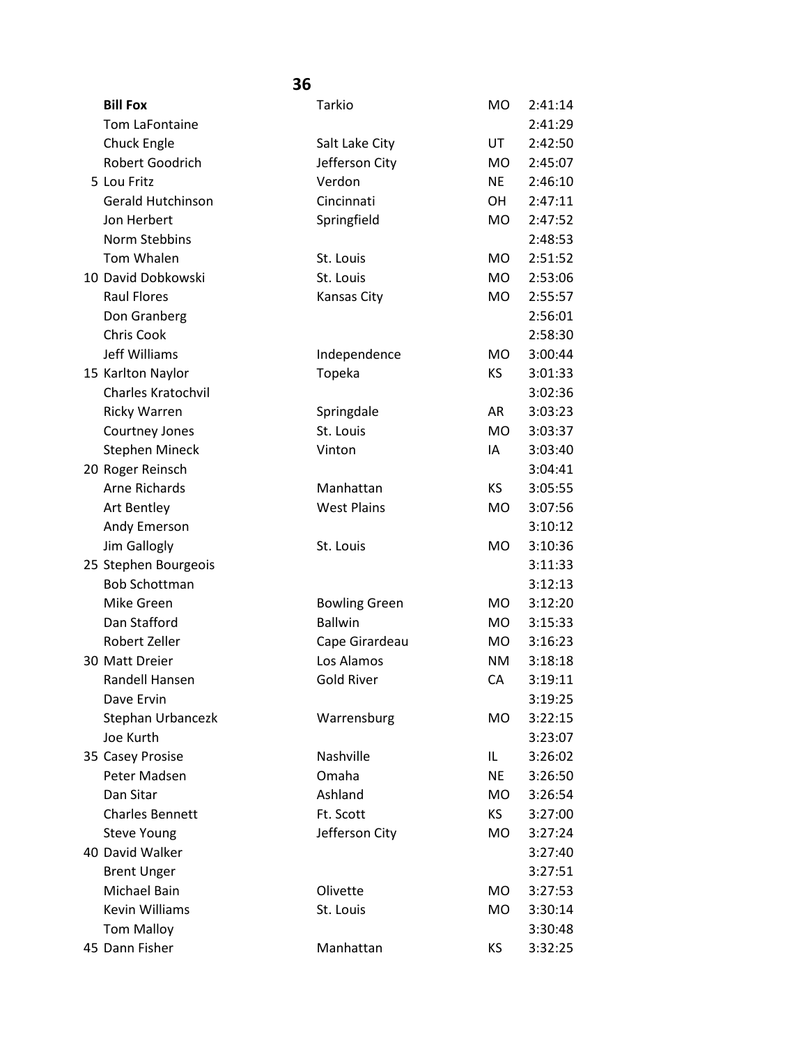## 36

| Place | Name | City | State | Time |
|---|---|---|---|---|
| | **Bill Fox** | Tarkio | MO | 2:41:14 |
| | Tom LaFontaine | | | 2:41:29 |
| | Chuck Engle | Salt Lake City | UT | 2:42:50 |
| | Robert Goodrich | Jefferson City | MO | 2:45:07 |
| 5 | Lou Fritz | Verdon | NE | 2:46:10 |
| | Gerald Hutchinson | Cincinnati | OH | 2:47:11 |
| | Jon Herbert | Springfield | MO | 2:47:52 |
| | Norm Stebbins | | | 2:48:53 |
| | Tom Whalen | St. Louis | MO | 2:51:52 |
| 10 | David Dobkowski | St. Louis | MO | 2:53:06 |
| | Raul Flores | Kansas City | MO | 2:55:57 |
| | Don Granberg | | | 2:56:01 |
| | Chris Cook | | | 2:58:30 |
| | Jeff Williams | Independence | MO | 3:00:44 |
| 15 | Karlton Naylor | Topeka | KS | 3:01:33 |
| | Charles Kratochvil | | | 3:02:36 |
| | Ricky Warren | Springdale | AR | 3:03:23 |
| | Courtney Jones | St. Louis | MO | 3:03:37 |
| | Stephen Mineck | Vinton | IA | 3:03:40 |
| 20 | Roger Reinsch | | | 3:04:41 |
| | Arne Richards | Manhattan | KS | 3:05:55 |
| | Art Bentley | West Plains | MO | 3:07:56 |
| | Andy Emerson | | | 3:10:12 |
| | Jim Gallogly | St. Louis | MO | 3:10:36 |
| 25 | Stephen Bourgeois | | | 3:11:33 |
| | Bob Schottman | | | 3:12:13 |
| | Mike Green | Bowling Green | MO | 3:12:20 |
| | Dan Stafford | Ballwin | MO | 3:15:33 |
| | Robert Zeller | Cape Girardeau | MO | 3:16:23 |
| 30 | Matt Dreier | Los Alamos | NM | 3:18:18 |
| | Randell Hansen | Gold River | CA | 3:19:11 |
| | Dave Ervin | | | 3:19:25 |
| | Stephan Urbancezk | Warrensburg | MO | 3:22:15 |
| | Joe Kurth | | | 3:23:07 |
| 35 | Casey Prosise | Nashville | IL | 3:26:02 |
| | Peter Madsen | Omaha | NE | 3:26:50 |
| | Dan Sitar | Ashland | MO | 3:26:54 |
| | Charles Bennett | Ft. Scott | KS | 3:27:00 |
| | Steve Young | Jefferson City | MO | 3:27:24 |
| 40 | David Walker | | | 3:27:40 |
| | Brent Unger | | | 3:27:51 |
| | Michael Bain | Olivette | MO | 3:27:53 |
| | Kevin Williams | St. Louis | MO | 3:30:14 |
| | Tom Malloy | | | 3:30:48 |
| 45 | Dann Fisher | Manhattan | KS | 3:32:25 |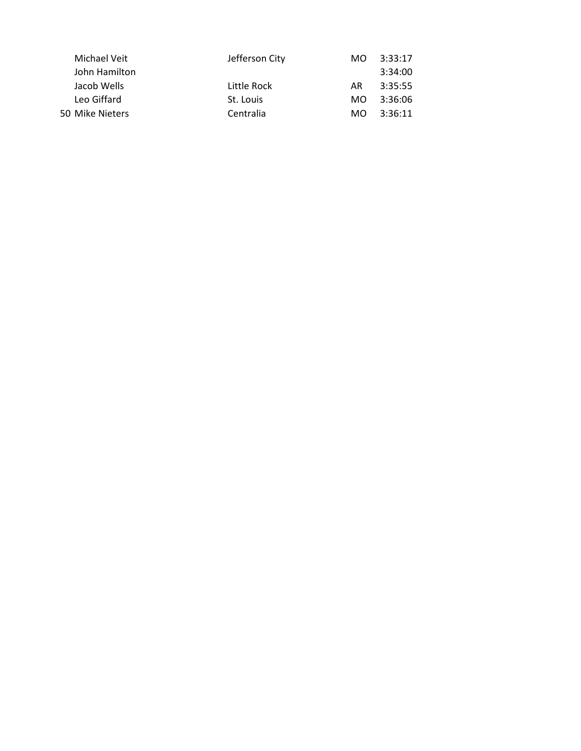| | | | | |
|---|---|---|---|---|
| | Michael Veit | Jefferson City | MO | 3:33:17 |
| | John Hamilton | | | 3:34:00 |
| | Jacob Wells | Little Rock | AR | 3:35:55 |
| | Leo Giffard | St. Louis | MO | 3:36:06 |
| 50 | Mike Nieters | Centralia | MO | 3:36:11 |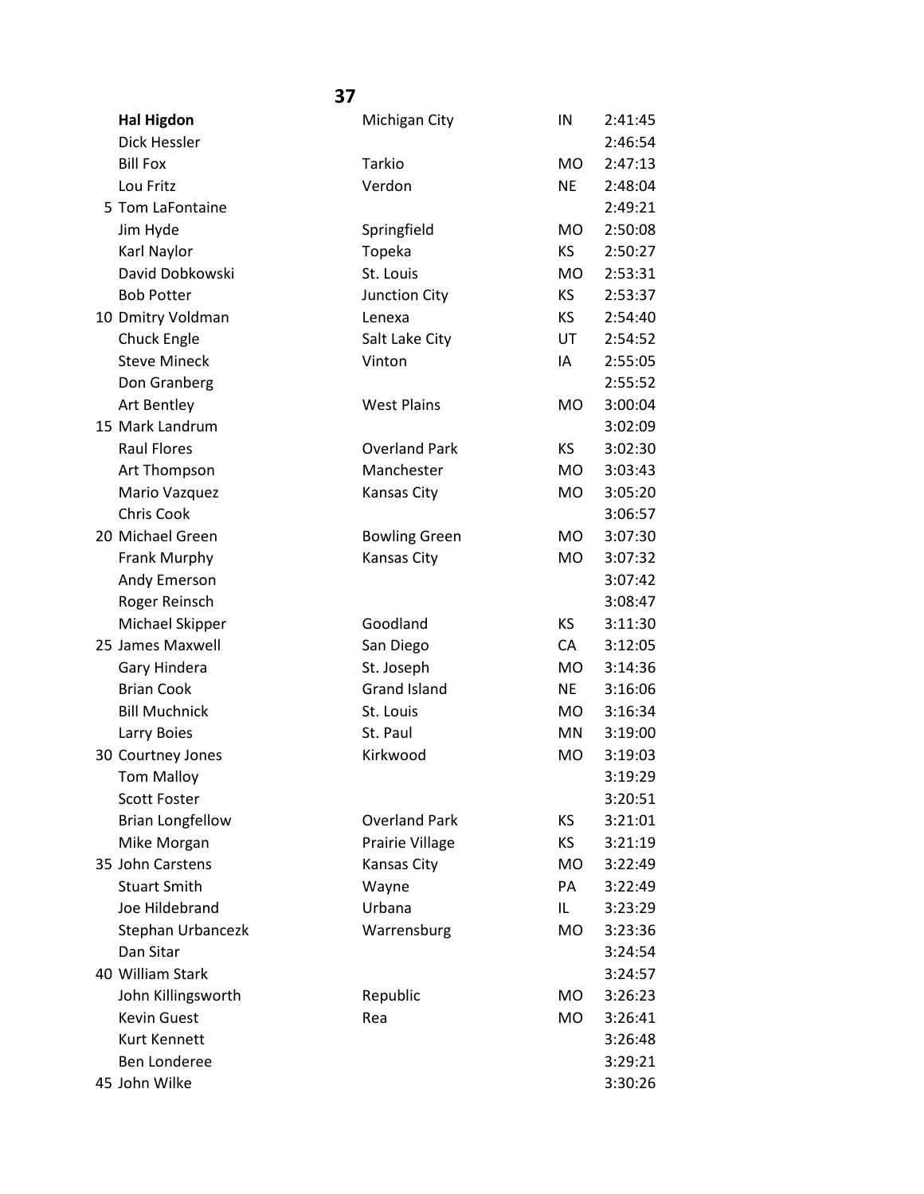## 37

| | Name | City | State | Time |
|---|---|---|---|---|
| | **Hal Higdon** | Michigan City | IN | 2:41:45 |
| | Dick Hessler | | | 2:46:54 |
| | Bill Fox | Tarkio | MO | 2:47:13 |
| | Lou Fritz | Verdon | NE | 2:48:04 |
| 5 | Tom LaFontaine | | | 2:49:21 |
| | Jim Hyde | Springfield | MO | 2:50:08 |
| | Karl Naylor | Topeka | KS | 2:50:27 |
| | David Dobkowski | St. Louis | MO | 2:53:31 |
| | Bob Potter | Junction City | KS | 2:53:37 |
| 10 | Dmitry Voldman | Lenexa | KS | 2:54:40 |
| | Chuck Engle | Salt Lake City | UT | 2:54:52 |
| | Steve Mineck | Vinton | IA | 2:55:05 |
| | Don Granberg | | | 2:55:52 |
| | Art Bentley | West Plains | MO | 3:00:04 |
| 15 | Mark Landrum | | | 3:02:09 |
| | Raul Flores | Overland Park | KS | 3:02:30 |
| | Art Thompson | Manchester | MO | 3:03:43 |
| | Mario Vazquez | Kansas City | MO | 3:05:20 |
| | Chris Cook | | | 3:06:57 |
| 20 | Michael Green | Bowling Green | MO | 3:07:30 |
| | Frank Murphy | Kansas City | MO | 3:07:32 |
| | Andy Emerson | | | 3:07:42 |
| | Roger Reinsch | | | 3:08:47 |
| | Michael Skipper | Goodland | KS | 3:11:30 |
| 25 | James Maxwell | San Diego | CA | 3:12:05 |
| | Gary Hindera | St. Joseph | MO | 3:14:36 |
| | Brian Cook | Grand Island | NE | 3:16:06 |
| | Bill Muchnick | St. Louis | MO | 3:16:34 |
| | Larry Boies | St. Paul | MN | 3:19:00 |
| 30 | Courtney Jones | Kirkwood | MO | 3:19:03 |
| | Tom Malloy | | | 3:19:29 |
| | Scott Foster | | | 3:20:51 |
| | Brian Longfellow | Overland Park | KS | 3:21:01 |
| | Mike Morgan | Prairie Village | KS | 3:21:19 |
| 35 | John Carstens | Kansas City | MO | 3:22:49 |
| | Stuart Smith | Wayne | PA | 3:22:49 |
| | Joe Hildebrand | Urbana | IL | 3:23:29 |
| | Stephan Urbancezk | Warrensburg | MO | 3:23:36 |
| | Dan Sitar | | | 3:24:54 |
| 40 | William Stark | | | 3:24:57 |
| | John Killingsworth | Republic | MO | 3:26:23 |
| | Kevin Guest | Rea | MO | 3:26:41 |
| | Kurt Kennett | | | 3:26:48 |
| | Ben Londeree | | | 3:29:21 |
| 45 | John Wilke | | | 3:30:26 |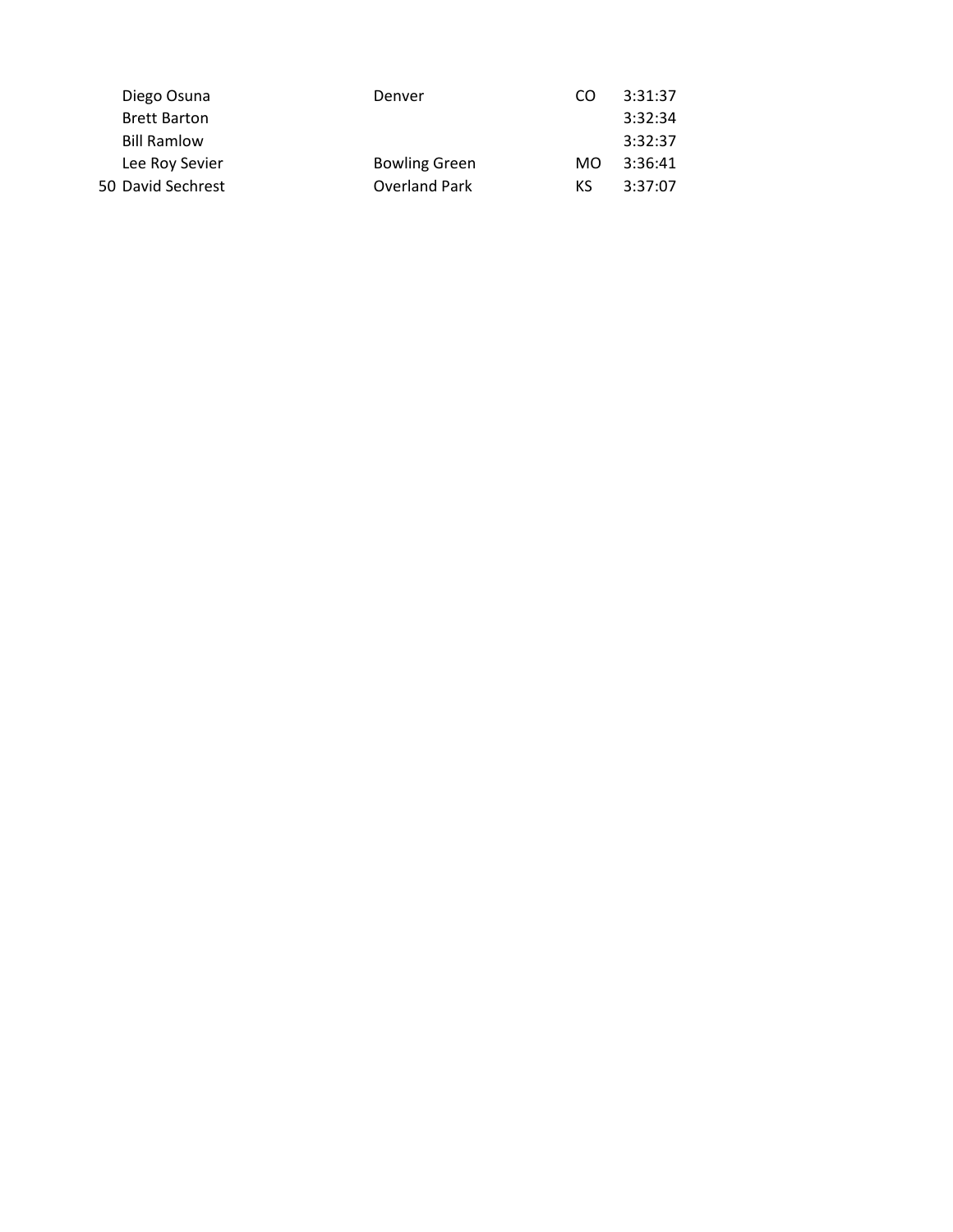| | | | | |
|---|---|---|---|---|
| | Diego Osuna | Denver | CO | 3:31:37 |
| | Brett Barton | | | 3:32:34 |
| | Bill Ramlow | | | 3:32:37 |
| | Lee Roy Sevier | Bowling Green | MO | 3:36:41 |
| 50 | David Sechrest | Overland Park | KS | 3:37:07 |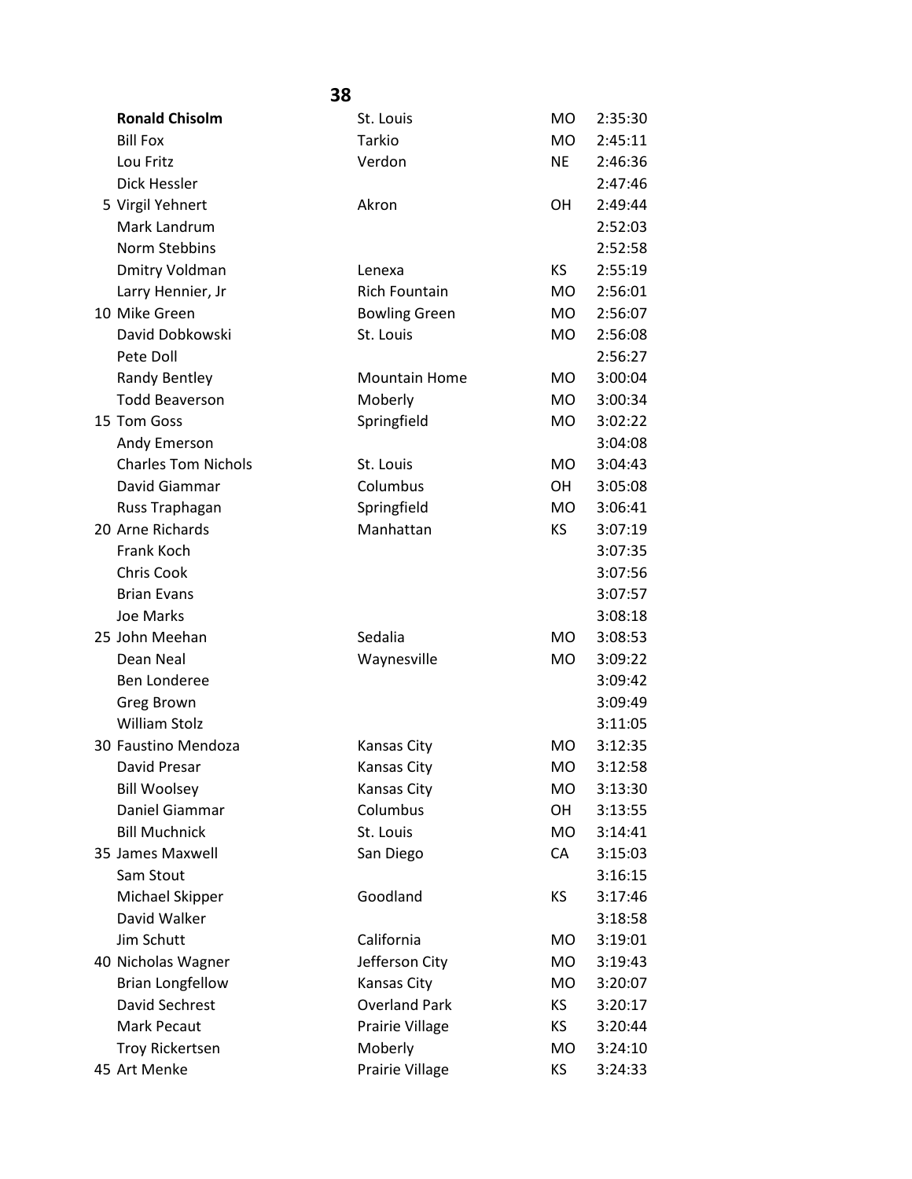**38**

| | Name | City | State | Time |
|---|---|---|---|---|
| | **Ronald Chisolm** | St. Louis | MO | 2:35:30 |
| | Bill Fox | Tarkio | MO | 2:45:11 |
| | Lou Fritz | Verdon | NE | 2:46:36 |
| | Dick Hessler | | | 2:47:46 |
| 5 | Virgil Yehnert | Akron | OH | 2:49:44 |
| | Mark Landrum | | | 2:52:03 |
| | Norm Stebbins | | | 2:52:58 |
| | Dmitry Voldman | Lenexa | KS | 2:55:19 |
| | Larry Hennier, Jr | Rich Fountain | MO | 2:56:01 |
| 10 | Mike Green | Bowling Green | MO | 2:56:07 |
| | David Dobkowski | St. Louis | MO | 2:56:08 |
| | Pete Doll | | | 2:56:27 |
| | Randy Bentley | Mountain Home | MO | 3:00:04 |
| | Todd Beaverson | Moberly | MO | 3:00:34 |
| 15 | Tom Goss | Springfield | MO | 3:02:22 |
| | Andy Emerson | | | 3:04:08 |
| | Charles Tom Nichols | St. Louis | MO | 3:04:43 |
| | David Giammar | Columbus | OH | 3:05:08 |
| | Russ Traphagan | Springfield | MO | 3:06:41 |
| 20 | Arne Richards | Manhattan | KS | 3:07:19 |
| | Frank Koch | | | 3:07:35 |
| | Chris Cook | | | 3:07:56 |
| | Brian Evans | | | 3:07:57 |
| | Joe Marks | | | 3:08:18 |
| 25 | John Meehan | Sedalia | MO | 3:08:53 |
| | Dean Neal | Waynesville | MO | 3:09:22 |
| | Ben Londeree | | | 3:09:42 |
| | Greg Brown | | | 3:09:49 |
| | William Stolz | | | 3:11:05 |
| 30 | Faustino Mendoza | Kansas City | MO | 3:12:35 |
| | David Presar | Kansas City | MO | 3:12:58 |
| | Bill Woolsey | Kansas City | MO | 3:13:30 |
| | Daniel Giammar | Columbus | OH | 3:13:55 |
| | Bill Muchnick | St. Louis | MO | 3:14:41 |
| 35 | James Maxwell | San Diego | CA | 3:15:03 |
| | Sam Stout | | | 3:16:15 |
| | Michael Skipper | Goodland | KS | 3:17:46 |
| | David Walker | | | 3:18:58 |
| | Jim Schutt | California | MO | 3:19:01 |
| 40 | Nicholas Wagner | Jefferson City | MO | 3:19:43 |
| | Brian Longfellow | Kansas City | MO | 3:20:07 |
| | David Sechrest | Overland Park | KS | 3:20:17 |
| | Mark Pecaut | Prairie Village | KS | 3:20:44 |
| | Troy Rickertsen | Moberly | MO | 3:24:10 |
| 45 | Art Menke | Prairie Village | KS | 3:24:33 |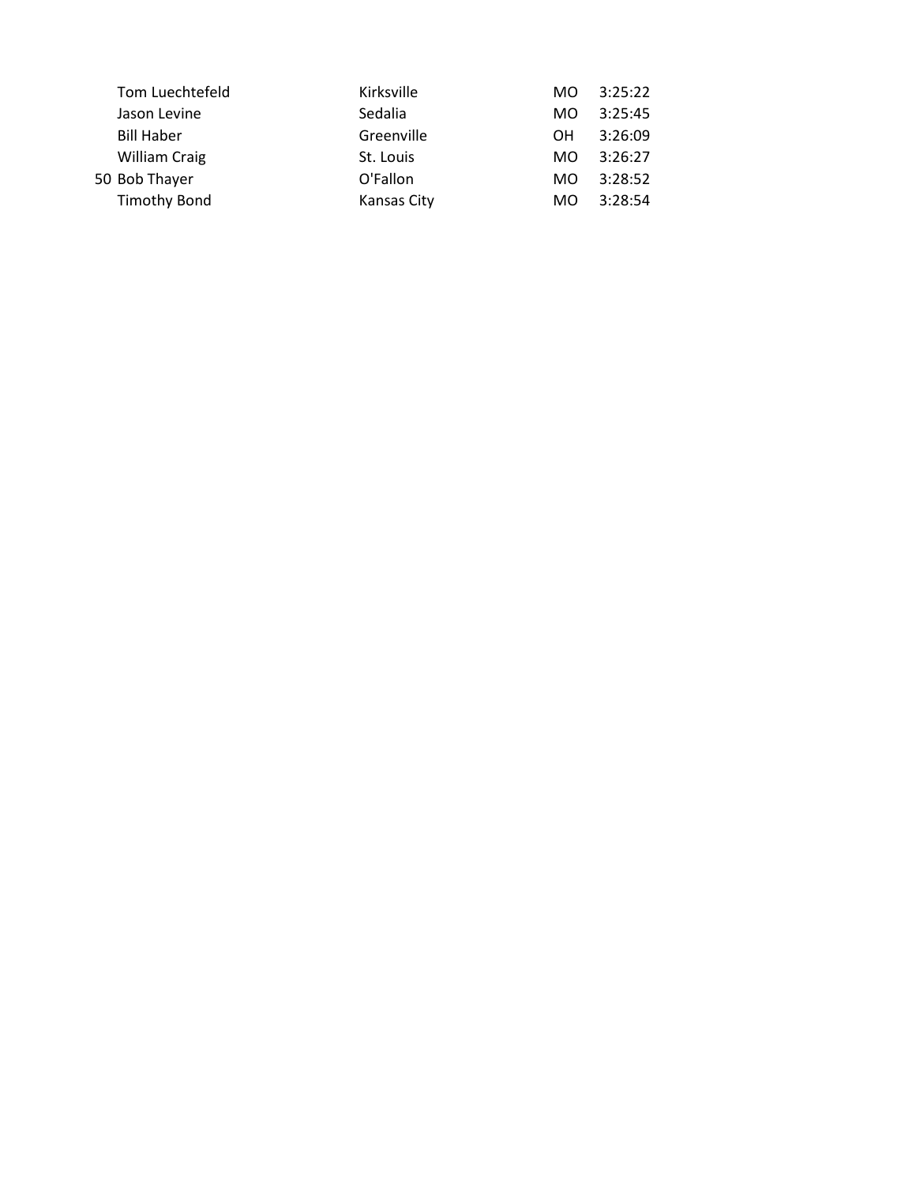| | | | | |
|---|---|---|---|---|
| | Tom Luechtefeld | Kirksville | MO | 3:25:22 |
| | Jason Levine | Sedalia | MO | 3:25:45 |
| | Bill Haber | Greenville | OH | 3:26:09 |
| | William Craig | St. Louis | MO | 3:26:27 |
| 50 | Bob Thayer | O'Fallon | MO | 3:28:52 |
| | Timothy Bond | Kansas City | MO | 3:28:54 |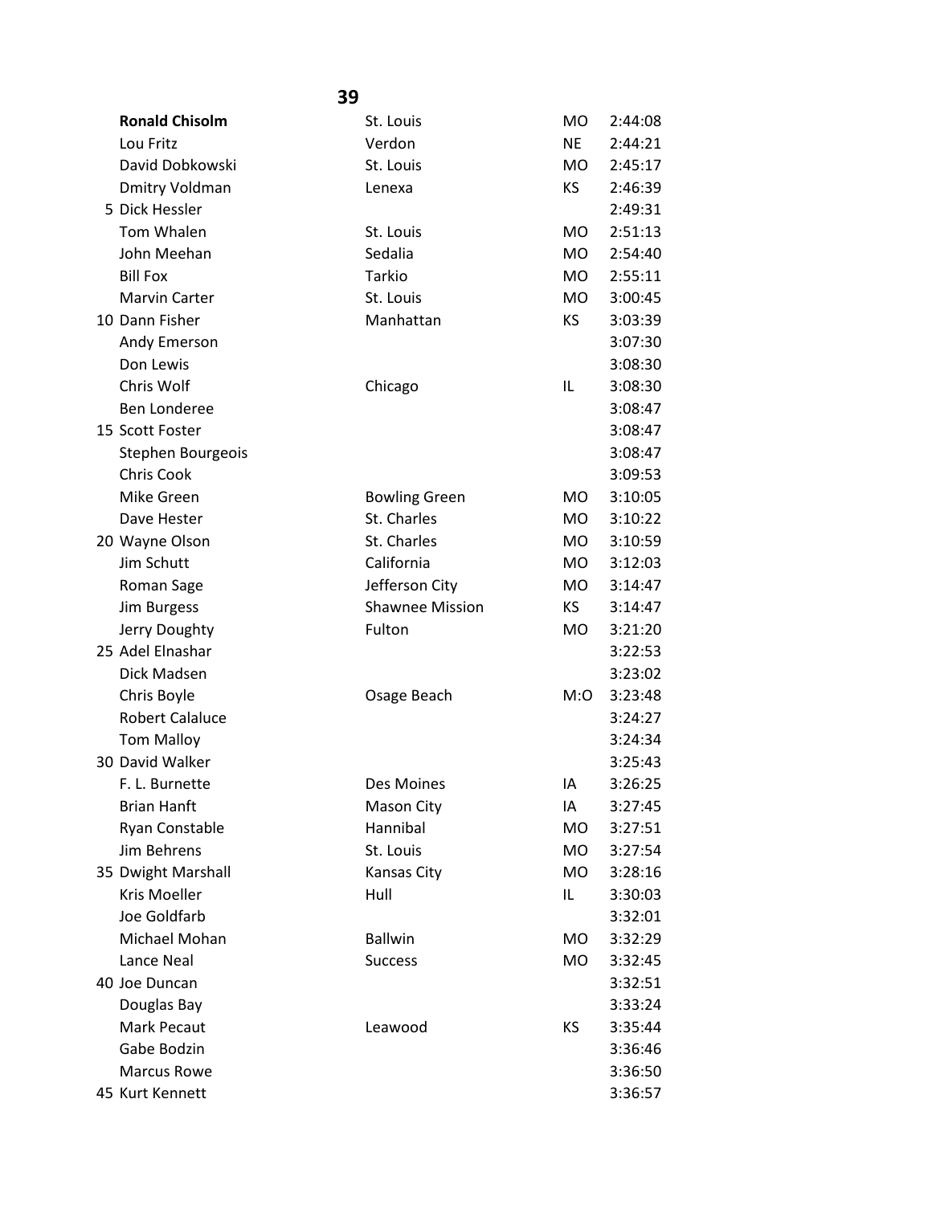## 39

| Place | Name | City | State | Time |
|---|---|---|---|---|
| | **Ronald Chisolm** | St. Louis | MO | 2:44:08 |
| | Lou Fritz | Verdon | NE | 2:44:21 |
| | David Dobkowski | St. Louis | MO | 2:45:17 |
| | Dmitry Voldman | Lenexa | KS | 2:46:39 |
| 5 | Dick Hessler | | | 2:49:31 |
| | Tom Whalen | St. Louis | MO | 2:51:13 |
| | John Meehan | Sedalia | MO | 2:54:40 |
| | Bill Fox | Tarkio | MO | 2:55:11 |
| | Marvin Carter | St. Louis | MO | 3:00:45 |
| 10 | Dann Fisher | Manhattan | KS | 3:03:39 |
| | Andy Emerson | | | 3:07:30 |
| | Don Lewis | | | 3:08:30 |
| | Chris Wolf | Chicago | IL | 3:08:30 |
| | Ben Londeree | | | 3:08:47 |
| 15 | Scott Foster | | | 3:08:47 |
| | Stephen Bourgeois | | | 3:08:47 |
| | Chris Cook | | | 3:09:53 |
| | Mike Green | Bowling Green | MO | 3:10:05 |
| | Dave Hester | St. Charles | MO | 3:10:22 |
| 20 | Wayne Olson | St. Charles | MO | 3:10:59 |
| | Jim Schutt | California | MO | 3:12:03 |
| | Roman Sage | Jefferson City | MO | 3:14:47 |
| | Jim Burgess | Shawnee Mission | KS | 3:14:47 |
| | Jerry Doughty | Fulton | MO | 3:21:20 |
| 25 | Adel Elnashar | | | 3:22:53 |
| | Dick Madsen | | | 3:23:02 |
| | Chris Boyle | Osage Beach | M:O | 3:23:48 |
| | Robert Calaluce | | | 3:24:27 |
| | Tom Malloy | | | 3:24:34 |
| 30 | David Walker | | | 3:25:43 |
| | F. L. Burnette | Des Moines | IA | 3:26:25 |
| | Brian Hanft | Mason City | IA | 3:27:45 |
| | Ryan Constable | Hannibal | MO | 3:27:51 |
| | Jim Behrens | St. Louis | MO | 3:27:54 |
| 35 | Dwight Marshall | Kansas City | MO | 3:28:16 |
| | Kris Moeller | Hull | IL | 3:30:03 |
| | Joe Goldfarb | | | 3:32:01 |
| | Michael Mohan | Ballwin | MO | 3:32:29 |
| | Lance Neal | Success | MO | 3:32:45 |
| 40 | Joe Duncan | | | 3:32:51 |
| | Douglas Bay | | | 3:33:24 |
| | Mark Pecaut | Leawood | KS | 3:35:44 |
| | Gabe Bodzin | | | 3:36:46 |
| | Marcus Rowe | | | 3:36:50 |
| 45 | Kurt Kennett | | | 3:36:57 |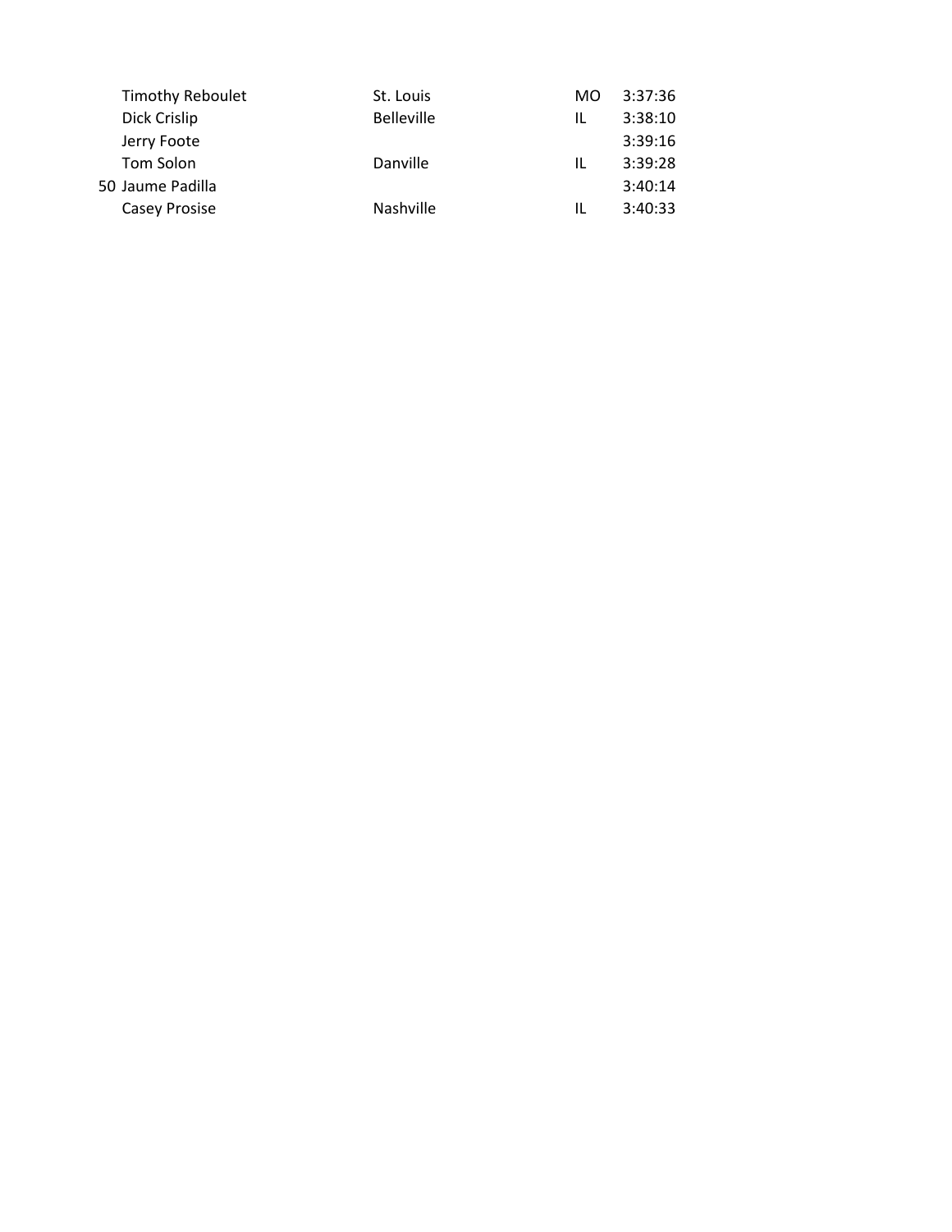| | Name | City | State | Time |
|---|---|---|---|---|
| | Timothy Reboulet | St. Louis | MO | 3:37:36 |
| | Dick Crislip | Belleville | IL | 3:38:10 |
| | Jerry Foote | | | 3:39:16 |
| | Tom Solon | Danville | IL | 3:39:28 |
| 50 | Jaume Padilla | | | 3:40:14 |
| | Casey Prosise | Nashville | IL | 3:40:33 |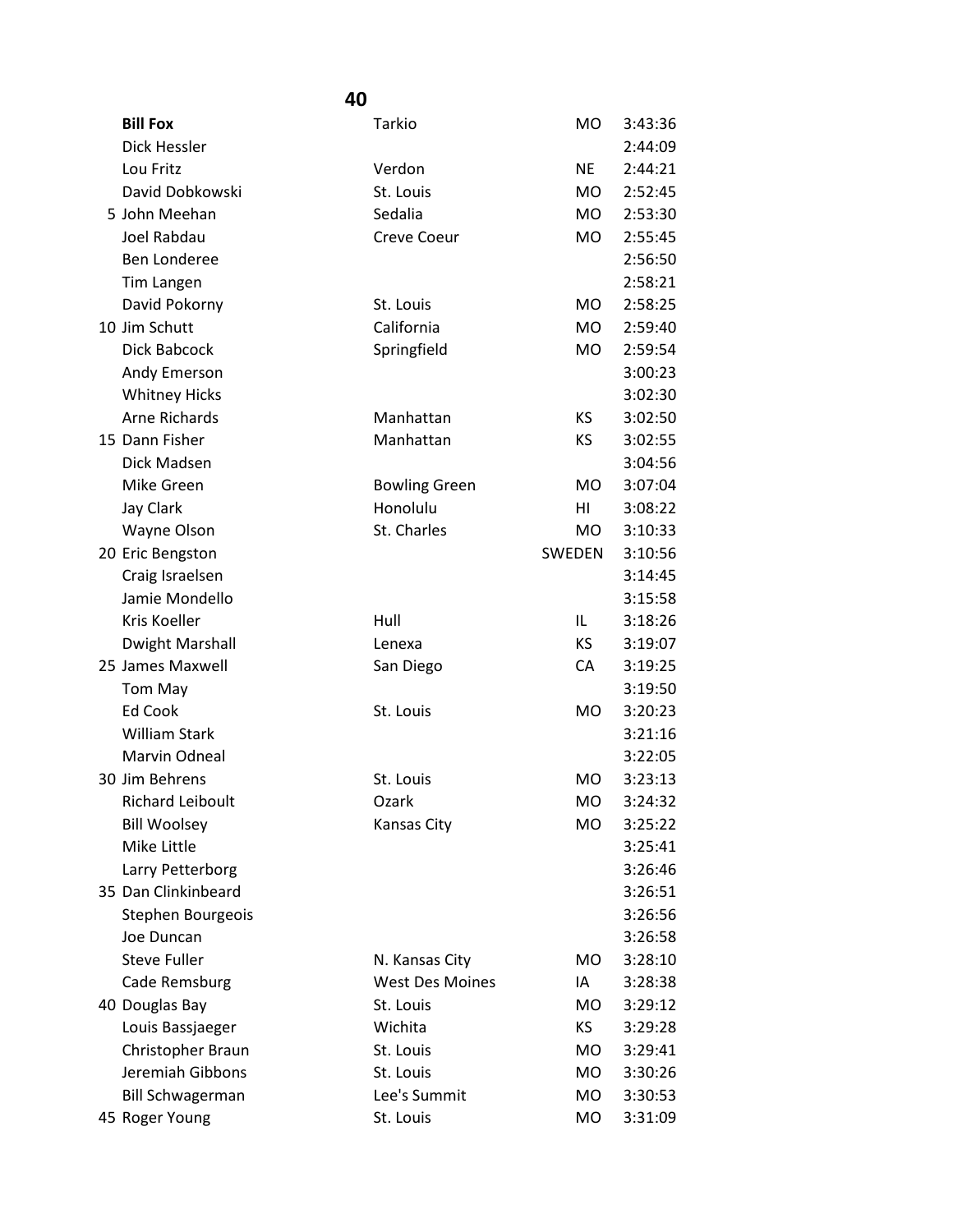**40**

| | Name | City | State | Time |
|---|---|---|---|---|
| | **Bill Fox** | Tarkio | MO | 3:43:36 |
| | Dick Hessler | | | 2:44:09 |
| | Lou Fritz | Verdon | NE | 2:44:21 |
| | David Dobkowski | St. Louis | MO | 2:52:45 |
| 5 | John Meehan | Sedalia | MO | 2:53:30 |
| | Joel Rabdau | Creve Coeur | MO | 2:55:45 |
| | Ben Londeree | | | 2:56:50 |
| | Tim Langen | | | 2:58:21 |
| | David Pokorny | St. Louis | MO | 2:58:25 |
| 10 | Jim Schutt | California | MO | 2:59:40 |
| | Dick Babcock | Springfield | MO | 2:59:54 |
| | Andy Emerson | | | 3:00:23 |
| | Whitney Hicks | | | 3:02:30 |
| | Arne Richards | Manhattan | KS | 3:02:50 |
| 15 | Dann Fisher | Manhattan | KS | 3:02:55 |
| | Dick Madsen | | | 3:04:56 |
| | Mike Green | Bowling Green | MO | 3:07:04 |
| | Jay Clark | Honolulu | HI | 3:08:22 |
| | Wayne Olson | St. Charles | MO | 3:10:33 |
| 20 | Eric Bengston | | SWEDEN | 3:10:56 |
| | Craig Israelsen | | | 3:14:45 |
| | Jamie Mondello | | | 3:15:58 |
| | Kris Koeller | Hull | IL | 3:18:26 |
| | Dwight Marshall | Lenexa | KS | 3:19:07 |
| 25 | James Maxwell | San Diego | CA | 3:19:25 |
| | Tom May | | | 3:19:50 |
| | Ed Cook | St. Louis | MO | 3:20:23 |
| | William Stark | | | 3:21:16 |
| | Marvin Odneal | | | 3:22:05 |
| 30 | Jim Behrens | St. Louis | MO | 3:23:13 |
| | Richard Leiboult | Ozark | MO | 3:24:32 |
| | Bill Woolsey | Kansas City | MO | 3:25:22 |
| | Mike Little | | | 3:25:41 |
| | Larry Petterborg | | | 3:26:46 |
| 35 | Dan Clinkinbeard | | | 3:26:51 |
| | Stephen Bourgeois | | | 3:26:56 |
| | Joe Duncan | | | 3:26:58 |
| | Steve Fuller | N. Kansas City | MO | 3:28:10 |
| | Cade Remsburg | West Des Moines | IA | 3:28:38 |
| 40 | Douglas Bay | St. Louis | MO | 3:29:12 |
| | Louis Bassjaeger | Wichita | KS | 3:29:28 |
| | Christopher Braun | St. Louis | MO | 3:29:41 |
| | Jeremiah Gibbons | St. Louis | MO | 3:30:26 |
| | Bill Schwagerman | Lee's Summit | MO | 3:30:53 |
| 45 | Roger Young | St. Louis | MO | 3:31:09 |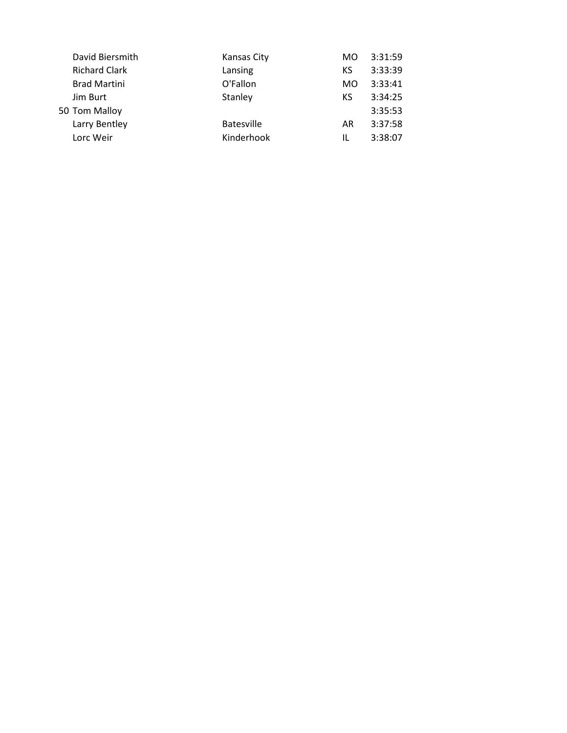| | | | | |
|---|---|---|---|---|
| | David Biersmith | Kansas City | MO | 3:31:59 |
| | Richard Clark | Lansing | KS | 3:33:39 |
| | Brad Martini | O'Fallon | MO | 3:33:41 |
| | Jim Burt | Stanley | KS | 3:34:25 |
| 50 | Tom Malloy | | | 3:35:53 |
| | Larry Bentley | Batesville | AR | 3:37:58 |
| | Lorc Weir | Kinderhook | IL | 3:38:07 |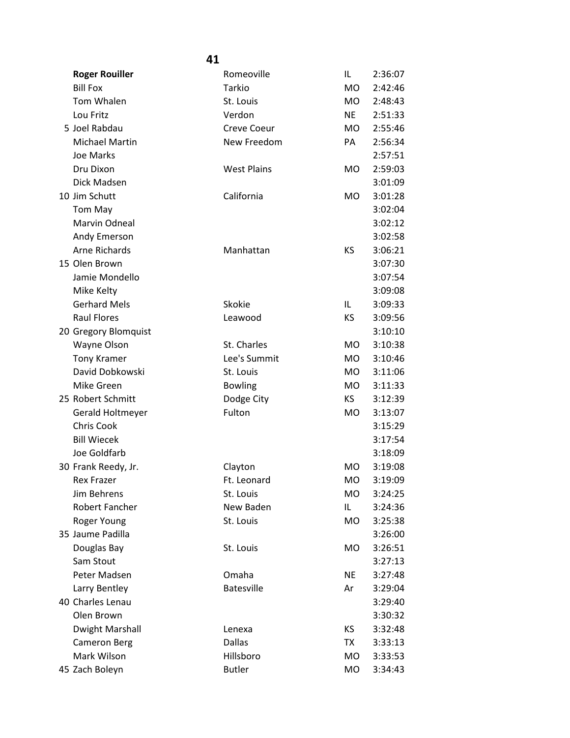## 41

| | Name | City | State | Time |
|---|---|---|---|---|
| | **Roger Rouiller** | Romeoville | IL | 2:36:07 |
| | Bill Fox | Tarkio | MO | 2:42:46 |
| | Tom Whalen | St. Louis | MO | 2:48:43 |
| | Lou Fritz | Verdon | NE | 2:51:33 |
| 5 | Joel Rabdau | Creve Coeur | MO | 2:55:46 |
| | Michael Martin | New Freedom | PA | 2:56:34 |
| | Joe Marks | | | 2:57:51 |
| | Dru Dixon | West Plains | MO | 2:59:03 |
| | Dick Madsen | | | 3:01:09 |
| 10 | Jim Schutt | California | MO | 3:01:28 |
| | Tom May | | | 3:02:04 |
| | Marvin Odneal | | | 3:02:12 |
| | Andy Emerson | | | 3:02:58 |
| | Arne Richards | Manhattan | KS | 3:06:21 |
| 15 | Olen Brown | | | 3:07:30 |
| | Jamie Mondello | | | 3:07:54 |
| | Mike Kelty | | | 3:09:08 |
| | Gerhard Mels | Skokie | IL | 3:09:33 |
| | Raul Flores | Leawood | KS | 3:09:56 |
| 20 | Gregory Blomquist | | | 3:10:10 |
| | Wayne Olson | St. Charles | MO | 3:10:38 |
| | Tony Kramer | Lee's Summit | MO | 3:10:46 |
| | David Dobkowski | St. Louis | MO | 3:11:06 |
| | Mike Green | Bowling | MO | 3:11:33 |
| 25 | Robert Schmitt | Dodge City | KS | 3:12:39 |
| | Gerald Holtmeyer | Fulton | MO | 3:13:07 |
| | Chris Cook | | | 3:15:29 |
| | Bill Wiecek | | | 3:17:54 |
| | Joe Goldfarb | | | 3:18:09 |
| 30 | Frank Reedy, Jr. | Clayton | MO | 3:19:08 |
| | Rex Frazer | Ft. Leonard | MO | 3:19:09 |
| | Jim Behrens | St. Louis | MO | 3:24:25 |
| | Robert Fancher | New Baden | IL | 3:24:36 |
| | Roger Young | St. Louis | MO | 3:25:38 |
| 35 | Jaume Padilla | | | 3:26:00 |
| | Douglas Bay | St. Louis | MO | 3:26:51 |
| | Sam Stout | | | 3:27:13 |
| | Peter Madsen | Omaha | NE | 3:27:48 |
| | Larry Bentley | Batesville | Ar | 3:29:04 |
| 40 | Charles Lenau | | | 3:29:40 |
| | Olen Brown | | | 3:30:32 |
| | Dwight Marshall | Lenexa | KS | 3:32:48 |
| | Cameron Berg | Dallas | TX | 3:33:13 |
| | Mark Wilson | Hillsboro | MO | 3:33:53 |
| 45 | Zach Boleyn | Butler | MO | 3:34:43 |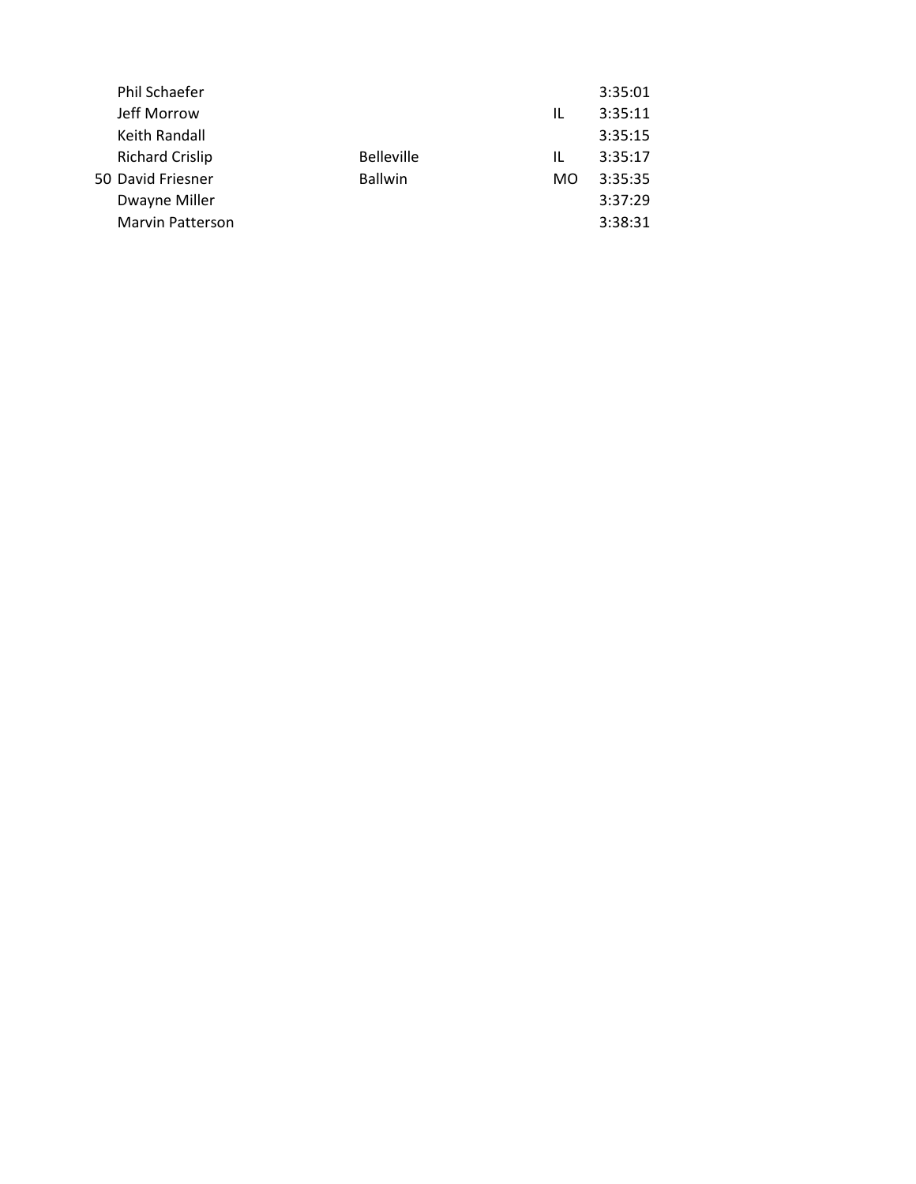| | | | | |
|---|---|---|---|---|
| | Phil Schaefer | | | 3:35:01 |
| | Jeff Morrow | | IL | 3:35:11 |
| | Keith Randall | | | 3:35:15 |
| | Richard Crislip | Belleville | IL | 3:35:17 |
| 50 | David Friesner | Ballwin | MO | 3:35:35 |
| | Dwayne Miller | | | 3:37:29 |
| | Marvin Patterson | | | 3:38:31 |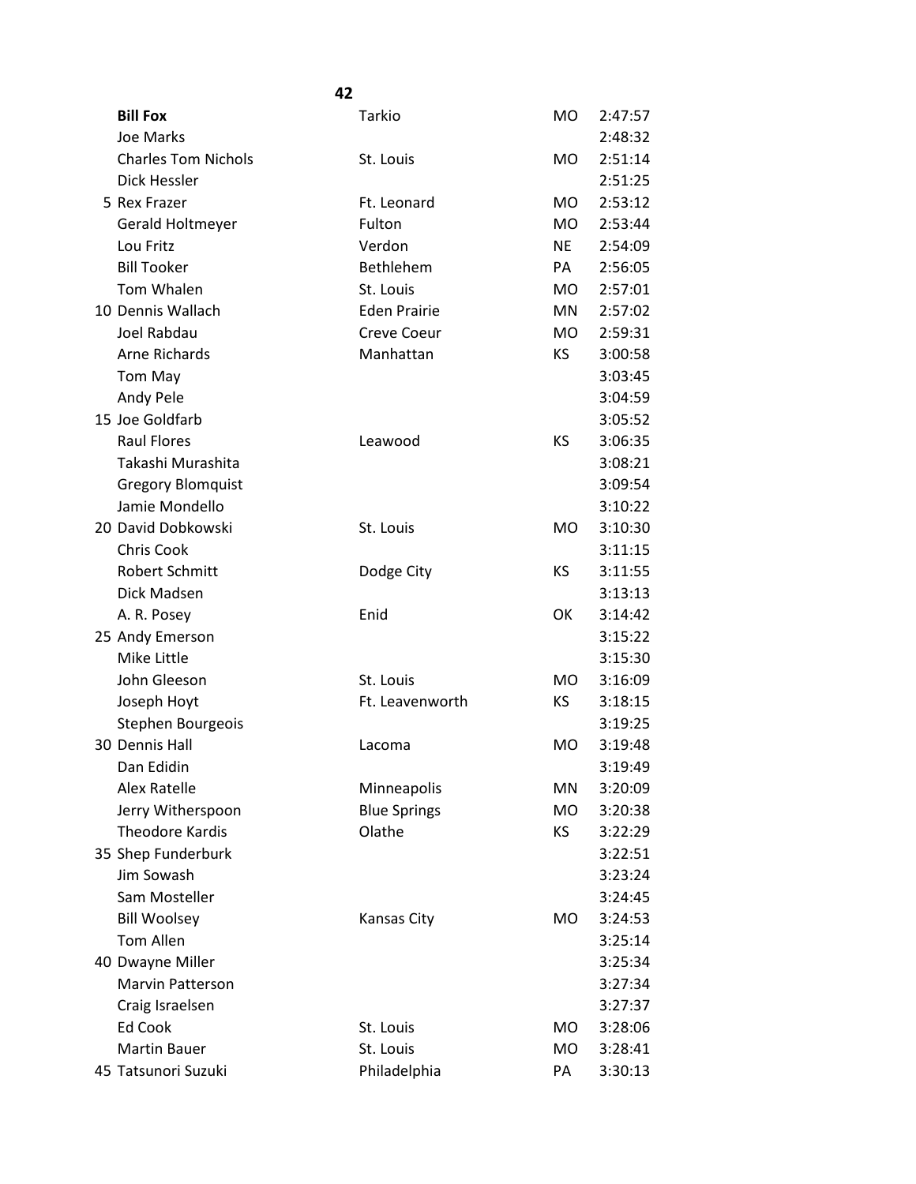**42**

| Place | Name | City | State | Time |
|---|---|---|---|---|
| | **Bill Fox** | Tarkio | MO | 2:47:57 |
| | Joe Marks | | | 2:48:32 |
| | Charles Tom Nichols | St. Louis | MO | 2:51:14 |
| | Dick Hessler | | | 2:51:25 |
| 5 | Rex Frazer | Ft. Leonard | MO | 2:53:12 |
| | Gerald Holtmeyer | Fulton | MO | 2:53:44 |
| | Lou Fritz | Verdon | NE | 2:54:09 |
| | Bill Tooker | Bethlehem | PA | 2:56:05 |
| | Tom Whalen | St. Louis | MO | 2:57:01 |
| 10 | Dennis Wallach | Eden Prairie | MN | 2:57:02 |
| | Joel Rabdau | Creve Coeur | MO | 2:59:31 |
| | Arne Richards | Manhattan | KS | 3:00:58 |
| | Tom May | | | 3:03:45 |
| | Andy Pele | | | 3:04:59 |
| 15 | Joe Goldfarb | | | 3:05:52 |
| | Raul Flores | Leawood | KS | 3:06:35 |
| | Takashi Murashita | | | 3:08:21 |
| | Gregory Blomquist | | | 3:09:54 |
| | Jamie Mondello | | | 3:10:22 |
| 20 | David Dobkowski | St. Louis | MO | 3:10:30 |
| | Chris Cook | | | 3:11:15 |
| | Robert Schmitt | Dodge City | KS | 3:11:55 |
| | Dick Madsen | | | 3:13:13 |
| | A. R. Posey | Enid | OK | 3:14:42 |
| 25 | Andy Emerson | | | 3:15:22 |
| | Mike Little | | | 3:15:30 |
| | John Gleeson | St. Louis | MO | 3:16:09 |
| | Joseph Hoyt | Ft. Leavenworth | KS | 3:18:15 |
| | Stephen Bourgeois | | | 3:19:25 |
| 30 | Dennis Hall | Lacoma | MO | 3:19:48 |
| | Dan Edidin | | | 3:19:49 |
| | Alex Ratelle | Minneapolis | MN | 3:20:09 |
| | Jerry Witherspoon | Blue Springs | MO | 3:20:38 |
| | Theodore Kardis | Olathe | KS | 3:22:29 |
| 35 | Shep Funderburk | | | 3:22:51 |
| | Jim Sowash | | | 3:23:24 |
| | Sam Mosteller | | | 3:24:45 |
| | Bill Woolsey | Kansas City | MO | 3:24:53 |
| | Tom Allen | | | 3:25:14 |
| 40 | Dwayne Miller | | | 3:25:34 |
| | Marvin Patterson | | | 3:27:34 |
| | Craig Israelsen | | | 3:27:37 |
| | Ed Cook | St. Louis | MO | 3:28:06 |
| | Martin Bauer | St. Louis | MO | 3:28:41 |
| 45 | Tatsunori Suzuki | Philadelphia | PA | 3:30:13 |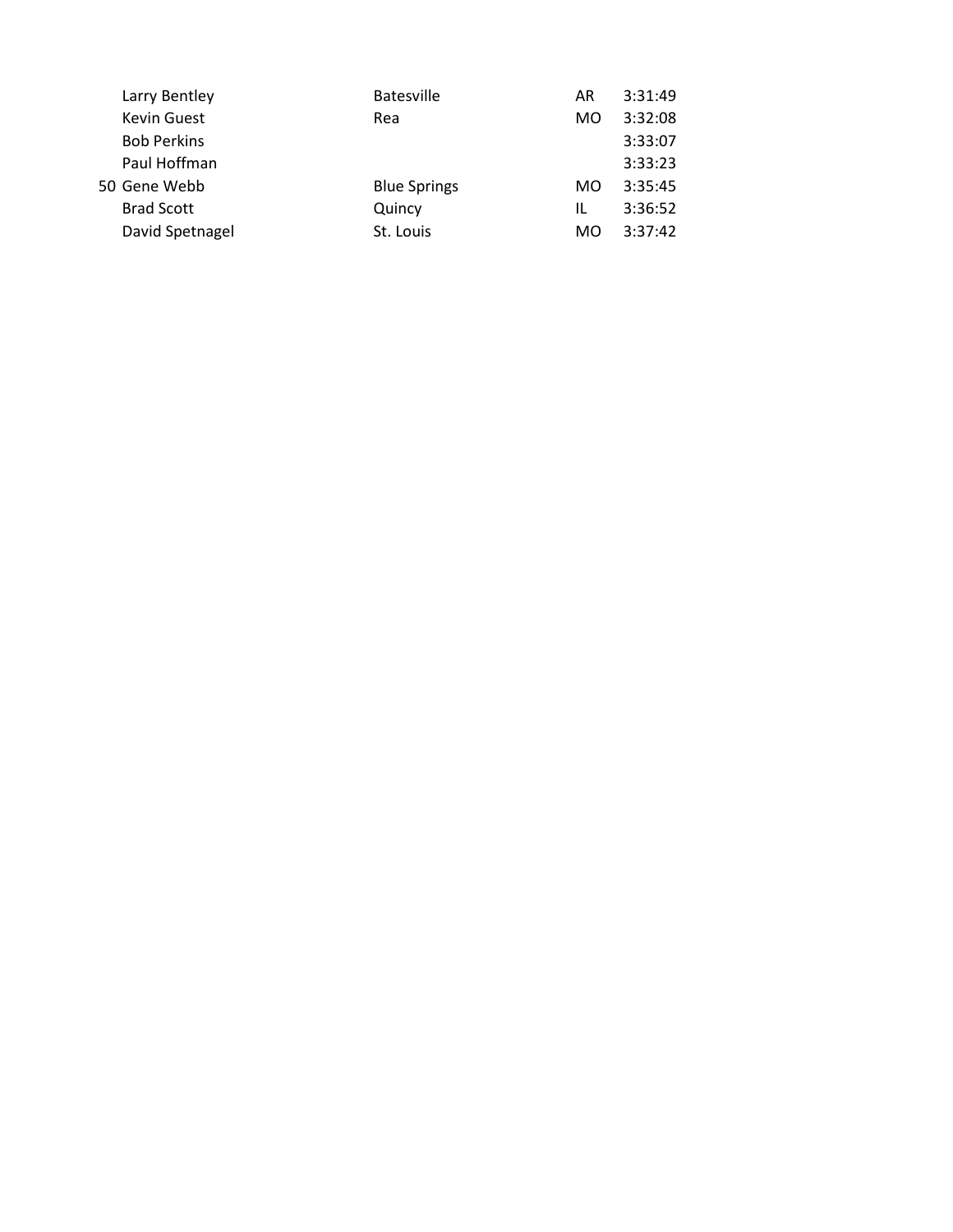| | | | | |
|---|---|---|---|---|
| | Larry Bentley | Batesville | AR | 3:31:49 |
| | Kevin Guest | Rea | MO | 3:32:08 |
| | Bob Perkins | | | 3:33:07 |
| | Paul Hoffman | | | 3:33:23 |
| 50 | Gene Webb | Blue Springs | MO | 3:35:45 |
| | Brad Scott | Quincy | IL | 3:36:52 |
| | David Spetnagel | St. Louis | MO | 3:37:42 |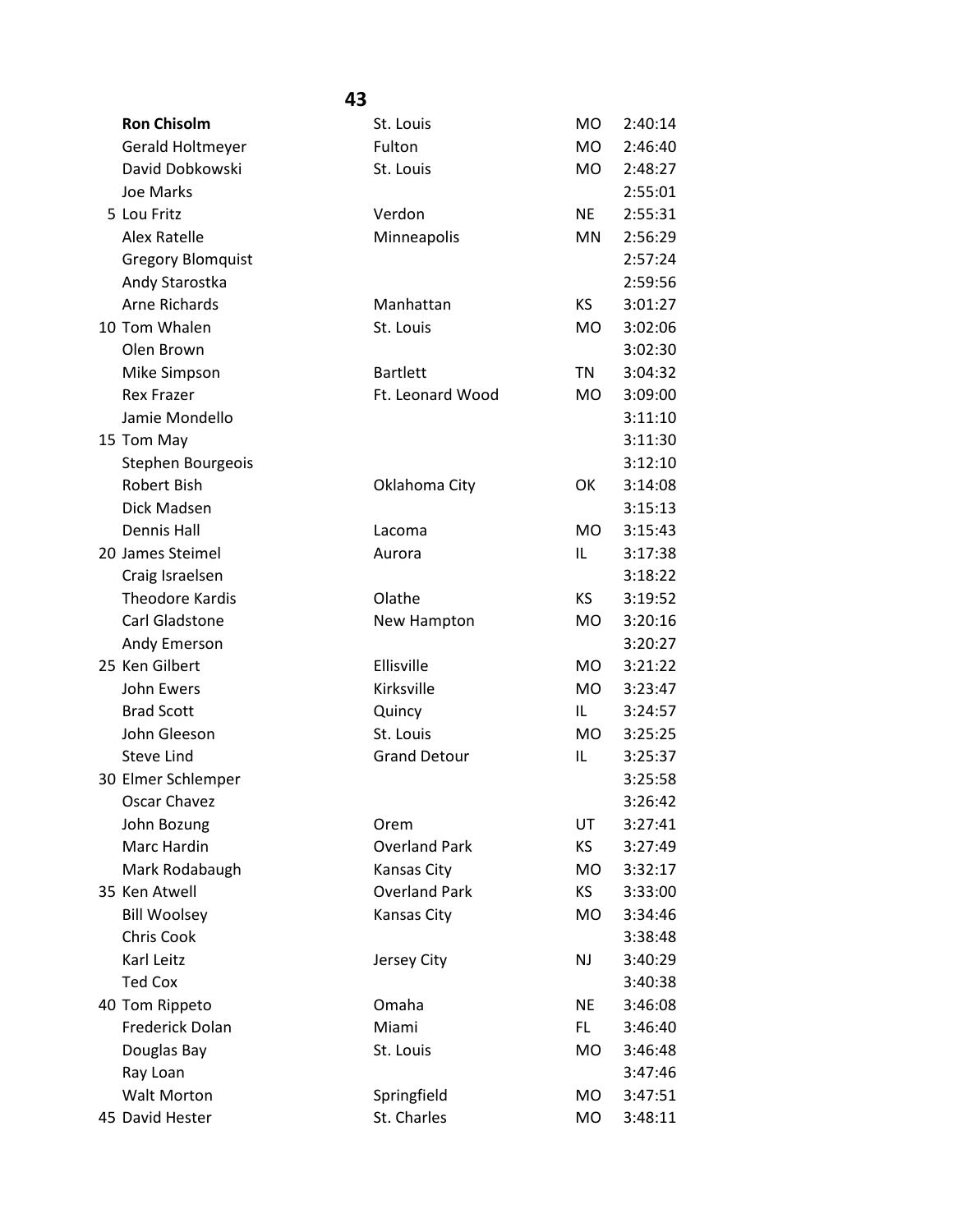## 43

| Place | Name | City | State | Time |
|---|---|---|---|---|
| | **Ron Chisolm** | St. Louis | MO | 2:40:14 |
| | Gerald Holtmeyer | Fulton | MO | 2:46:40 |
| | David Dobkowski | St. Louis | MO | 2:48:27 |
| | Joe Marks | | | 2:55:01 |
| 5 | Lou Fritz | Verdon | NE | 2:55:31 |
| | Alex Ratelle | Minneapolis | MN | 2:56:29 |
| | Gregory Blomquist | | | 2:57:24 |
| | Andy Starostka | | | 2:59:56 |
| | Arne Richards | Manhattan | KS | 3:01:27 |
| 10 | Tom Whalen | St. Louis | MO | 3:02:06 |
| | Olen Brown | | | 3:02:30 |
| | Mike Simpson | Bartlett | TN | 3:04:32 |
| | Rex Frazer | Ft. Leonard Wood | MO | 3:09:00 |
| | Jamie Mondello | | | 3:11:10 |
| 15 | Tom May | | | 3:11:30 |
| | Stephen Bourgeois | | | 3:12:10 |
| | Robert Bish | Oklahoma City | OK | 3:14:08 |
| | Dick Madsen | | | 3:15:13 |
| | Dennis Hall | Lacoma | MO | 3:15:43 |
| 20 | James Steimel | Aurora | IL | 3:17:38 |
| | Craig Israelsen | | | 3:18:22 |
| | Theodore Kardis | Olathe | KS | 3:19:52 |
| | Carl Gladstone | New Hampton | MO | 3:20:16 |
| | Andy Emerson | | | 3:20:27 |
| 25 | Ken Gilbert | Ellisville | MO | 3:21:22 |
| | John Ewers | Kirksville | MO | 3:23:47 |
| | Brad Scott | Quincy | IL | 3:24:57 |
| | John Gleeson | St. Louis | MO | 3:25:25 |
| | Steve Lind | Grand Detour | IL | 3:25:37 |
| 30 | Elmer Schlemper | | | 3:25:58 |
| | Oscar Chavez | | | 3:26:42 |
| | John Bozung | Orem | UT | 3:27:41 |
| | Marc Hardin | Overland Park | KS | 3:27:49 |
| | Mark Rodabaugh | Kansas City | MO | 3:32:17 |
| 35 | Ken Atwell | Overland Park | KS | 3:33:00 |
| | Bill Woolsey | Kansas City | MO | 3:34:46 |
| | Chris Cook | | | 3:38:48 |
| | Karl Leitz | Jersey City | NJ | 3:40:29 |
| | Ted Cox | | | 3:40:38 |
| 40 | Tom Rippeto | Omaha | NE | 3:46:08 |
| | Frederick Dolan | Miami | FL | 3:46:40 |
| | Douglas Bay | St. Louis | MO | 3:46:48 |
| | Ray Loan | | | 3:47:46 |
| | Walt Morton | Springfield | MO | 3:47:51 |
| 45 | David Hester | St. Charles | MO | 3:48:11 |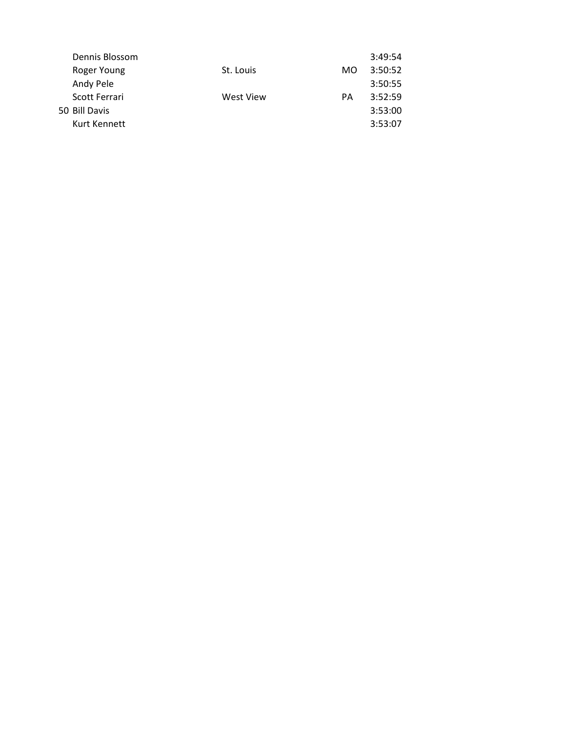| | | | | |
|---|---|---|---|---|
| | Dennis Blossom | | | 3:49:54 |
| | Roger Young | St. Louis | MO | 3:50:52 |
| | Andy Pele | | | 3:50:55 |
| | Scott Ferrari | West View | PA | 3:52:59 |
| 50 | Bill Davis | | | 3:53:00 |
| | Kurt Kennett | | | 3:53:07 |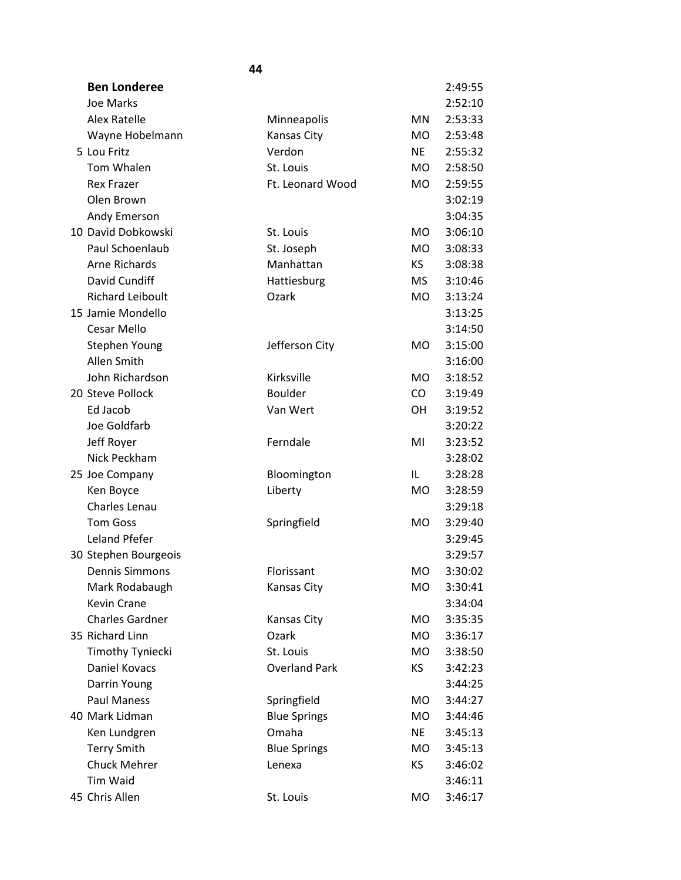**44**

| | Name | City | State | Time |
|---|---|---|---|---|
| | **Ben Londeree** | | | 2:49:55 |
| | Joe Marks | | | 2:52:10 |
| | Alex Ratelle | Minneapolis | MN | 2:53:33 |
| | Wayne Hobelmann | Kansas City | MO | 2:53:48 |
| 5 | Lou Fritz | Verdon | NE | 2:55:32 |
| | Tom Whalen | St. Louis | MO | 2:58:50 |
| | Rex Frazer | Ft. Leonard Wood | MO | 2:59:55 |
| | Olen Brown | | | 3:02:19 |
| | Andy Emerson | | | 3:04:35 |
| 10 | David Dobkowski | St. Louis | MO | 3:06:10 |
| | Paul Schoenlaub | St. Joseph | MO | 3:08:33 |
| | Arne Richards | Manhattan | KS | 3:08:38 |
| | David Cundiff | Hattiesburg | MS | 3:10:46 |
| | Richard Leiboult | Ozark | MO | 3:13:24 |
| 15 | Jamie Mondello | | | 3:13:25 |
| | Cesar Mello | | | 3:14:50 |
| | Stephen Young | Jefferson City | MO | 3:15:00 |
| | Allen Smith | | | 3:16:00 |
| | John Richardson | Kirksville | MO | 3:18:52 |
| 20 | Steve Pollock | Boulder | CO | 3:19:49 |
| | Ed Jacob | Van Wert | OH | 3:19:52 |
| | Joe Goldfarb | | | 3:20:22 |
| | Jeff Royer | Ferndale | MI | 3:23:52 |
| | Nick Peckham | | | 3:28:02 |
| 25 | Joe Company | Bloomington | IL | 3:28:28 |
| | Ken Boyce | Liberty | MO | 3:28:59 |
| | Charles Lenau | | | 3:29:18 |
| | Tom Goss | Springfield | MO | 3:29:40 |
| | Leland Pfefer | | | 3:29:45 |
| 30 | Stephen Bourgeois | | | 3:29:57 |
| | Dennis Simmons | Florissant | MO | 3:30:02 |
| | Mark Rodabaugh | Kansas City | MO | 3:30:41 |
| | Kevin Crane | | | 3:34:04 |
| | Charles Gardner | Kansas City | MO | 3:35:35 |
| 35 | Richard Linn | Ozark | MO | 3:36:17 |
| | Timothy Tyniecki | St. Louis | MO | 3:38:50 |
| | Daniel Kovacs | Overland Park | KS | 3:42:23 |
| | Darrin Young | | | 3:44:25 |
| | Paul Maness | Springfield | MO | 3:44:27 |
| 40 | Mark Lidman | Blue Springs | MO | 3:44:46 |
| | Ken Lundgren | Omaha | NE | 3:45:13 |
| | Terry Smith | Blue Springs | MO | 3:45:13 |
| | Chuck Mehrer | Lenexa | KS | 3:46:02 |
| | Tim Waid | | | 3:46:11 |
| 45 | Chris Allen | St. Louis | MO | 3:46:17 |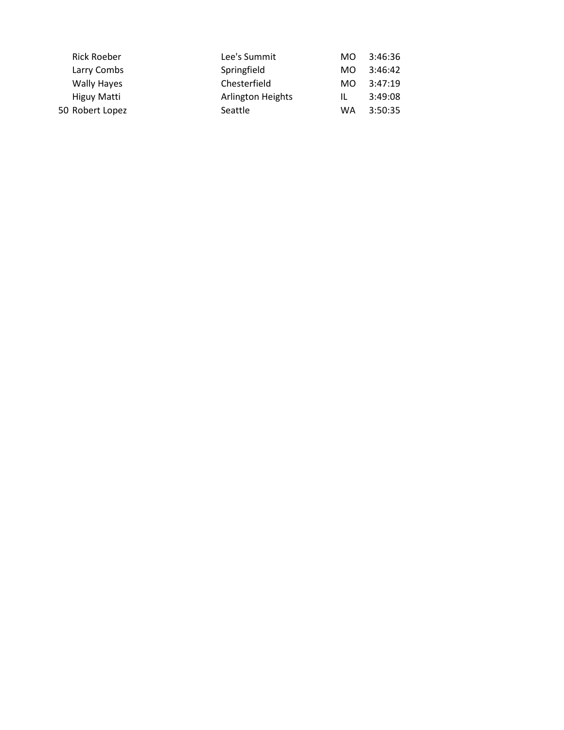| | | | | |
|---|---|---|---|---|
| | Rick Roeber | Lee's Summit | MO | 3:46:36 |
| | Larry Combs | Springfield | MO | 3:46:42 |
| | Wally Hayes | Chesterfield | MO | 3:47:19 |
| | Higuy Matti | Arlington Heights | IL | 3:49:08 |
| 50 | Robert Lopez | Seattle | WA | 3:50:35 |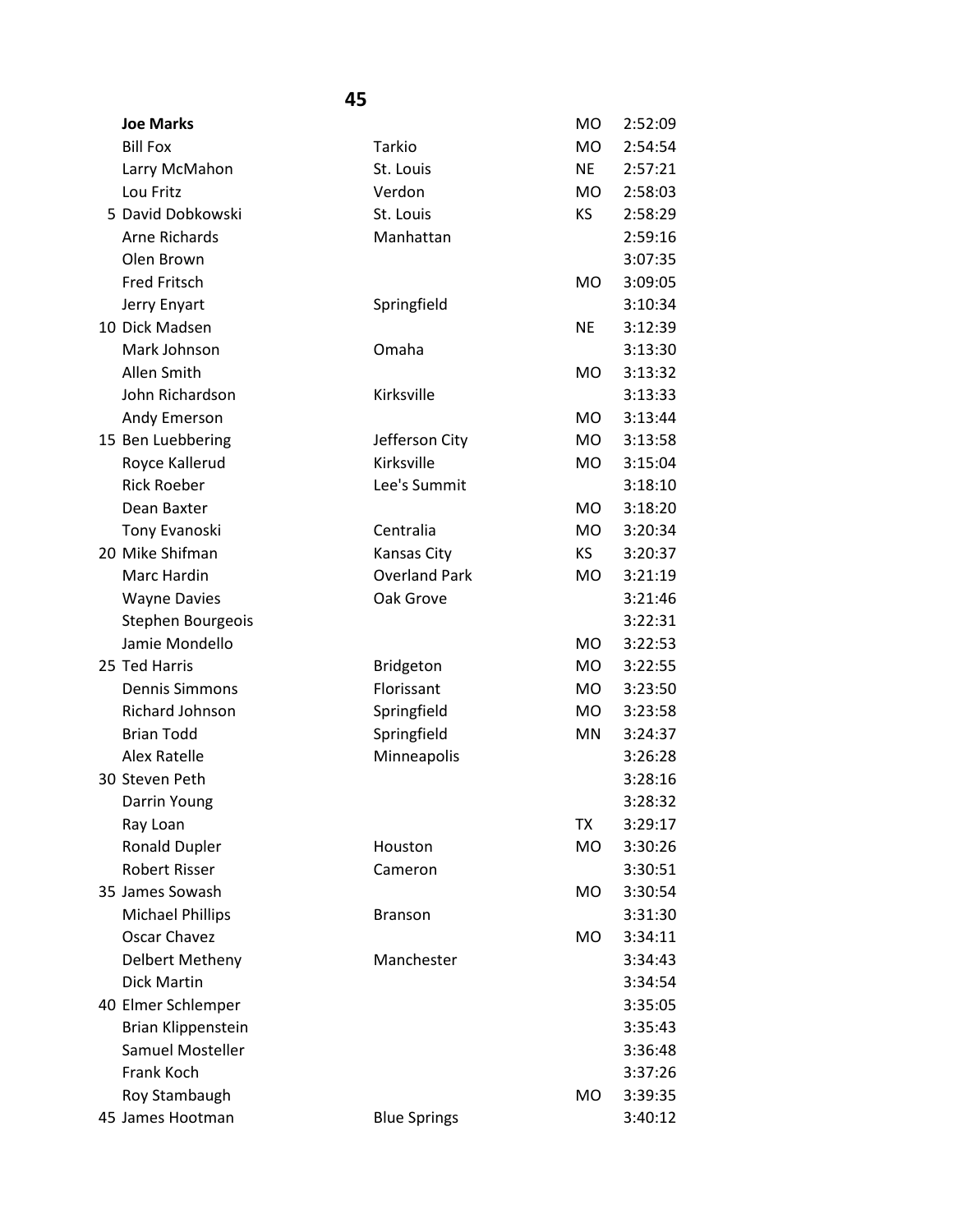## 45

| Place | Name | City | State | Time |
|---|---|---|---|---|
| | **Joe Marks** | | MO | 2:52:09 |
| | Bill Fox | Tarkio | MO | 2:54:54 |
| | Larry McMahon | St. Louis | NE | 2:57:21 |
| | Lou Fritz | Verdon | MO | 2:58:03 |
| 5 | David Dobkowski | St. Louis | KS | 2:58:29 |
| | Arne Richards | Manhattan | | 2:59:16 |
| | Olen Brown | | | 3:07:35 |
| | Fred Fritsch | | MO | 3:09:05 |
| | Jerry Enyart | Springfield | | 3:10:34 |
| 10 | Dick Madsen | | NE | 3:12:39 |
| | Mark Johnson | Omaha | | 3:13:30 |
| | Allen Smith | | MO | 3:13:32 |
| | John Richardson | Kirksville | | 3:13:33 |
| | Andy Emerson | | MO | 3:13:44 |
| 15 | Ben Luebbering | Jefferson City | MO | 3:13:58 |
| | Royce Kallerud | Kirksville | MO | 3:15:04 |
| | Rick Roeber | Lee's Summit | | 3:18:10 |
| | Dean Baxter | | MO | 3:18:20 |
| | Tony Evanoski | Centralia | MO | 3:20:34 |
| 20 | Mike Shifman | Kansas City | KS | 3:20:37 |
| | Marc Hardin | Overland Park | MO | 3:21:19 |
| | Wayne Davies | Oak Grove | | 3:21:46 |
| | Stephen Bourgeois | | | 3:22:31 |
| | Jamie Mondello | | MO | 3:22:53 |
| 25 | Ted Harris | Bridgeton | MO | 3:22:55 |
| | Dennis Simmons | Florissant | MO | 3:23:50 |
| | Richard Johnson | Springfield | MO | 3:23:58 |
| | Brian Todd | Springfield | MN | 3:24:37 |
| | Alex Ratelle | Minneapolis | | 3:26:28 |
| 30 | Steven Peth | | | 3:28:16 |
| | Darrin Young | | | 3:28:32 |
| | Ray Loan | | TX | 3:29:17 |
| | Ronald Dupler | Houston | MO | 3:30:26 |
| | Robert Risser | Cameron | | 3:30:51 |
| 35 | James Sowash | | MO | 3:30:54 |
| | Michael Phillips | Branson | | 3:31:30 |
| | Oscar Chavez | | MO | 3:34:11 |
| | Delbert Metheny | Manchester | | 3:34:43 |
| | Dick Martin | | | 3:34:54 |
| 40 | Elmer Schlemper | | | 3:35:05 |
| | Brian Klippenstein | | | 3:35:43 |
| | Samuel Mosteller | | | 3:36:48 |
| | Frank Koch | | | 3:37:26 |
| | Roy Stambaugh | | MO | 3:39:35 |
| 45 | James Hootman | Blue Springs | | 3:40:12 |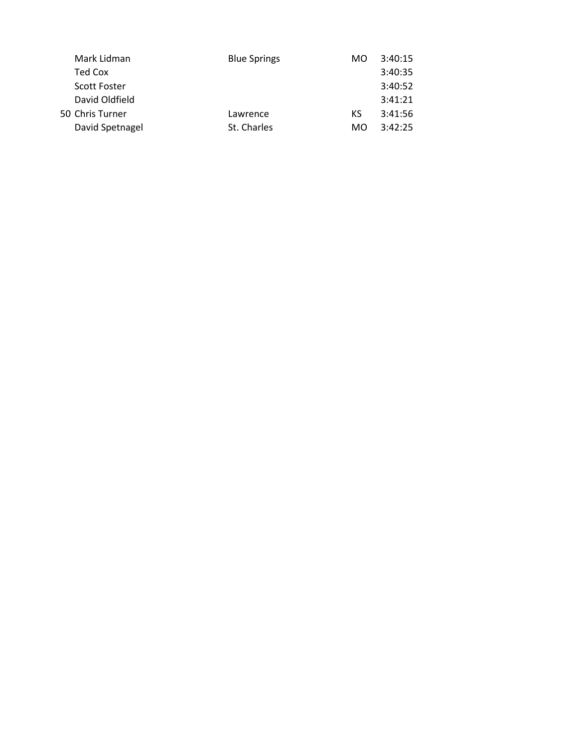| | | | | |
|---|---|---|---|---|
| | Mark Lidman | Blue Springs | MO | 3:40:15 |
| | Ted Cox | | | 3:40:35 |
| | Scott Foster | | | 3:40:52 |
| | David Oldfield | | | 3:41:21 |
| 50 | Chris Turner | Lawrence | KS | 3:41:56 |
| | David Spetnagel | St. Charles | MO | 3:42:25 |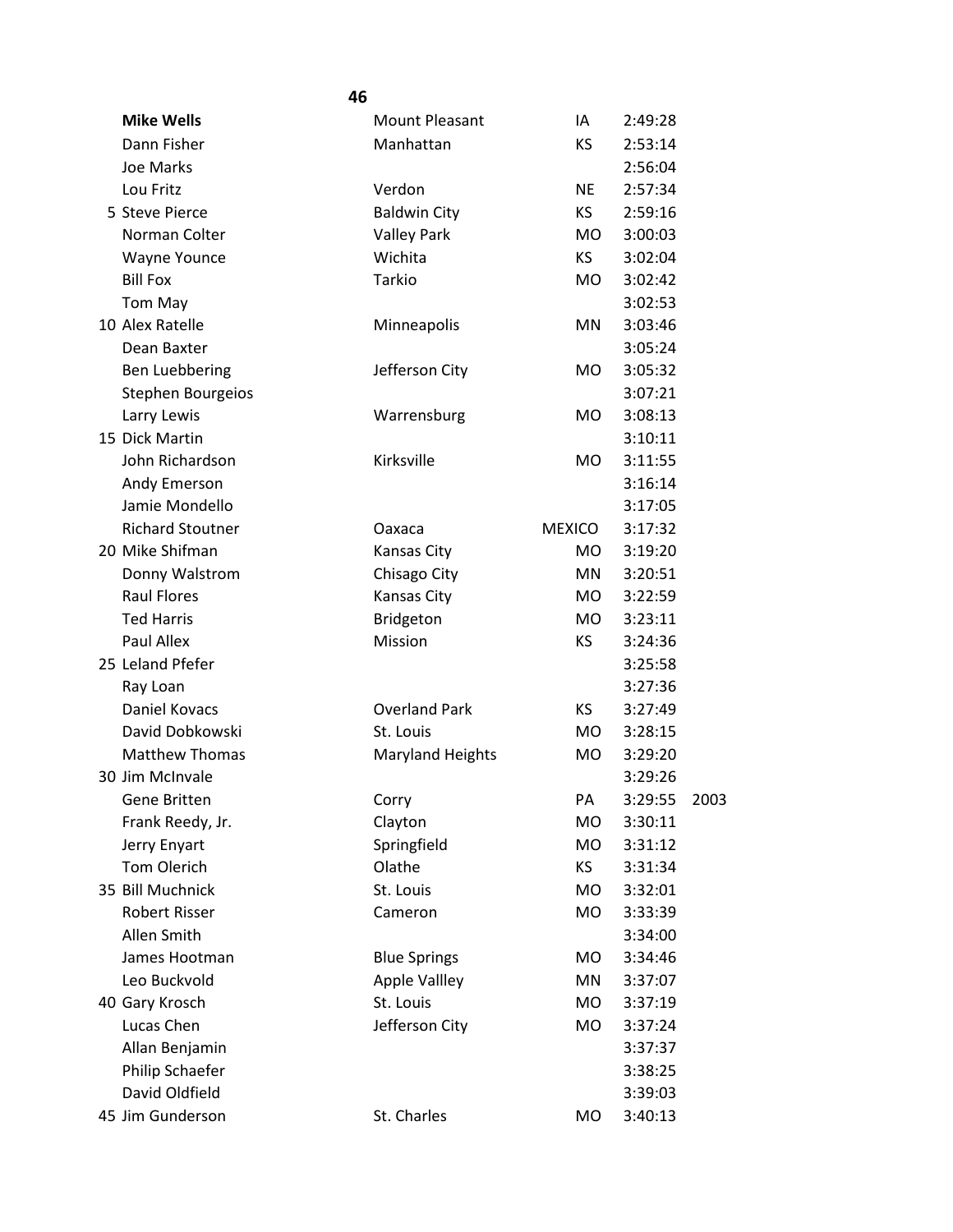**46**

| | Name | City | State | Time | |
|---|---|---|---|---|---|
| | **Mike Wells** | Mount Pleasant | IA | 2:49:28 | |
| | Dann Fisher | Manhattan | KS | 2:53:14 | |
| | Joe Marks | | | 2:56:04 | |
| | Lou Fritz | Verdon | NE | 2:57:34 | |
| 5 | Steve Pierce | Baldwin City | KS | 2:59:16 | |
| | Norman Colter | Valley Park | MO | 3:00:03 | |
| | Wayne Younce | Wichita | KS | 3:02:04 | |
| | Bill Fox | Tarkio | MO | 3:02:42 | |
| | Tom May | | | 3:02:53 | |
| 10 | Alex Ratelle | Minneapolis | MN | 3:03:46 | |
| | Dean Baxter | | | 3:05:24 | |
| | Ben Luebbering | Jefferson City | MO | 3:05:32 | |
| | Stephen Bourgeios | | | 3:07:21 | |
| | Larry Lewis | Warrensburg | MO | 3:08:13 | |
| 15 | Dick Martin | | | 3:10:11 | |
| | John Richardson | Kirksville | MO | 3:11:55 | |
| | Andy Emerson | | | 3:16:14 | |
| | Jamie Mondello | | | 3:17:05 | |
| | Richard Stoutner | Oaxaca | MEXICO | 3:17:32 | |
| 20 | Mike Shifman | Kansas City | MO | 3:19:20 | |
| | Donny Walstrom | Chisago City | MN | 3:20:51 | |
| | Raul Flores | Kansas City | MO | 3:22:59 | |
| | Ted Harris | Bridgeton | MO | 3:23:11 | |
| | Paul Allex | Mission | KS | 3:24:36 | |
| 25 | Leland Pfefer | | | 3:25:58 | |
| | Ray Loan | | | 3:27:36 | |
| | Daniel Kovacs | Overland Park | KS | 3:27:49 | |
| | David Dobkowski | St. Louis | MO | 3:28:15 | |
| | Matthew Thomas | Maryland Heights | MO | 3:29:20 | |
| 30 | Jim McInvale | | | 3:29:26 | |
| | Gene Britten | Corry | PA | 3:29:55 | 2003 |
| | Frank Reedy, Jr. | Clayton | MO | 3:30:11 | |
| | Jerry Enyart | Springfield | MO | 3:31:12 | |
| | Tom Olerich | Olathe | KS | 3:31:34 | |
| 35 | Bill Muchnick | St. Louis | MO | 3:32:01 | |
| | Robert Risser | Cameron | MO | 3:33:39 | |
| | Allen Smith | | | 3:34:00 | |
| | James Hootman | Blue Springs | MO | 3:34:46 | |
| | Leo Buckvold | Apple Vallley | MN | 3:37:07 | |
| 40 | Gary Krosch | St. Louis | MO | 3:37:19 | |
| | Lucas Chen | Jefferson City | MO | 3:37:24 | |
| | Allan Benjamin | | | 3:37:37 | |
| | Philip Schaefer | | | 3:38:25 | |
| | David Oldfield | | | 3:39:03 | |
| 45 | Jim Gunderson | St. Charles | MO | 3:40:13 | |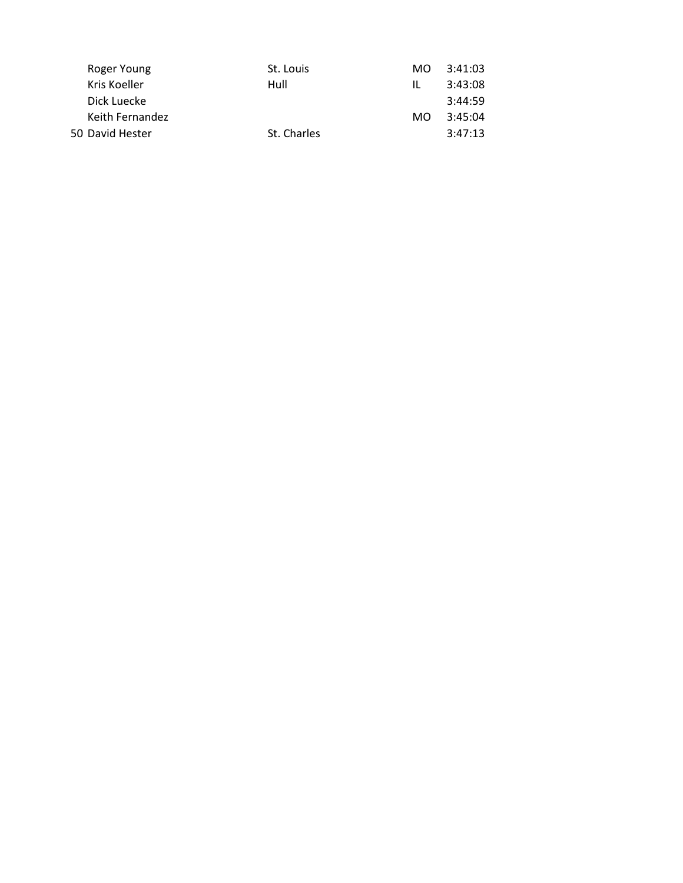| | | | | |
|---|---|---|---|---|
| | Roger Young | St. Louis | MO | 3:41:03 |
| | Kris Koeller | Hull | IL | 3:43:08 |
| | Dick Luecke | | | 3:44:59 |
| | Keith Fernandez | | MO | 3:45:04 |
| 50 | David Hester | St. Charles | | 3:47:13 |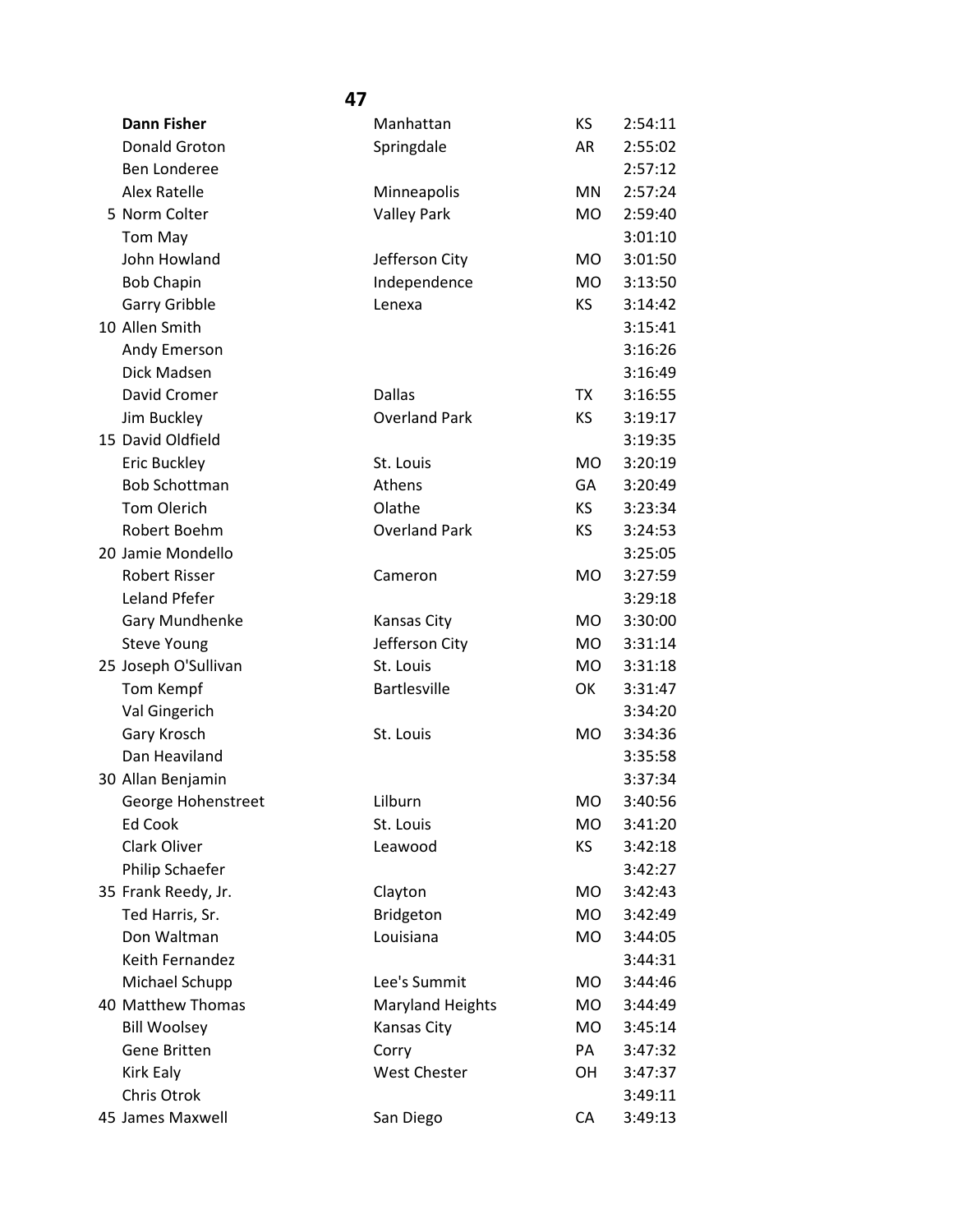## 47

| | Name | City | State | Time |
|---|---|---|---|---|
| | **Dann Fisher** | Manhattan | KS | 2:54:11 |
| | Donald Groton | Springdale | AR | 2:55:02 |
| | Ben Londeree | | | 2:57:12 |
| | Alex Ratelle | Minneapolis | MN | 2:57:24 |
| 5 | Norm Colter | Valley Park | MO | 2:59:40 |
| | Tom May | | | 3:01:10 |
| | John Howland | Jefferson City | MO | 3:01:50 |
| | Bob Chapin | Independence | MO | 3:13:50 |
| | Garry Gribble | Lenexa | KS | 3:14:42 |
| 10 | Allen Smith | | | 3:15:41 |
| | Andy Emerson | | | 3:16:26 |
| | Dick Madsen | | | 3:16:49 |
| | David Cromer | Dallas | TX | 3:16:55 |
| | Jim Buckley | Overland Park | KS | 3:19:17 |
| 15 | David Oldfield | | | 3:19:35 |
| | Eric Buckley | St. Louis | MO | 3:20:19 |
| | Bob Schottman | Athens | GA | 3:20:49 |
| | Tom Olerich | Olathe | KS | 3:23:34 |
| | Robert Boehm | Overland Park | KS | 3:24:53 |
| 20 | Jamie Mondello | | | 3:25:05 |
| | Robert Risser | Cameron | MO | 3:27:59 |
| | Leland Pfefer | | | 3:29:18 |
| | Gary Mundhenke | Kansas City | MO | 3:30:00 |
| | Steve Young | Jefferson City | MO | 3:31:14 |
| 25 | Joseph O'Sullivan | St. Louis | MO | 3:31:18 |
| | Tom Kempf | Bartlesville | OK | 3:31:47 |
| | Val Gingerich | | | 3:34:20 |
| | Gary Krosch | St. Louis | MO | 3:34:36 |
| | Dan Heaviland | | | 3:35:58 |
| 30 | Allan Benjamin | | | 3:37:34 |
| | George Hohenstreet | Lilburn | MO | 3:40:56 |
| | Ed Cook | St. Louis | MO | 3:41:20 |
| | Clark Oliver | Leawood | KS | 3:42:18 |
| | Philip Schaefer | | | 3:42:27 |
| 35 | Frank Reedy, Jr. | Clayton | MO | 3:42:43 |
| | Ted Harris, Sr. | Bridgeton | MO | 3:42:49 |
| | Don Waltman | Louisiana | MO | 3:44:05 |
| | Keith Fernandez | | | 3:44:31 |
| | Michael Schupp | Lee's Summit | MO | 3:44:46 |
| 40 | Matthew Thomas | Maryland Heights | MO | 3:44:49 |
| | Bill Woolsey | Kansas City | MO | 3:45:14 |
| | Gene Britten | Corry | PA | 3:47:32 |
| | Kirk Ealy | West Chester | OH | 3:47:37 |
| | Chris Otrok | | | 3:49:11 |
| 45 | James Maxwell | San Diego | CA | 3:49:13 |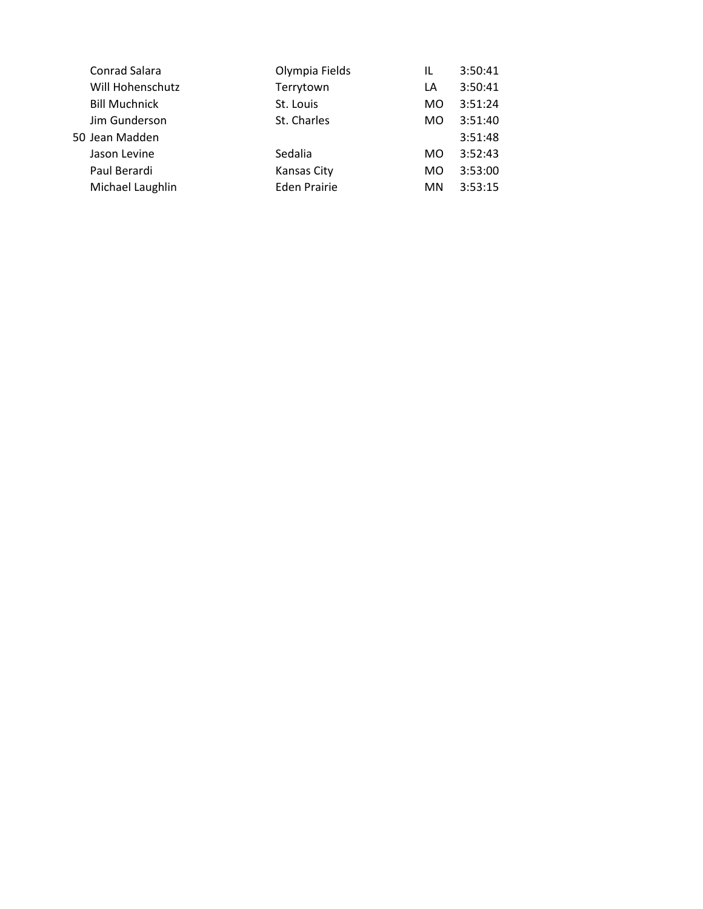| | | | | |
|---|---|---|---|---|
| | Conrad Salara | Olympia Fields | IL | 3:50:41 |
| | Will Hohenschutz | Terrytown | LA | 3:50:41 |
| | Bill Muchnick | St. Louis | MO | 3:51:24 |
| | Jim Gunderson | St. Charles | MO | 3:51:40 |
| 50 | Jean Madden | | | 3:51:48 |
| | Jason Levine | Sedalia | MO | 3:52:43 |
| | Paul Berardi | Kansas City | MO | 3:53:00 |
| | Michael Laughlin | Eden Prairie | MN | 3:53:15 |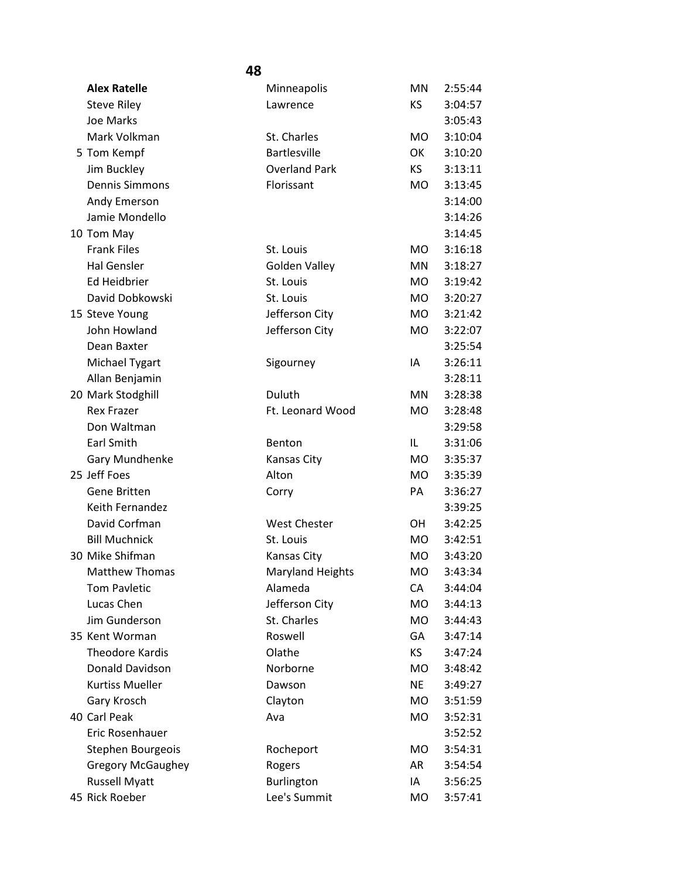# 48

| | Name | City | State | Time |
|---|---|---|---|---|
| | **Alex Ratelle** | Minneapolis | MN | 2:55:44 |
| | Steve Riley | Lawrence | KS | 3:04:57 |
| | Joe Marks | | | 3:05:43 |
| | Mark Volkman | St. Charles | MO | 3:10:04 |
| 5 | Tom Kempf | Bartlesville | OK | 3:10:20 |
| | Jim Buckley | Overland Park | KS | 3:13:11 |
| | Dennis Simmons | Florissant | MO | 3:13:45 |
| | Andy Emerson | | | 3:14:00 |
| | Jamie Mondello | | | 3:14:26 |
| 10 | Tom May | | | 3:14:45 |
| | Frank Files | St. Louis | MO | 3:16:18 |
| | Hal Gensler | Golden Valley | MN | 3:18:27 |
| | Ed Heidbrier | St. Louis | MO | 3:19:42 |
| | David Dobkowski | St. Louis | MO | 3:20:27 |
| 15 | Steve Young | Jefferson City | MO | 3:21:42 |
| | John Howland | Jefferson City | MO | 3:22:07 |
| | Dean Baxter | | | 3:25:54 |
| | Michael Tygart | Sigourney | IA | 3:26:11 |
| | Allan Benjamin | | | 3:28:11 |
| 20 | Mark Stodghill | Duluth | MN | 3:28:38 |
| | Rex Frazer | Ft. Leonard Wood | MO | 3:28:48 |
| | Don Waltman | | | 3:29:58 |
| | Earl Smith | Benton | IL | 3:31:06 |
| | Gary Mundhenke | Kansas City | MO | 3:35:37 |
| 25 | Jeff Foes | Alton | MO | 3:35:39 |
| | Gene Britten | Corry | PA | 3:36:27 |
| | Keith Fernandez | | | 3:39:25 |
| | David Corfman | West Chester | OH | 3:42:25 |
| | Bill Muchnick | St. Louis | MO | 3:42:51 |
| 30 | Mike Shifman | Kansas City | MO | 3:43:20 |
| | Matthew Thomas | Maryland Heights | MO | 3:43:34 |
| | Tom Pavletic | Alameda | CA | 3:44:04 |
| | Lucas Chen | Jefferson City | MO | 3:44:13 |
| | Jim Gunderson | St. Charles | MO | 3:44:43 |
| 35 | Kent Worman | Roswell | GA | 3:47:14 |
| | Theodore Kardis | Olathe | KS | 3:47:24 |
| | Donald Davidson | Norborne | MO | 3:48:42 |
| | Kurtiss Mueller | Dawson | NE | 3:49:27 |
| | Gary Krosch | Clayton | MO | 3:51:59 |
| 40 | Carl Peak | Ava | MO | 3:52:31 |
| | Eric Rosenhauer | | | 3:52:52 |
| | Stephen Bourgeois | Rocheport | MO | 3:54:31 |
| | Gregory McGaughey | Rogers | AR | 3:54:54 |
| | Russell Myatt | Burlington | IA | 3:56:25 |
| 45 | Rick Roeber | Lee's Summit | MO | 3:57:41 |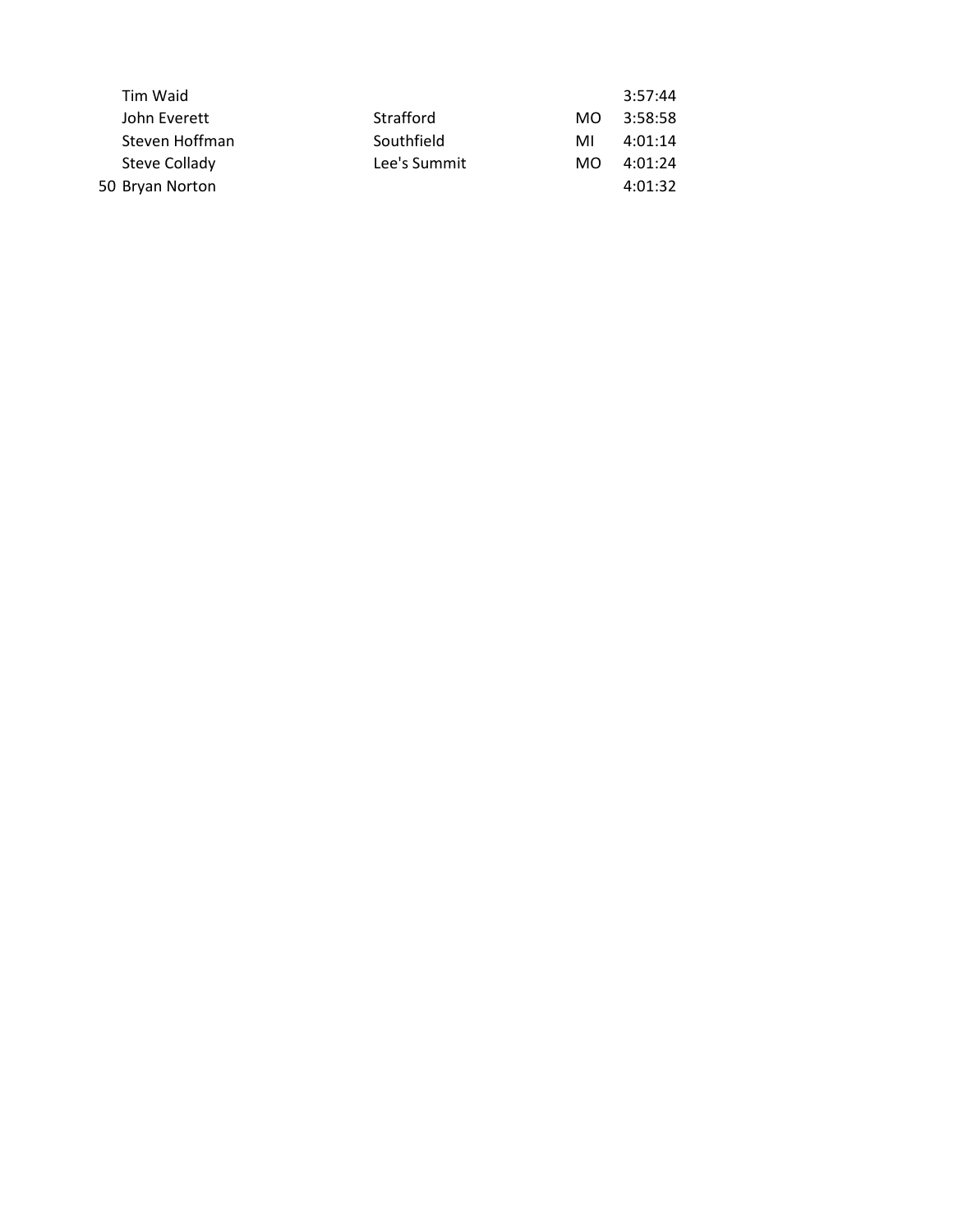| | | | | |
|---|---|---|---|---|
| | Tim Waid | | | 3:57:44 |
| | John Everett | Strafford | MO | 3:58:58 |
| | Steven Hoffman | Southfield | MI | 4:01:14 |
| | Steve Collady | Lee's Summit | MO | 4:01:24 |
| 50 | Bryan Norton | | | 4:01:32 |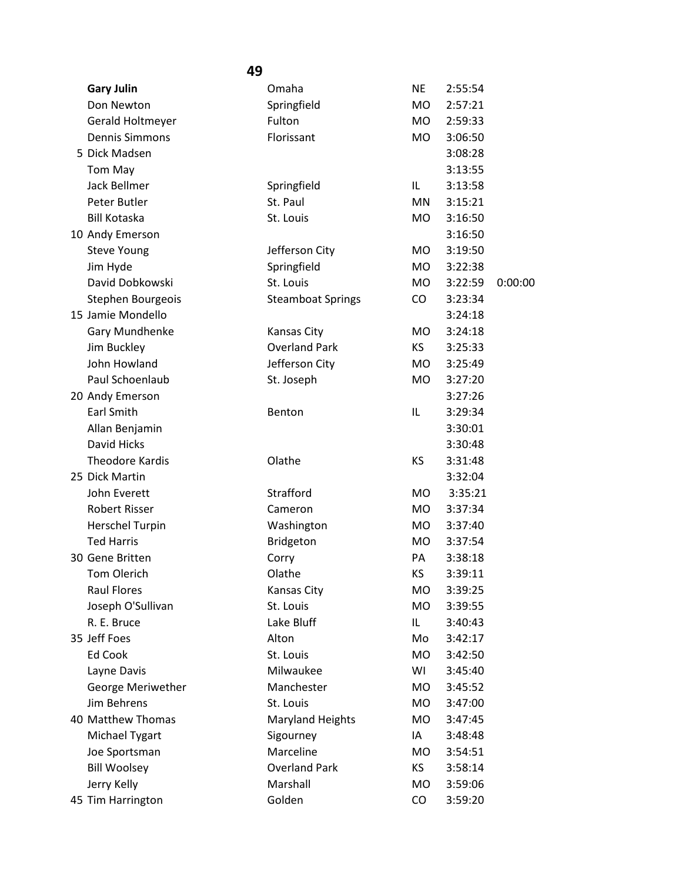## 49

| Place | Name | City | State | Time | |
|---|---|---|---|---|---|
| | **Gary Julin** | Omaha | NE | 2:55:54 | |
| | Don Newton | Springfield | MO | 2:57:21 | |
| | Gerald Holtmeyer | Fulton | MO | 2:59:33 | |
| | Dennis Simmons | Florissant | MO | 3:06:50 | |
| 5 | Dick Madsen | | | 3:08:28 | |
| | Tom May | | | 3:13:55 | |
| | Jack Bellmer | Springfield | IL | 3:13:58 | |
| | Peter Butler | St. Paul | MN | 3:15:21 | |
| | Bill Kotaska | St. Louis | MO | 3:16:50 | |
| 10 | Andy Emerson | | | 3:16:50 | |
| | Steve Young | Jefferson City | MO | 3:19:50 | |
| | Jim Hyde | Springfield | MO | 3:22:38 | |
| | David Dobkowski | St. Louis | MO | 3:22:59 | 0:00:00 |
| | Stephen Bourgeois | Steamboat Springs | CO | 3:23:34 | |
| 15 | Jamie Mondello | | | 3:24:18 | |
| | Gary Mundhenke | Kansas City | MO | 3:24:18 | |
| | Jim Buckley | Overland Park | KS | 3:25:33 | |
| | John Howland | Jefferson City | MO | 3:25:49 | |
| | Paul Schoenlaub | St. Joseph | MO | 3:27:20 | |
| 20 | Andy Emerson | | | 3:27:26 | |
| | Earl Smith | Benton | IL | 3:29:34 | |
| | Allan Benjamin | | | 3:30:01 | |
| | David Hicks | | | 3:30:48 | |
| | Theodore Kardis | Olathe | KS | 3:31:48 | |
| 25 | Dick Martin | | | 3:32:04 | |
| | John Everett | Strafford | MO | 3:35:21 | |
| | Robert Risser | Cameron | MO | 3:37:34 | |
| | Herschel Turpin | Washington | MO | 3:37:40 | |
| | Ted Harris | Bridgeton | MO | 3:37:54 | |
| 30 | Gene Britten | Corry | PA | 3:38:18 | |
| | Tom Olerich | Olathe | KS | 3:39:11 | |
| | Raul Flores | Kansas City | MO | 3:39:25 | |
| | Joseph O'Sullivan | St. Louis | MO | 3:39:55 | |
| | R. E. Bruce | Lake Bluff | IL | 3:40:43 | |
| 35 | Jeff Foes | Alton | Mo | 3:42:17 | |
| | Ed Cook | St. Louis | MO | 3:42:50 | |
| | Layne Davis | Milwaukee | WI | 3:45:40 | |
| | George Meriwether | Manchester | MO | 3:45:52 | |
| | Jim Behrens | St. Louis | MO | 3:47:00 | |
| 40 | Matthew Thomas | Maryland Heights | MO | 3:47:45 | |
| | Michael Tygart | Sigourney | IA | 3:48:48 | |
| | Joe Sportsman | Marceline | MO | 3:54:51 | |
| | Bill Woolsey | Overland Park | KS | 3:58:14 | |
| | Jerry Kelly | Marshall | MO | 3:59:06 | |
| 45 | Tim Harrington | Golden | CO | 3:59:20 | |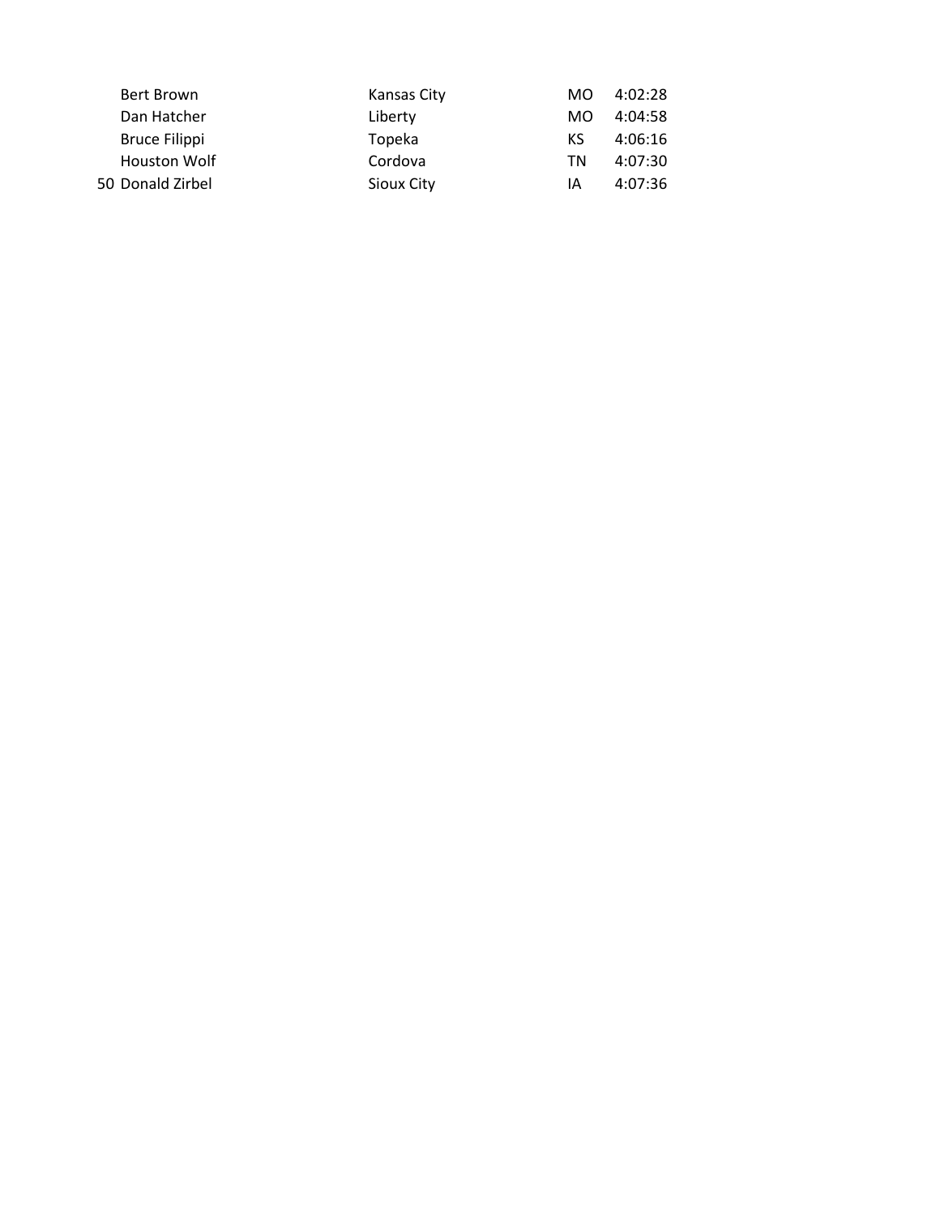| | | | | |
|---|---|---|---|---|
| | Bert Brown | Kansas City | MO | 4:02:28 |
| | Dan Hatcher | Liberty | MO | 4:04:58 |
| | Bruce Filippi | Topeka | KS | 4:06:16 |
| | Houston Wolf | Cordova | TN | 4:07:30 |
| 50 | Donald Zirbel | Sioux City | IA | 4:07:36 |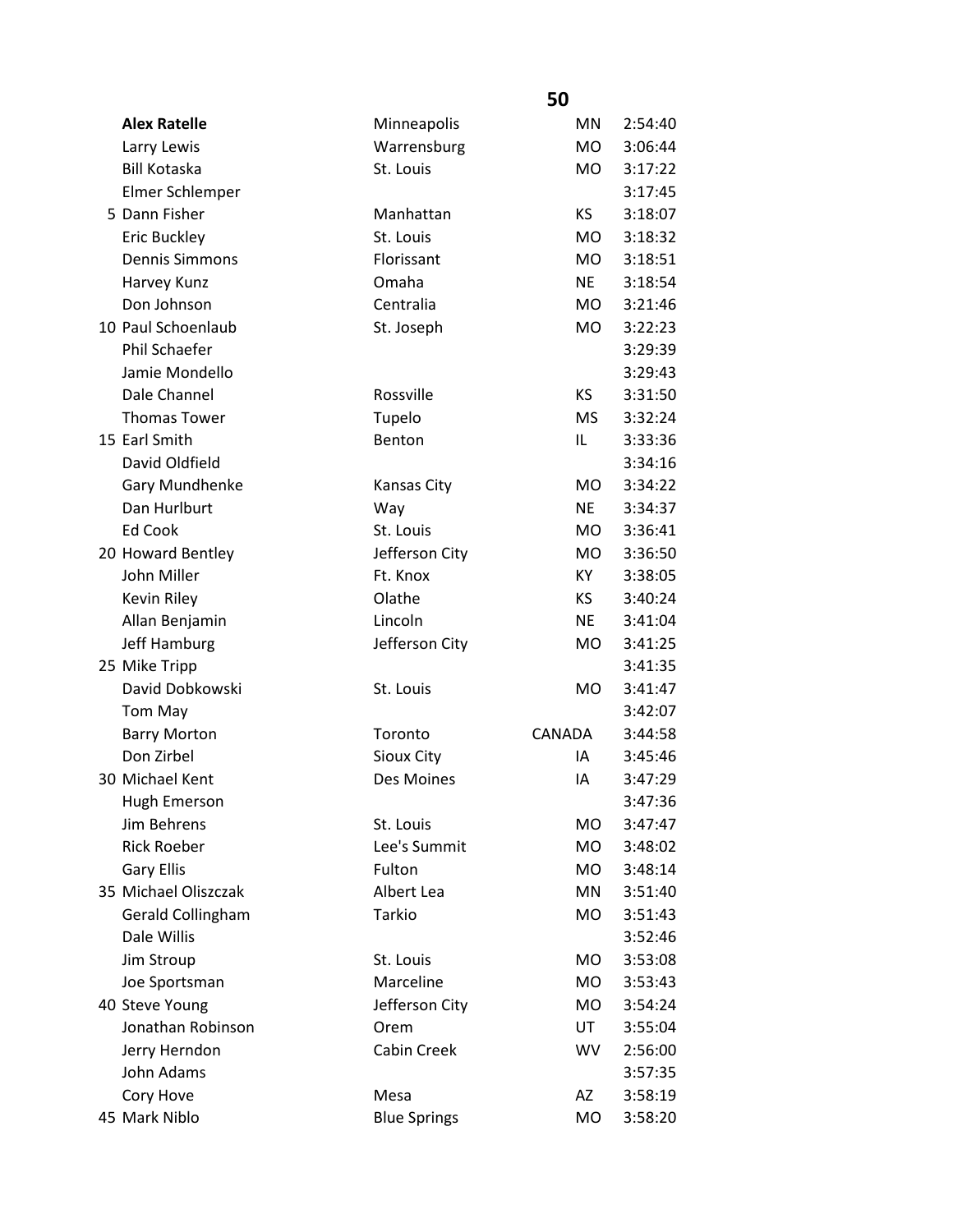## 50

| | Name | City | State | Time |
|---|---|---|---|---|
| | **Alex Ratelle** | Minneapolis | MN | 2:54:40 |
| | Larry Lewis | Warrensburg | MO | 3:06:44 |
| | Bill Kotaska | St. Louis | MO | 3:17:22 |
| | Elmer Schlemper | | | 3:17:45 |
| 5 | Dann Fisher | Manhattan | KS | 3:18:07 |
| | Eric Buckley | St. Louis | MO | 3:18:32 |
| | Dennis Simmons | Florissant | MO | 3:18:51 |
| | Harvey Kunz | Omaha | NE | 3:18:54 |
| | Don Johnson | Centralia | MO | 3:21:46 |
| 10 | Paul Schoenlaub | St. Joseph | MO | 3:22:23 |
| | Phil Schaefer | | | 3:29:39 |
| | Jamie Mondello | | | 3:29:43 |
| | Dale Channel | Rossville | KS | 3:31:50 |
| | Thomas Tower | Tupelo | MS | 3:32:24 |
| 15 | Earl Smith | Benton | IL | 3:33:36 |
| | David Oldfield | | | 3:34:16 |
| | Gary Mundhenke | Kansas City | MO | 3:34:22 |
| | Dan Hurlburt | Way | NE | 3:34:37 |
| | Ed Cook | St. Louis | MO | 3:36:41 |
| 20 | Howard Bentley | Jefferson City | MO | 3:36:50 |
| | John Miller | Ft. Knox | KY | 3:38:05 |
| | Kevin Riley | Olathe | KS | 3:40:24 |
| | Allan Benjamin | Lincoln | NE | 3:41:04 |
| | Jeff Hamburg | Jefferson City | MO | 3:41:25 |
| 25 | Mike Tripp | | | 3:41:35 |
| | David Dobkowski | St. Louis | MO | 3:41:47 |
| | Tom May | | | 3:42:07 |
| | Barry Morton | Toronto | CANADA | 3:44:58 |
| | Don Zirbel | Sioux City | IA | 3:45:46 |
| 30 | Michael Kent | Des Moines | IA | 3:47:29 |
| | Hugh Emerson | | | 3:47:36 |
| | Jim Behrens | St. Louis | MO | 3:47:47 |
| | Rick Roeber | Lee's Summit | MO | 3:48:02 |
| | Gary Ellis | Fulton | MO | 3:48:14 |
| 35 | Michael Oliszczak | Albert Lea | MN | 3:51:40 |
| | Gerald Collingham | Tarkio | MO | 3:51:43 |
| | Dale Willis | | | 3:52:46 |
| | Jim Stroup | St. Louis | MO | 3:53:08 |
| | Joe Sportsman | Marceline | MO | 3:53:43 |
| 40 | Steve Young | Jefferson City | MO | 3:54:24 |
| | Jonathan Robinson | Orem | UT | 3:55:04 |
| | Jerry Herndon | Cabin Creek | WV | 2:56:00 |
| | John Adams | | | 3:57:35 |
| | Cory Hove | Mesa | AZ | 3:58:19 |
| 45 | Mark Niblo | Blue Springs | MO | 3:58:20 |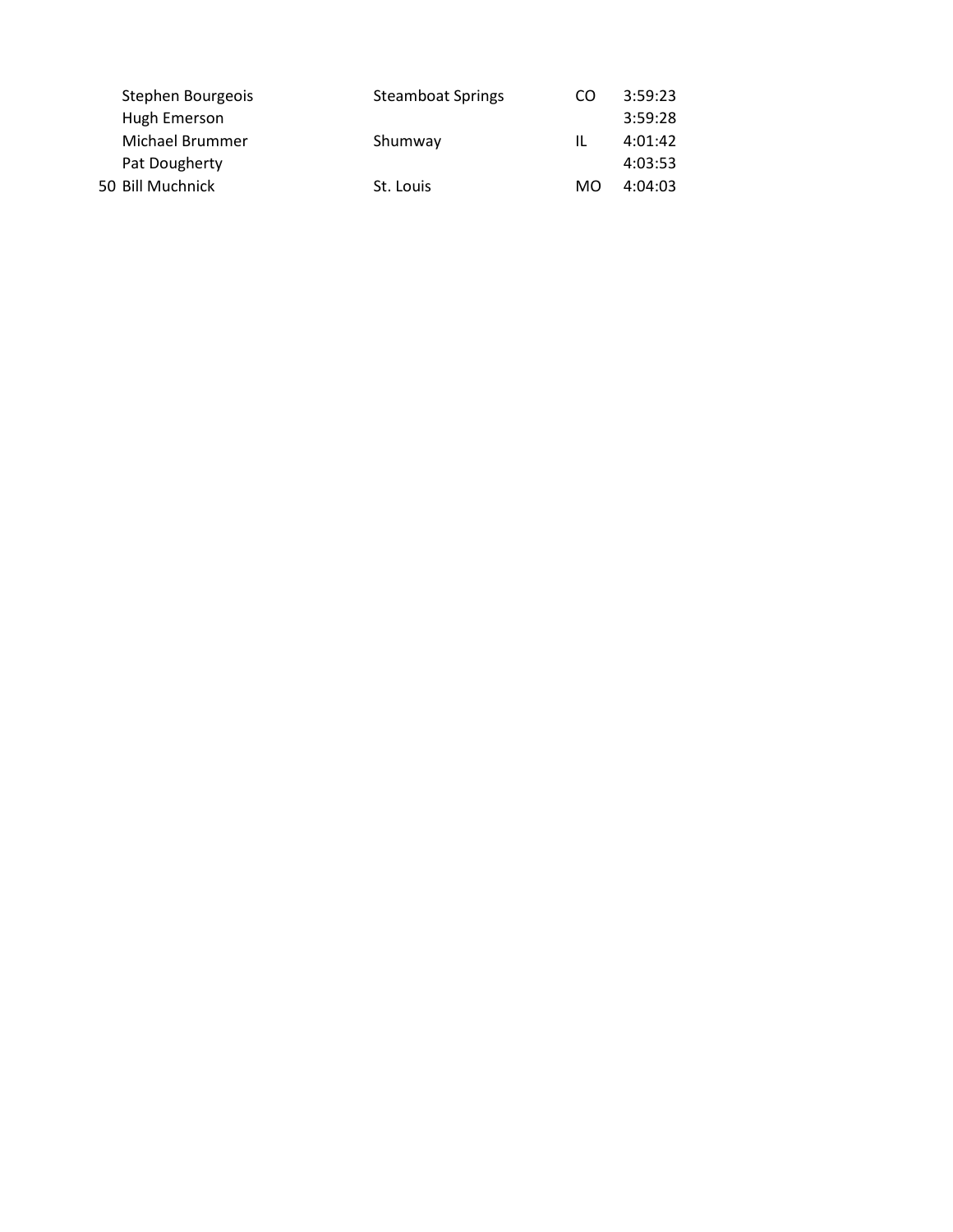| | | | | |
|---|---|---|---|---|
| | Stephen Bourgeois | Steamboat Springs | CO | 3:59:23 |
| | Hugh Emerson | | | 3:59:28 |
| | Michael Brummer | Shumway | IL | 4:01:42 |
| | Pat Dougherty | | | 4:03:53 |
| 50 | Bill Muchnick | St. Louis | MO | 4:04:03 |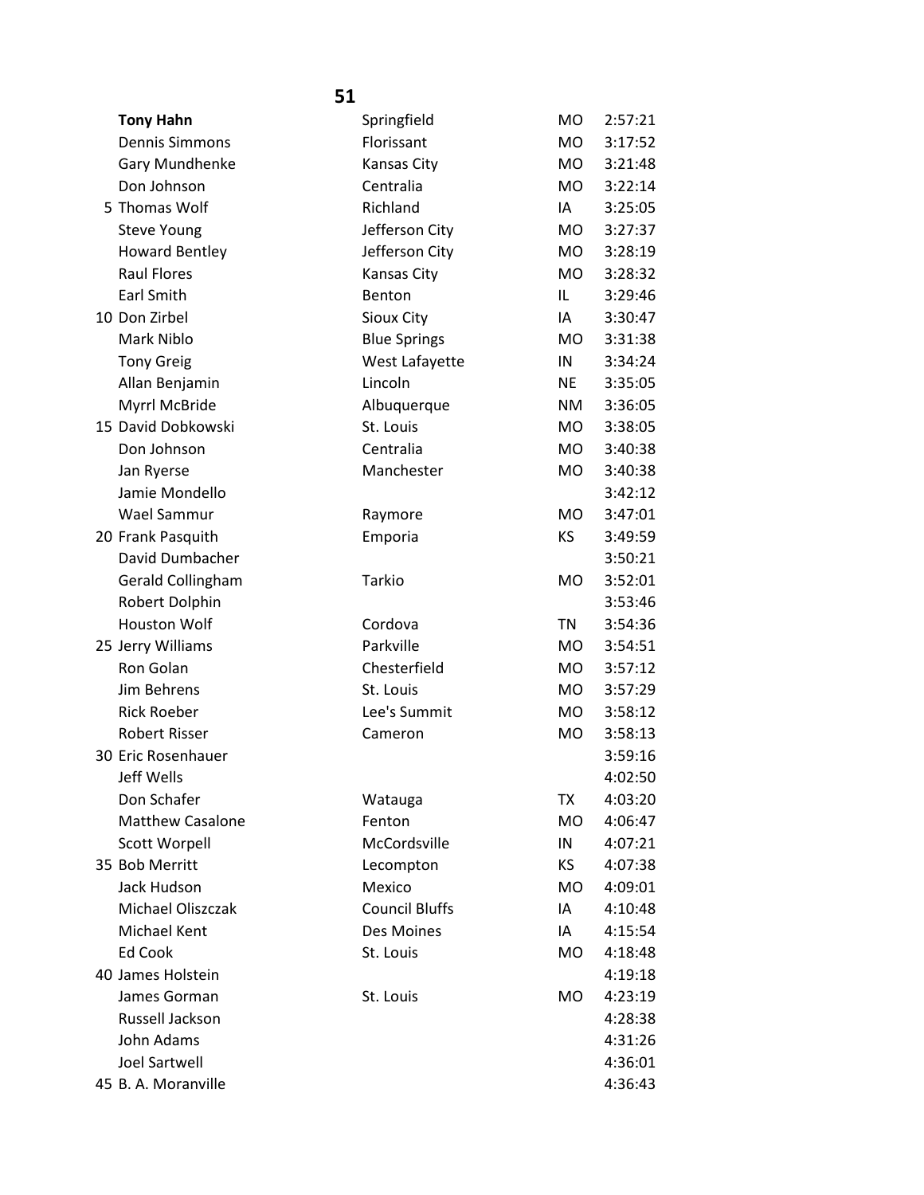**51**

| Place | Name | City | State | Time |
|---|---|---|---|---|
| | **Tony Hahn** | Springfield | MO | 2:57:21 |
| | Dennis Simmons | Florissant | MO | 3:17:52 |
| | Gary Mundhenke | Kansas City | MO | 3:21:48 |
| | Don Johnson | Centralia | MO | 3:22:14 |
| 5 | Thomas Wolf | Richland | IA | 3:25:05 |
| | Steve Young | Jefferson City | MO | 3:27:37 |
| | Howard Bentley | Jefferson City | MO | 3:28:19 |
| | Raul Flores | Kansas City | MO | 3:28:32 |
| | Earl Smith | Benton | IL | 3:29:46 |
| 10 | Don Zirbel | Sioux City | IA | 3:30:47 |
| | Mark Niblo | Blue Springs | MO | 3:31:38 |
| | Tony Greig | West Lafayette | IN | 3:34:24 |
| | Allan Benjamin | Lincoln | NE | 3:35:05 |
| | Myrrl McBride | Albuquerque | NM | 3:36:05 |
| 15 | David Dobkowski | St. Louis | MO | 3:38:05 |
| | Don Johnson | Centralia | MO | 3:40:38 |
| | Jan Ryerse | Manchester | MO | 3:40:38 |
| | Jamie Mondello | | | 3:42:12 |
| | Wael Sammur | Raymore | MO | 3:47:01 |
| 20 | Frank Pasquith | Emporia | KS | 3:49:59 |
| | David Dumbacher | | | 3:50:21 |
| | Gerald Collingham | Tarkio | MO | 3:52:01 |
| | Robert Dolphin | | | 3:53:46 |
| | Houston Wolf | Cordova | TN | 3:54:36 |
| 25 | Jerry Williams | Parkville | MO | 3:54:51 |
| | Ron Golan | Chesterfield | MO | 3:57:12 |
| | Jim Behrens | St. Louis | MO | 3:57:29 |
| | Rick Roeber | Lee's Summit | MO | 3:58:12 |
| | Robert Risser | Cameron | MO | 3:58:13 |
| 30 | Eric Rosenhauer | | | 3:59:16 |
| | Jeff Wells | | | 4:02:50 |
| | Don Schafer | Watauga | TX | 4:03:20 |
| | Matthew Casalone | Fenton | MO | 4:06:47 |
| | Scott Worpell | McCordsville | IN | 4:07:21 |
| 35 | Bob Merritt | Lecompton | KS | 4:07:38 |
| | Jack Hudson | Mexico | MO | 4:09:01 |
| | Michael Oliszczak | Council Bluffs | IA | 4:10:48 |
| | Michael Kent | Des Moines | IA | 4:15:54 |
| | Ed Cook | St. Louis | MO | 4:18:48 |
| 40 | James Holstein | | | 4:19:18 |
| | James Gorman | St. Louis | MO | 4:23:19 |
| | Russell Jackson | | | 4:28:38 |
| | John Adams | | | 4:31:26 |
| | Joel Sartwell | | | 4:36:01 |
| 45 | B. A. Moranville | | | 4:36:43 |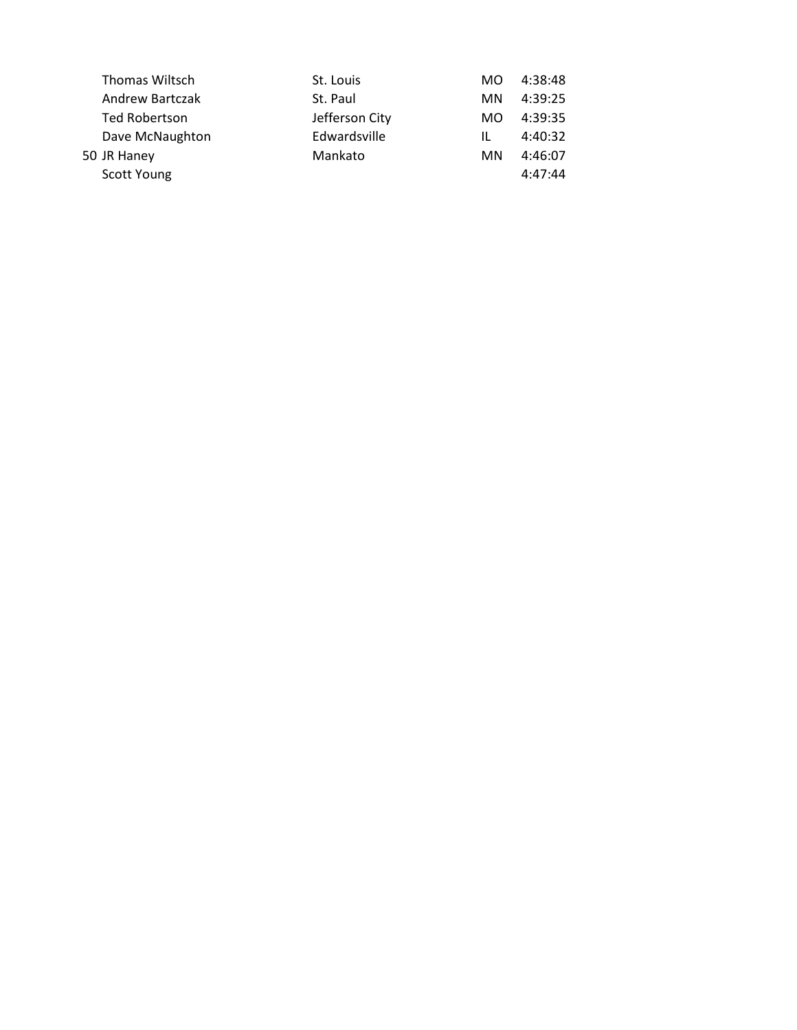| | | | | |
|---|---|---|---|---|
| | Thomas Wiltsch | St. Louis | MO | 4:38:48 |
| | Andrew Bartczak | St. Paul | MN | 4:39:25 |
| | Ted Robertson | Jefferson City | MO | 4:39:35 |
| | Dave McNaughton | Edwardsville | IL | 4:40:32 |
| 50 | JR Haney | Mankato | MN | 4:46:07 |
| | Scott Young | | | 4:47:44 |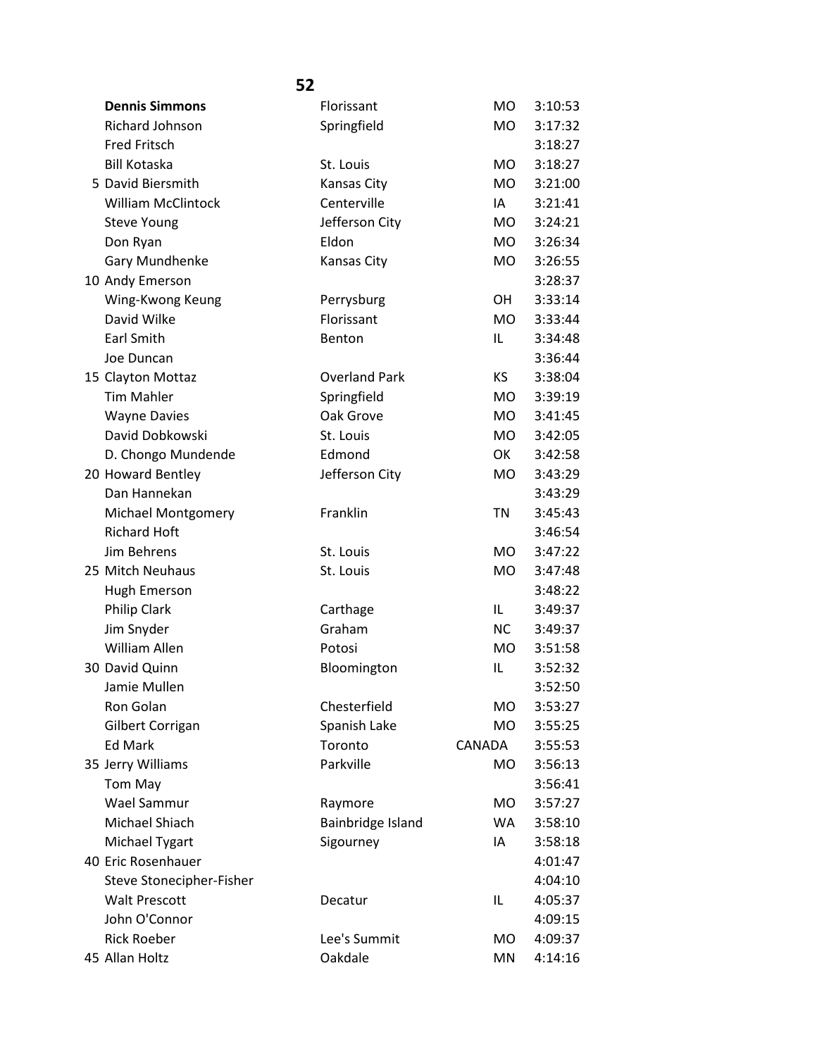## 52

| | Name | City | State | Time |
|---|---|---|---|---|
| | **Dennis Simmons** | Florissant | MO | 3:10:53 |
| | Richard Johnson | Springfield | MO | 3:17:32 |
| | Fred Fritsch | | | 3:18:27 |
| | Bill Kotaska | St. Louis | MO | 3:18:27 |
| 5 | David Biersmith | Kansas City | MO | 3:21:00 |
| | William McClintock | Centerville | IA | 3:21:41 |
| | Steve Young | Jefferson City | MO | 3:24:21 |
| | Don Ryan | Eldon | MO | 3:26:34 |
| | Gary Mundhenke | Kansas City | MO | 3:26:55 |
| 10 | Andy Emerson | | | 3:28:37 |
| | Wing-Kwong Keung | Perrysburg | OH | 3:33:14 |
| | David Wilke | Florissant | MO | 3:33:44 |
| | Earl Smith | Benton | IL | 3:34:48 |
| | Joe Duncan | | | 3:36:44 |
| 15 | Clayton Mottaz | Overland Park | KS | 3:38:04 |
| | Tim Mahler | Springfield | MO | 3:39:19 |
| | Wayne Davies | Oak Grove | MO | 3:41:45 |
| | David Dobkowski | St. Louis | MO | 3:42:05 |
| | D. Chongo Mundende | Edmond | OK | 3:42:58 |
| 20 | Howard Bentley | Jefferson City | MO | 3:43:29 |
| | Dan Hannekan | | | 3:43:29 |
| | Michael Montgomery | Franklin | TN | 3:45:43 |
| | Richard Hoft | | | 3:46:54 |
| | Jim Behrens | St. Louis | MO | 3:47:22 |
| 25 | Mitch Neuhaus | St. Louis | MO | 3:47:48 |
| | Hugh Emerson | | | 3:48:22 |
| | Philip Clark | Carthage | IL | 3:49:37 |
| | Jim Snyder | Graham | NC | 3:49:37 |
| | William Allen | Potosi | MO | 3:51:58 |
| 30 | David Quinn | Bloomington | IL | 3:52:32 |
| | Jamie Mullen | | | 3:52:50 |
| | Ron Golan | Chesterfield | MO | 3:53:27 |
| | Gilbert Corrigan | Spanish Lake | MO | 3:55:25 |
| | Ed Mark | Toronto | CANADA | 3:55:53 |
| 35 | Jerry Williams | Parkville | MO | 3:56:13 |
| | Tom May | | | 3:56:41 |
| | Wael Sammur | Raymore | MO | 3:57:27 |
| | Michael Shiach | Bainbridge Island | WA | 3:58:10 |
| | Michael Tygart | Sigourney | IA | 3:58:18 |
| 40 | Eric Rosenhauer | | | 4:01:47 |
| | Steve Stonecipher-Fisher | | | 4:04:10 |
| | Walt Prescott | Decatur | IL | 4:05:37 |
| | John O'Connor | | | 4:09:15 |
| | Rick Roeber | Lee's Summit | MO | 4:09:37 |
| 45 | Allan Holtz | Oakdale | MN | 4:14:16 |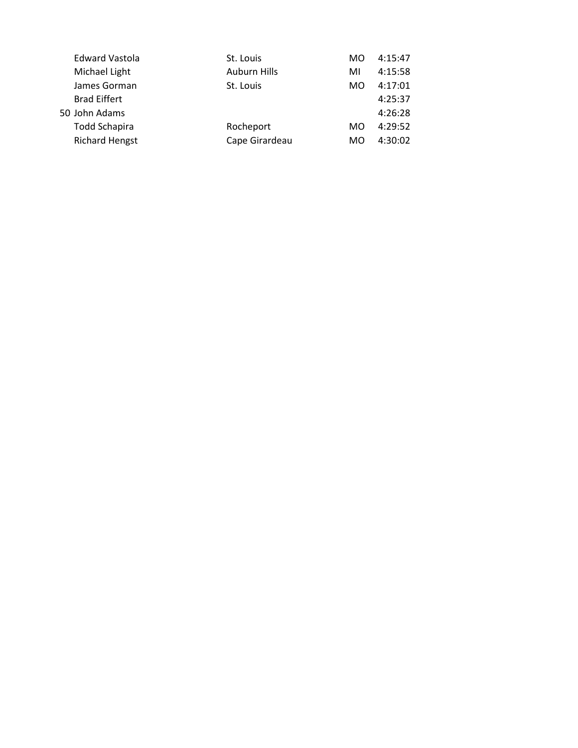| | | | | |
|---|---|---|---|---|
| | Edward Vastola | St. Louis | MO | 4:15:47 |
| | Michael Light | Auburn Hills | MI | 4:15:58 |
| | James Gorman | St. Louis | MO | 4:17:01 |
| | Brad Eiffert | | | 4:25:37 |
| 50 | John Adams | | | 4:26:28 |
| | Todd Schapira | Rocheport | MO | 4:29:52 |
| | Richard Hengst | Cape Girardeau | MO | 4:30:02 |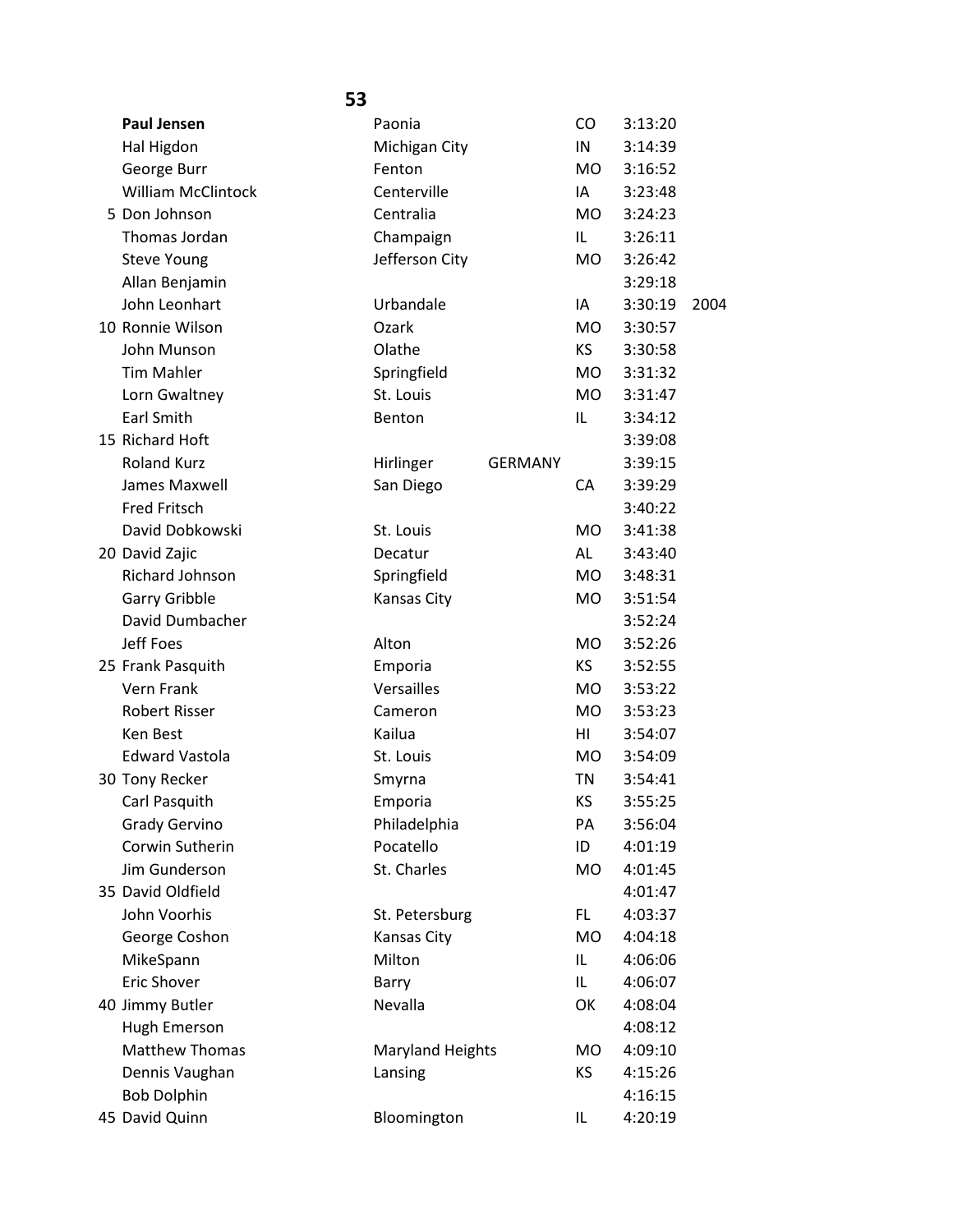## 53

| | Name | City | Country | State | Time | |
|---|---|---|---|---|---|---|
| | **Paul Jensen** | Paonia | | CO | 3:13:20 | |
| | Hal Higdon | Michigan City | | IN | 3:14:39 | |
| | George Burr | Fenton | | MO | 3:16:52 | |
| | William McClintock | Centerville | | IA | 3:23:48 | |
| 5 | Don Johnson | Centralia | | MO | 3:24:23 | |
| | Thomas Jordan | Champaign | | IL | 3:26:11 | |
| | Steve Young | Jefferson City | | MO | 3:26:42 | |
| | Allan Benjamin | | | | 3:29:18 | |
| | John Leonhart | Urbandale | | IA | 3:30:19 | 2004 |
| 10 | Ronnie Wilson | Ozark | | MO | 3:30:57 | |
| | John Munson | Olathe | | KS | 3:30:58 | |
| | Tim Mahler | Springfield | | MO | 3:31:32 | |
| | Lorn Gwaltney | St. Louis | | MO | 3:31:47 | |
| | Earl Smith | Benton | | IL | 3:34:12 | |
| 15 | Richard Hoft | | | | 3:39:08 | |
| | Roland Kurz | Hirlinger | GERMANY | | 3:39:15 | |
| | James Maxwell | San Diego | | CA | 3:39:29 | |
| | Fred Fritsch | | | | 3:40:22 | |
| | David Dobkowski | St. Louis | | MO | 3:41:38 | |
| 20 | David Zajic | Decatur | | AL | 3:43:40 | |
| | Richard Johnson | Springfield | | MO | 3:48:31 | |
| | Garry Gribble | Kansas City | | MO | 3:51:54 | |
| | David Dumbacher | | | | 3:52:24 | |
| | Jeff Foes | Alton | | MO | 3:52:26 | |
| 25 | Frank Pasquith | Emporia | | KS | 3:52:55 | |
| | Vern Frank | Versailles | | MO | 3:53:22 | |
| | Robert Risser | Cameron | | MO | 3:53:23 | |
| | Ken Best | Kailua | | HI | 3:54:07 | |
| | Edward Vastola | St. Louis | | MO | 3:54:09 | |
| 30 | Tony Recker | Smyrna | | TN | 3:54:41 | |
| | Carl Pasquith | Emporia | | KS | 3:55:25 | |
| | Grady Gervino | Philadelphia | | PA | 3:56:04 | |
| | Corwin Sutherin | Pocatello | | ID | 4:01:19 | |
| | Jim Gunderson | St. Charles | | MO | 4:01:45 | |
| 35 | David Oldfield | | | | 4:01:47 | |
| | John Voorhis | St. Petersburg | | FL | 4:03:37 | |
| | George Coshon | Kansas City | | MO | 4:04:18 | |
| | MikeSpann | Milton | | IL | 4:06:06 | |
| | Eric Shover | Barry | | IL | 4:06:07 | |
| 40 | Jimmy Butler | Nevalla | | OK | 4:08:04 | |
| | Hugh Emerson | | | | 4:08:12 | |
| | Matthew Thomas | Maryland Heights | | MO | 4:09:10 | |
| | Dennis Vaughan | Lansing | | KS | 4:15:26 | |
| | Bob Dolphin | | | | 4:16:15 | |
| 45 | David Quinn | Bloomington | | IL | 4:20:19 | |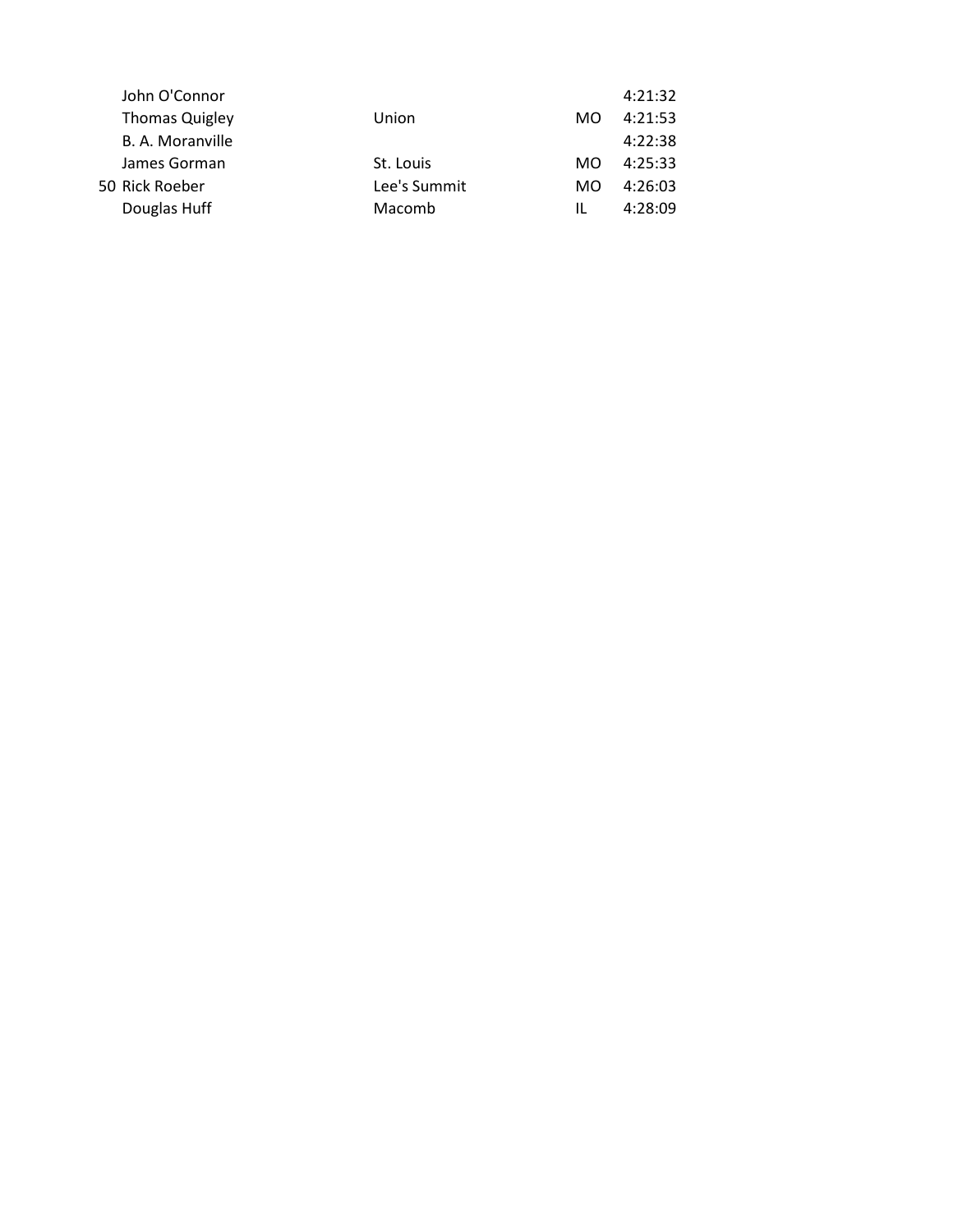| | Name | City | State | Time |
|---|---|---|---|---|
| | John O'Connor | | | 4:21:32 |
| | Thomas Quigley | Union | MO | 4:21:53 |
| | B. A. Moranville | | | 4:22:38 |
| | James Gorman | St. Louis | MO | 4:25:33 |
| 50 | Rick Roeber | Lee's Summit | MO | 4:26:03 |
| | Douglas Huff | Macomb | IL | 4:28:09 |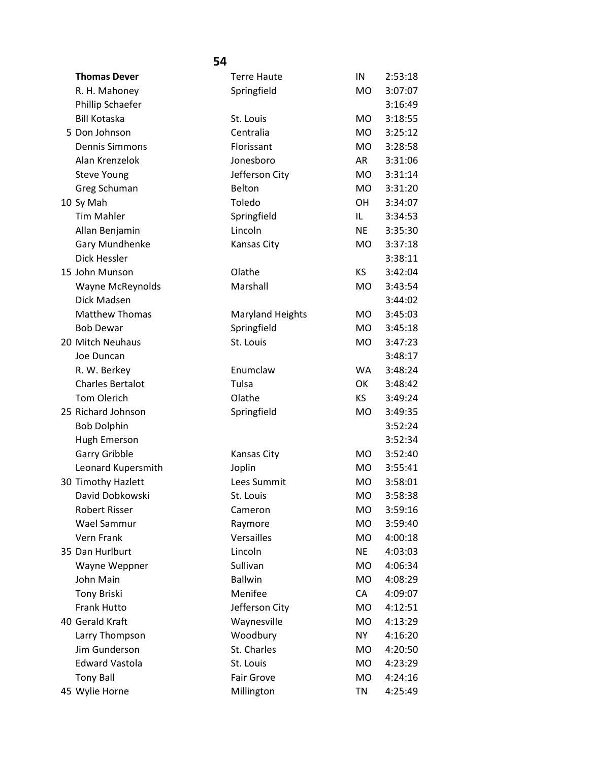**54**

| | Name | City | State | Time |
|---|---|---|---|---|
| | **Thomas Dever** | Terre Haute | IN | 2:53:18 |
| | R. H. Mahoney | Springfield | MO | 3:07:07 |
| | Phillip Schaefer | | | 3:16:49 |
| | Bill Kotaska | St. Louis | MO | 3:18:55 |
| 5 | Don Johnson | Centralia | MO | 3:25:12 |
| | Dennis Simmons | Florissant | MO | 3:28:58 |
| | Alan Krenzelok | Jonesboro | AR | 3:31:06 |
| | Steve Young | Jefferson City | MO | 3:31:14 |
| | Greg Schuman | Belton | MO | 3:31:20 |
| 10 | Sy Mah | Toledo | OH | 3:34:07 |
| | Tim Mahler | Springfield | IL | 3:34:53 |
| | Allan Benjamin | Lincoln | NE | 3:35:30 |
| | Gary Mundhenke | Kansas City | MO | 3:37:18 |
| | Dick Hessler | | | 3:38:11 |
| 15 | John Munson | Olathe | KS | 3:42:04 |
| | Wayne McReynolds | Marshall | MO | 3:43:54 |
| | Dick Madsen | | | 3:44:02 |
| | Matthew Thomas | Maryland Heights | MO | 3:45:03 |
| | Bob Dewar | Springfield | MO | 3:45:18 |
| 20 | Mitch Neuhaus | St. Louis | MO | 3:47:23 |
| | Joe Duncan | | | 3:48:17 |
| | R. W. Berkey | Enumclaw | WA | 3:48:24 |
| | Charles Bertalot | Tulsa | OK | 3:48:42 |
| | Tom Olerich | Olathe | KS | 3:49:24 |
| 25 | Richard Johnson | Springfield | MO | 3:49:35 |
| | Bob Dolphin | | | 3:52:24 |
| | Hugh Emerson | | | 3:52:34 |
| | Garry Gribble | Kansas City | MO | 3:52:40 |
| | Leonard Kupersmith | Joplin | MO | 3:55:41 |
| 30 | Timothy Hazlett | Lees Summit | MO | 3:58:01 |
| | David Dobkowski | St. Louis | MO | 3:58:38 |
| | Robert Risser | Cameron | MO | 3:59:16 |
| | Wael Sammur | Raymore | MO | 3:59:40 |
| | Vern Frank | Versailles | MO | 4:00:18 |
| 35 | Dan Hurlburt | Lincoln | NE | 4:03:03 |
| | Wayne Weppner | Sullivan | MO | 4:06:34 |
| | John Main | Ballwin | MO | 4:08:29 |
| | Tony Briski | Menifee | CA | 4:09:07 |
| | Frank Hutto | Jefferson City | MO | 4:12:51 |
| 40 | Gerald Kraft | Waynesville | MO | 4:13:29 |
| | Larry Thompson | Woodbury | NY | 4:16:20 |
| | Jim Gunderson | St. Charles | MO | 4:20:50 |
| | Edward Vastola | St. Louis | MO | 4:23:29 |
| | Tony Ball | Fair Grove | MO | 4:24:16 |
| 45 | Wylie Horne | Millington | TN | 4:25:49 |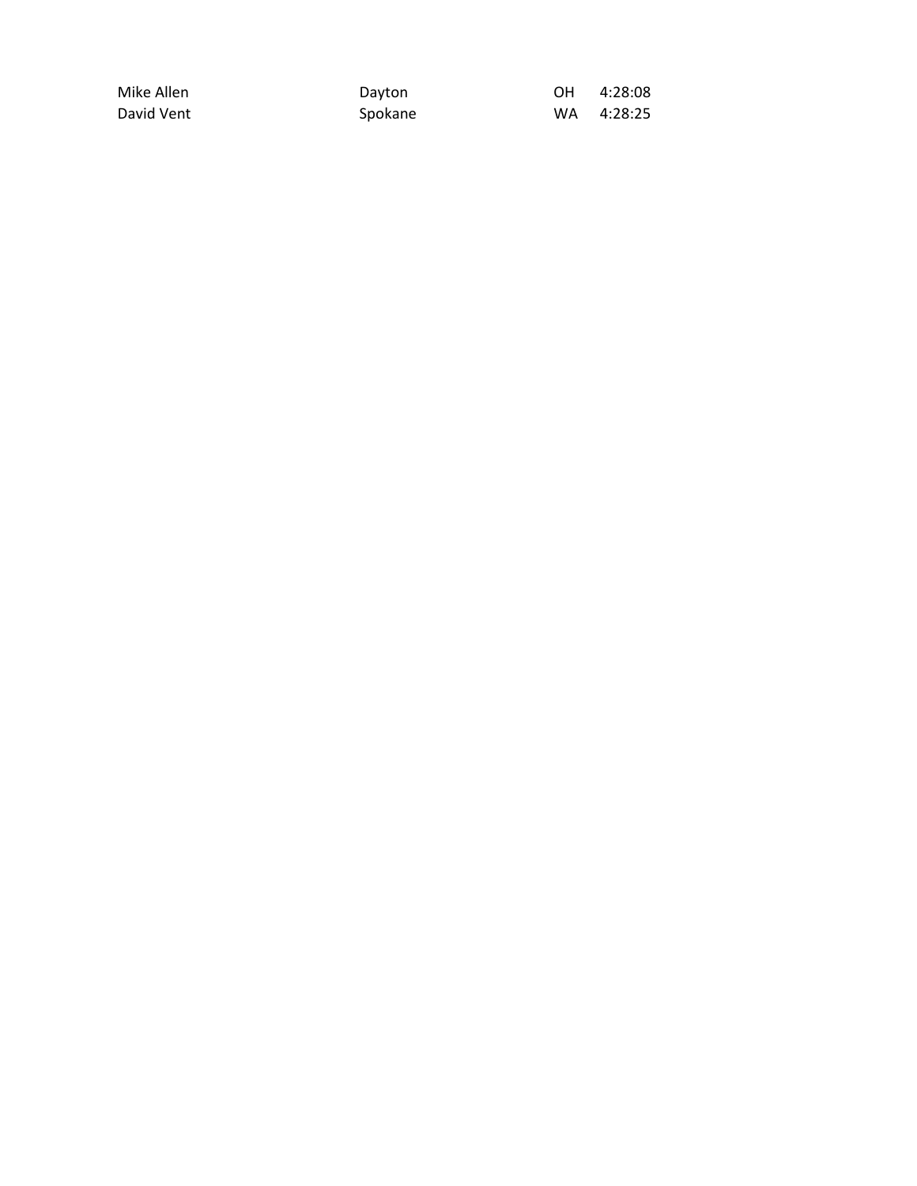| | | | |
|---|---|---|---|
| Mike Allen | Dayton | OH | 4:28:08 |
| David Vent | Spokane | WA | 4:28:25 |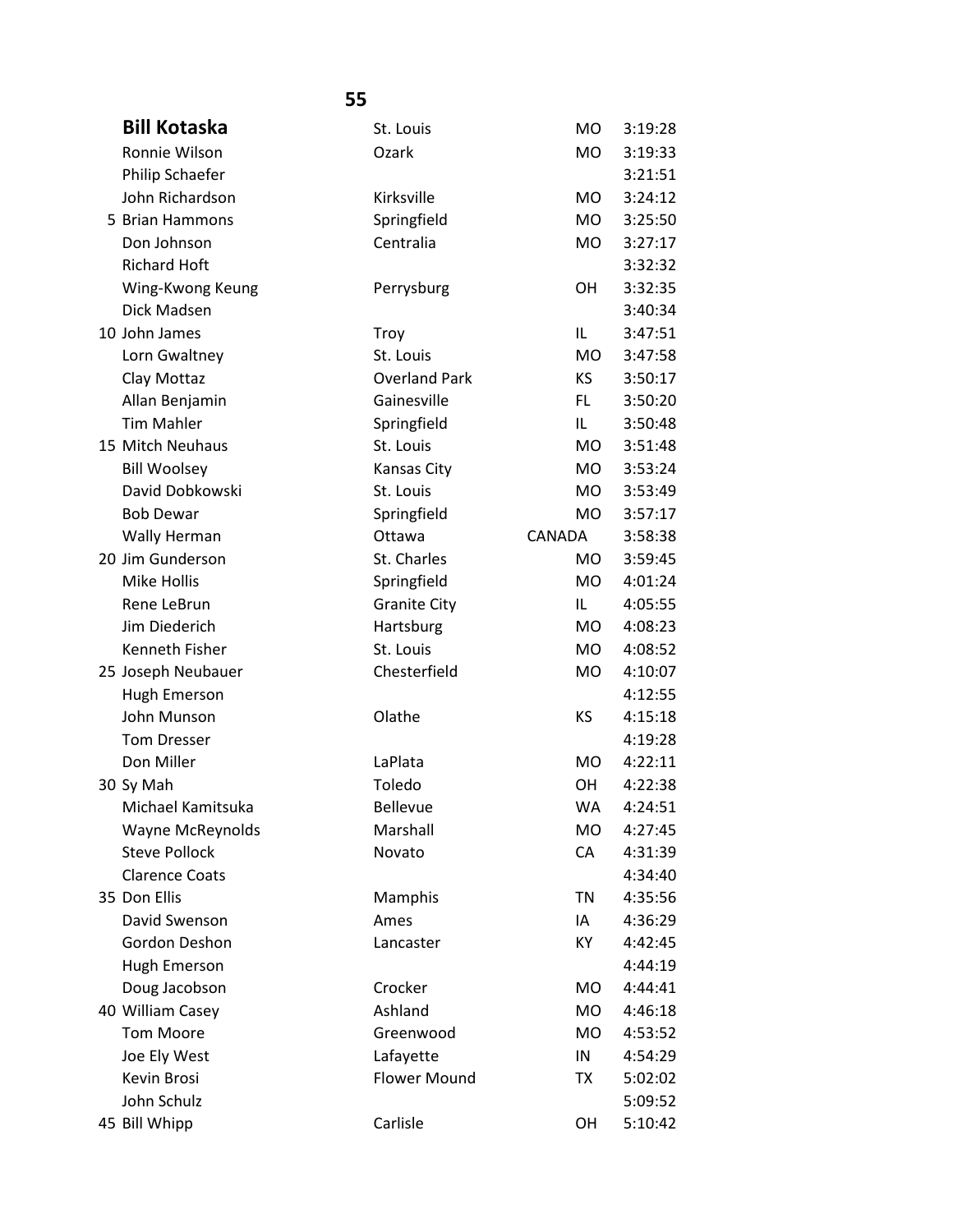## 55

| | Name | City | State | Time |
|---|---|---|---|---|
| | **Bill Kotaska** | St. Louis | MO | 3:19:28 |
| | Ronnie Wilson | Ozark | MO | 3:19:33 |
| | Philip Schaefer | | | 3:21:51 |
| | John Richardson | Kirksville | MO | 3:24:12 |
| 5 | Brian Hammons | Springfield | MO | 3:25:50 |
| | Don Johnson | Centralia | MO | 3:27:17 |
| | Richard Hoft | | | 3:32:32 |
| | Wing-Kwong Keung | Perrysburg | OH | 3:32:35 |
| | Dick Madsen | | | 3:40:34 |
| 10 | John James | Troy | IL | 3:47:51 |
| | Lorn Gwaltney | St. Louis | MO | 3:47:58 |
| | Clay Mottaz | Overland Park | KS | 3:50:17 |
| | Allan Benjamin | Gainesville | FL | 3:50:20 |
| | Tim Mahler | Springfield | IL | 3:50:48 |
| 15 | Mitch Neuhaus | St. Louis | MO | 3:51:48 |
| | Bill Woolsey | Kansas City | MO | 3:53:24 |
| | David Dobkowski | St. Louis | MO | 3:53:49 |
| | Bob Dewar | Springfield | MO | 3:57:17 |
| | Wally Herman | Ottawa | CANADA | 3:58:38 |
| 20 | Jim Gunderson | St. Charles | MO | 3:59:45 |
| | Mike Hollis | Springfield | MO | 4:01:24 |
| | Rene LeBrun | Granite City | IL | 4:05:55 |
| | Jim Diederich | Hartsburg | MO | 4:08:23 |
| | Kenneth Fisher | St. Louis | MO | 4:08:52 |
| 25 | Joseph Neubauer | Chesterfield | MO | 4:10:07 |
| | Hugh Emerson | | | 4:12:55 |
| | John Munson | Olathe | KS | 4:15:18 |
| | Tom Dresser | | | 4:19:28 |
| | Don Miller | LaPlata | MO | 4:22:11 |
| 30 | Sy Mah | Toledo | OH | 4:22:38 |
| | Michael Kamitsuka | Bellevue | WA | 4:24:51 |
| | Wayne McReynolds | Marshall | MO | 4:27:45 |
| | Steve Pollock | Novato | CA | 4:31:39 |
| | Clarence Coats | | | 4:34:40 |
| 35 | Don Ellis | Mamphis | TN | 4:35:56 |
| | David Swenson | Ames | IA | 4:36:29 |
| | Gordon Deshon | Lancaster | KY | 4:42:45 |
| | Hugh Emerson | | | 4:44:19 |
| | Doug Jacobson | Crocker | MO | 4:44:41 |
| 40 | William Casey | Ashland | MO | 4:46:18 |
| | Tom Moore | Greenwood | MO | 4:53:52 |
| | Joe Ely West | Lafayette | IN | 4:54:29 |
| | Kevin Brosi | Flower Mound | TX | 5:02:02 |
| | John Schulz | | | 5:09:52 |
| 45 | Bill Whipp | Carlisle | OH | 5:10:42 |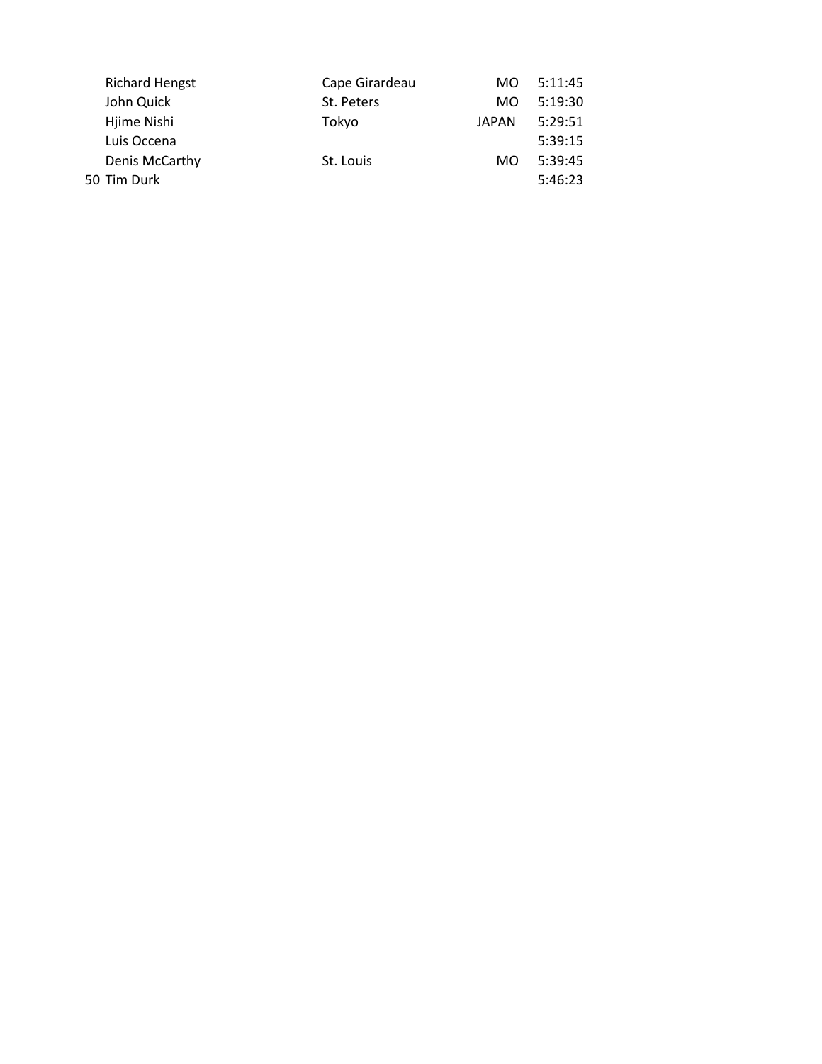| | | | | |
|---|---|---|---|---|
| | Richard Hengst | Cape Girardeau | MO | 5:11:45 |
| | John Quick | St. Peters | MO | 5:19:30 |
| | Hjime Nishi | Tokyo | JAPAN | 5:29:51 |
| | Luis Occena | | | 5:39:15 |
| | Denis McCarthy | St. Louis | MO | 5:39:45 |
| 50 | Tim Durk | | | 5:46:23 |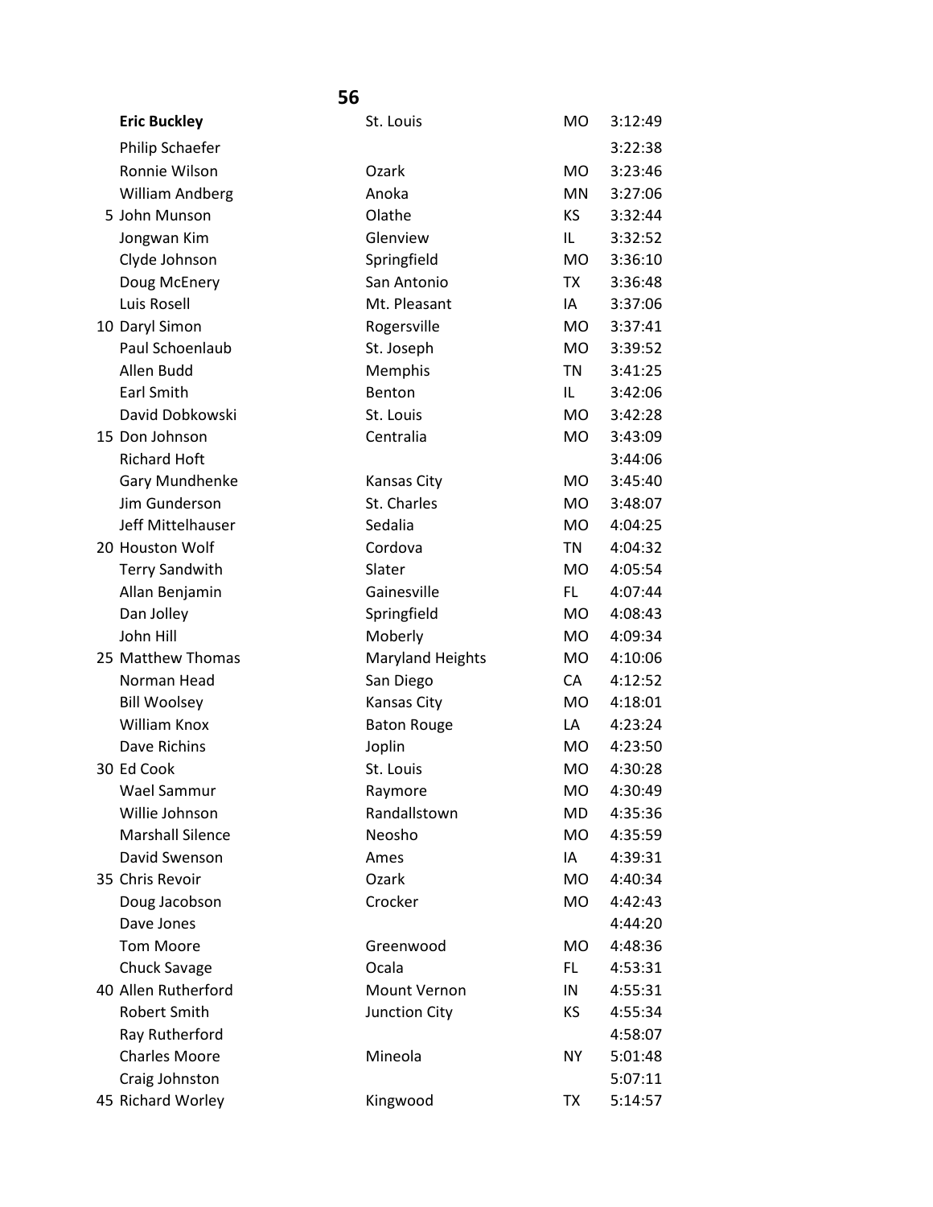## 56

| | Name | City | State | Time |
|---|---|---|---|---|
| | **Eric Buckley** | St. Louis | MO | 3:12:49 |
| | Philip Schaefer | | | 3:22:38 |
| | Ronnie Wilson | Ozark | MO | 3:23:46 |
| | William Andberg | Anoka | MN | 3:27:06 |
| 5 | John Munson | Olathe | KS | 3:32:44 |
| | Jongwan Kim | Glenview | IL | 3:32:52 |
| | Clyde Johnson | Springfield | MO | 3:36:10 |
| | Doug McEnery | San Antonio | TX | 3:36:48 |
| | Luis Rosell | Mt. Pleasant | IA | 3:37:06 |
| 10 | Daryl Simon | Rogersville | MO | 3:37:41 |
| | Paul Schoenlaub | St. Joseph | MO | 3:39:52 |
| | Allen Budd | Memphis | TN | 3:41:25 |
| | Earl Smith | Benton | IL | 3:42:06 |
| | David Dobkowski | St. Louis | MO | 3:42:28 |
| 15 | Don Johnson | Centralia | MO | 3:43:09 |
| | Richard Hoft | | | 3:44:06 |
| | Gary Mundhenke | Kansas City | MO | 3:45:40 |
| | Jim Gunderson | St. Charles | MO | 3:48:07 |
| | Jeff Mittelhauser | Sedalia | MO | 4:04:25 |
| 20 | Houston Wolf | Cordova | TN | 4:04:32 |
| | Terry Sandwith | Slater | MO | 4:05:54 |
| | Allan Benjamin | Gainesville | FL | 4:07:44 |
| | Dan Jolley | Springfield | MO | 4:08:43 |
| | John Hill | Moberly | MO | 4:09:34 |
| 25 | Matthew Thomas | Maryland Heights | MO | 4:10:06 |
| | Norman Head | San Diego | CA | 4:12:52 |
| | Bill Woolsey | Kansas City | MO | 4:18:01 |
| | William Knox | Baton Rouge | LA | 4:23:24 |
| | Dave Richins | Joplin | MO | 4:23:50 |
| 30 | Ed Cook | St. Louis | MO | 4:30:28 |
| | Wael Sammur | Raymore | MO | 4:30:49 |
| | Willie Johnson | Randallstown | MD | 4:35:36 |
| | Marshall Silence | Neosho | MO | 4:35:59 |
| | David Swenson | Ames | IA | 4:39:31 |
| 35 | Chris Revoir | Ozark | MO | 4:40:34 |
| | Doug Jacobson | Crocker | MO | 4:42:43 |
| | Dave Jones | | | 4:44:20 |
| | Tom Moore | Greenwood | MO | 4:48:36 |
| | Chuck Savage | Ocala | FL | 4:53:31 |
| 40 | Allen Rutherford | Mount Vernon | IN | 4:55:31 |
| | Robert Smith | Junction City | KS | 4:55:34 |
| | Ray Rutherford | | | 4:58:07 |
| | Charles Moore | Mineola | NY | 5:01:48 |
| | Craig Johnston | | | 5:07:11 |
| 45 | Richard Worley | Kingwood | TX | 5:14:57 |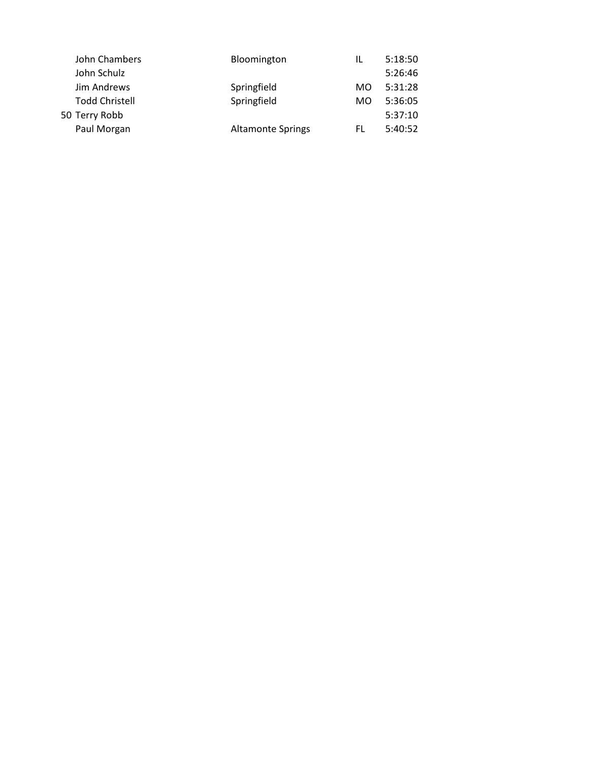| | | | | |
|---|---|---|---|---|
| | John Chambers | Bloomington | IL | 5:18:50 |
| | John Schulz | | | 5:26:46 |
| | Jim Andrews | Springfield | MO | 5:31:28 |
| | Todd Christell | Springfield | MO | 5:36:05 |
| 50 | Terry Robb | | | 5:37:10 |
| | Paul Morgan | Altamonte Springs | FL | 5:40:52 |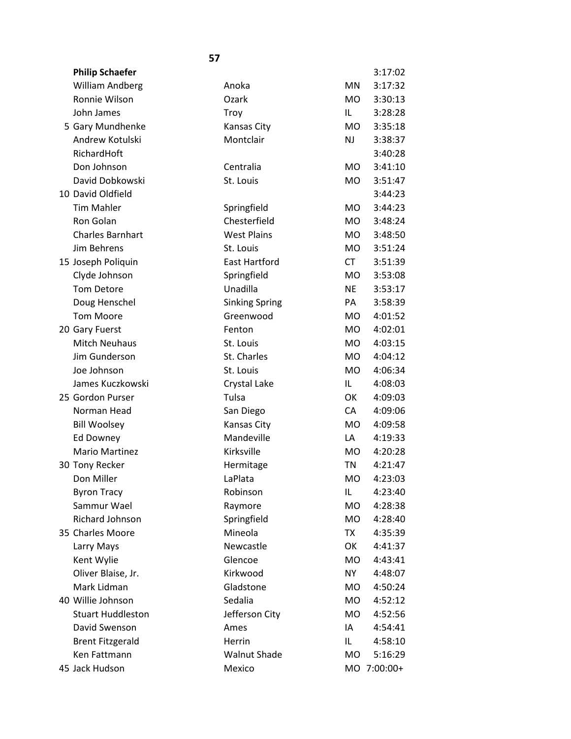**57**

| | Name | City | State | Time |
|---|---|---|---|---|
| | **Philip Schaefer** | | | 3:17:02 |
| | William Andberg | Anoka | MN | 3:17:32 |
| | Ronnie Wilson | Ozark | MO | 3:30:13 |
| | John James | Troy | IL | 3:28:28 |
| 5 | Gary Mundhenke | Kansas City | MO | 3:35:18 |
| | Andrew Kotulski | Montclair | NJ | 3:38:37 |
| | RichardHoft | | | 3:40:28 |
| | Don Johnson | Centralia | MO | 3:41:10 |
| | David Dobkowski | St. Louis | MO | 3:51:47 |
| 10 | David Oldfield | | | 3:44:23 |
| | Tim Mahler | Springfield | MO | 3:44:23 |
| | Ron Golan | Chesterfield | MO | 3:48:24 |
| | Charles Barnhart | West Plains | MO | 3:48:50 |
| | Jim Behrens | St. Louis | MO | 3:51:24 |
| 15 | Joseph Poliquin | East Hartford | CT | 3:51:39 |
| | Clyde Johnson | Springfield | MO | 3:53:08 |
| | Tom Detore | Unadilla | NE | 3:53:17 |
| | Doug Henschel | Sinking Spring | PA | 3:58:39 |
| | Tom Moore | Greenwood | MO | 4:01:52 |
| 20 | Gary Fuerst | Fenton | MO | 4:02:01 |
| | Mitch Neuhaus | St. Louis | MO | 4:03:15 |
| | Jim Gunderson | St. Charles | MO | 4:04:12 |
| | Joe Johnson | St. Louis | MO | 4:06:34 |
| | James Kuczkowski | Crystal Lake | IL | 4:08:03 |
| 25 | Gordon Purser | Tulsa | OK | 4:09:03 |
| | Norman Head | San Diego | CA | 4:09:06 |
| | Bill Woolsey | Kansas City | MO | 4:09:58 |
| | Ed Downey | Mandeville | LA | 4:19:33 |
| | Mario Martinez | Kirksville | MO | 4:20:28 |
| 30 | Tony Recker | Hermitage | TN | 4:21:47 |
| | Don Miller | LaPlata | MO | 4:23:03 |
| | Byron Tracy | Robinson | IL | 4:23:40 |
| | Sammur Wael | Raymore | MO | 4:28:38 |
| | Richard Johnson | Springfield | MO | 4:28:40 |
| 35 | Charles Moore | Mineola | TX | 4:35:39 |
| | Larry Mays | Newcastle | OK | 4:41:37 |
| | Kent Wylie | Glencoe | MO | 4:43:41 |
| | Oliver Blaise, Jr. | Kirkwood | NY | 4:48:07 |
| | Mark Lidman | Gladstone | MO | 4:50:24 |
| 40 | Willie Johnson | Sedalia | MO | 4:52:12 |
| | Stuart Huddleston | Jefferson City | MO | 4:52:56 |
| | David Swenson | Ames | IA | 4:54:41 |
| | Brent Fitzgerald | Herrin | IL | 4:58:10 |
| | Ken Fattmann | Walnut Shade | MO | 5:16:29 |
| 45 | Jack Hudson | Mexico | MO | 7:00:00+ |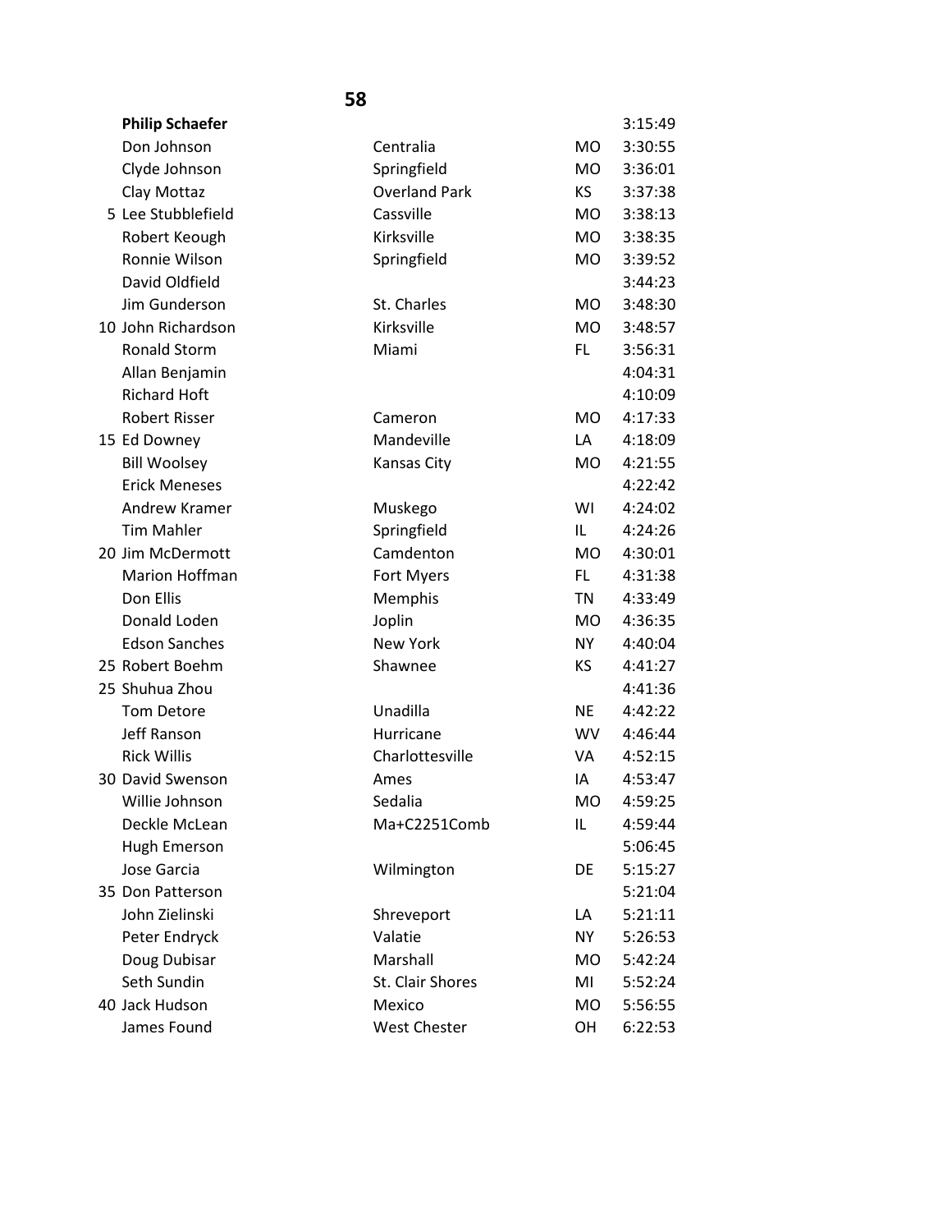# 58

| Place | Name | City | State | Time |
|---|---|---|---|---|
| | **Philip Schaefer** | | | 3:15:49 |
| | Don Johnson | Centralia | MO | 3:30:55 |
| | Clyde Johnson | Springfield | MO | 3:36:01 |
| | Clay Mottaz | Overland Park | KS | 3:37:38 |
| 5 | Lee Stubblefield | Cassville | MO | 3:38:13 |
| | Robert Keough | Kirksville | MO | 3:38:35 |
| | Ronnie Wilson | Springfield | MO | 3:39:52 |
| | David Oldfield | | | 3:44:23 |
| | Jim Gunderson | St. Charles | MO | 3:48:30 |
| 10 | John Richardson | Kirksville | MO | 3:48:57 |
| | Ronald Storm | Miami | FL | 3:56:31 |
| | Allan Benjamin | | | 4:04:31 |
| | Richard Hoft | | | 4:10:09 |
| | Robert Risser | Cameron | MO | 4:17:33 |
| 15 | Ed Downey | Mandeville | LA | 4:18:09 |
| | Bill Woolsey | Kansas City | MO | 4:21:55 |
| | Erick Meneses | | | 4:22:42 |
| | Andrew Kramer | Muskego | WI | 4:24:02 |
| | Tim Mahler | Springfield | IL | 4:24:26 |
| 20 | Jim McDermott | Camdenton | MO | 4:30:01 |
| | Marion Hoffman | Fort Myers | FL | 4:31:38 |
| | Don Ellis | Memphis | TN | 4:33:49 |
| | Donald Loden | Joplin | MO | 4:36:35 |
| | Edson Sanches | New York | NY | 4:40:04 |
| 25 | Robert Boehm | Shawnee | KS | 4:41:27 |
| 25 | Shuhua Zhou | | | 4:41:36 |
| | Tom Detore | Unadilla | NE | 4:42:22 |
| | Jeff Ranson | Hurricane | WV | 4:46:44 |
| | Rick Willis | Charlottesville | VA | 4:52:15 |
| 30 | David Swenson | Ames | IA | 4:53:47 |
| | Willie Johnson | Sedalia | MO | 4:59:25 |
| | Deckle McLean | Ma+C2251Comb | IL | 4:59:44 |
| | Hugh Emerson | | | 5:06:45 |
| | Jose Garcia | Wilmington | DE | 5:15:27 |
| 35 | Don Patterson | | | 5:21:04 |
| | John Zielinski | Shreveport | LA | 5:21:11 |
| | Peter Endryck | Valatie | NY | 5:26:53 |
| | Doug Dubisar | Marshall | MO | 5:42:24 |
| | Seth Sundin | St. Clair Shores | MI | 5:52:24 |
| 40 | Jack Hudson | Mexico | MO | 5:56:55 |
| | James Found | West Chester | OH | 6:22:53 |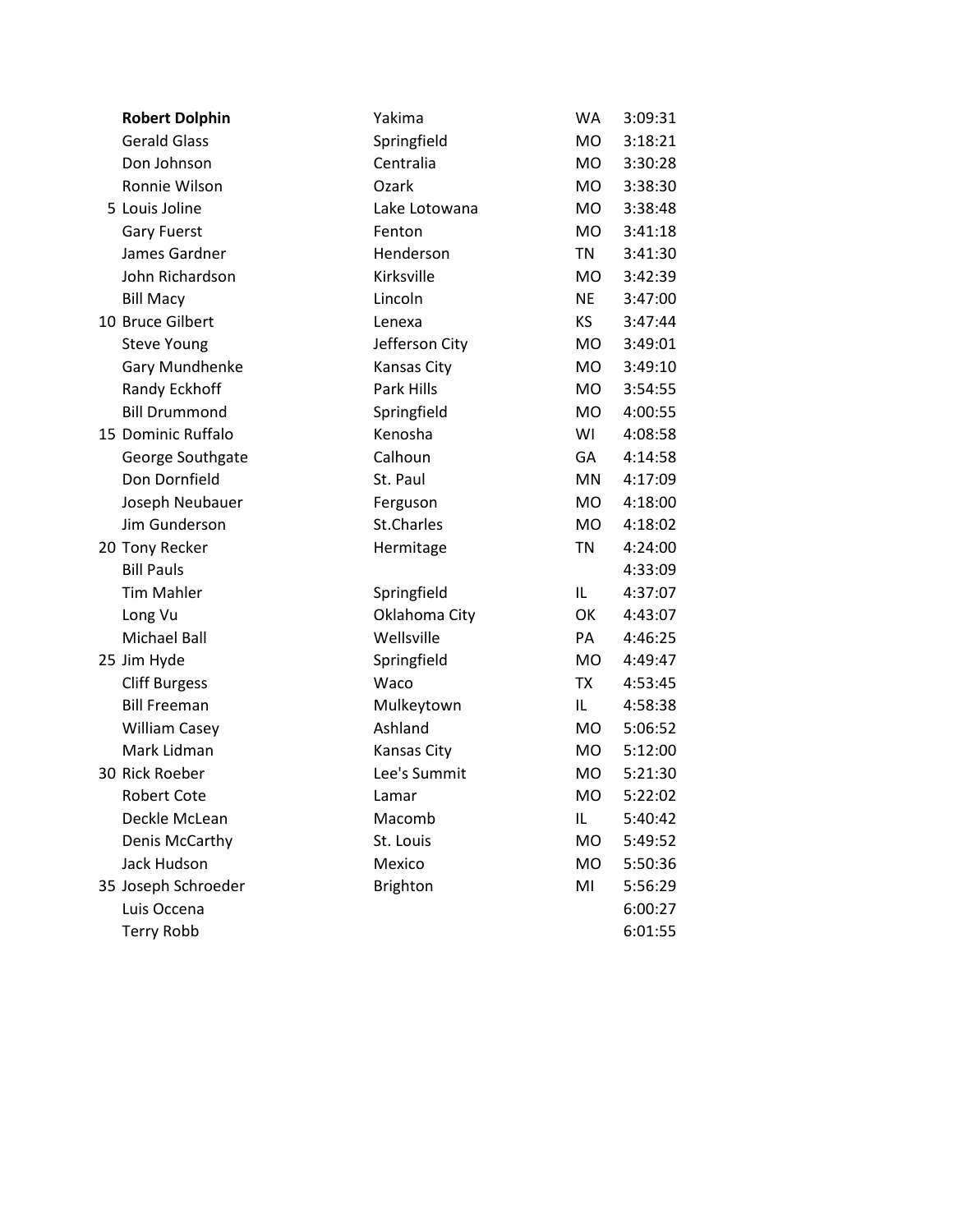| | Name | City | State | Time |
|---|---|---|---|---|
| | **Robert Dolphin** | Yakima | WA | 3:09:31 |
| | Gerald Glass | Springfield | MO | 3:18:21 |
| | Don Johnson | Centralia | MO | 3:30:28 |
| | Ronnie Wilson | Ozark | MO | 3:38:30 |
| 5 | Louis Joline | Lake Lotowana | MO | 3:38:48 |
| | Gary Fuerst | Fenton | MO | 3:41:18 |
| | James Gardner | Henderson | TN | 3:41:30 |
| | John Richardson | Kirksville | MO | 3:42:39 |
| | Bill Macy | Lincoln | NE | 3:47:00 |
| 10 | Bruce Gilbert | Lenexa | KS | 3:47:44 |
| | Steve Young | Jefferson City | MO | 3:49:01 |
| | Gary Mundhenke | Kansas City | MO | 3:49:10 |
| | Randy Eckhoff | Park Hills | MO | 3:54:55 |
| | Bill Drummond | Springfield | MO | 4:00:55 |
| 15 | Dominic Ruffalo | Kenosha | WI | 4:08:58 |
| | George Southgate | Calhoun | GA | 4:14:58 |
| | Don Dornfield | St. Paul | MN | 4:17:09 |
| | Joseph Neubauer | Ferguson | MO | 4:18:00 |
| | Jim Gunderson | St.Charles | MO | 4:18:02 |
| 20 | Tony Recker | Hermitage | TN | 4:24:00 |
| | Bill Pauls | | | 4:33:09 |
| | Tim Mahler | Springfield | IL | 4:37:07 |
| | Long Vu | Oklahoma City | OK | 4:43:07 |
| | Michael Ball | Wellsville | PA | 4:46:25 |
| 25 | Jim Hyde | Springfield | MO | 4:49:47 |
| | Cliff Burgess | Waco | TX | 4:53:45 |
| | Bill Freeman | Mulkeytown | IL | 4:58:38 |
| | William Casey | Ashland | MO | 5:06:52 |
| | Mark Lidman | Kansas City | MO | 5:12:00 |
| 30 | Rick Roeber | Lee's Summit | MO | 5:21:30 |
| | Robert Cote | Lamar | MO | 5:22:02 |
| | Deckle McLean | Macomb | IL | 5:40:42 |
| | Denis McCarthy | St. Louis | MO | 5:49:52 |
| | Jack Hudson | Mexico | MO | 5:50:36 |
| 35 | Joseph Schroeder | Brighton | MI | 5:56:29 |
| | Luis Occena | | | 6:00:27 |
| | Terry Robb | | | 6:01:55 |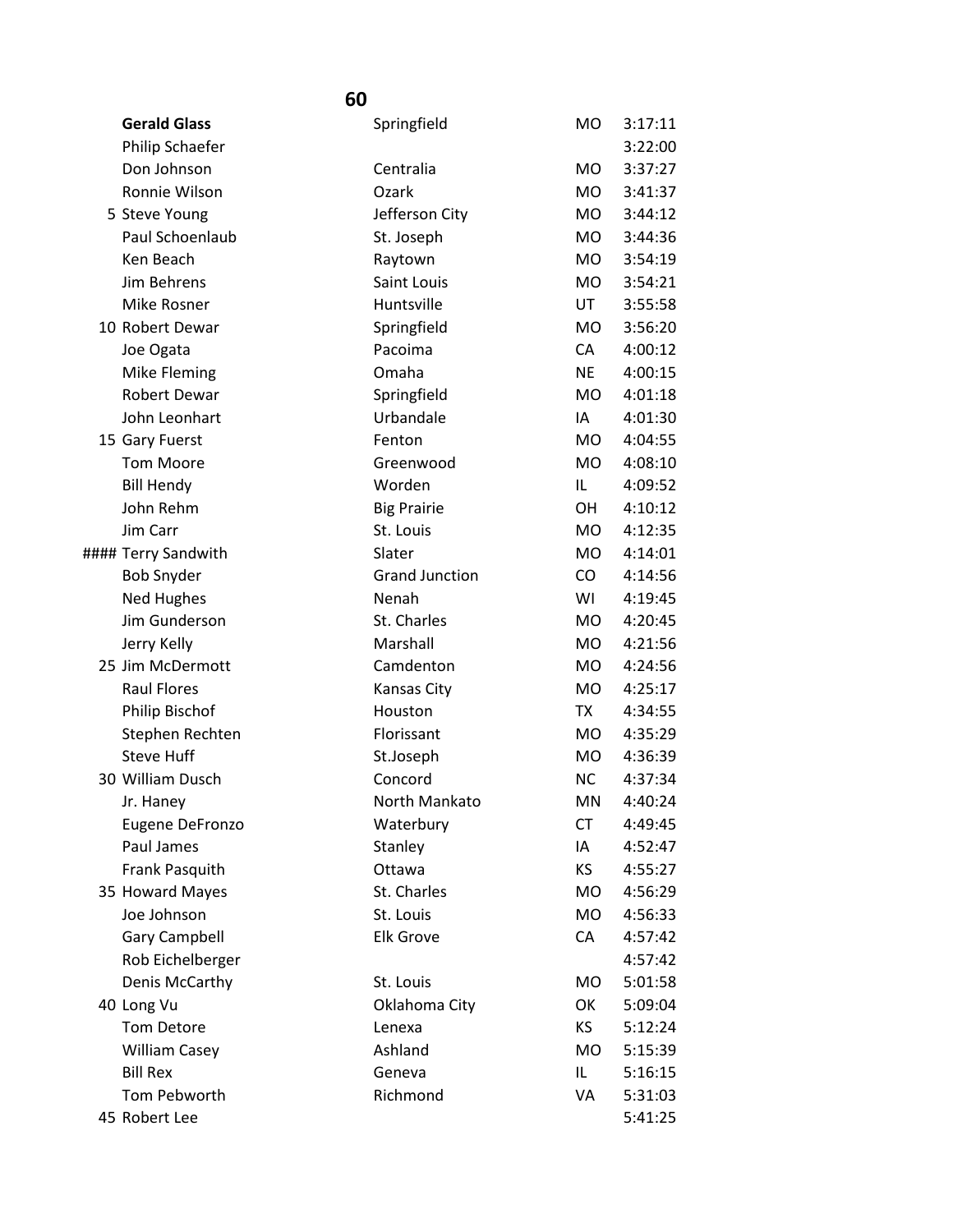## 60

| # | Name | City | State | Time |
|---|---|---|---|---|
| | **Gerald Glass** | Springfield | MO | 3:17:11 |
| | Philip Schaefer | | | 3:22:00 |
| | Don Johnson | Centralia | MO | 3:37:27 |
| | Ronnie Wilson | Ozark | MO | 3:41:37 |
| 5 | Steve Young | Jefferson City | MO | 3:44:12 |
| | Paul Schoenlaub | St. Joseph | MO | 3:44:36 |
| | Ken Beach | Raytown | MO | 3:54:19 |
| | Jim Behrens | Saint Louis | MO | 3:54:21 |
| | Mike Rosner | Huntsville | UT | 3:55:58 |
| 10 | Robert Dewar | Springfield | MO | 3:56:20 |
| | Joe Ogata | Pacoima | CA | 4:00:12 |
| | Mike Fleming | Omaha | NE | 4:00:15 |
| | Robert Dewar | Springfield | MO | 4:01:18 |
| | John Leonhart | Urbandale | IA | 4:01:30 |
| 15 | Gary Fuerst | Fenton | MO | 4:04:55 |
| | Tom Moore | Greenwood | MO | 4:08:10 |
| | Bill Hendy | Worden | IL | 4:09:52 |
| | John Rehm | Big Prairie | OH | 4:10:12 |
| | Jim Carr | St. Louis | MO | 4:12:35 |
| #### | Terry Sandwith | Slater | MO | 4:14:01 |
| | Bob Snyder | Grand Junction | CO | 4:14:56 |
| | Ned Hughes | Nenah | WI | 4:19:45 |
| | Jim Gunderson | St. Charles | MO | 4:20:45 |
| | Jerry Kelly | Marshall | MO | 4:21:56 |
| 25 | Jim McDermott | Camdenton | MO | 4:24:56 |
| | Raul Flores | Kansas City | MO | 4:25:17 |
| | Philip Bischof | Houston | TX | 4:34:55 |
| | Stephen Rechten | Florissant | MO | 4:35:29 |
| | Steve Huff | St.Joseph | MO | 4:36:39 |
| 30 | William Dusch | Concord | NC | 4:37:34 |
| | Jr. Haney | North Mankato | MN | 4:40:24 |
| | Eugene DeFronzo | Waterbury | CT | 4:49:45 |
| | Paul James | Stanley | IA | 4:52:47 |
| | Frank Pasquith | Ottawa | KS | 4:55:27 |
| 35 | Howard Mayes | St. Charles | MO | 4:56:29 |
| | Joe Johnson | St. Louis | MO | 4:56:33 |
| | Gary Campbell | Elk Grove | CA | 4:57:42 |
| | Rob Eichelberger | | | 4:57:42 |
| | Denis McCarthy | St. Louis | MO | 5:01:58 |
| 40 | Long Vu | Oklahoma City | OK | 5:09:04 |
| | Tom Detore | Lenexa | KS | 5:12:24 |
| | William Casey | Ashland | MO | 5:15:39 |
| | Bill Rex | Geneva | IL | 5:16:15 |
| | Tom Pebworth | Richmond | VA | 5:31:03 |
| 45 | Robert Lee | | | 5:41:25 |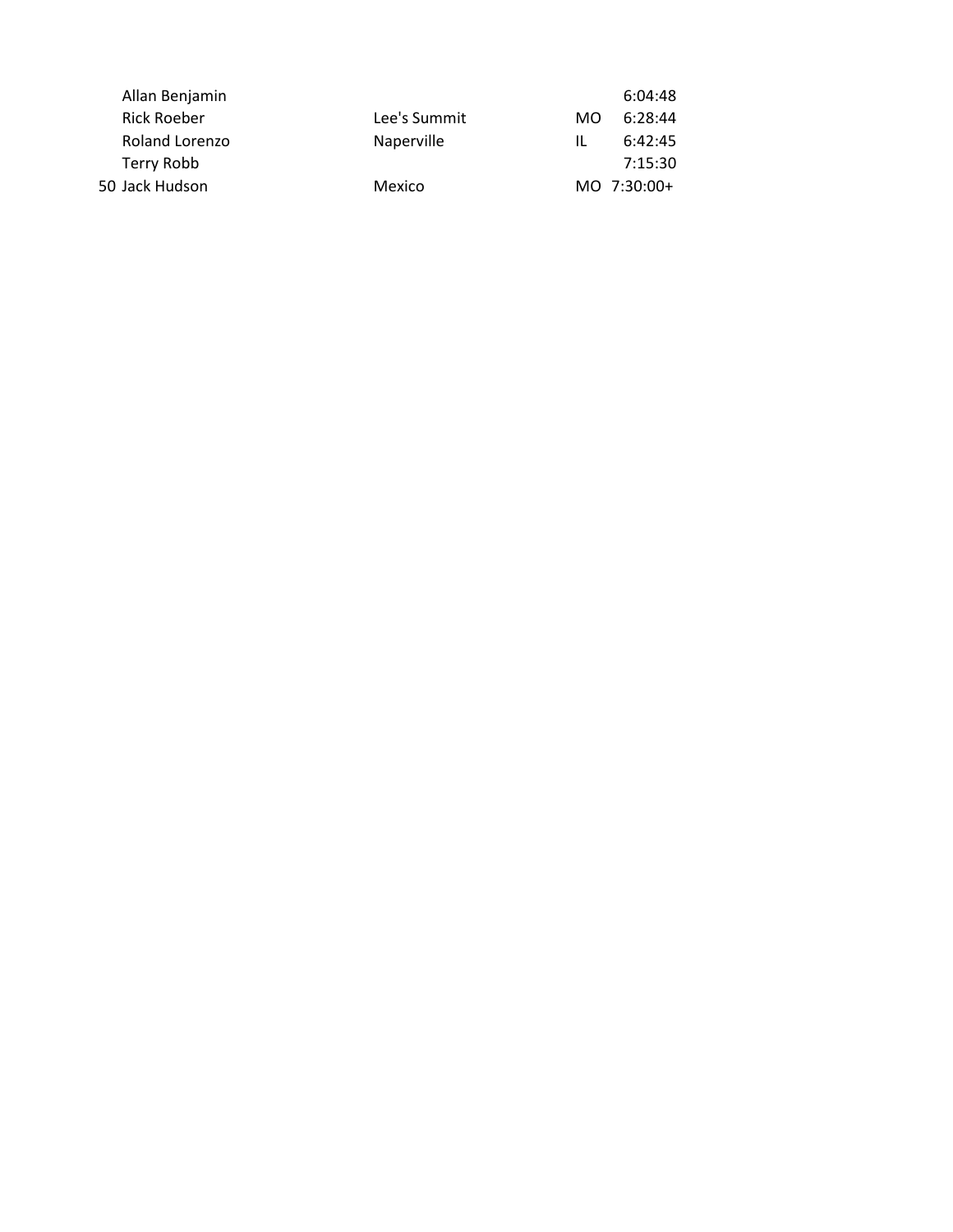| | | | | |
|---|---|---|---|---|
| | Allan Benjamin | | | 6:04:48 |
| | Rick Roeber | Lee's Summit | MO | 6:28:44 |
| | Roland Lorenzo | Naperville | IL | 6:42:45 |
| | Terry Robb | | | 7:15:30 |
| 50 | Jack Hudson | Mexico | MO | 7:30:00+ |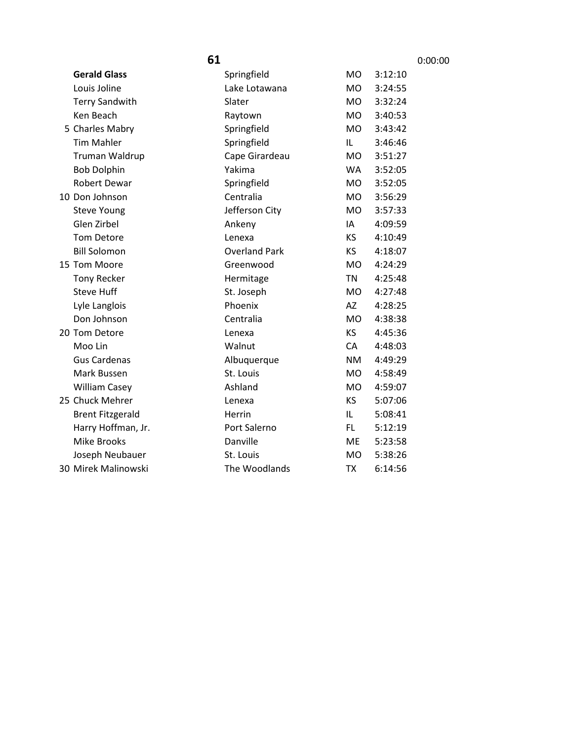| | **61** | | | 0:00:00 |
|---|---|---|---|---|
| | **Gerald Glass** | Springfield | MO | 3:12:10 |
| | Louis Joline | Lake Lotawana | MO | 3:24:55 |
| | Terry Sandwith | Slater | MO | 3:32:24 |
| | Ken Beach | Raytown | MO | 3:40:53 |
| 5 | Charles Mabry | Springfield | MO | 3:43:42 |
| | Tim Mahler | Springfield | IL | 3:46:46 |
| | Truman Waldrup | Cape Girardeau | MO | 3:51:27 |
| | Bob Dolphin | Yakima | WA | 3:52:05 |
| | Robert Dewar | Springfield | MO | 3:52:05 |
| 10 | Don Johnson | Centralia | MO | 3:56:29 |
| | Steve Young | Jefferson City | MO | 3:57:33 |
| | Glen Zirbel | Ankeny | IA | 4:09:59 |
| | Tom Detore | Lenexa | KS | 4:10:49 |
| | Bill Solomon | Overland Park | KS | 4:18:07 |
| 15 | Tom Moore | Greenwood | MO | 4:24:29 |
| | Tony Recker | Hermitage | TN | 4:25:48 |
| | Steve Huff | St. Joseph | MO | 4:27:48 |
| | Lyle Langlois | Phoenix | AZ | 4:28:25 |
| | Don Johnson | Centralia | MO | 4:38:38 |
| 20 | Tom Detore | Lenexa | KS | 4:45:36 |
| | Moo Lin | Walnut | CA | 4:48:03 |
| | Gus Cardenas | Albuquerque | NM | 4:49:29 |
| | Mark Bussen | St. Louis | MO | 4:58:49 |
| | William Casey | Ashland | MO | 4:59:07 |
| 25 | Chuck Mehrer | Lenexa | KS | 5:07:06 |
| | Brent Fitzgerald | Herrin | IL | 5:08:41 |
| | Harry Hoffman, Jr. | Port Salerno | FL | 5:12:19 |
| | Mike Brooks | Danville | ME | 5:23:58 |
| | Joseph Neubauer | St. Louis | MO | 5:38:26 |
| 30 | Mirek Malinowski | The Woodlands | TX | 6:14:56 |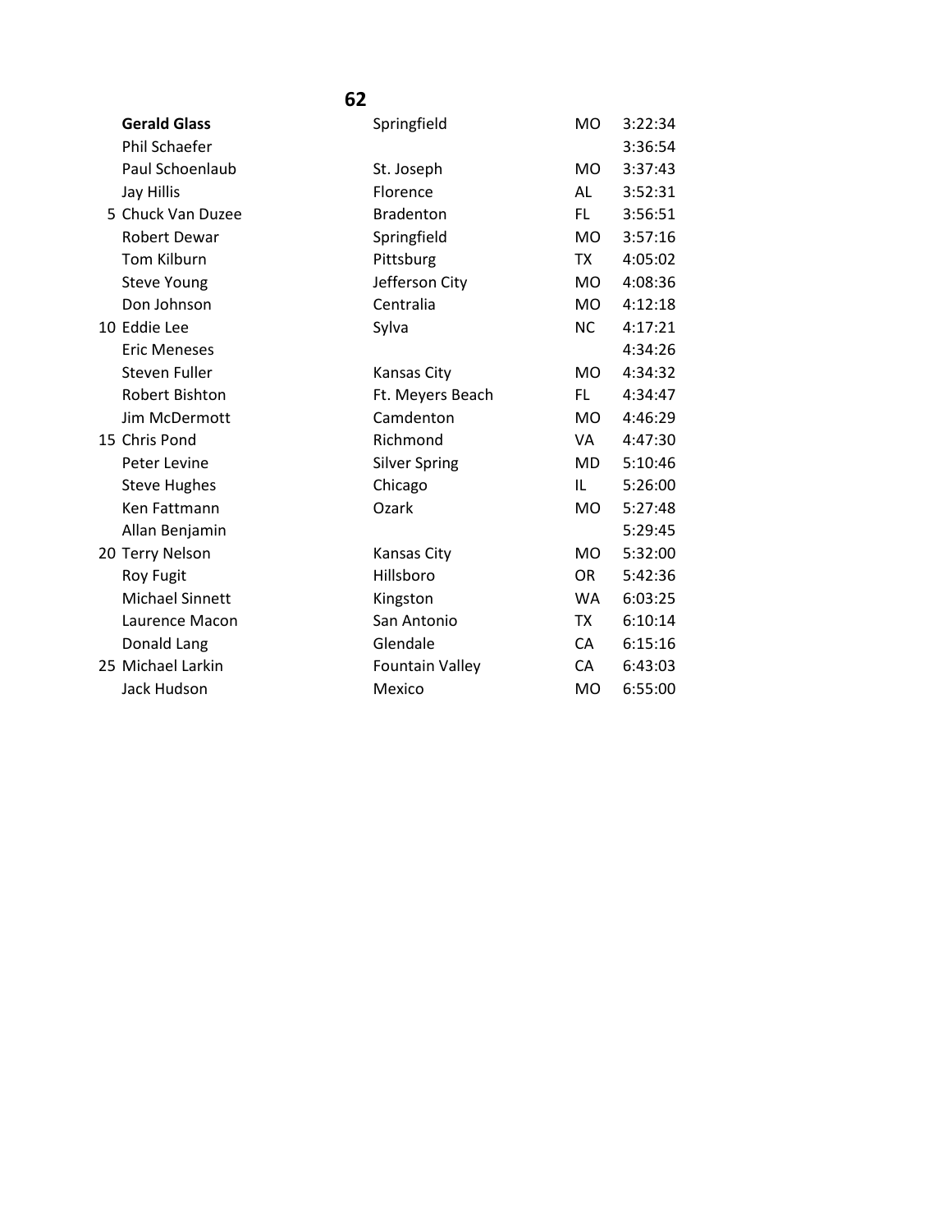## 62

| Place | Name | City | State | Time |
|---|---|---|---|---|
| | **Gerald Glass** | Springfield | MO | 3:22:34 |
| | Phil Schaefer | | | 3:36:54 |
| | Paul Schoenlaub | St. Joseph | MO | 3:37:43 |
| | Jay Hillis | Florence | AL | 3:52:31 |
| 5 | Chuck Van Duzee | Bradenton | FL | 3:56:51 |
| | Robert Dewar | Springfield | MO | 3:57:16 |
| | Tom Kilburn | Pittsburg | TX | 4:05:02 |
| | Steve Young | Jefferson City | MO | 4:08:36 |
| | Don Johnson | Centralia | MO | 4:12:18 |
| 10 | Eddie Lee | Sylva | NC | 4:17:21 |
| | Eric Meneses | | | 4:34:26 |
| | Steven Fuller | Kansas City | MO | 4:34:32 |
| | Robert Bishton | Ft. Meyers Beach | FL | 4:34:47 |
| | Jim McDermott | Camdenton | MO | 4:46:29 |
| 15 | Chris Pond | Richmond | VA | 4:47:30 |
| | Peter Levine | Silver Spring | MD | 5:10:46 |
| | Steve Hughes | Chicago | IL | 5:26:00 |
| | Ken Fattmann | Ozark | MO | 5:27:48 |
| | Allan Benjamin | | | 5:29:45 |
| 20 | Terry Nelson | Kansas City | MO | 5:32:00 |
| | Roy Fugit | Hillsboro | OR | 5:42:36 |
| | Michael Sinnett | Kingston | WA | 6:03:25 |
| | Laurence Macon | San Antonio | TX | 6:10:14 |
| | Donald Lang | Glendale | CA | 6:15:16 |
| 25 | Michael Larkin | Fountain Valley | CA | 6:43:03 |
| | Jack Hudson | Mexico | MO | 6:55:00 |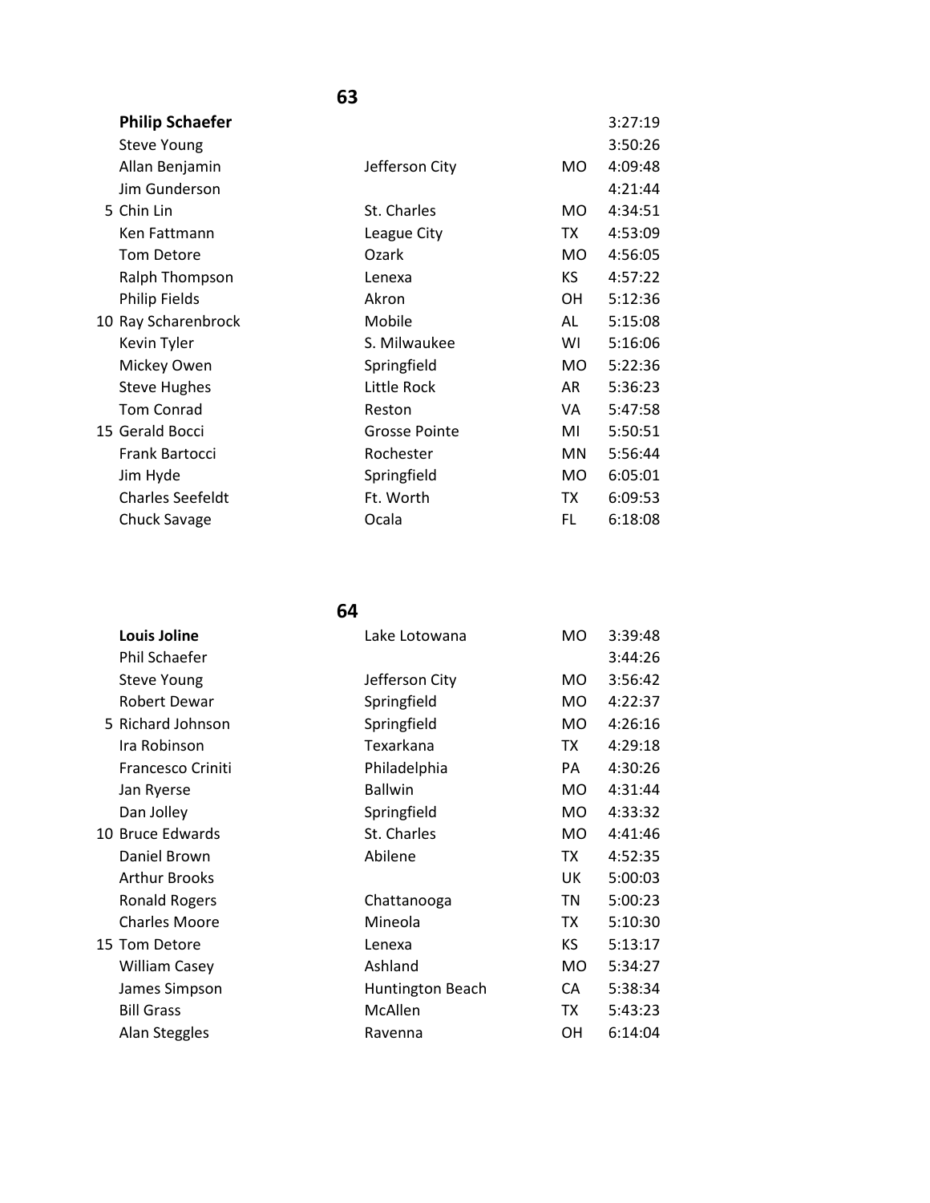## 63

| Place | Name | City | State | Time |
|---|---|---|---|---|
| | **Philip Schaefer** | | | 3:27:19 |
| | Steve Young | | | 3:50:26 |
| | Allan Benjamin | Jefferson City | MO | 4:09:48 |
| | Jim Gunderson | | | 4:21:44 |
| 5 | Chin Lin | St. Charles | MO | 4:34:51 |
| | Ken Fattmann | League City | TX | 4:53:09 |
| | Tom Detore | Ozark | MO | 4:56:05 |
| | Ralph Thompson | Lenexa | KS | 4:57:22 |
| | Philip Fields | Akron | OH | 5:12:36 |
| 10 | Ray Scharenbrock | Mobile | AL | 5:15:08 |
| | Kevin Tyler | S. Milwaukee | WI | 5:16:06 |
| | Mickey Owen | Springfield | MO | 5:22:36 |
| | Steve Hughes | Little Rock | AR | 5:36:23 |
| | Tom Conrad | Reston | VA | 5:47:58 |
| 15 | Gerald Bocci | Grosse Pointe | MI | 5:50:51 |
| | Frank Bartocci | Rochester | MN | 5:56:44 |
| | Jim Hyde | Springfield | MO | 6:05:01 |
| | Charles Seefeldt | Ft. Worth | TX | 6:09:53 |
| | Chuck Savage | Ocala | FL | 6:18:08 |

## 64

| Place | Name | City | State | Time |
|---|---|---|---|---|
| | **Louis Joline** | Lake Lotowana | MO | 3:39:48 |
| | Phil Schaefer | | | 3:44:26 |
| | Steve Young | Jefferson City | MO | 3:56:42 |
| | Robert Dewar | Springfield | MO | 4:22:37 |
| 5 | Richard Johnson | Springfield | MO | 4:26:16 |
| | Ira Robinson | Texarkana | TX | 4:29:18 |
| | Francesco Criniti | Philadelphia | PA | 4:30:26 |
| | Jan Ryerse | Ballwin | MO | 4:31:44 |
| | Dan Jolley | Springfield | MO | 4:33:32 |
| 10 | Bruce Edwards | St. Charles | MO | 4:41:46 |
| | Daniel Brown | Abilene | TX | 4:52:35 |
| | Arthur Brooks | | UK | 5:00:03 |
| | Ronald Rogers | Chattanooga | TN | 5:00:23 |
| | Charles Moore | Mineola | TX | 5:10:30 |
| 15 | Tom Detore | Lenexa | KS | 5:13:17 |
| | William Casey | Ashland | MO | 5:34:27 |
| | James Simpson | Huntington Beach | CA | 5:38:34 |
| | Bill Grass | McAllen | TX | 5:43:23 |
| | Alan Steggles | Ravenna | OH | 6:14:04 |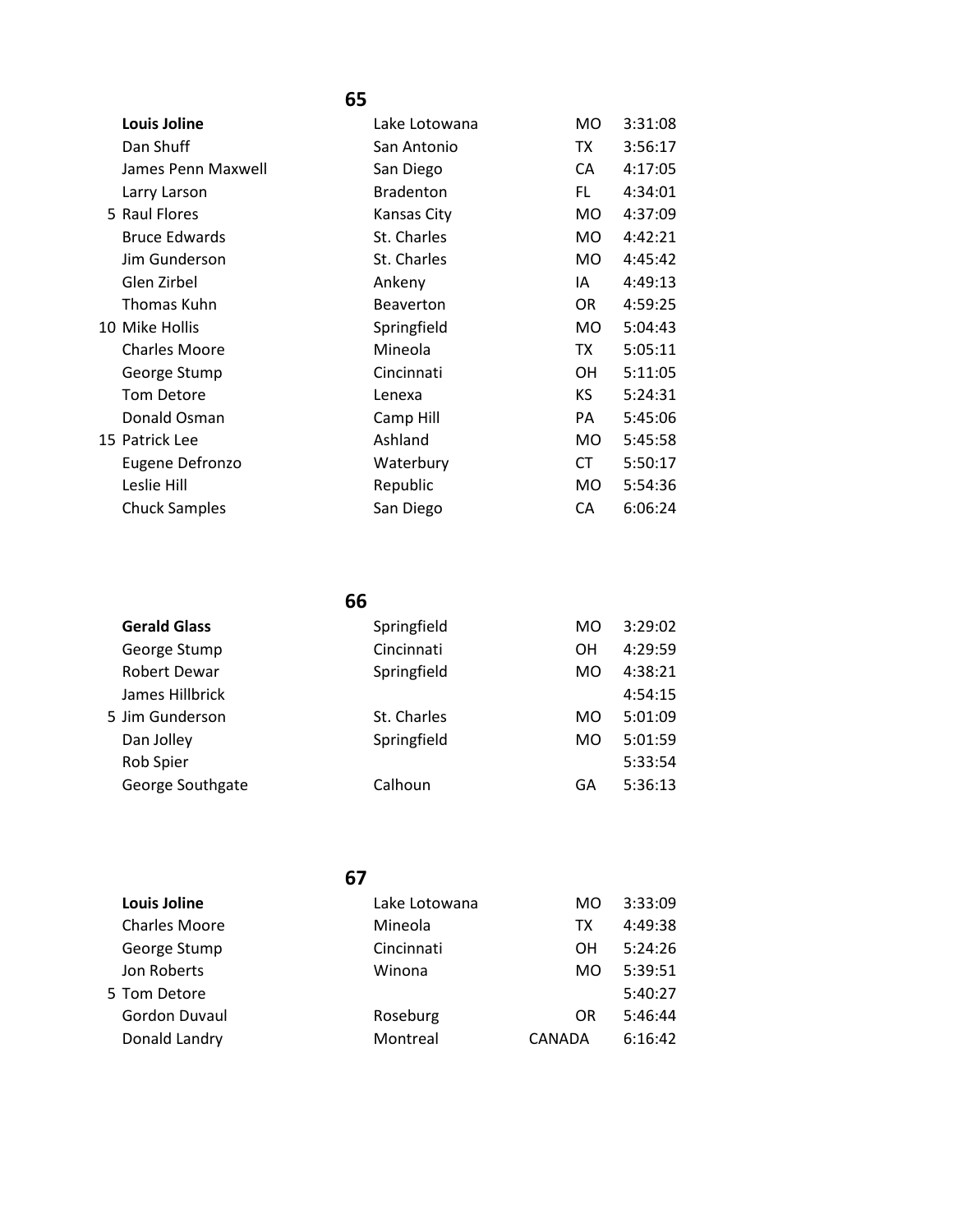## 65

| Place | Name | City | State | Time |
|---|---|---|---|---|
| | **Louis Joline** | Lake Lotowana | MO | 3:31:08 |
| | Dan Shuff | San Antonio | TX | 3:56:17 |
| | James Penn Maxwell | San Diego | CA | 4:17:05 |
| | Larry Larson | Bradenton | FL | 4:34:01 |
| 5 | Raul Flores | Kansas City | MO | 4:37:09 |
| | Bruce Edwards | St. Charles | MO | 4:42:21 |
| | Jim Gunderson | St. Charles | MO | 4:45:42 |
| | Glen Zirbel | Ankeny | IA | 4:49:13 |
| | Thomas Kuhn | Beaverton | OR | 4:59:25 |
| 10 | Mike Hollis | Springfield | MO | 5:04:43 |
| | Charles Moore | Mineola | TX | 5:05:11 |
| | George Stump | Cincinnati | OH | 5:11:05 |
| | Tom Detore | Lenexa | KS | 5:24:31 |
| | Donald Osman | Camp Hill | PA | 5:45:06 |
| 15 | Patrick Lee | Ashland | MO | 5:45:58 |
| | Eugene Defronzo | Waterbury | CT | 5:50:17 |
| | Leslie Hill | Republic | MO | 5:54:36 |
| | Chuck Samples | San Diego | CA | 6:06:24 |

## 66

| Place | Name | City | State | Time |
|---|---|---|---|---|
| | **Gerald Glass** | Springfield | MO | 3:29:02 |
| | George Stump | Cincinnati | OH | 4:29:59 |
| | Robert Dewar | Springfield | MO | 4:38:21 |
| | James Hillbrick | | | 4:54:15 |
| 5 | Jim Gunderson | St. Charles | MO | 5:01:09 |
| | Dan Jolley | Springfield | MO | 5:01:59 |
| | Rob Spier | | | 5:33:54 |
| | George Southgate | Calhoun | GA | 5:36:13 |

## 67

| Place | Name | City | State | Time |
|---|---|---|---|---|
| | **Louis Joline** | Lake Lotowana | MO | 3:33:09 |
| | Charles Moore | Mineola | TX | 4:49:38 |
| | George Stump | Cincinnati | OH | 5:24:26 |
| | Jon Roberts | Winona | MO | 5:39:51 |
| 5 | Tom Detore | | | 5:40:27 |
| | Gordon Duvaul | Roseburg | OR | 5:46:44 |
| | Donald Landry | Montreal | CANADA | 6:16:42 |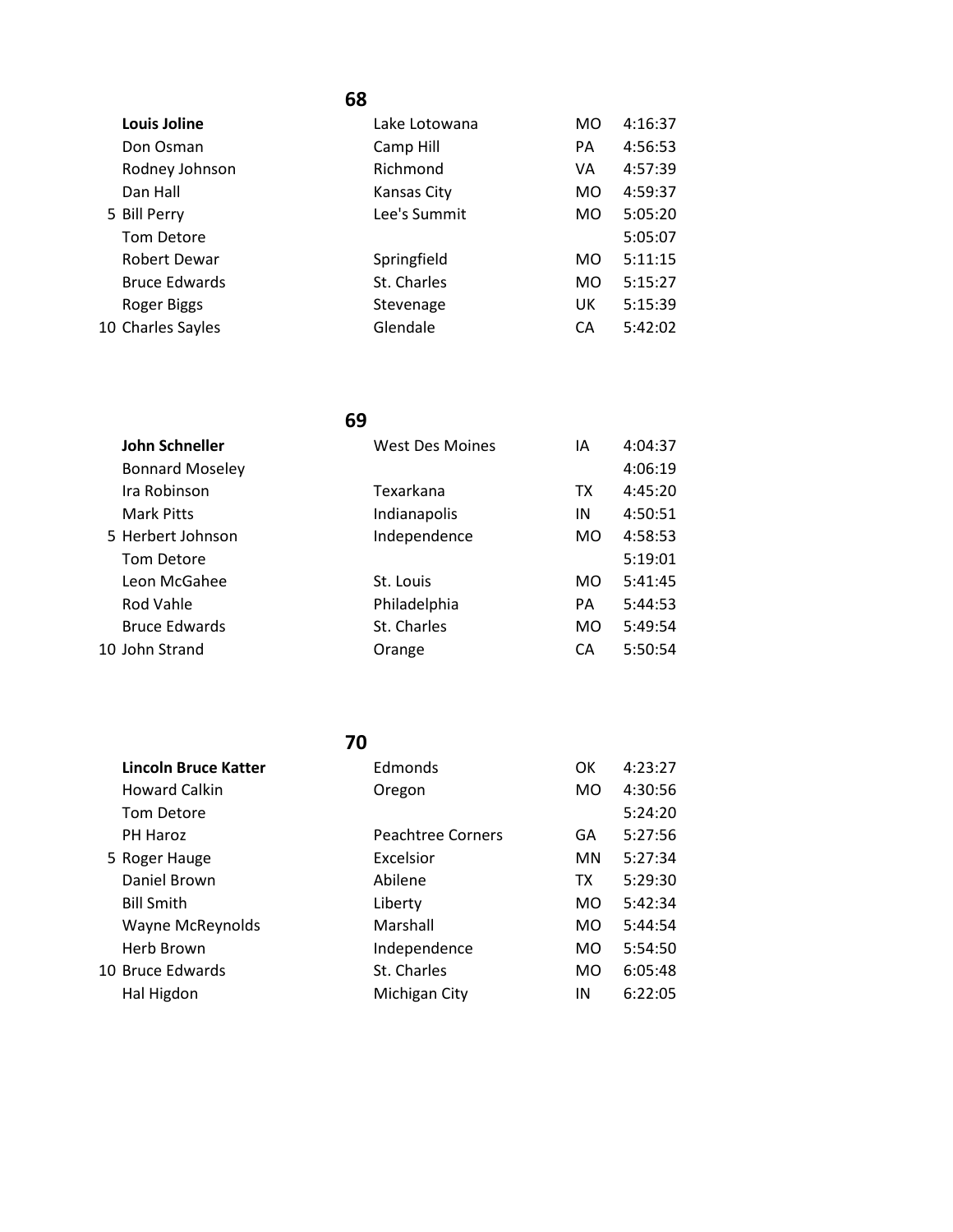## 68

| | Name | City | State | Time |
|---|---|---|---|---|
| | **Louis Joline** | Lake Lotowana | MO | 4:16:37 |
| | Don Osman | Camp Hill | PA | 4:56:53 |
| | Rodney Johnson | Richmond | VA | 4:57:39 |
| | Dan Hall | Kansas City | MO | 4:59:37 |
| 5 | Bill Perry | Lee's Summit | MO | 5:05:20 |
| | Tom Detore | | | 5:05:07 |
| | Robert Dewar | Springfield | MO | 5:11:15 |
| | Bruce Edwards | St. Charles | MO | 5:15:27 |
| | Roger Biggs | Stevenage | UK | 5:15:39 |
| 10 | Charles Sayles | Glendale | CA | 5:42:02 |

## 69

| | Name | City | State | Time |
|---|---|---|---|---|
| | **John Schneller** | West Des Moines | IA | 4:04:37 |
| | Bonnard Moseley | | | 4:06:19 |
| | Ira Robinson | Texarkana | TX | 4:45:20 |
| | Mark Pitts | Indianapolis | IN | 4:50:51 |
| 5 | Herbert Johnson | Independence | MO | 4:58:53 |
| | Tom Detore | | | 5:19:01 |
| | Leon McGahee | St. Louis | MO | 5:41:45 |
| | Rod Vahle | Philadelphia | PA | 5:44:53 |
| | Bruce Edwards | St. Charles | MO | 5:49:54 |
| 10 | John Strand | Orange | CA | 5:50:54 |

## 70

| | Name | City | State | Time |
|---|---|---|---|---|
| | **Lincoln Bruce Katter** | Edmonds | OK | 4:23:27 |
| | Howard Calkin | Oregon | MO | 4:30:56 |
| | Tom Detore | | | 5:24:20 |
| | PH Haroz | Peachtree Corners | GA | 5:27:56 |
| 5 | Roger Hauge | Excelsior | MN | 5:27:34 |
| | Daniel Brown | Abilene | TX | 5:29:30 |
| | Bill Smith | Liberty | MO | 5:42:34 |
| | Wayne McReynolds | Marshall | MO | 5:44:54 |
| | Herb Brown | Independence | MO | 5:54:50 |
| 10 | Bruce Edwards | St. Charles | MO | 6:05:48 |
| | Hal Higdon | Michigan City | IN | 6:22:05 |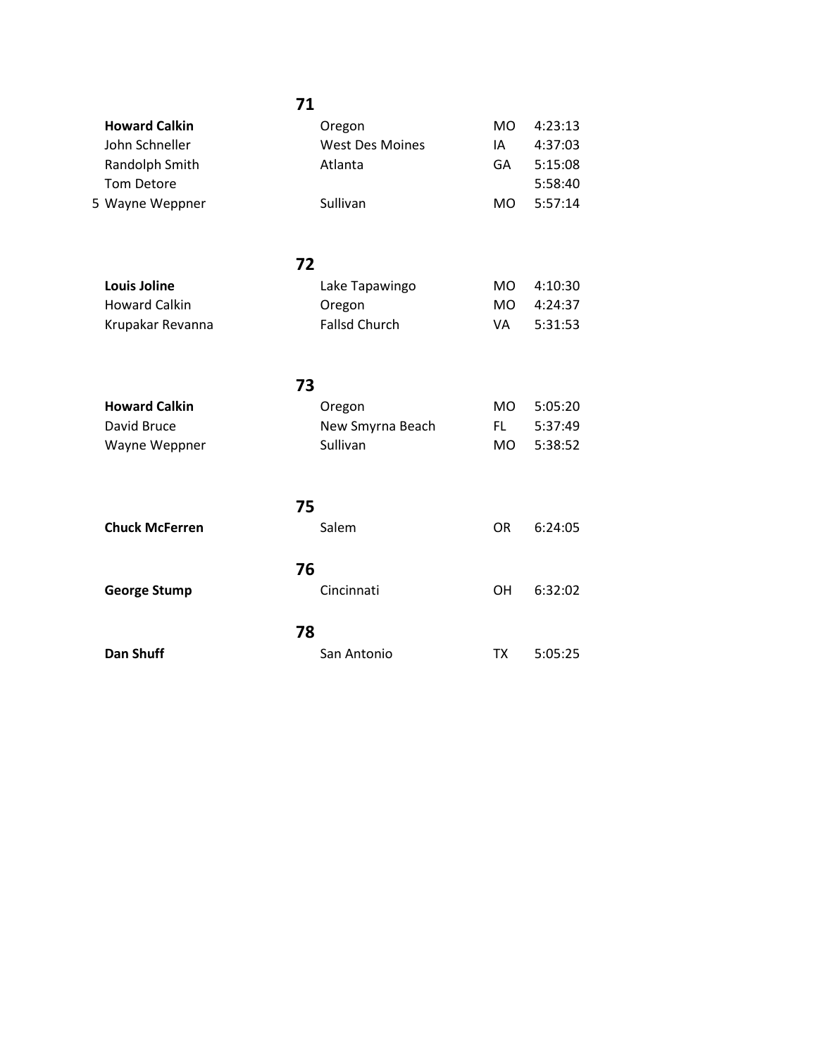**71**

| | | | |
|---|---|---|---|
| **Howard Calkin** | Oregon | MO | 4:23:13 |
| John Schneller | West Des Moines | IA | 4:37:03 |
| Randolph Smith | Atlanta | GA | 5:15:08 |
| Tom Detore | | | 5:58:40 |
| 5 Wayne Weppner | Sullivan | MO | 5:57:14 |

**72**

| | | | |
|---|---|---|---|
| **Louis Joline** | Lake Tapawingo | MO | 4:10:30 |
| Howard Calkin | Oregon | MO | 4:24:37 |
| Krupakar Revanna | Fallsd Church | VA | 5:31:53 |

**73**

| | | | |
|---|---|---|---|
| **Howard Calkin** | Oregon | MO | 5:05:20 |
| David Bruce | New Smyrna Beach | FL | 5:37:49 |
| Wayne Weppner | Sullivan | MO | 5:38:52 |

**75**

| | | | |
|---|---|---|---|
| **Chuck McFerren** | Salem | OR | 6:24:05 |

**76**

| | | | |
|---|---|---|---|
| **George Stump** | Cincinnati | OH | 6:32:02 |

**78**

| | | | |
|---|---|---|---|
| **Dan Shuff** | San Antonio | TX | 5:05:25 |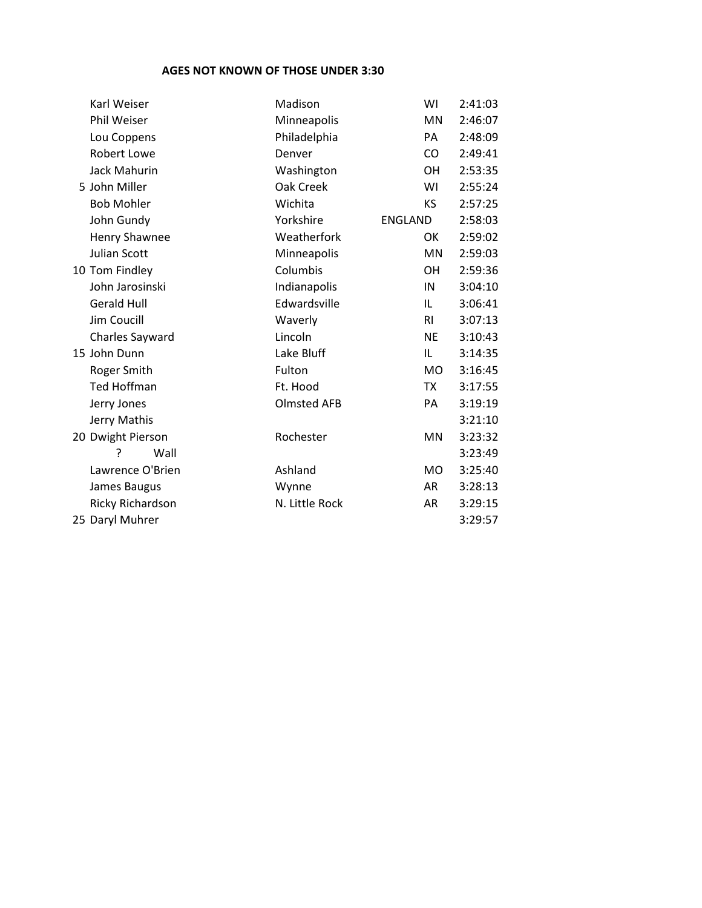**AGES NOT KNOWN OF THOSE UNDER 3:30**

| | Name | City | State | Time |
|---|---|---|---|---|
| | Karl Weiser | Madison | WI | 2:41:03 |
| | Phil Weiser | Minneapolis | MN | 2:46:07 |
| | Lou Coppens | Philadelphia | PA | 2:48:09 |
| | Robert Lowe | Denver | CO | 2:49:41 |
| | Jack Mahurin | Washington | OH | 2:53:35 |
| 5 | John Miller | Oak Creek | WI | 2:55:24 |
| | Bob Mohler | Wichita | KS | 2:57:25 |
| | John Gundy | Yorkshire | ENGLAND | 2:58:03 |
| | Henry Shawnee | Weatherfork | OK | 2:59:02 |
| | Julian Scott | Minneapolis | MN | 2:59:03 |
| 10 | Tom Findley | Columbis | OH | 2:59:36 |
| | John Jarosinski | Indianapolis | IN | 3:04:10 |
| | Gerald Hull | Edwardsville | IL | 3:06:41 |
| | Jim Coucill | Waverly | RI | 3:07:13 |
| | Charles Sayward | Lincoln | NE | 3:10:43 |
| 15 | John Dunn | Lake Bluff | IL | 3:14:35 |
| | Roger Smith | Fulton | MO | 3:16:45 |
| | Ted Hoffman | Ft. Hood | TX | 3:17:55 |
| | Jerry Jones | Olmsted AFB | PA | 3:19:19 |
| | Jerry Mathis | | | 3:21:10 |
| 20 | Dwight Pierson | Rochester | MN | 3:23:32 |
| | ? Wall | | | 3:23:49 |
| | Lawrence O'Brien | Ashland | MO | 3:25:40 |
| | James Baugus | Wynne | AR | 3:28:13 |
| | Ricky Richardson | N. Little Rock | AR | 3:29:15 |
| 25 | Daryl Muhrer | | | 3:29:57 |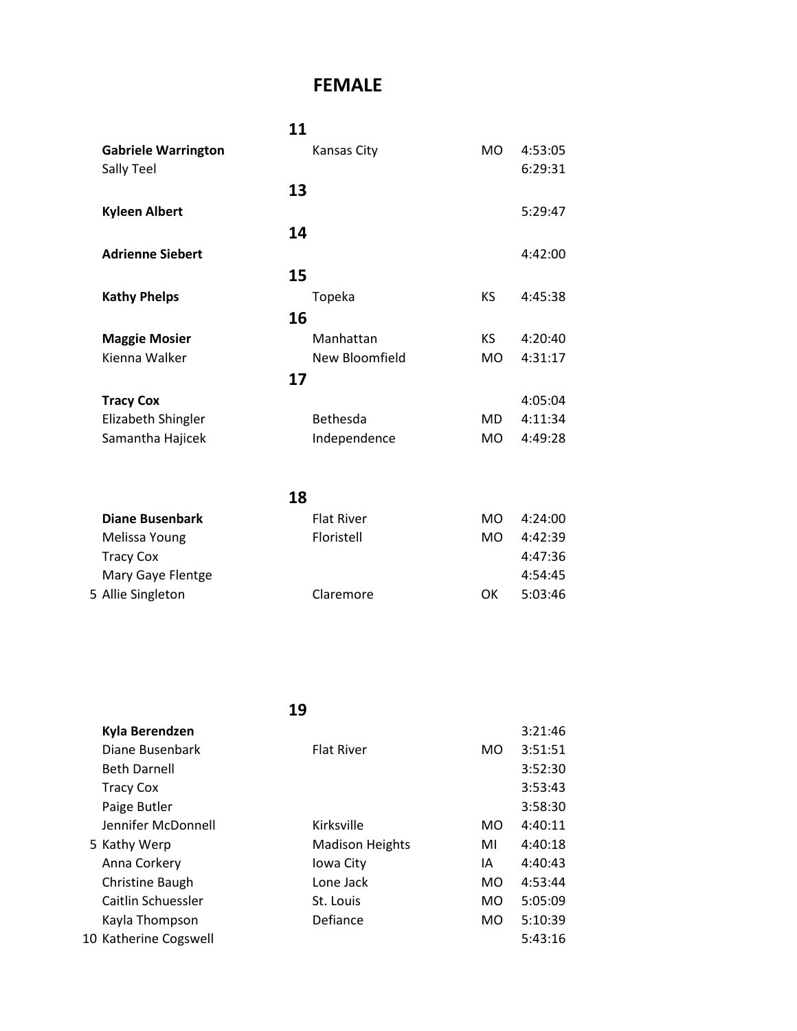# FEMALE

## 11

| | Name | City | State | Time |
|---|---|---|---|---|
| | **Gabriele Warrington** | Kansas City | MO | 4:53:05 |
| | Sally Teel | | | 6:29:31 |

## 13

| | Name | City | State | Time |
|---|---|---|---|---|
| | **Kyleen Albert** | | | 5:29:47 |

## 14

| | Name | City | State | Time |
|---|---|---|---|---|
| | **Adrienne Siebert** | | | 4:42:00 |

## 15

| | Name | City | State | Time |
|---|---|---|---|---|
| | **Kathy Phelps** | Topeka | KS | 4:45:38 |

## 16

| | Name | City | State | Time |
|---|---|---|---|---|
| | **Maggie Mosier** | Manhattan | KS | 4:20:40 |
| | Kienna Walker | New Bloomfield | MO | 4:31:17 |

## 17

| | Name | City | State | Time |
|---|---|---|---|---|
| | **Tracy Cox** | | | 4:05:04 |
| | Elizabeth Shingler | Bethesda | MD | 4:11:34 |
| | Samantha Hajicek | Independence | MO | 4:49:28 |

## 18

| | Name | City | State | Time |
|---|---|---|---|---|
| | **Diane Busenbark** | Flat River | MO | 4:24:00 |
| | Melissa Young | Floristell | MO | 4:42:39 |
| | Tracy Cox | | | 4:47:36 |
| | Mary Gaye Flentge | | | 4:54:45 |
| 5 | Allie Singleton | Claremore | OK | 5:03:46 |

## 19

| | Name | City | State | Time |
|---|---|---|---|---|
| | **Kyla Berendzen** | | | 3:21:46 |
| | Diane Busenbark | Flat River | MO | 3:51:51 |
| | Beth Darnell | | | 3:52:30 |
| | Tracy Cox | | | 3:53:43 |
| | Paige Butler | | | 3:58:30 |
| | Jennifer McDonnell | Kirksville | MO | 4:40:11 |
| 5 | Kathy Werp | Madison Heights | MI | 4:40:18 |
| | Anna Corkery | Iowa City | IA | 4:40:43 |
| | Christine Baugh | Lone Jack | MO | 4:53:44 |
| | Caitlin Schuessler | St. Louis | MO | 5:05:09 |
| | Kayla Thompson | Defiance | MO | 5:10:39 |
| 10 | Katherine Cogswell | | | 5:43:16 |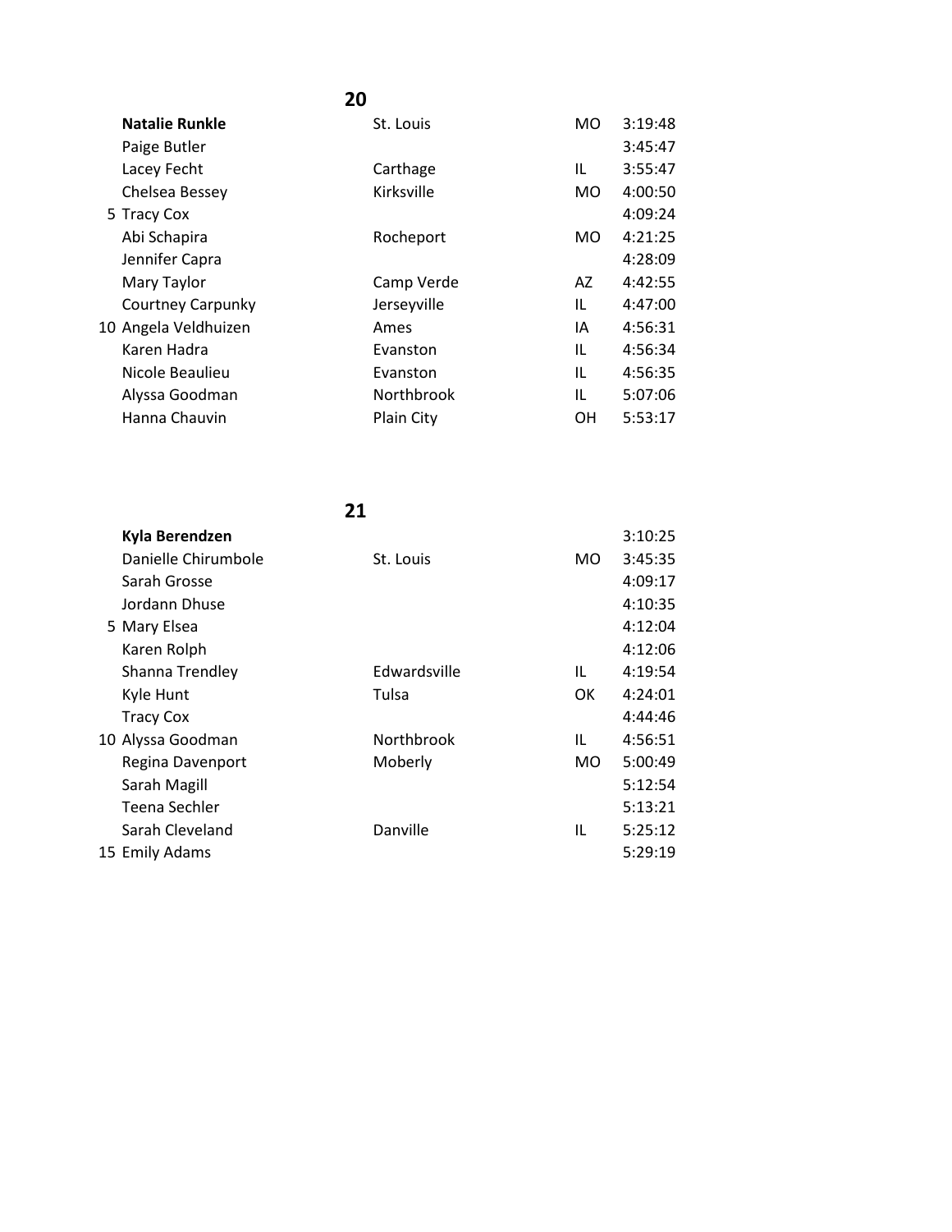## 20

| | Name | City | State | Time |
|---|---|---|---|---|
| | **Natalie Runkle** | St. Louis | MO | 3:19:48 |
| | Paige Butler | | | 3:45:47 |
| | Lacey Fecht | Carthage | IL | 3:55:47 |
| | Chelsea Bessey | Kirksville | MO | 4:00:50 |
| 5 | Tracy Cox | | | 4:09:24 |
| | Abi Schapira | Rocheport | MO | 4:21:25 |
| | Jennifer Capra | | | 4:28:09 |
| | Mary Taylor | Camp Verde | AZ | 4:42:55 |
| | Courtney Carpunky | Jerseyville | IL | 4:47:00 |
| 10 | Angela Veldhuizen | Ames | IA | 4:56:31 |
| | Karen Hadra | Evanston | IL | 4:56:34 |
| | Nicole Beaulieu | Evanston | IL | 4:56:35 |
| | Alyssa Goodman | Northbrook | IL | 5:07:06 |
| | Hanna Chauvin | Plain City | OH | 5:53:17 |

## 21

| | Name | City | State | Time |
|---|---|---|---|---|
| | **Kyla Berendzen** | | | 3:10:25 |
| | Danielle Chirumbole | St. Louis | MO | 3:45:35 |
| | Sarah Grosse | | | 4:09:17 |
| | Jordann Dhuse | | | 4:10:35 |
| 5 | Mary Elsea | | | 4:12:04 |
| | Karen Rolph | | | 4:12:06 |
| | Shanna Trendley | Edwardsville | IL | 4:19:54 |
| | Kyle Hunt | Tulsa | OK | 4:24:01 |
| | Tracy Cox | | | 4:44:46 |
| 10 | Alyssa Goodman | Northbrook | IL | 4:56:51 |
| | Regina Davenport | Moberly | MO | 5:00:49 |
| | Sarah Magill | | | 5:12:54 |
| | Teena Sechler | | | 5:13:21 |
| | Sarah Cleveland | Danville | IL | 5:25:12 |
| 15 | Emily Adams | | | 5:29:19 |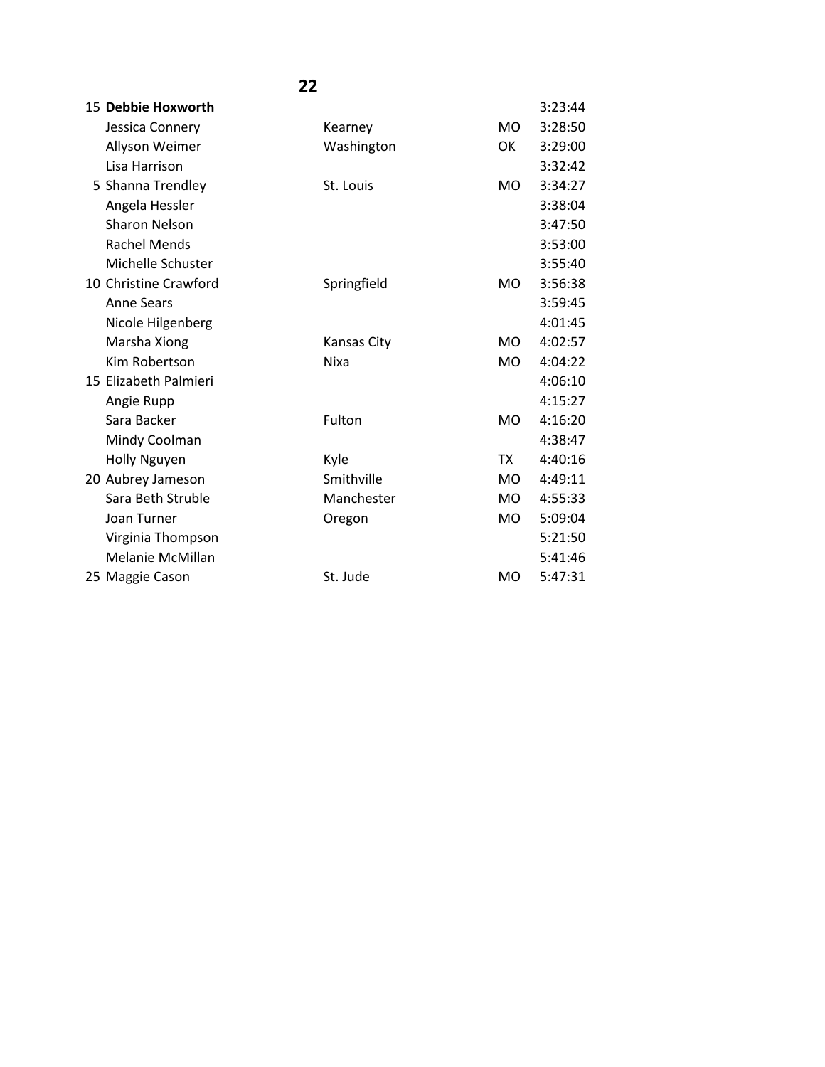**22**

| | Name | City | State | Time |
|---|---|---|---|---|
| 15 | **Debbie Hoxworth** | | | 3:23:44 |
| | Jessica Connery | Kearney | MO | 3:28:50 |
| | Allyson Weimer | Washington | OK | 3:29:00 |
| | Lisa Harrison | | | 3:32:42 |
| 5 | Shanna Trendley | St. Louis | MO | 3:34:27 |
| | Angela Hessler | | | 3:38:04 |
| | Sharon Nelson | | | 3:47:50 |
| | Rachel Mends | | | 3:53:00 |
| | Michelle Schuster | | | 3:55:40 |
| 10 | Christine Crawford | Springfield | MO | 3:56:38 |
| | Anne Sears | | | 3:59:45 |
| | Nicole Hilgenberg | | | 4:01:45 |
| | Marsha Xiong | Kansas City | MO | 4:02:57 |
| | Kim Robertson | Nixa | MO | 4:04:22 |
| 15 | Elizabeth Palmieri | | | 4:06:10 |
| | Angie Rupp | | | 4:15:27 |
| | Sara Backer | Fulton | MO | 4:16:20 |
| | Mindy Coolman | | | 4:38:47 |
| | Holly Nguyen | Kyle | TX | 4:40:16 |
| 20 | Aubrey Jameson | Smithville | MO | 4:49:11 |
| | Sara Beth Struble | Manchester | MO | 4:55:33 |
| | Joan Turner | Oregon | MO | 5:09:04 |
| | Virginia Thompson | | | 5:21:50 |
| | Melanie McMillan | | | 5:41:46 |
| 25 | Maggie Cason | St. Jude | MO | 5:47:31 |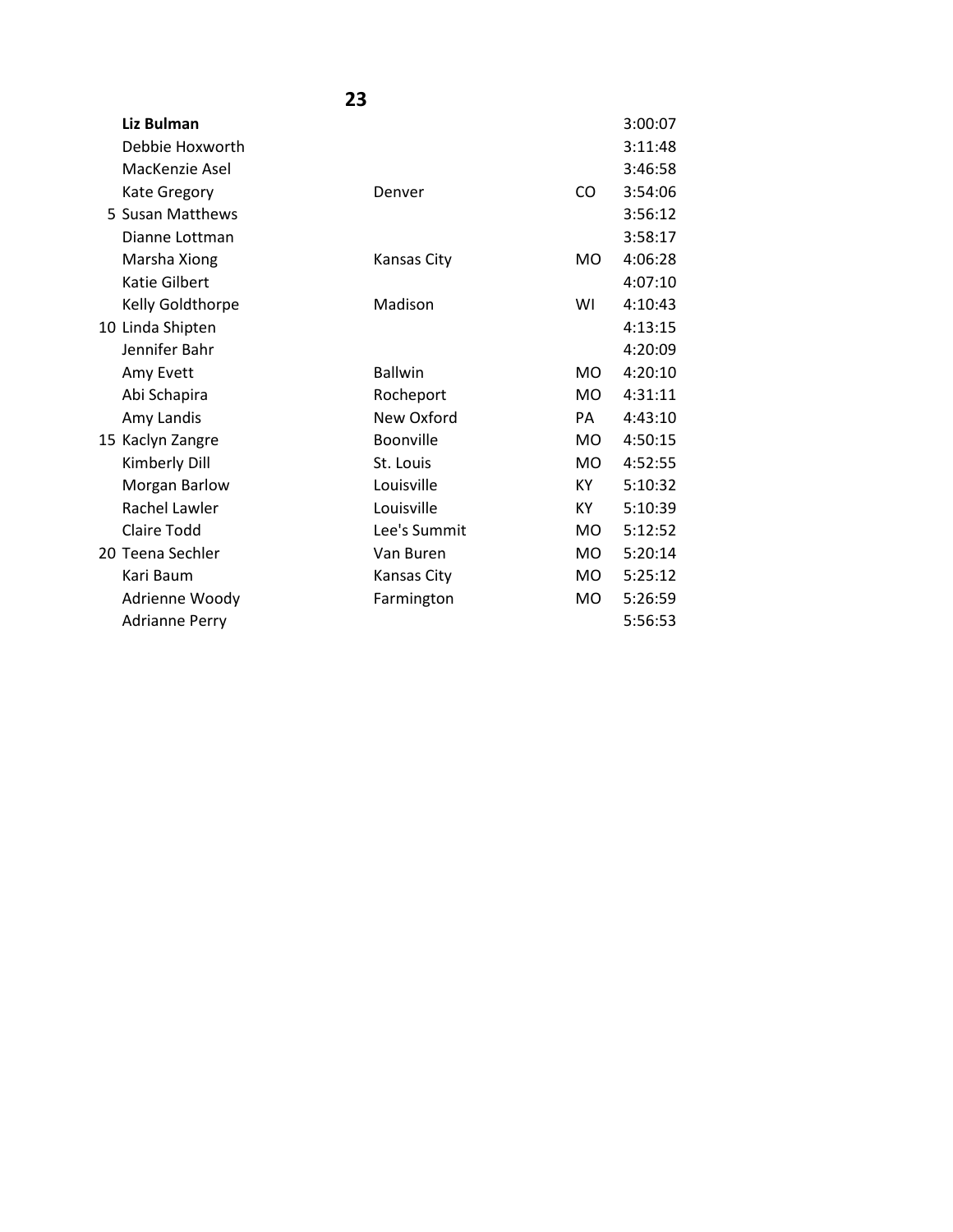**23**

| | Name | City | State | Time |
|---|---|---|---|---|
| | **Liz Bulman** | | | 3:00:07 |
| | Debbie Hoxworth | | | 3:11:48 |
| | MacKenzie Asel | | | 3:46:58 |
| | Kate Gregory | Denver | CO | 3:54:06 |
| 5 | Susan Matthews | | | 3:56:12 |
| | Dianne Lottman | | | 3:58:17 |
| | Marsha Xiong | Kansas City | MO | 4:06:28 |
| | Katie Gilbert | | | 4:07:10 |
| | Kelly Goldthorpe | Madison | WI | 4:10:43 |
| 10 | Linda Shipten | | | 4:13:15 |
| | Jennifer Bahr | | | 4:20:09 |
| | Amy Evett | Ballwin | MO | 4:20:10 |
| | Abi Schapira | Rocheport | MO | 4:31:11 |
| | Amy Landis | New Oxford | PA | 4:43:10 |
| 15 | Kaclyn Zangre | Boonville | MO | 4:50:15 |
| | Kimberly Dill | St. Louis | MO | 4:52:55 |
| | Morgan Barlow | Louisville | KY | 5:10:32 |
| | Rachel Lawler | Louisville | KY | 5:10:39 |
| | Claire Todd | Lee's Summit | MO | 5:12:52 |
| 20 | Teena Sechler | Van Buren | MO | 5:20:14 |
| | Kari Baum | Kansas City | MO | 5:25:12 |
| | Adrienne Woody | Farmington | MO | 5:26:59 |
| | Adrianne Perry | | | 5:56:53 |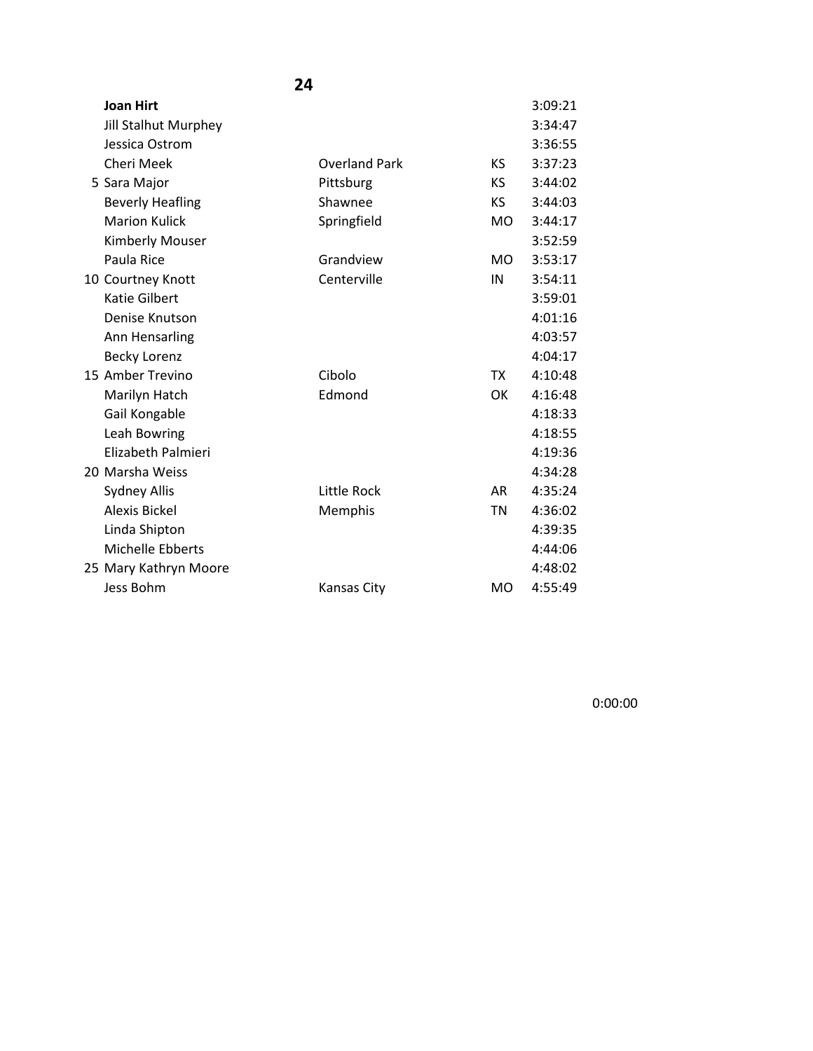**24**

| Place | Name | City | State | Time |
|---|---|---|---|---|
| | **Joan Hirt** | | | 3:09:21 |
| | Jill Stalhut Murphey | | | 3:34:47 |
| | Jessica Ostrom | | | 3:36:55 |
| | Cheri Meek | Overland Park | KS | 3:37:23 |
| 5 | Sara Major | Pittsburg | KS | 3:44:02 |
| | Beverly Heafling | Shawnee | KS | 3:44:03 |
| | Marion Kulick | Springfield | MO | 3:44:17 |
| | Kimberly Mouser | | | 3:52:59 |
| | Paula Rice | Grandview | MO | 3:53:17 |
| 10 | Courtney Knott | Centerville | IN | 3:54:11 |
| | Katie Gilbert | | | 3:59:01 |
| | Denise Knutson | | | 4:01:16 |
| | Ann Hensarling | | | 4:03:57 |
| | Becky Lorenz | | | 4:04:17 |
| 15 | Amber Trevino | Cibolo | TX | 4:10:48 |
| | Marilyn Hatch | Edmond | OK | 4:16:48 |
| | Gail Kongable | | | 4:18:33 |
| | Leah Bowring | | | 4:18:55 |
| | Elizabeth Palmieri | | | 4:19:36 |
| 20 | Marsha Weiss | | | 4:34:28 |
| | Sydney Allis | Little Rock | AR | 4:35:24 |
| | Alexis Bickel | Memphis | TN | 4:36:02 |
| | Linda Shipton | | | 4:39:35 |
| | Michelle Ebberts | | | 4:44:06 |
| 25 | Mary Kathryn Moore | | | 4:48:02 |
| | Jess Bohm | Kansas City | MO | 4:55:49 |

0:00:00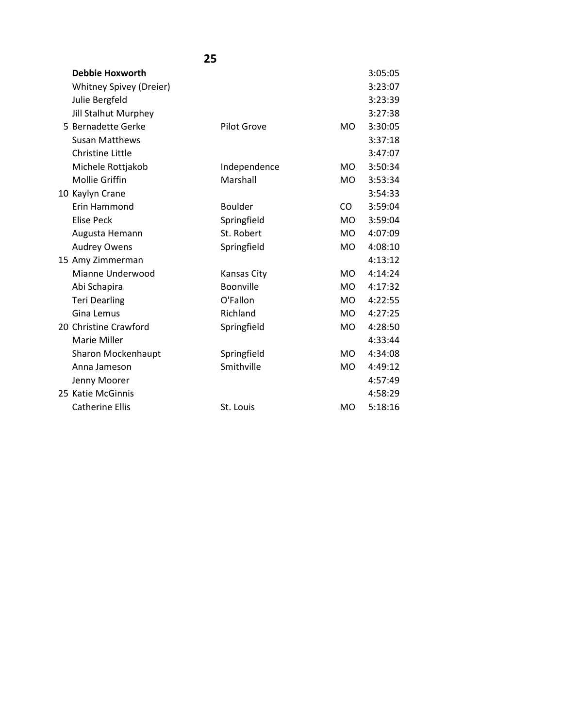**25**

| # | Name | City | State | Time |
|---|---|---|---|---|
| | **Debbie Hoxworth** | | | 3:05:05 |
| | Whitney Spivey (Dreier) | | | 3:23:07 |
| | Julie Bergfeld | | | 3:23:39 |
| | Jill Stalhut Murphey | | | 3:27:38 |
| 5 | Bernadette Gerke | Pilot Grove | MO | 3:30:05 |
| | Susan Matthews | | | 3:37:18 |
| | Christine Little | | | 3:47:07 |
| | Michele Rottjakob | Independence | MO | 3:50:34 |
| | Mollie Griffin | Marshall | MO | 3:53:34 |
| 10 | Kaylyn Crane | | | 3:54:33 |
| | Erin Hammond | Boulder | CO | 3:59:04 |
| | Elise Peck | Springfield | MO | 3:59:04 |
| | Augusta Hemann | St. Robert | MO | 4:07:09 |
| | Audrey Owens | Springfield | MO | 4:08:10 |
| 15 | Amy Zimmerman | | | 4:13:12 |
| | Mianne Underwood | Kansas City | MO | 4:14:24 |
| | Abi Schapira | Boonville | MO | 4:17:32 |
| | Teri Dearling | O'Fallon | MO | 4:22:55 |
| | Gina Lemus | Richland | MO | 4:27:25 |
| 20 | Christine Crawford | Springfield | MO | 4:28:50 |
| | Marie Miller | | | 4:33:44 |
| | Sharon Mockenhaupt | Springfield | MO | 4:34:08 |
| | Anna Jameson | Smithville | MO | 4:49:12 |
| | Jenny Moorer | | | 4:57:49 |
| 25 | Katie McGinnis | | | 4:58:29 |
| | Catherine Ellis | St. Louis | MO | 5:18:16 |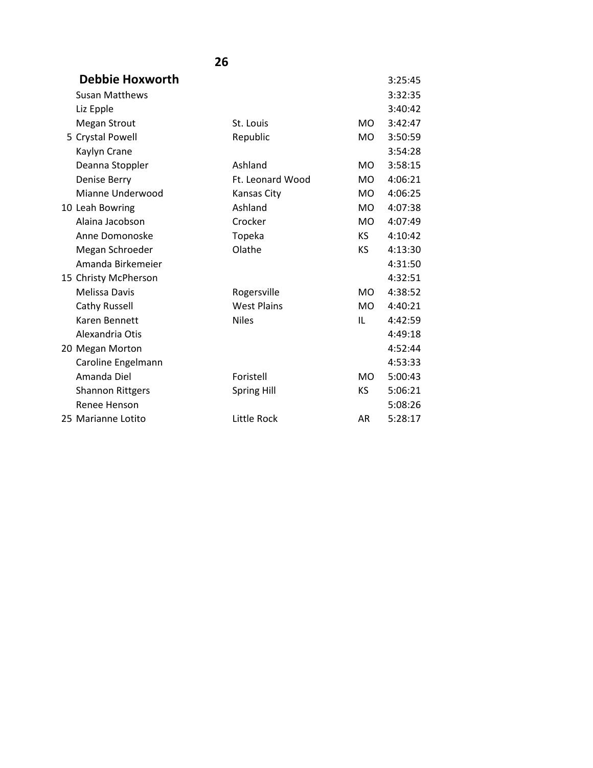**26**

| Place | Name | City | State | Time |
|---|---|---|---|---|
| | **Debbie Hoxworth** | | | 3:25:45 |
| | Susan Matthews | | | 3:32:35 |
| | Liz Epple | | | 3:40:42 |
| | Megan Strout | St. Louis | MO | 3:42:47 |
| 5 | Crystal Powell | Republic | MO | 3:50:59 |
| | Kaylyn Crane | | | 3:54:28 |
| | Deanna Stoppler | Ashland | MO | 3:58:15 |
| | Denise Berry | Ft. Leonard Wood | MO | 4:06:21 |
| | Mianne Underwood | Kansas City | MO | 4:06:25 |
| 10 | Leah Bowring | Ashland | MO | 4:07:38 |
| | Alaina Jacobson | Crocker | MO | 4:07:49 |
| | Anne Domonoske | Topeka | KS | 4:10:42 |
| | Megan Schroeder | Olathe | KS | 4:13:30 |
| | Amanda Birkemeier | | | 4:31:50 |
| 15 | Christy McPherson | | | 4:32:51 |
| | Melissa Davis | Rogersville | MO | 4:38:52 |
| | Cathy Russell | West Plains | MO | 4:40:21 |
| | Karen Bennett | Niles | IL | 4:42:59 |
| | Alexandria Otis | | | 4:49:18 |
| 20 | Megan Morton | | | 4:52:44 |
| | Caroline Engelmann | | | 4:53:33 |
| | Amanda Diel | Foristell | MO | 5:00:43 |
| | Shannon Rittgers | Spring Hill | KS | 5:06:21 |
| | Renee Henson | | | 5:08:26 |
| 25 | Marianne Lotito | Little Rock | AR | 5:28:17 |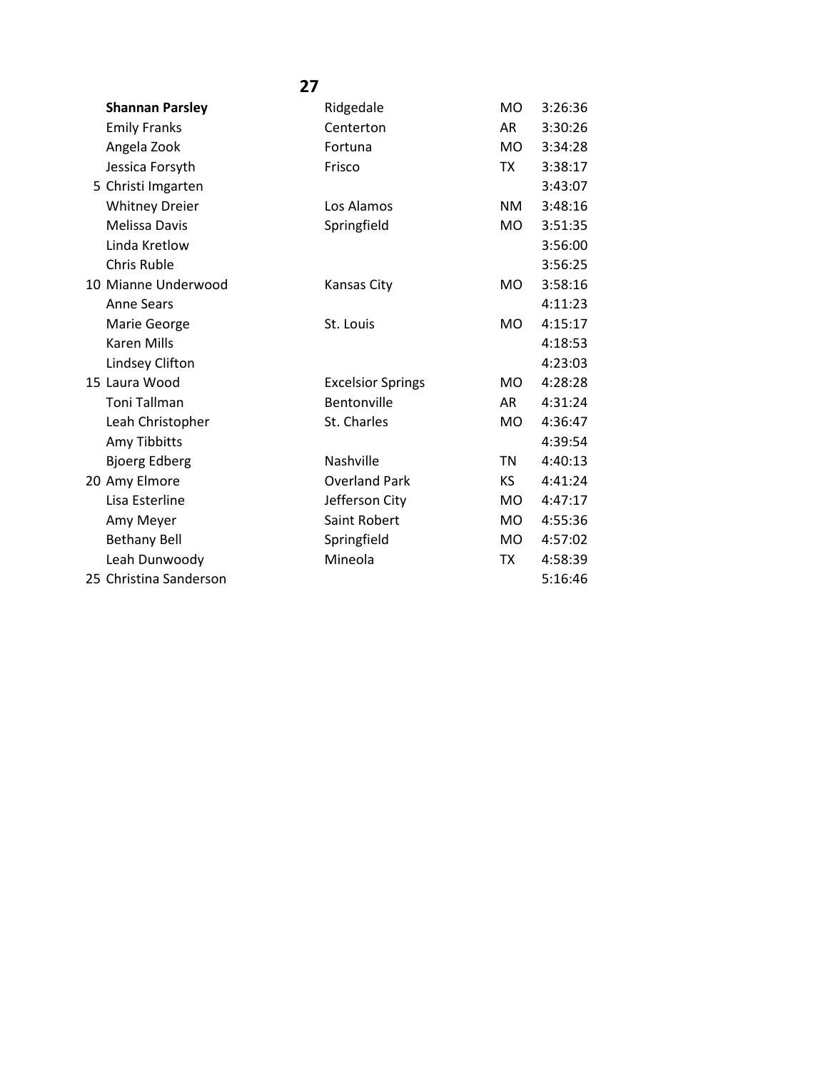**27**

| | Name | City | State | Time |
|---|---|---|---|---|
| | **Shannan Parsley** | Ridgedale | MO | 3:26:36 |
| | Emily Franks | Centerton | AR | 3:30:26 |
| | Angela Zook | Fortuna | MO | 3:34:28 |
| | Jessica Forsyth | Frisco | TX | 3:38:17 |
| 5 | Christi Imgarten | | | 3:43:07 |
| | Whitney Dreier | Los Alamos | NM | 3:48:16 |
| | Melissa Davis | Springfield | MO | 3:51:35 |
| | Linda Kretlow | | | 3:56:00 |
| | Chris Ruble | | | 3:56:25 |
| 10 | Mianne Underwood | Kansas City | MO | 3:58:16 |
| | Anne Sears | | | 4:11:23 |
| | Marie George | St. Louis | MO | 4:15:17 |
| | Karen Mills | | | 4:18:53 |
| | Lindsey Clifton | | | 4:23:03 |
| 15 | Laura Wood | Excelsior Springs | MO | 4:28:28 |
| | Toni Tallman | Bentonville | AR | 4:31:24 |
| | Leah Christopher | St. Charles | MO | 4:36:47 |
| | Amy Tibbitts | | | 4:39:54 |
| | Bjoerg Edberg | Nashville | TN | 4:40:13 |
| 20 | Amy Elmore | Overland Park | KS | 4:41:24 |
| | Lisa Esterline | Jefferson City | MO | 4:47:17 |
| | Amy Meyer | Saint Robert | MO | 4:55:36 |
| | Bethany Bell | Springfield | MO | 4:57:02 |
| | Leah Dunwoody | Mineola | TX | 4:58:39 |
| 25 | Christina Sanderson | | | 5:16:46 |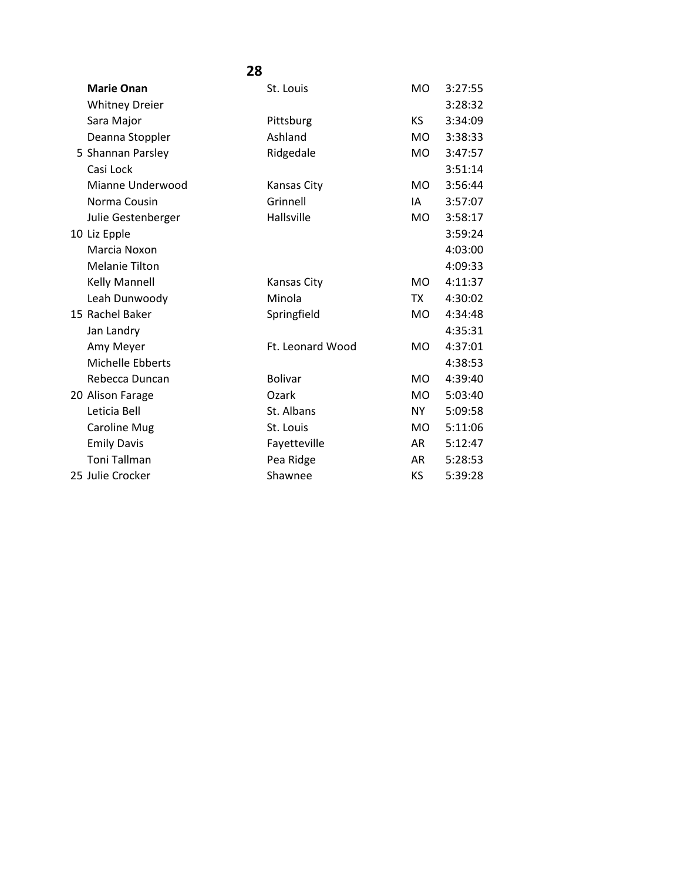## 28

| # | Name | City | State | Time |
|---|---|---|---|---|
| | **Marie Onan** | St. Louis | MO | 3:27:55 |
| | Whitney Dreier | | | 3:28:32 |
| | Sara Major | Pittsburg | KS | 3:34:09 |
| | Deanna Stoppler | Ashland | MO | 3:38:33 |
| 5 | Shannan Parsley | Ridgedale | MO | 3:47:57 |
| | Casi Lock | | | 3:51:14 |
| | Mianne Underwood | Kansas City | MO | 3:56:44 |
| | Norma Cousin | Grinnell | IA | 3:57:07 |
| | Julie Gestenberger | Hallsville | MO | 3:58:17 |
| 10 | Liz Epple | | | 3:59:24 |
| | Marcia Noxon | | | 4:03:00 |
| | Melanie Tilton | | | 4:09:33 |
| | Kelly Mannell | Kansas City | MO | 4:11:37 |
| | Leah Dunwoody | Minola | TX | 4:30:02 |
| 15 | Rachel Baker | Springfield | MO | 4:34:48 |
| | Jan Landry | | | 4:35:31 |
| | Amy Meyer | Ft. Leonard Wood | MO | 4:37:01 |
| | Michelle Ebberts | | | 4:38:53 |
| | Rebecca Duncan | Bolivar | MO | 4:39:40 |
| 20 | Alison Farage | Ozark | MO | 5:03:40 |
| | Leticia Bell | St. Albans | NY | 5:09:58 |
| | Caroline Mug | St. Louis | MO | 5:11:06 |
| | Emily Davis | Fayetteville | AR | 5:12:47 |
| | Toni Tallman | Pea Ridge | AR | 5:28:53 |
| 25 | Julie Crocker | Shawnee | KS | 5:39:28 |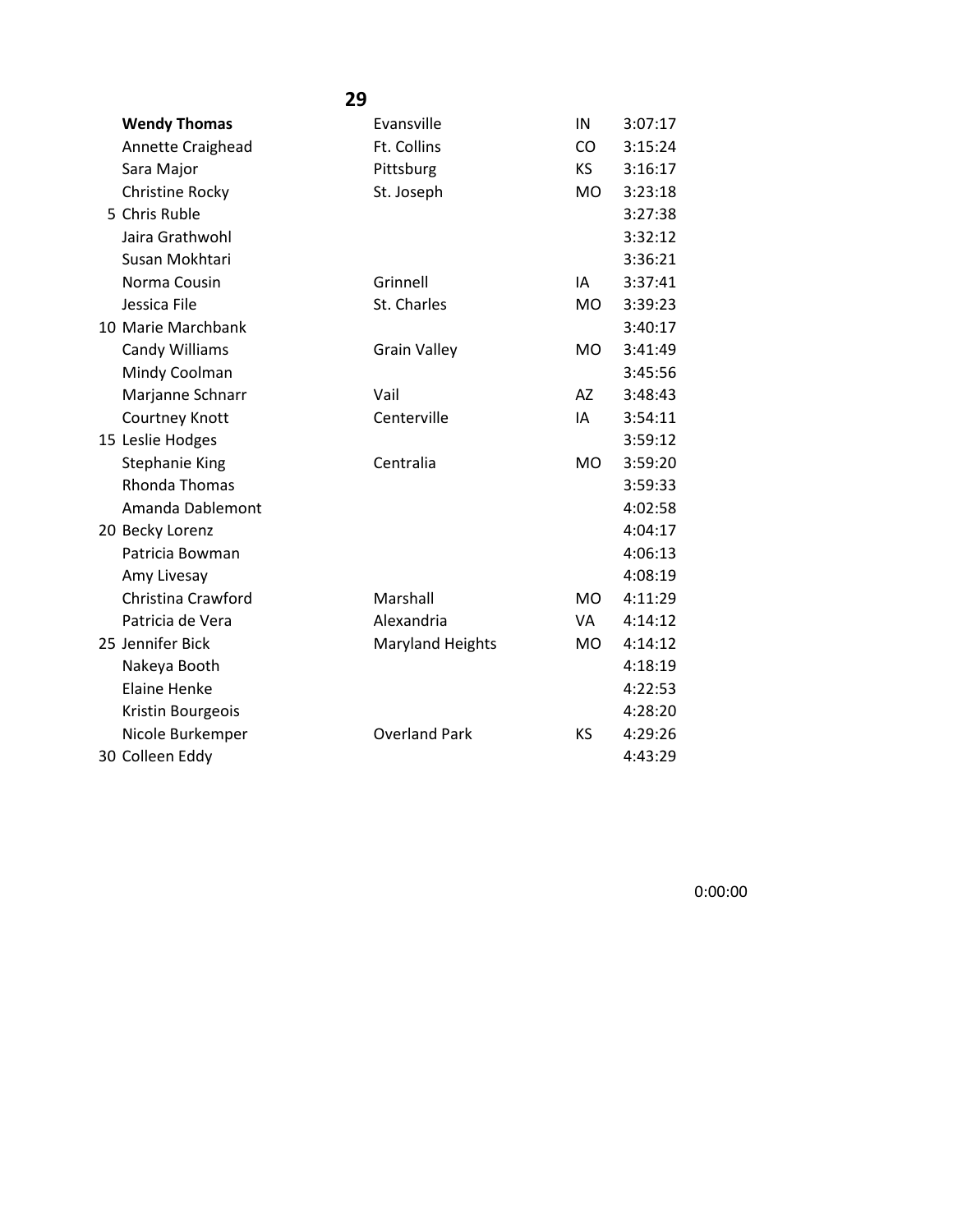## 29

| Place | Name | City | State | Time |
|---|---|---|---|---|
| | **Wendy Thomas** | Evansville | IN | 3:07:17 |
| | Annette Craighead | Ft. Collins | CO | 3:15:24 |
| | Sara Major | Pittsburg | KS | 3:16:17 |
| | Christine Rocky | St. Joseph | MO | 3:23:18 |
| 5 | Chris Ruble | | | 3:27:38 |
| | Jaira Grathwohl | | | 3:32:12 |
| | Susan Mokhtari | | | 3:36:21 |
| | Norma Cousin | Grinnell | IA | 3:37:41 |
| | Jessica File | St. Charles | MO | 3:39:23 |
| 10 | Marie Marchbank | | | 3:40:17 |
| | Candy Williams | Grain Valley | MO | 3:41:49 |
| | Mindy Coolman | | | 3:45:56 |
| | Marjanne Schnarr | Vail | AZ | 3:48:43 |
| | Courtney Knott | Centerville | IA | 3:54:11 |
| 15 | Leslie Hodges | | | 3:59:12 |
| | Stephanie King | Centralia | MO | 3:59:20 |
| | Rhonda Thomas | | | 3:59:33 |
| | Amanda Dablemont | | | 4:02:58 |
| 20 | Becky Lorenz | | | 4:04:17 |
| | Patricia Bowman | | | 4:06:13 |
| | Amy Livesay | | | 4:08:19 |
| | Christina Crawford | Marshall | MO | 4:11:29 |
| | Patricia de Vera | Alexandria | VA | 4:14:12 |
| 25 | Jennifer Bick | Maryland Heights | MO | 4:14:12 |
| | Nakeya Booth | | | 4:18:19 |
| | Elaine Henke | | | 4:22:53 |
| | Kristin Bourgeois | | | 4:28:20 |
| | Nicole Burkemper | Overland Park | KS | 4:29:26 |
| 30 | Colleen Eddy | | | 4:43:29 |

0:00:00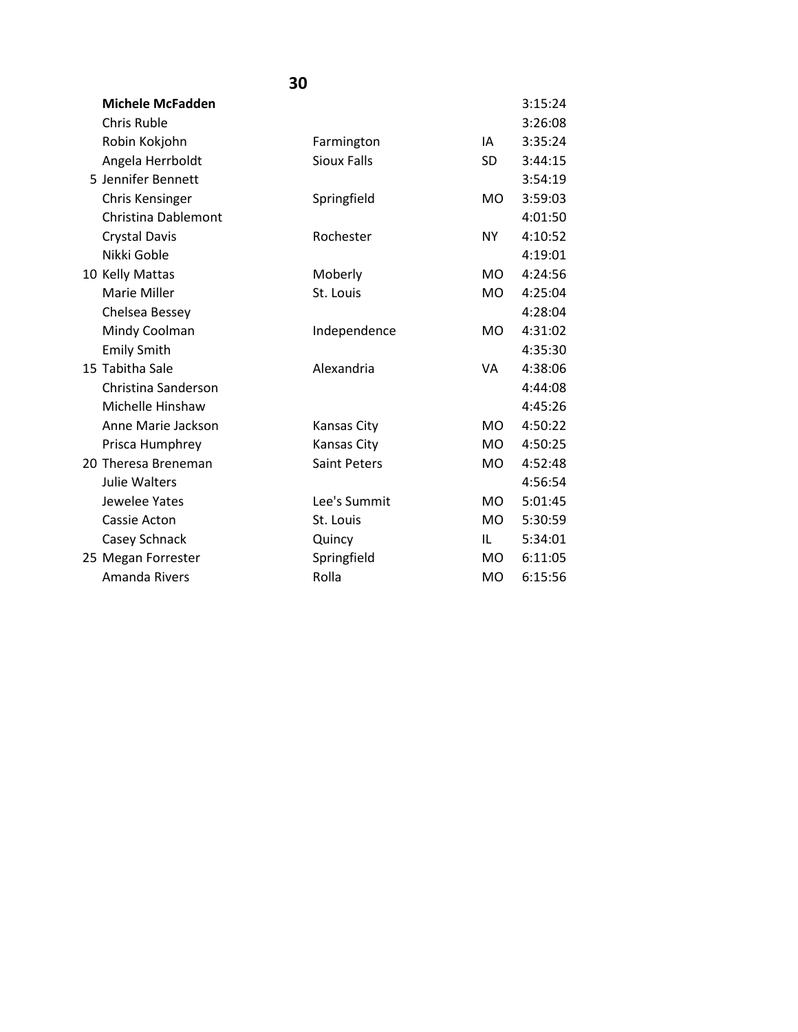**30**

| Place | Name | City | State | Time |
|---|---|---|---|---|
| | **Michele McFadden** | | | 3:15:24 |
| | Chris Ruble | | | 3:26:08 |
| | Robin Kokjohn | Farmington | IA | 3:35:24 |
| | Angela Herrboldt | Sioux Falls | SD | 3:44:15 |
| 5 | Jennifer Bennett | | | 3:54:19 |
| | Chris Kensinger | Springfield | MO | 3:59:03 |
| | Christina Dablemont | | | 4:01:50 |
| | Crystal Davis | Rochester | NY | 4:10:52 |
| | Nikki Goble | | | 4:19:01 |
| 10 | Kelly Mattas | Moberly | MO | 4:24:56 |
| | Marie Miller | St. Louis | MO | 4:25:04 |
| | Chelsea Bessey | | | 4:28:04 |
| | Mindy Coolman | Independence | MO | 4:31:02 |
| | Emily Smith | | | 4:35:30 |
| 15 | Tabitha Sale | Alexandria | VA | 4:38:06 |
| | Christina Sanderson | | | 4:44:08 |
| | Michelle Hinshaw | | | 4:45:26 |
| | Anne Marie Jackson | Kansas City | MO | 4:50:22 |
| | Prisca Humphrey | Kansas City | MO | 4:50:25 |
| 20 | Theresa Breneman | Saint Peters | MO | 4:52:48 |
| | Julie Walters | | | 4:56:54 |
| | Jewelee Yates | Lee's Summit | MO | 5:01:45 |
| | Cassie Acton | St. Louis | MO | 5:30:59 |
| | Casey Schnack | Quincy | IL | 5:34:01 |
| 25 | Megan Forrester | Springfield | MO | 6:11:05 |
| | Amanda Rivers | Rolla | MO | 6:15:56 |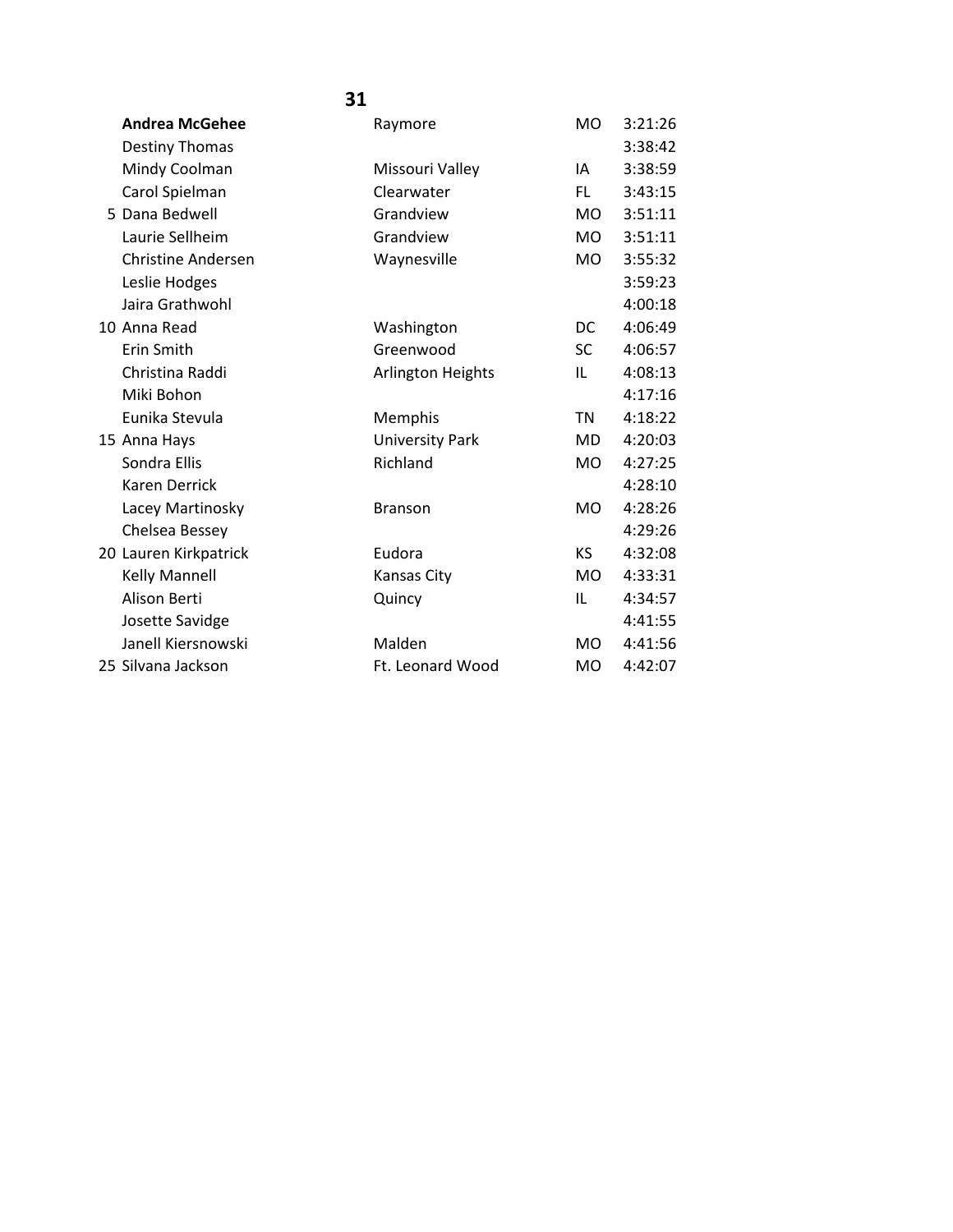## 31

| | Name | City | State | Time |
|---|---|---|---|---|
| | **Andrea McGehee** | Raymore | MO | 3:21:26 |
| | Destiny Thomas | | | 3:38:42 |
| | Mindy Coolman | Missouri Valley | IA | 3:38:59 |
| | Carol Spielman | Clearwater | FL | 3:43:15 |
| 5 | Dana Bedwell | Grandview | MO | 3:51:11 |
| | Laurie Sellheim | Grandview | MO | 3:51:11 |
| | Christine Andersen | Waynesville | MO | 3:55:32 |
| | Leslie Hodges | | | 3:59:23 |
| | Jaira Grathwohl | | | 4:00:18 |
| 10 | Anna Read | Washington | DC | 4:06:49 |
| | Erin Smith | Greenwood | SC | 4:06:57 |
| | Christina Raddi | Arlington Heights | IL | 4:08:13 |
| | Miki Bohon | | | 4:17:16 |
| | Eunika Stevula | Memphis | TN | 4:18:22 |
| 15 | Anna Hays | University Park | MD | 4:20:03 |
| | Sondra Ellis | Richland | MO | 4:27:25 |
| | Karen Derrick | | | 4:28:10 |
| | Lacey Martinosky | Branson | MO | 4:28:26 |
| | Chelsea Bessey | | | 4:29:26 |
| 20 | Lauren Kirkpatrick | Eudora | KS | 4:32:08 |
| | Kelly Mannell | Kansas City | MO | 4:33:31 |
| | Alison Berti | Quincy | IL | 4:34:57 |
| | Josette Savidge | | | 4:41:55 |
| | Janell Kiersnowski | Malden | MO | 4:41:56 |
| 25 | Silvana Jackson | Ft. Leonard Wood | MO | 4:42:07 |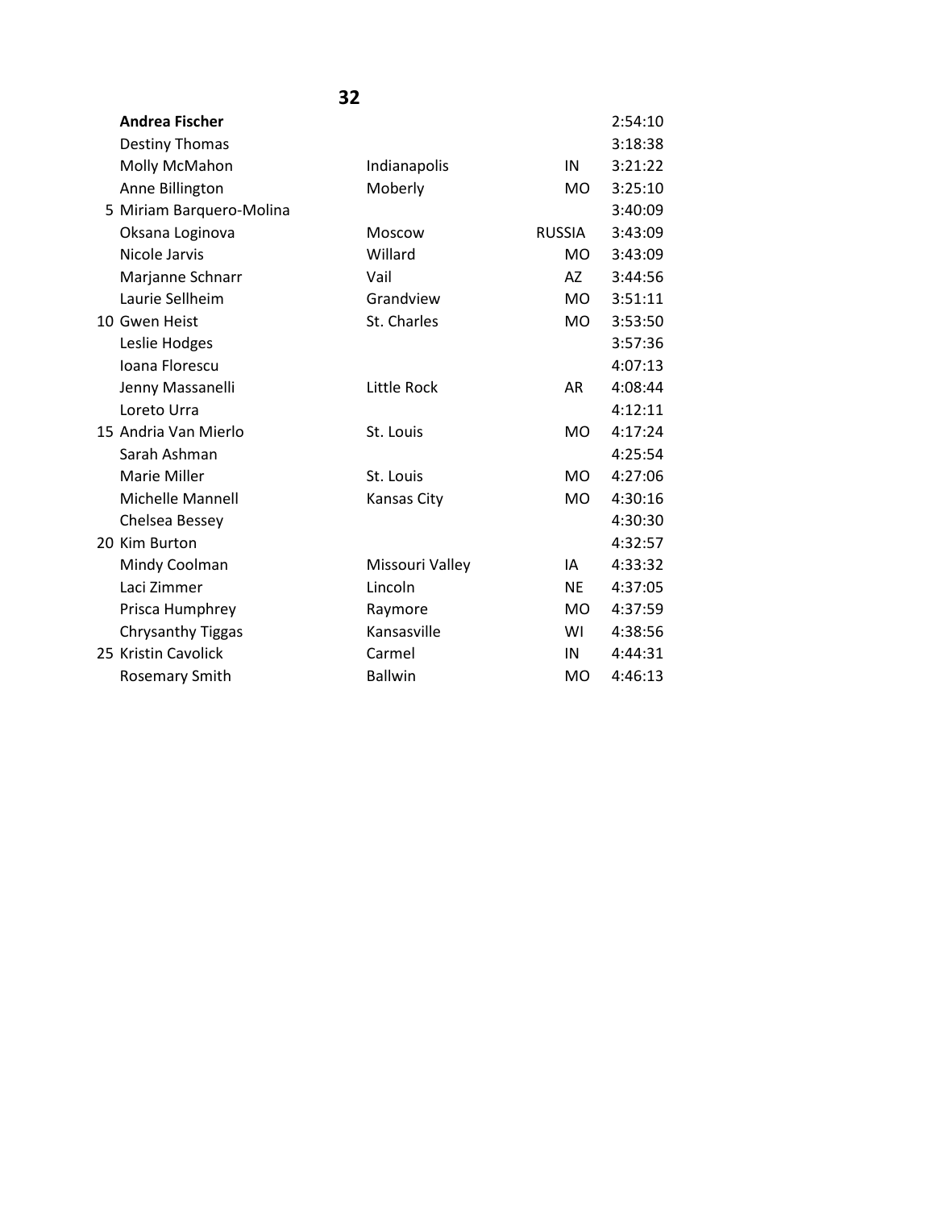## 32

| Place | Name | City | State | Time |
|---|---|---|---|---|
| | **Andrea Fischer** | | | 2:54:10 |
| | Destiny Thomas | | | 3:18:38 |
| | Molly McMahon | Indianapolis | IN | 3:21:22 |
| | Anne Billington | Moberly | MO | 3:25:10 |
| 5 | Miriam Barquero-Molina | | | 3:40:09 |
| | Oksana Loginova | Moscow | RUSSIA | 3:43:09 |
| | Nicole Jarvis | Willard | MO | 3:43:09 |
| | Marjanne Schnarr | Vail | AZ | 3:44:56 |
| | Laurie Sellheim | Grandview | MO | 3:51:11 |
| 10 | Gwen Heist | St. Charles | MO | 3:53:50 |
| | Leslie Hodges | | | 3:57:36 |
| | Ioana Florescu | | | 4:07:13 |
| | Jenny Massanelli | Little Rock | AR | 4:08:44 |
| | Loreto Urra | | | 4:12:11 |
| 15 | Andria Van Mierlo | St. Louis | MO | 4:17:24 |
| | Sarah Ashman | | | 4:25:54 |
| | Marie Miller | St. Louis | MO | 4:27:06 |
| | Michelle Mannell | Kansas City | MO | 4:30:16 |
| | Chelsea Bessey | | | 4:30:30 |
| 20 | Kim Burton | | | 4:32:57 |
| | Mindy Coolman | Missouri Valley | IA | 4:33:32 |
| | Laci Zimmer | Lincoln | NE | 4:37:05 |
| | Prisca Humphrey | Raymore | MO | 4:37:59 |
| | Chrysanthy Tiggas | Kansasville | WI | 4:38:56 |
| 25 | Kristin Cavolick | Carmel | IN | 4:44:31 |
| | Rosemary Smith | Ballwin | MO | 4:46:13 |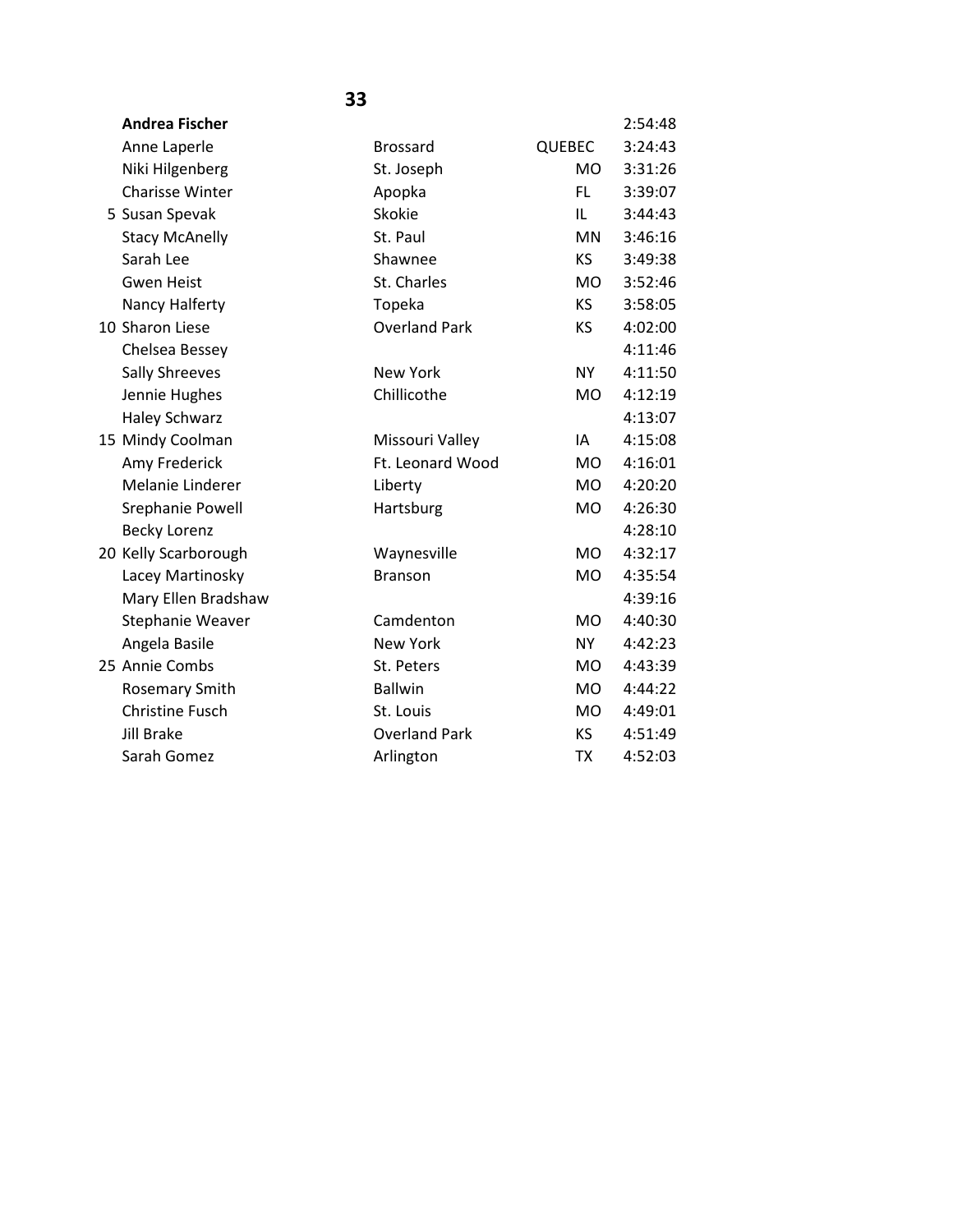**33**

| | Name | City | State | Time |
|---|---|---|---|---|
| | **Andrea Fischer** | | | 2:54:48 |
| | Anne Laperle | Brossard | QUEBEC | 3:24:43 |
| | Niki Hilgenberg | St. Joseph | MO | 3:31:26 |
| | Charisse Winter | Apopka | FL | 3:39:07 |
| 5 | Susan Spevak | Skokie | IL | 3:44:43 |
| | Stacy McAnelly | St. Paul | MN | 3:46:16 |
| | Sarah Lee | Shawnee | KS | 3:49:38 |
| | Gwen Heist | St. Charles | MO | 3:52:46 |
| | Nancy Halferty | Topeka | KS | 3:58:05 |
| 10 | Sharon Liese | Overland Park | KS | 4:02:00 |
| | Chelsea Bessey | | | 4:11:46 |
| | Sally Shreeves | New York | NY | 4:11:50 |
| | Jennie Hughes | Chillicothe | MO | 4:12:19 |
| | Haley Schwarz | | | 4:13:07 |
| 15 | Mindy Coolman | Missouri Valley | IA | 4:15:08 |
| | Amy Frederick | Ft. Leonard Wood | MO | 4:16:01 |
| | Melanie Linderer | Liberty | MO | 4:20:20 |
| | Srephanie Powell | Hartsburg | MO | 4:26:30 |
| | Becky Lorenz | | | 4:28:10 |
| 20 | Kelly Scarborough | Waynesville | MO | 4:32:17 |
| | Lacey Martinosky | Branson | MO | 4:35:54 |
| | Mary Ellen Bradshaw | | | 4:39:16 |
| | Stephanie Weaver | Camdenton | MO | 4:40:30 |
| | Angela Basile | New York | NY | 4:42:23 |
| 25 | Annie Combs | St. Peters | MO | 4:43:39 |
| | Rosemary Smith | Ballwin | MO | 4:44:22 |
| | Christine Fusch | St. Louis | MO | 4:49:01 |
| | Jill Brake | Overland Park | KS | 4:51:49 |
| | Sarah Gomez | Arlington | TX | 4:52:03 |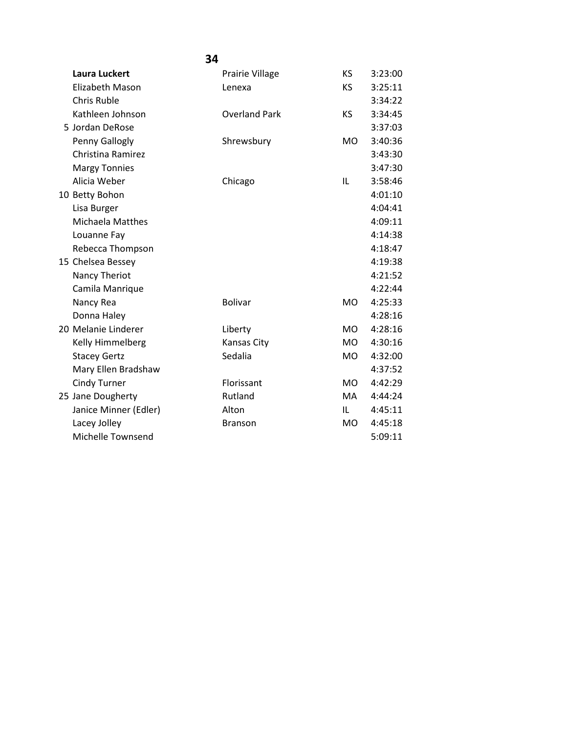## 34

| Place | Name | City | State | Time |
|---|---|---|---|---|
| | **Laura Luckert** | Prairie Village | KS | 3:23:00 |
| | Elizabeth Mason | Lenexa | KS | 3:25:11 |
| | Chris Ruble | | | 3:34:22 |
| | Kathleen Johnson | Overland Park | KS | 3:34:45 |
| 5 | Jordan DeRose | | | 3:37:03 |
| | Penny Gallogly | Shrewsbury | MO | 3:40:36 |
| | Christina Ramirez | | | 3:43:30 |
| | Margy Tonnies | | | 3:47:30 |
| | Alicia Weber | Chicago | IL | 3:58:46 |
| 10 | Betty Bohon | | | 4:01:10 |
| | Lisa Burger | | | 4:04:41 |
| | Michaela Matthes | | | 4:09:11 |
| | Louanne Fay | | | 4:14:38 |
| | Rebecca Thompson | | | 4:18:47 |
| 15 | Chelsea Bessey | | | 4:19:38 |
| | Nancy Theriot | | | 4:21:52 |
| | Camila Manrique | | | 4:22:44 |
| | Nancy Rea | Bolivar | MO | 4:25:33 |
| | Donna Haley | | | 4:28:16 |
| 20 | Melanie Linderer | Liberty | MO | 4:28:16 |
| | Kelly Himmelberg | Kansas City | MO | 4:30:16 |
| | Stacey Gertz | Sedalia | MO | 4:32:00 |
| | Mary Ellen Bradshaw | | | 4:37:52 |
| | Cindy Turner | Florissant | MO | 4:42:29 |
| 25 | Jane Dougherty | Rutland | MA | 4:44:24 |
| | Janice Minner (Edler) | Alton | IL | 4:45:11 |
| | Lacey Jolley | Branson | MO | 4:45:18 |
| | Michelle Townsend | | | 5:09:11 |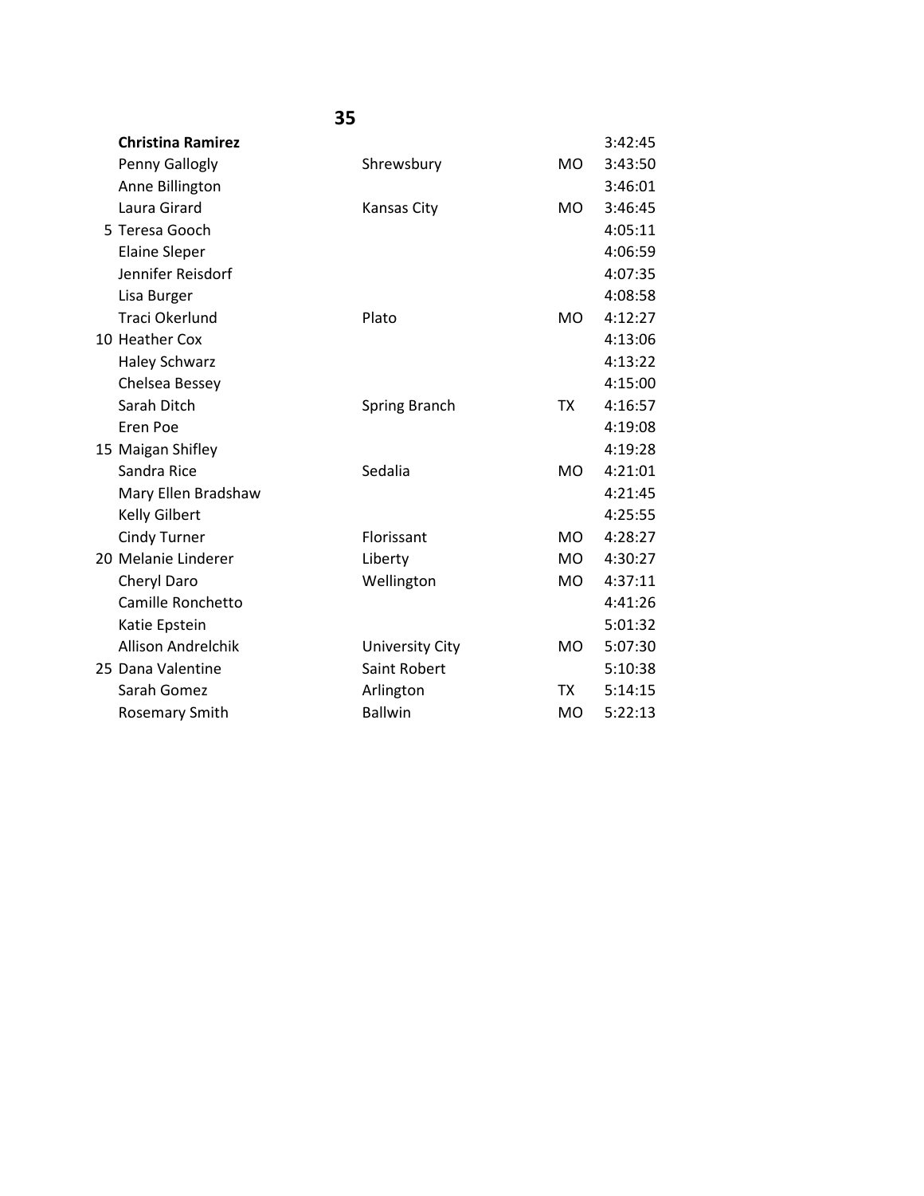**35**

| Place | Name | City | State | Time |
| --- | --- | --- | --- | --- |
| | **Christina Ramirez** | | | 3:42:45 |
| | Penny Gallogly | Shrewsbury | MO | 3:43:50 |
| | Anne Billington | | | 3:46:01 |
| | Laura Girard | Kansas City | MO | 3:46:45 |
| 5 | Teresa Gooch | | | 4:05:11 |
| | Elaine Sleper | | | 4:06:59 |
| | Jennifer Reisdorf | | | 4:07:35 |
| | Lisa Burger | | | 4:08:58 |
| | Traci Okerlund | Plato | MO | 4:12:27 |
| 10 | Heather Cox | | | 4:13:06 |
| | Haley Schwarz | | | 4:13:22 |
| | Chelsea Bessey | | | 4:15:00 |
| | Sarah Ditch | Spring Branch | TX | 4:16:57 |
| | Eren Poe | | | 4:19:08 |
| 15 | Maigan Shifley | | | 4:19:28 |
| | Sandra Rice | Sedalia | MO | 4:21:01 |
| | Mary Ellen Bradshaw | | | 4:21:45 |
| | Kelly Gilbert | | | 4:25:55 |
| | Cindy Turner | Florissant | MO | 4:28:27 |
| 20 | Melanie Linderer | Liberty | MO | 4:30:27 |
| | Cheryl Daro | Wellington | MO | 4:37:11 |
| | Camille Ronchetto | | | 4:41:26 |
| | Katie Epstein | | | 5:01:32 |
| | Allison Andrelchik | University City | MO | 5:07:30 |
| 25 | Dana Valentine | Saint Robert | | 5:10:38 |
| | Sarah Gomez | Arlington | TX | 5:14:15 |
| | Rosemary Smith | Ballwin | MO | 5:22:13 |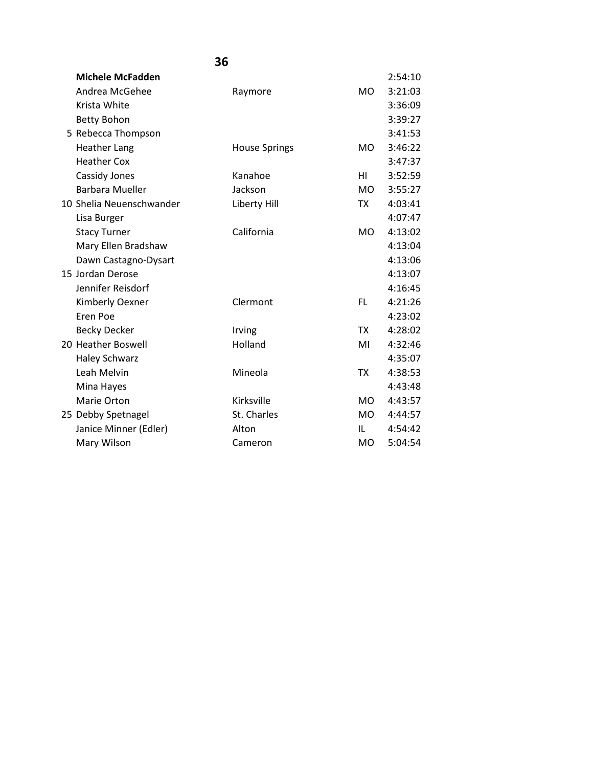## 36

| Place | Name | City | State | Time |
|---|---|---|---|---|
| | **Michele McFadden** | | | 2:54:10 |
| | Andrea McGehee | Raymore | MO | 3:21:03 |
| | Krista White | | | 3:36:09 |
| | Betty Bohon | | | 3:39:27 |
| 5 | Rebecca Thompson | | | 3:41:53 |
| | Heather Lang | House Springs | MO | 3:46:22 |
| | Heather Cox | | | 3:47:37 |
| | Cassidy Jones | Kanahoe | HI | 3:52:59 |
| | Barbara Mueller | Jackson | MO | 3:55:27 |
| 10 | Shelia Neuenschwander | Liberty Hill | TX | 4:03:41 |
| | Lisa Burger | | | 4:07:47 |
| | Stacy Turner | California | MO | 4:13:02 |
| | Mary Ellen Bradshaw | | | 4:13:04 |
| | Dawn Castagno-Dysart | | | 4:13:06 |
| 15 | Jordan Derose | | | 4:13:07 |
| | Jennifer Reisdorf | | | 4:16:45 |
| | Kimberly Oexner | Clermont | FL | 4:21:26 |
| | Eren Poe | | | 4:23:02 |
| | Becky Decker | Irving | TX | 4:28:02 |
| 20 | Heather Boswell | Holland | MI | 4:32:46 |
| | Haley Schwarz | | | 4:35:07 |
| | Leah Melvin | Mineola | TX | 4:38:53 |
| | Mina Hayes | | | 4:43:48 |
| | Marie Orton | Kirksville | MO | 4:43:57 |
| 25 | Debby Spetnagel | St. Charles | MO | 4:44:57 |
| | Janice Minner (Edler) | Alton | IL | 4:54:42 |
| | Mary Wilson | Cameron | MO | 5:04:54 |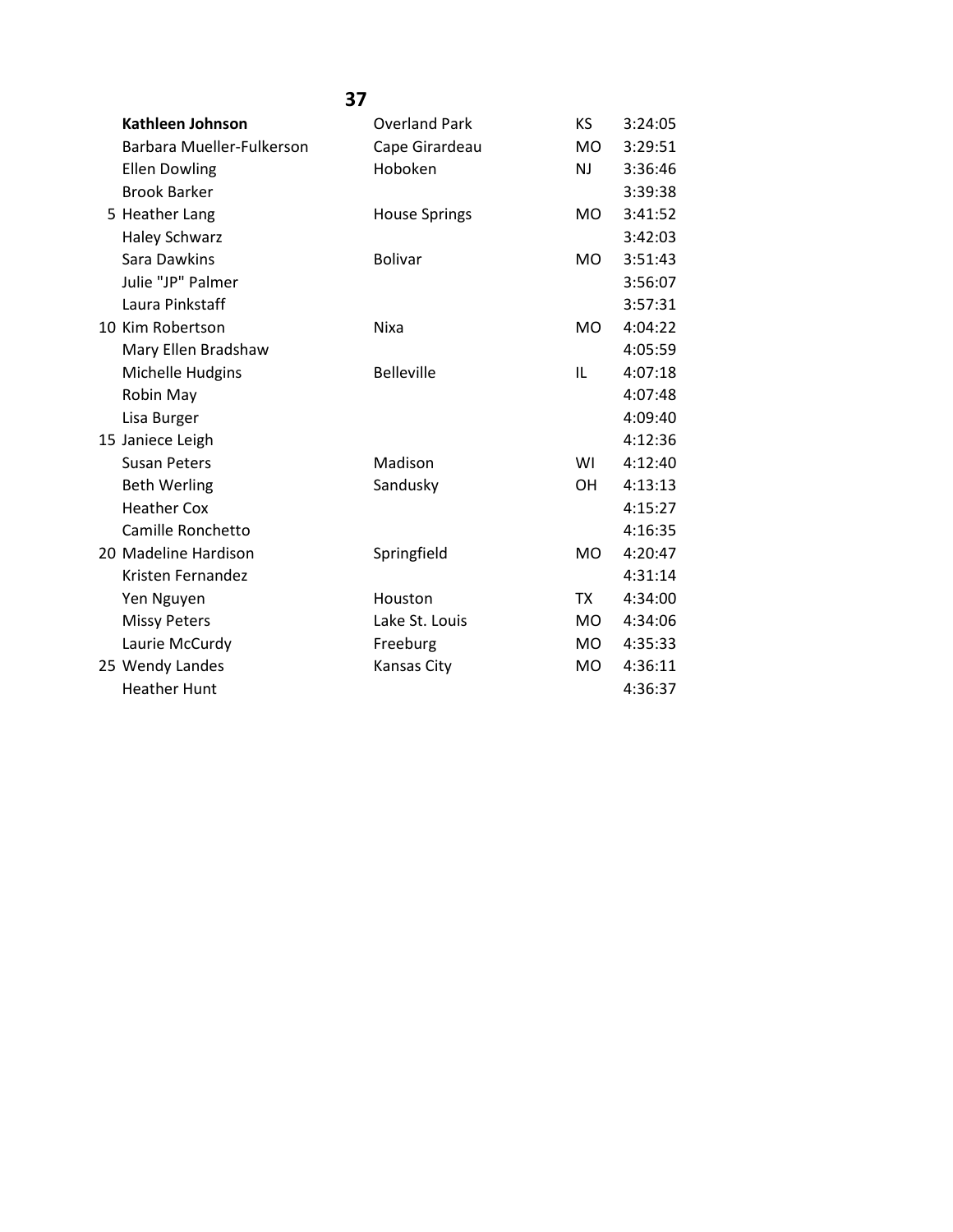**37**

| Place | Name | City | State | Time |
|---|---|---|---|---|
| | **Kathleen Johnson** | Overland Park | KS | 3:24:05 |
| | Barbara Mueller-Fulkerson | Cape Girardeau | MO | 3:29:51 |
| | Ellen Dowling | Hoboken | NJ | 3:36:46 |
| | Brook Barker | | | 3:39:38 |
| 5 | Heather Lang | House Springs | MO | 3:41:52 |
| | Haley Schwarz | | | 3:42:03 |
| | Sara Dawkins | Bolivar | MO | 3:51:43 |
| | Julie "JP" Palmer | | | 3:56:07 |
| | Laura Pinkstaff | | | 3:57:31 |
| 10 | Kim Robertson | Nixa | MO | 4:04:22 |
| | Mary Ellen Bradshaw | | | 4:05:59 |
| | Michelle Hudgins | Belleville | IL | 4:07:18 |
| | Robin May | | | 4:07:48 |
| | Lisa Burger | | | 4:09:40 |
| 15 | Janiece Leigh | | | 4:12:36 |
| | Susan Peters | Madison | WI | 4:12:40 |
| | Beth Werling | Sandusky | OH | 4:13:13 |
| | Heather Cox | | | 4:15:27 |
| | Camille Ronchetto | | | 4:16:35 |
| 20 | Madeline Hardison | Springfield | MO | 4:20:47 |
| | Kristen Fernandez | | | 4:31:14 |
| | Yen Nguyen | Houston | TX | 4:34:00 |
| | Missy Peters | Lake St. Louis | MO | 4:34:06 |
| | Laurie McCurdy | Freeburg | MO | 4:35:33 |
| 25 | Wendy Landes | Kansas City | MO | 4:36:11 |
| | Heather Hunt | | | 4:36:37 |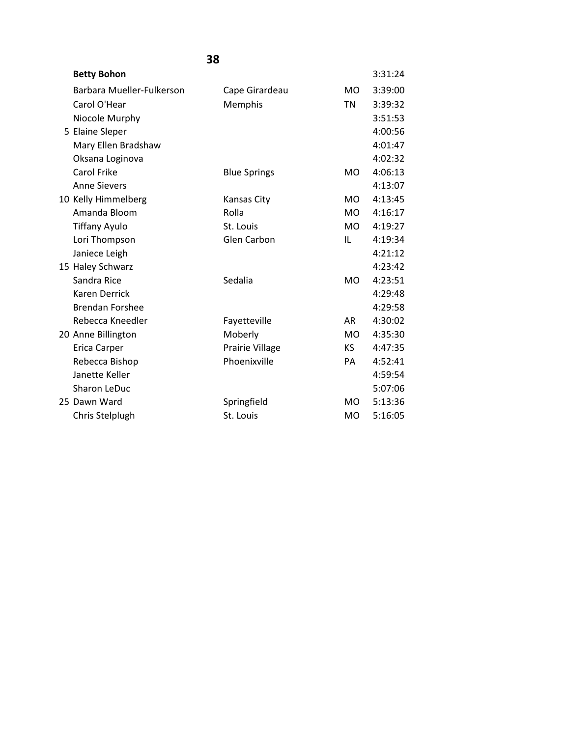## 38

| Place | Name | City | State | Time |
|---|---|---|---|---|
| | **Betty Bohon** | | | 3:31:24 |
| | Barbara Mueller-Fulkerson | Cape Girardeau | MO | 3:39:00 |
| | Carol O'Hear | Memphis | TN | 3:39:32 |
| | Niocole Murphy | | | 3:51:53 |
| 5 | Elaine Sleper | | | 4:00:56 |
| | Mary Ellen Bradshaw | | | 4:01:47 |
| | Oksana Loginova | | | 4:02:32 |
| | Carol Frike | Blue Springs | MO | 4:06:13 |
| | Anne Sievers | | | 4:13:07 |
| 10 | Kelly Himmelberg | Kansas City | MO | 4:13:45 |
| | Amanda Bloom | Rolla | MO | 4:16:17 |
| | Tiffany Ayulo | St. Louis | MO | 4:19:27 |
| | Lori Thompson | Glen Carbon | IL | 4:19:34 |
| | Janiece Leigh | | | 4:21:12 |
| 15 | Haley Schwarz | | | 4:23:42 |
| | Sandra Rice | Sedalia | MO | 4:23:51 |
| | Karen Derrick | | | 4:29:48 |
| | Brendan Forshee | | | 4:29:58 |
| | Rebecca Kneedler | Fayetteville | AR | 4:30:02 |
| 20 | Anne Billington | Moberly | MO | 4:35:30 |
| | Erica Carper | Prairie Village | KS | 4:47:35 |
| | Rebecca Bishop | Phoenixville | PA | 4:52:41 |
| | Janette Keller | | | 4:59:54 |
| | Sharon LeDuc | | | 5:07:06 |
| 25 | Dawn Ward | Springfield | MO | 5:13:36 |
| | Chris Stelplugh | St. Louis | MO | 5:16:05 |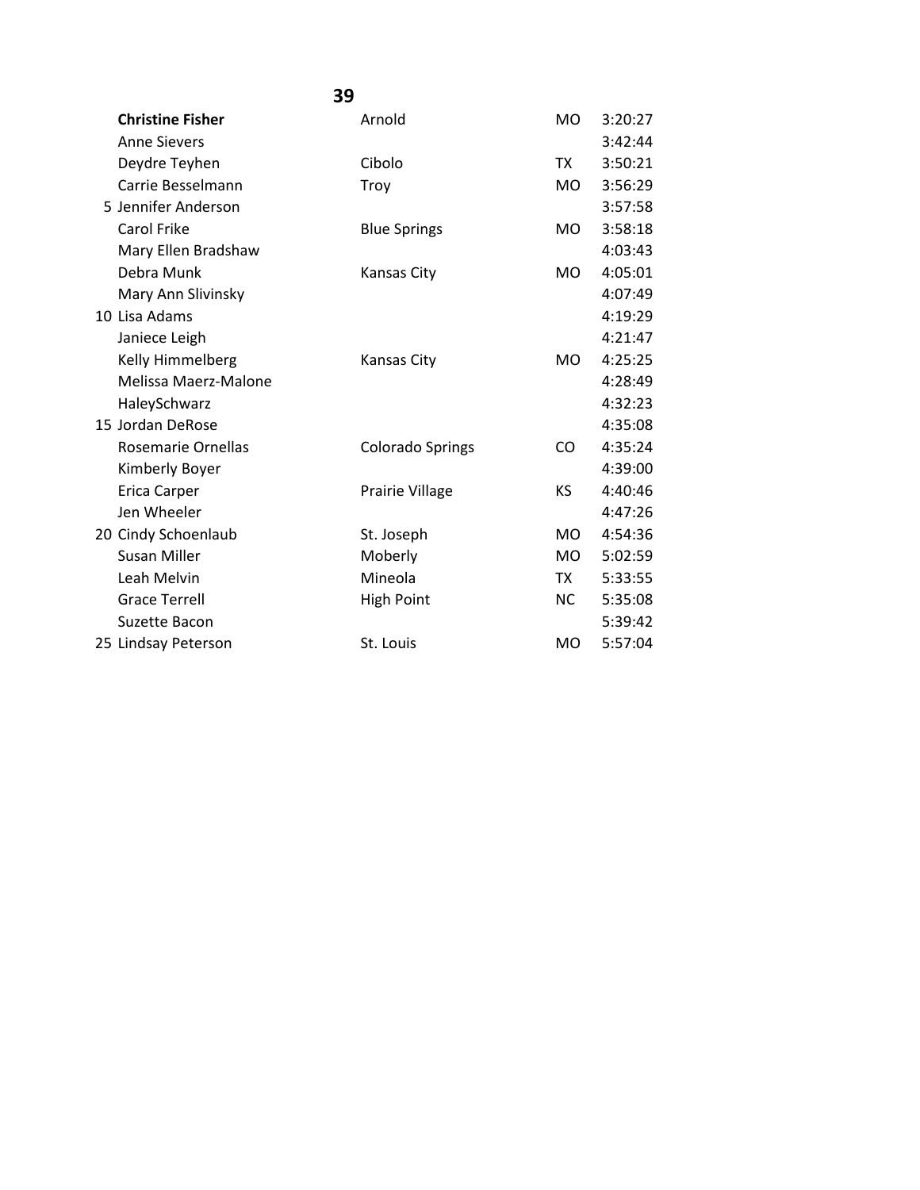## 39

| | Name | City | State | Time |
|---|---|---|---|---|
| | **Christine Fisher** | Arnold | MO | 3:20:27 |
| | Anne Sievers | | | 3:42:44 |
| | Deydre Teyhen | Cibolo | TX | 3:50:21 |
| | Carrie Besselmann | Troy | MO | 3:56:29 |
| 5 | Jennifer Anderson | | | 3:57:58 |
| | Carol Frike | Blue Springs | MO | 3:58:18 |
| | Mary Ellen Bradshaw | | | 4:03:43 |
| | Debra Munk | Kansas City | MO | 4:05:01 |
| | Mary Ann Slivinsky | | | 4:07:49 |
| 10 | Lisa Adams | | | 4:19:29 |
| | Janiece Leigh | | | 4:21:47 |
| | Kelly Himmelberg | Kansas City | MO | 4:25:25 |
| | Melissa Maerz-Malone | | | 4:28:49 |
| | HaleySchwarz | | | 4:32:23 |
| 15 | Jordan DeRose | | | 4:35:08 |
| | Rosemarie Ornellas | Colorado Springs | CO | 4:35:24 |
| | Kimberly Boyer | | | 4:39:00 |
| | Erica Carper | Prairie Village | KS | 4:40:46 |
| | Jen Wheeler | | | 4:47:26 |
| 20 | Cindy Schoenlaub | St. Joseph | MO | 4:54:36 |
| | Susan Miller | Moberly | MO | 5:02:59 |
| | Leah Melvin | Mineola | TX | 5:33:55 |
| | Grace Terrell | High Point | NC | 5:35:08 |
| | Suzette Bacon | | | 5:39:42 |
| 25 | Lindsay Peterson | St. Louis | MO | 5:57:04 |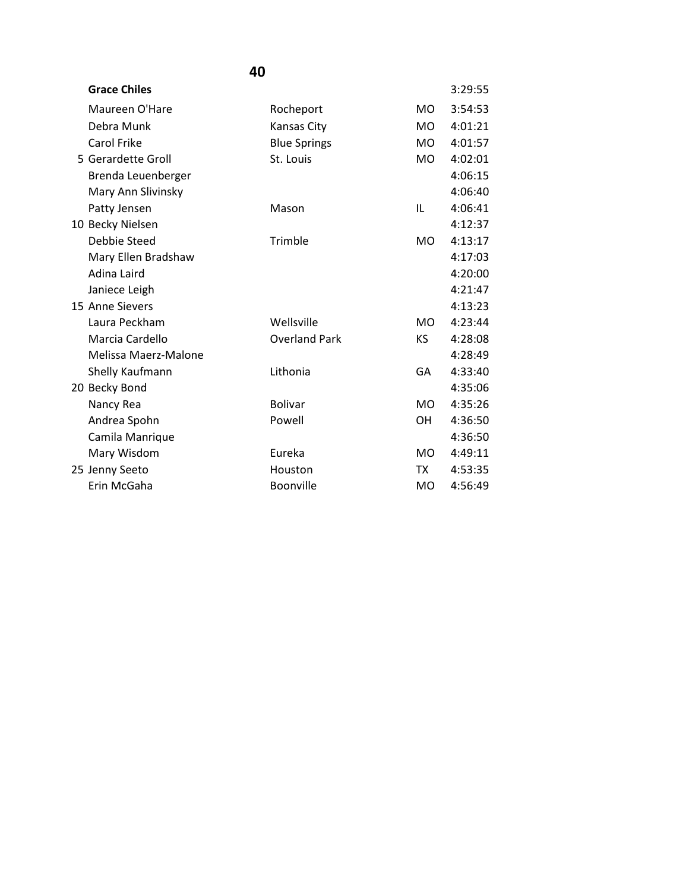## 40

| | Name | City | State | Time |
|---|---|---|---|---|
| | **Grace Chiles** | | | 3:29:55 |
| | Maureen O'Hare | Rocheport | MO | 3:54:53 |
| | Debra Munk | Kansas City | MO | 4:01:21 |
| | Carol Frike | Blue Springs | MO | 4:01:57 |
| 5 | Gerardette Groll | St. Louis | MO | 4:02:01 |
| | Brenda Leuenberger | | | 4:06:15 |
| | Mary Ann Slivinsky | | | 4:06:40 |
| | Patty Jensen | Mason | IL | 4:06:41 |
| 10 | Becky Nielsen | | | 4:12:37 |
| | Debbie Steed | Trimble | MO | 4:13:17 |
| | Mary Ellen Bradshaw | | | 4:17:03 |
| | Adina Laird | | | 4:20:00 |
| | Janiece Leigh | | | 4:21:47 |
| 15 | Anne Sievers | | | 4:13:23 |
| | Laura Peckham | Wellsville | MO | 4:23:44 |
| | Marcia Cardello | Overland Park | KS | 4:28:08 |
| | Melissa Maerz-Malone | | | 4:28:49 |
| | Shelly Kaufmann | Lithonia | GA | 4:33:40 |
| 20 | Becky Bond | | | 4:35:06 |
| | Nancy Rea | Bolivar | MO | 4:35:26 |
| | Andrea Spohn | Powell | OH | 4:36:50 |
| | Camila Manrique | | | 4:36:50 |
| | Mary Wisdom | Eureka | MO | 4:49:11 |
| 25 | Jenny Seeto | Houston | TX | 4:53:35 |
| | Erin McGaha | Boonville | MO | 4:56:49 |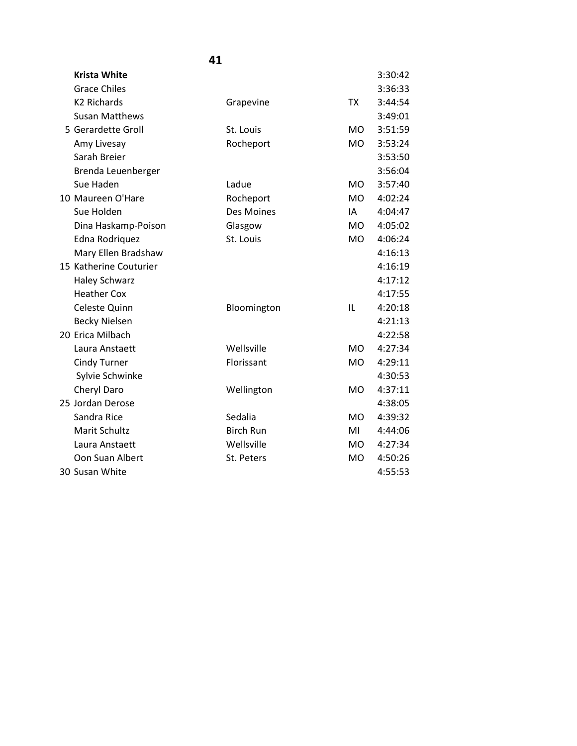**41**

| | Name | City | State | Time |
|---|---|---|---|---|
| | **Krista White** | | | 3:30:42 |
| | Grace Chiles | | | 3:36:33 |
| | K2 Richards | Grapevine | TX | 3:44:54 |
| | Susan Matthews | | | 3:49:01 |
| 5 | Gerardette Groll | St. Louis | MO | 3:51:59 |
| | Amy Livesay | Rocheport | MO | 3:53:24 |
| | Sarah Breier | | | 3:53:50 |
| | Brenda Leuenberger | | | 3:56:04 |
| | Sue Haden | Ladue | MO | 3:57:40 |
| 10 | Maureen O'Hare | Rocheport | MO | 4:02:24 |
| | Sue Holden | Des Moines | IA | 4:04:47 |
| | Dina Haskamp-Poison | Glasgow | MO | 4:05:02 |
| | Edna Rodriquez | St. Louis | MO | 4:06:24 |
| | Mary Ellen Bradshaw | | | 4:16:13 |
| 15 | Katherine Couturier | | | 4:16:19 |
| | Haley Schwarz | | | 4:17:12 |
| | Heather Cox | | | 4:17:55 |
| | Celeste Quinn | Bloomington | IL | 4:20:18 |
| | Becky Nielsen | | | 4:21:13 |
| 20 | Erica Milbach | | | 4:22:58 |
| | Laura Anstaett | Wellsville | MO | 4:27:34 |
| | Cindy Turner | Florissant | MO | 4:29:11 |
| | Sylvie Schwinke | | | 4:30:53 |
| | Cheryl Daro | Wellington | MO | 4:37:11 |
| 25 | Jordan Derose | | | 4:38:05 |
| | Sandra Rice | Sedalia | MO | 4:39:32 |
| | Marit Schultz | Birch Run | MI | 4:44:06 |
| | Laura Anstaett | Wellsville | MO | 4:27:34 |
| | Oon Suan Albert | St. Peters | MO | 4:50:26 |
| 30 | Susan White | | | 4:55:53 |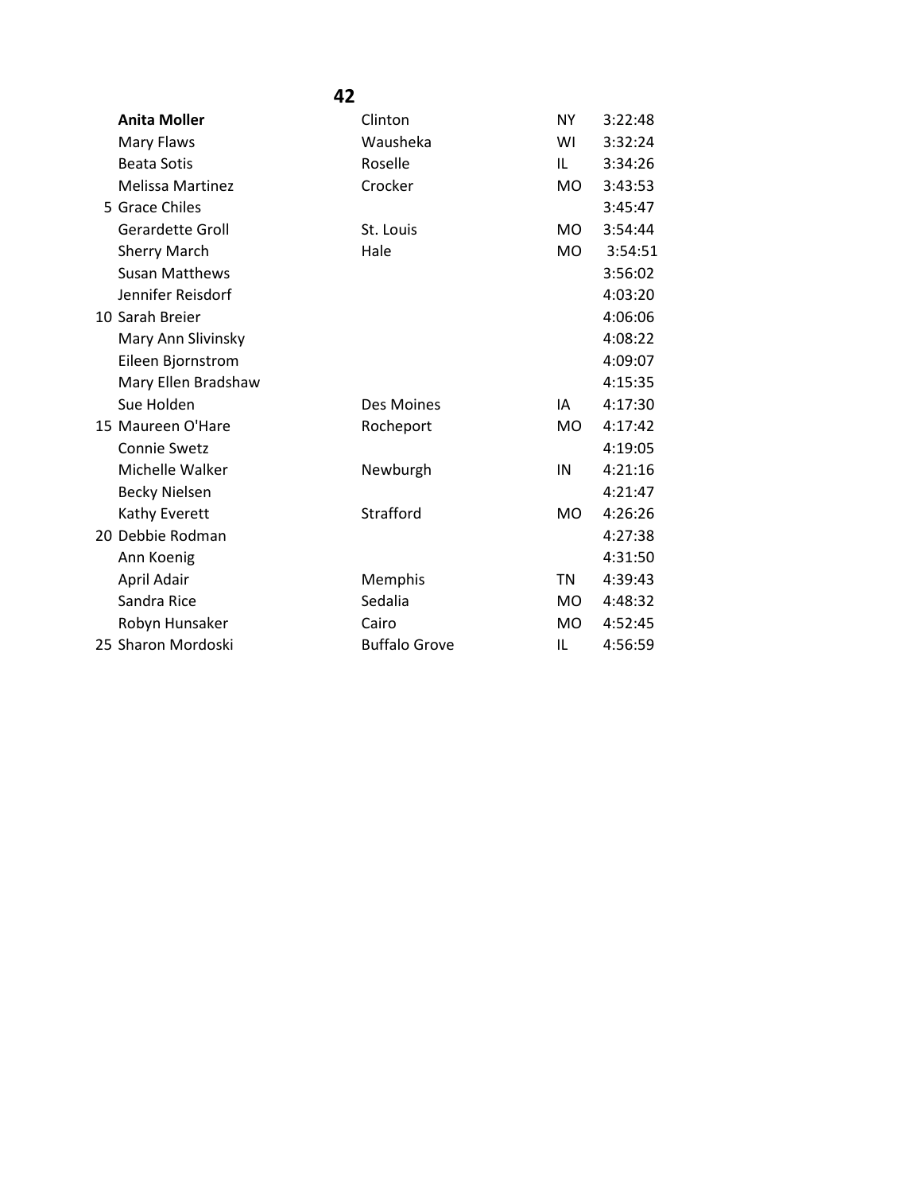**42**

| Place | Name | City | State | Time |
|---|---|---|---|---|
| | **Anita Moller** | Clinton | NY | 3:22:48 |
| | Mary Flaws | Wausheka | WI | 3:32:24 |
| | Beata Sotis | Roselle | IL | 3:34:26 |
| | Melissa Martinez | Crocker | MO | 3:43:53 |
| 5 | Grace Chiles | | | 3:45:47 |
| | Gerardette Groll | St. Louis | MO | 3:54:44 |
| | Sherry March | Hale | MO | 3:54:51 |
| | Susan Matthews | | | 3:56:02 |
| | Jennifer Reisdorf | | | 4:03:20 |
| 10 | Sarah Breier | | | 4:06:06 |
| | Mary Ann Slivinsky | | | 4:08:22 |
| | Eileen Bjornstrom | | | 4:09:07 |
| | Mary Ellen Bradshaw | | | 4:15:35 |
| | Sue Holden | Des Moines | IA | 4:17:30 |
| 15 | Maureen O'Hare | Rocheport | MO | 4:17:42 |
| | Connie Swetz | | | 4:19:05 |
| | Michelle Walker | Newburgh | IN | 4:21:16 |
| | Becky Nielsen | | | 4:21:47 |
| | Kathy Everett | Strafford | MO | 4:26:26 |
| 20 | Debbie Rodman | | | 4:27:38 |
| | Ann Koenig | | | 4:31:50 |
| | April Adair | Memphis | TN | 4:39:43 |
| | Sandra Rice | Sedalia | MO | 4:48:32 |
| | Robyn Hunsaker | Cairo | MO | 4:52:45 |
| 25 | Sharon Mordoski | Buffalo Grove | IL | 4:56:59 |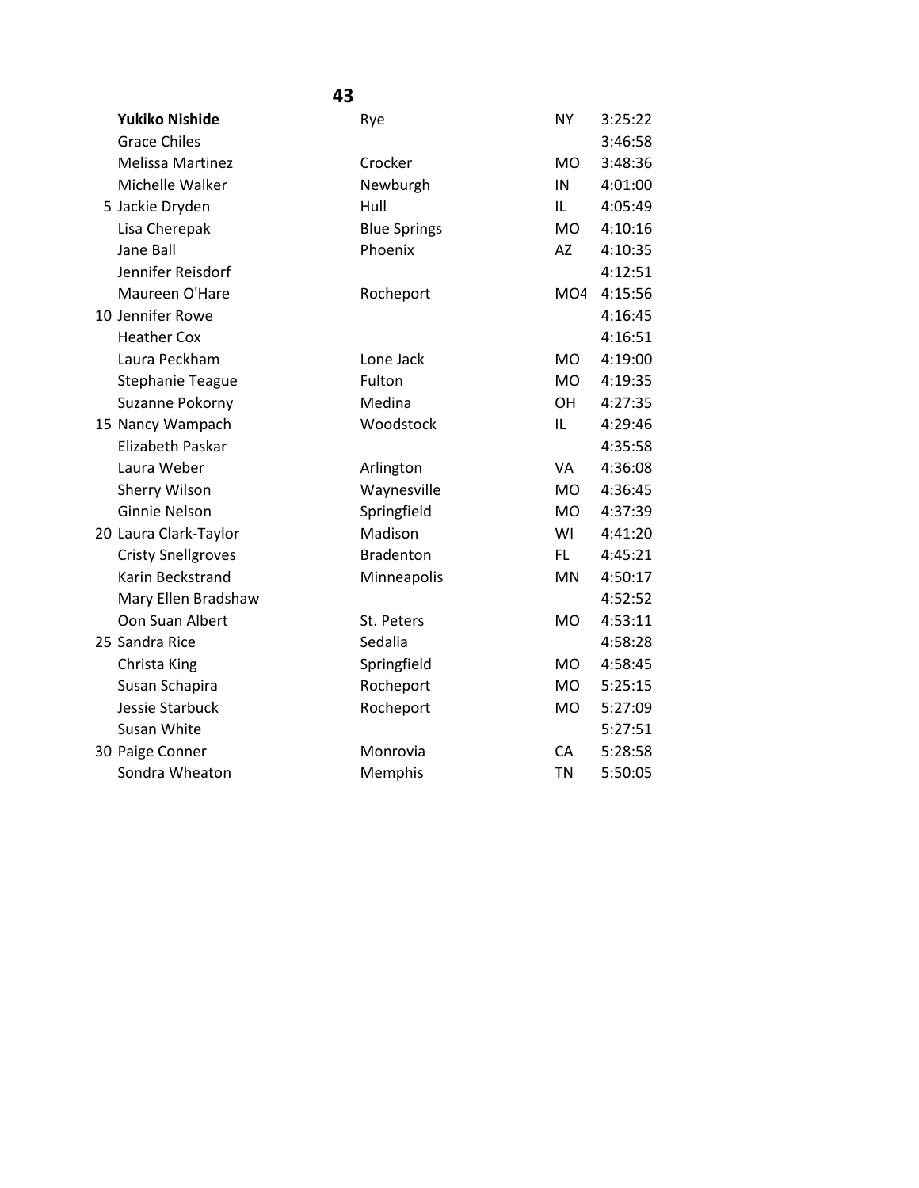**43**

| | Name | City | State | Time |
|---|---|---|---|---|
| | **Yukiko Nishide** | Rye | NY | 3:25:22 |
| | Grace Chiles | | | 3:46:58 |
| | Melissa Martinez | Crocker | MO | 3:48:36 |
| | Michelle Walker | Newburgh | IN | 4:01:00 |
| 5 | Jackie Dryden | Hull | IL | 4:05:49 |
| | Lisa Cherepak | Blue Springs | MO | 4:10:16 |
| | Jane Ball | Phoenix | AZ | 4:10:35 |
| | Jennifer Reisdorf | | | 4:12:51 |
| | Maureen O'Hare | Rocheport | MO4 | 4:15:56 |
| 10 | Jennifer Rowe | | | 4:16:45 |
| | Heather Cox | | | 4:16:51 |
| | Laura Peckham | Lone Jack | MO | 4:19:00 |
| | Stephanie Teague | Fulton | MO | 4:19:35 |
| | Suzanne Pokorny | Medina | OH | 4:27:35 |
| 15 | Nancy Wampach | Woodstock | IL | 4:29:46 |
| | Elizabeth Paskar | | | 4:35:58 |
| | Laura Weber | Arlington | VA | 4:36:08 |
| | Sherry Wilson | Waynesville | MO | 4:36:45 |
| | Ginnie Nelson | Springfield | MO | 4:37:39 |
| 20 | Laura Clark-Taylor | Madison | WI | 4:41:20 |
| | Cristy Snellgroves | Bradenton | FL | 4:45:21 |
| | Karin Beckstrand | Minneapolis | MN | 4:50:17 |
| | Mary Ellen Bradshaw | | | 4:52:52 |
| | Oon Suan Albert | St. Peters | MO | 4:53:11 |
| 25 | Sandra Rice | Sedalia | | 4:58:28 |
| | Christa King | Springfield | MO | 4:58:45 |
| | Susan Schapira | Rocheport | MO | 5:25:15 |
| | Jessie Starbuck | Rocheport | MO | 5:27:09 |
| | Susan White | | | 5:27:51 |
| 30 | Paige Conner | Monrovia | CA | 5:28:58 |
| | Sondra Wheaton | Memphis | TN | 5:50:05 |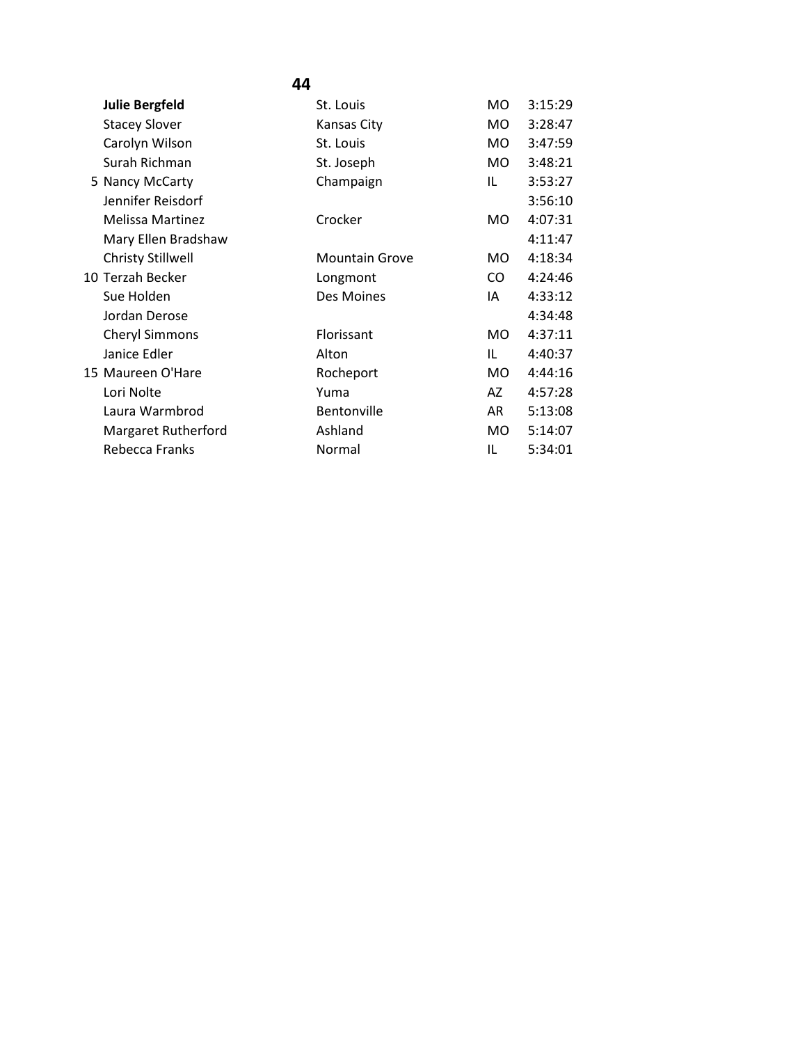## 44

| Place | Name | City | State | Time |
|---|---|---|---|---|
| | **Julie Bergfeld** | St. Louis | MO | 3:15:29 |
| | Stacey Slover | Kansas City | MO | 3:28:47 |
| | Carolyn Wilson | St. Louis | MO | 3:47:59 |
| | Surah Richman | St. Joseph | MO | 3:48:21 |
| 5 | Nancy McCarty | Champaign | IL | 3:53:27 |
| | Jennifer Reisdorf | | | 3:56:10 |
| | Melissa Martinez | Crocker | MO | 4:07:31 |
| | Mary Ellen Bradshaw | | | 4:11:47 |
| | Christy Stillwell | Mountain Grove | MO | 4:18:34 |
| 10 | Terzah Becker | Longmont | CO | 4:24:46 |
| | Sue Holden | Des Moines | IA | 4:33:12 |
| | Jordan Derose | | | 4:34:48 |
| | Cheryl Simmons | Florissant | MO | 4:37:11 |
| | Janice Edler | Alton | IL | 4:40:37 |
| 15 | Maureen O'Hare | Rocheport | MO | 4:44:16 |
| | Lori Nolte | Yuma | AZ | 4:57:28 |
| | Laura Warmbrod | Bentonville | AR | 5:13:08 |
| | Margaret Rutherford | Ashland | MO | 5:14:07 |
| | Rebecca Franks | Normal | IL | 5:34:01 |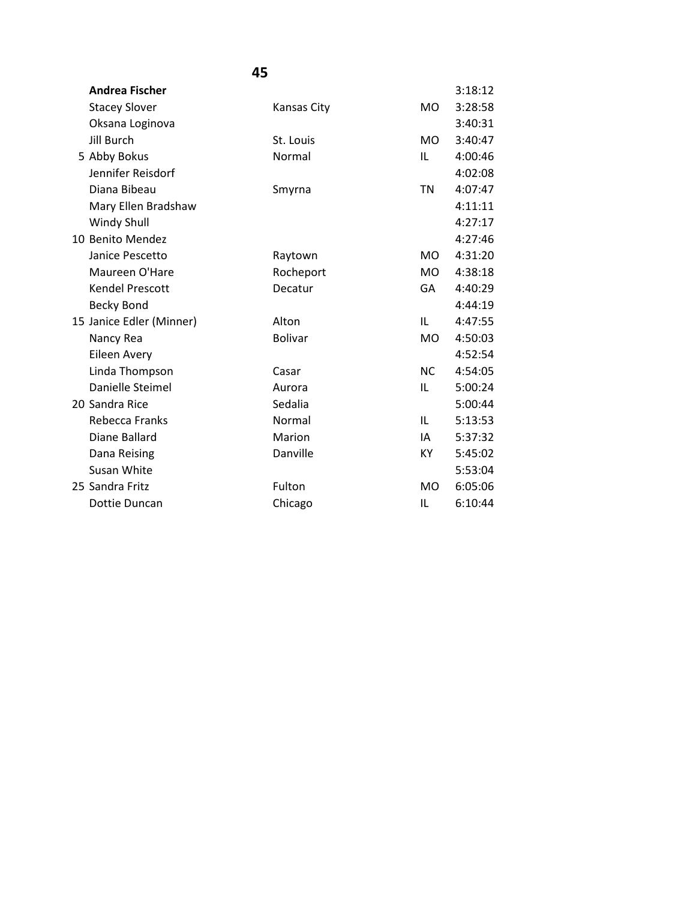## 45

| | Name | City | State | Time |
|---|---|---|---|---|
| | **Andrea Fischer** | | | 3:18:12 |
| | Stacey Slover | Kansas City | MO | 3:28:58 |
| | Oksana Loginova | | | 3:40:31 |
| | Jill Burch | St. Louis | MO | 3:40:47 |
| 5 | Abby Bokus | Normal | IL | 4:00:46 |
| | Jennifer Reisdorf | | | 4:02:08 |
| | Diana Bibeau | Smyrna | TN | 4:07:47 |
| | Mary Ellen Bradshaw | | | 4:11:11 |
| | Windy Shull | | | 4:27:17 |
| 10 | Benito Mendez | | | 4:27:46 |
| | Janice Pescetto | Raytown | MO | 4:31:20 |
| | Maureen O'Hare | Rocheport | MO | 4:38:18 |
| | Kendel Prescott | Decatur | GA | 4:40:29 |
| | Becky Bond | | | 4:44:19 |
| 15 | Janice Edler (Minner) | Alton | IL | 4:47:55 |
| | Nancy Rea | Bolivar | MO | 4:50:03 |
| | Eileen Avery | | | 4:52:54 |
| | Linda Thompson | Casar | NC | 4:54:05 |
| | Danielle Steimel | Aurora | IL | 5:00:24 |
| 20 | Sandra Rice | Sedalia | | 5:00:44 |
| | Rebecca Franks | Normal | IL | 5:13:53 |
| | Diane Ballard | Marion | IA | 5:37:32 |
| | Dana Reising | Danville | KY | 5:45:02 |
| | Susan White | | | 5:53:04 |
| 25 | Sandra Fritz | Fulton | MO | 6:05:06 |
| | Dottie Duncan | Chicago | IL | 6:10:44 |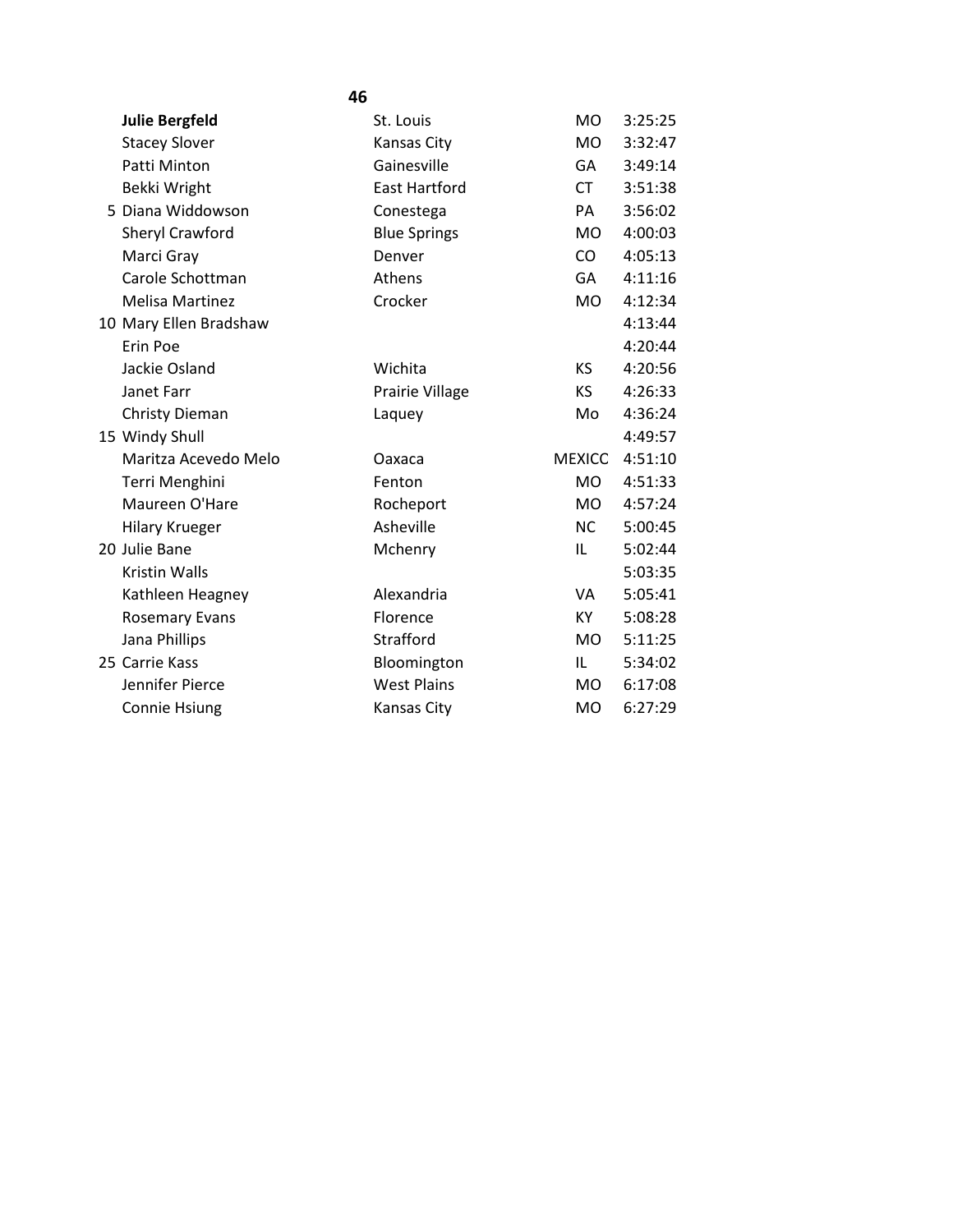**46**

| | Name | City | State | Time |
|---|---|---|---|---|
| | **Julie Bergfeld** | St. Louis | MO | 3:25:25 |
| | Stacey Slover | Kansas City | MO | 3:32:47 |
| | Patti Minton | Gainesville | GA | 3:49:14 |
| | Bekki Wright | East Hartford | CT | 3:51:38 |
| 5 | Diana Widdowson | Conestega | PA | 3:56:02 |
| | Sheryl Crawford | Blue Springs | MO | 4:00:03 |
| | Marci Gray | Denver | CO | 4:05:13 |
| | Carole Schottman | Athens | GA | 4:11:16 |
| | Melisa Martinez | Crocker | MO | 4:12:34 |
| 10 | Mary Ellen Bradshaw | | | 4:13:44 |
| | Erin Poe | | | 4:20:44 |
| | Jackie Osland | Wichita | KS | 4:20:56 |
| | Janet Farr | Prairie Village | KS | 4:26:33 |
| | Christy Dieman | Laquey | Mo | 4:36:24 |
| 15 | Windy Shull | | | 4:49:57 |
| | Maritza Acevedo Melo | Oaxaca | MEXICC | 4:51:10 |
| | Terri Menghini | Fenton | MO | 4:51:33 |
| | Maureen O'Hare | Rocheport | MO | 4:57:24 |
| | Hilary Krueger | Asheville | NC | 5:00:45 |
| 20 | Julie Bane | Mchenry | IL | 5:02:44 |
| | Kristin Walls | | | 5:03:35 |
| | Kathleen Heagney | Alexandria | VA | 5:05:41 |
| | Rosemary Evans | Florence | KY | 5:08:28 |
| | Jana Phillips | Strafford | MO | 5:11:25 |
| 25 | Carrie Kass | Bloomington | IL | 5:34:02 |
| | Jennifer Pierce | West Plains | MO | 6:17:08 |
| | Connie Hsiung | Kansas City | MO | 6:27:29 |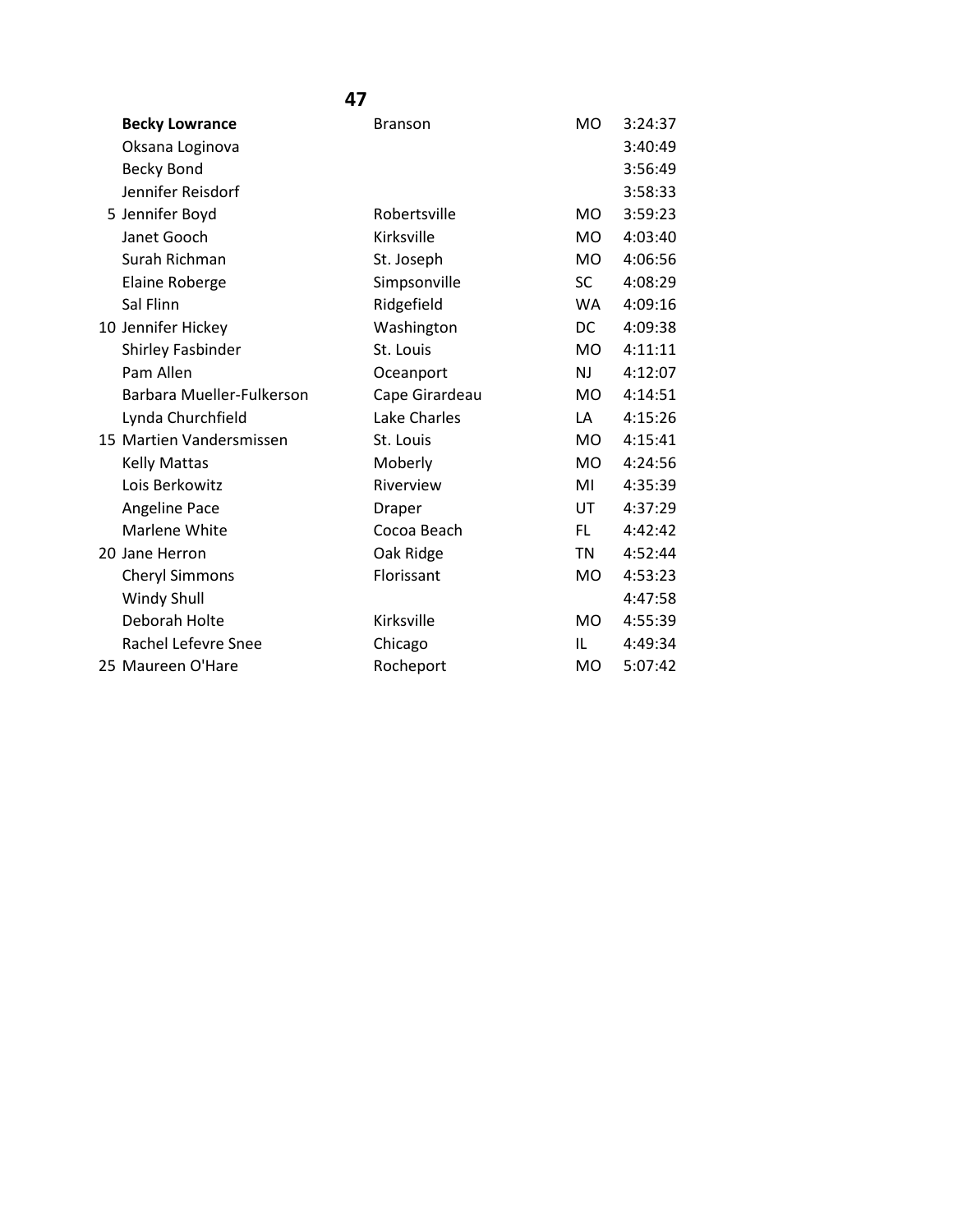**47**

| | Name | City | State | Time |
|---|---|---|---|---|
| | **Becky Lowrance** | Branson | MO | 3:24:37 |
| | Oksana Loginova | | | 3:40:49 |
| | Becky Bond | | | 3:56:49 |
| | Jennifer Reisdorf | | | 3:58:33 |
| 5 | Jennifer Boyd | Robertsville | MO | 3:59:23 |
| | Janet Gooch | Kirksville | MO | 4:03:40 |
| | Surah Richman | St. Joseph | MO | 4:06:56 |
| | Elaine Roberge | Simpsonville | SC | 4:08:29 |
| | Sal Flinn | Ridgefield | WA | 4:09:16 |
| 10 | Jennifer Hickey | Washington | DC | 4:09:38 |
| | Shirley Fasbinder | St. Louis | MO | 4:11:11 |
| | Pam Allen | Oceanport | NJ | 4:12:07 |
| | Barbara Mueller-Fulkerson | Cape Girardeau | MO | 4:14:51 |
| | Lynda Churchfield | Lake Charles | LA | 4:15:26 |
| 15 | Martien Vandersmissen | St. Louis | MO | 4:15:41 |
| | Kelly Mattas | Moberly | MO | 4:24:56 |
| | Lois Berkowitz | Riverview | MI | 4:35:39 |
| | Angeline Pace | Draper | UT | 4:37:29 |
| | Marlene White | Cocoa Beach | FL | 4:42:42 |
| 20 | Jane Herron | Oak Ridge | TN | 4:52:44 |
| | Cheryl Simmons | Florissant | MO | 4:53:23 |
| | Windy Shull | | | 4:47:58 |
| | Deborah Holte | Kirksville | MO | 4:55:39 |
| | Rachel Lefevre Snee | Chicago | IL | 4:49:34 |
| 25 | Maureen O'Hare | Rocheport | MO | 5:07:42 |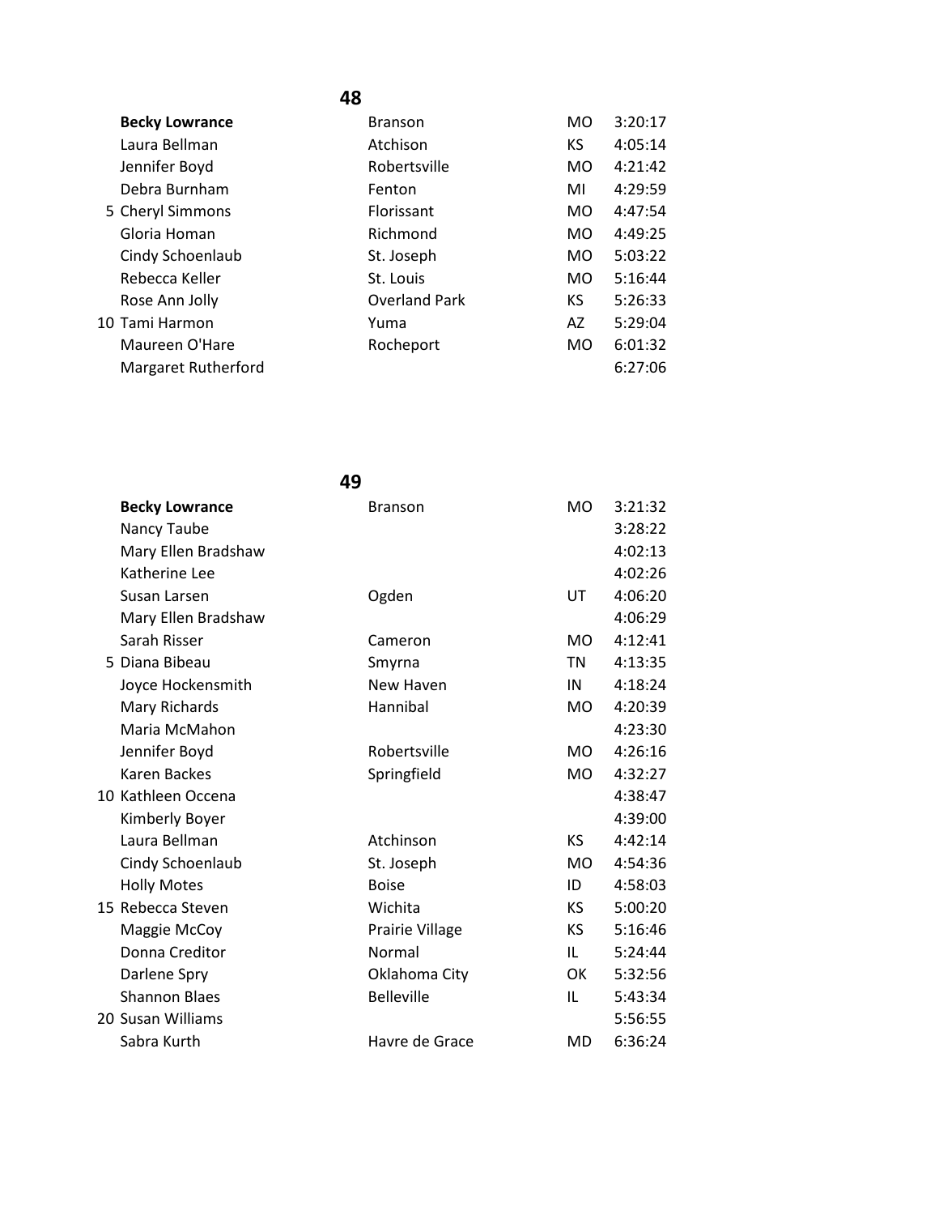## 48

| | Name | City | State | Time |
|---|---|---|---|---|
| | **Becky Lowrance** | Branson | MO | 3:20:17 |
| | Laura Bellman | Atchison | KS | 4:05:14 |
| | Jennifer Boyd | Robertsville | MO | 4:21:42 |
| | Debra Burnham | Fenton | MI | 4:29:59 |
| 5 | Cheryl Simmons | Florissant | MO | 4:47:54 |
| | Gloria Homan | Richmond | MO | 4:49:25 |
| | Cindy Schoenlaub | St. Joseph | MO | 5:03:22 |
| | Rebecca Keller | St. Louis | MO | 5:16:44 |
| | Rose Ann Jolly | Overland Park | KS | 5:26:33 |
| 10 | Tami Harmon | Yuma | AZ | 5:29:04 |
| | Maureen O'Hare | Rocheport | MO | 6:01:32 |
| | Margaret Rutherford | | | 6:27:06 |

## 49

| | Name | City | State | Time |
|---|---|---|---|---|
| | **Becky Lowrance** | Branson | MO | 3:21:32 |
| | Nancy Taube | | | 3:28:22 |
| | Mary Ellen Bradshaw | | | 4:02:13 |
| | Katherine Lee | | | 4:02:26 |
| | Susan Larsen | Ogden | UT | 4:06:20 |
| | Mary Ellen Bradshaw | | | 4:06:29 |
| | Sarah Risser | Cameron | MO | 4:12:41 |
| 5 | Diana Bibeau | Smyrna | TN | 4:13:35 |
| | Joyce Hockensmith | New Haven | IN | 4:18:24 |
| | Mary Richards | Hannibal | MO | 4:20:39 |
| | Maria McMahon | | | 4:23:30 |
| | Jennifer Boyd | Robertsville | MO | 4:26:16 |
| | Karen Backes | Springfield | MO | 4:32:27 |
| 10 | Kathleen Occena | | | 4:38:47 |
| | Kimberly Boyer | | | 4:39:00 |
| | Laura Bellman | Atchinson | KS | 4:42:14 |
| | Cindy Schoenlaub | St. Joseph | MO | 4:54:36 |
| | Holly Motes | Boise | ID | 4:58:03 |
| 15 | Rebecca Steven | Wichita | KS | 5:00:20 |
| | Maggie McCoy | Prairie Village | KS | 5:16:46 |
| | Donna Creditor | Normal | IL | 5:24:44 |
| | Darlene Spry | Oklahoma City | OK | 5:32:56 |
| | Shannon Blaes | Belleville | IL | 5:43:34 |
| 20 | Susan Williams | | | 5:56:55 |
| | Sabra Kurth | Havre de Grace | MD | 6:36:24 |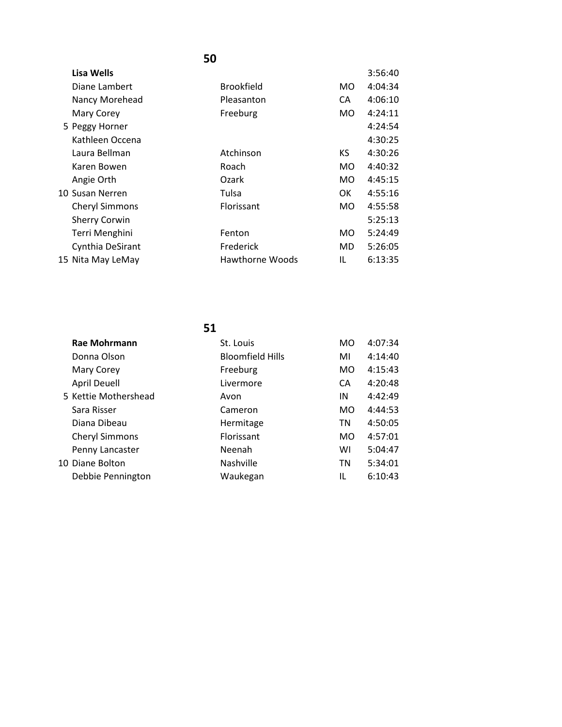## 50

| | Name | City | State | Time |
|---|---|---|---|---|
| | **Lisa Wells** | | | 3:56:40 |
| | Diane Lambert | Brookfield | MO | 4:04:34 |
| | Nancy Morehead | Pleasanton | CA | 4:06:10 |
| | Mary Corey | Freeburg | MO | 4:24:11 |
| 5 | Peggy Horner | | | 4:24:54 |
| | Kathleen Occena | | | 4:30:25 |
| | Laura Bellman | Atchinson | KS | 4:30:26 |
| | Karen Bowen | Roach | MO | 4:40:32 |
| | Angie Orth | Ozark | MO | 4:45:15 |
| 10 | Susan Nerren | Tulsa | OK | 4:55:16 |
| | Cheryl Simmons | Florissant | MO | 4:55:58 |
| | Sherry Corwin | | | 5:25:13 |
| | Terri Menghini | Fenton | MO | 5:24:49 |
| | Cynthia DeSirant | Frederick | MD | 5:26:05 |
| 15 | Nita May LeMay | Hawthorne Woods | IL | 6:13:35 |

## 51

| | Name | City | State | Time |
|---|---|---|---|---|
| | **Rae Mohrmann** | St. Louis | MO | 4:07:34 |
| | Donna Olson | Bloomfield Hills | MI | 4:14:40 |
| | Mary Corey | Freeburg | MO | 4:15:43 |
| | April Deuell | Livermore | CA | 4:20:48 |
| 5 | Kettie Mothershead | Avon | IN | 4:42:49 |
| | Sara Risser | Cameron | MO | 4:44:53 |
| | Diana Dibeau | Hermitage | TN | 4:50:05 |
| | Cheryl Simmons | Florissant | MO | 4:57:01 |
| | Penny Lancaster | Neenah | WI | 5:04:47 |
| 10 | Diane Bolton | Nashville | TN | 5:34:01 |
| | Debbie Pennington | Waukegan | IL | 6:10:43 |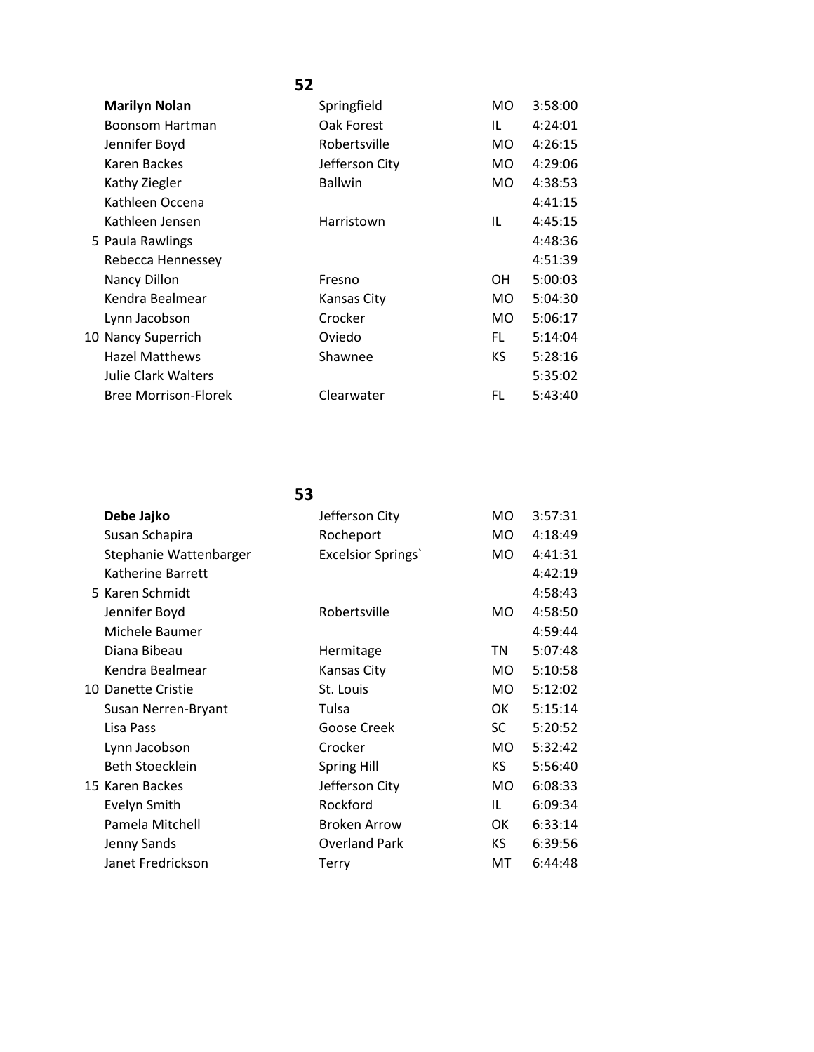## 52

| | Name | City | State | Time |
|---|---|---|---|---|
| | **Marilyn Nolan** | Springfield | MO | 3:58:00 |
| | Boonsom Hartman | Oak Forest | IL | 4:24:01 |
| | Jennifer Boyd | Robertsville | MO | 4:26:15 |
| | Karen Backes | Jefferson City | MO | 4:29:06 |
| | Kathy Ziegler | Ballwin | MO | 4:38:53 |
| | Kathleen Occena | | | 4:41:15 |
| | Kathleen Jensen | Harristown | IL | 4:45:15 |
| 5 | Paula Rawlings | | | 4:48:36 |
| | Rebecca Hennessey | | | 4:51:39 |
| | Nancy Dillon | Fresno | OH | 5:00:03 |
| | Kendra Bealmear | Kansas City | MO | 5:04:30 |
| | Lynn Jacobson | Crocker | MO | 5:06:17 |
| 10 | Nancy Superrich | Oviedo | FL | 5:14:04 |
| | Hazel Matthews | Shawnee | KS | 5:28:16 |
| | Julie Clark Walters | | | 5:35:02 |
| | Bree Morrison-Florek | Clearwater | FL | 5:43:40 |

## 53

| | Name | City | State | Time |
|---|---|---|---|---|
| | **Debe Jajko** | Jefferson City | MO | 3:57:31 |
| | Susan Schapira | Rocheport | MO | 4:18:49 |
| | Stephanie Wattenbarger | Excelsior Springs` | MO | 4:41:31 |
| | Katherine Barrett | | | 4:42:19 |
| 5 | Karen Schmidt | | | 4:58:43 |
| | Jennifer Boyd | Robertsville | MO | 4:58:50 |
| | Michele Baumer | | | 4:59:44 |
| | Diana Bibeau | Hermitage | TN | 5:07:48 |
| | Kendra Bealmear | Kansas City | MO | 5:10:58 |
| 10 | Danette Cristie | St. Louis | MO | 5:12:02 |
| | Susan Nerren-Bryant | Tulsa | OK | 5:15:14 |
| | Lisa Pass | Goose Creek | SC | 5:20:52 |
| | Lynn Jacobson | Crocker | MO | 5:32:42 |
| | Beth Stoecklein | Spring Hill | KS | 5:56:40 |
| 15 | Karen Backes | Jefferson City | MO | 6:08:33 |
| | Evelyn Smith | Rockford | IL | 6:09:34 |
| | Pamela Mitchell | Broken Arrow | OK | 6:33:14 |
| | Jenny Sands | Overland Park | KS | 6:39:56 |
| | Janet Fredrickson | Terry | MT | 6:44:48 |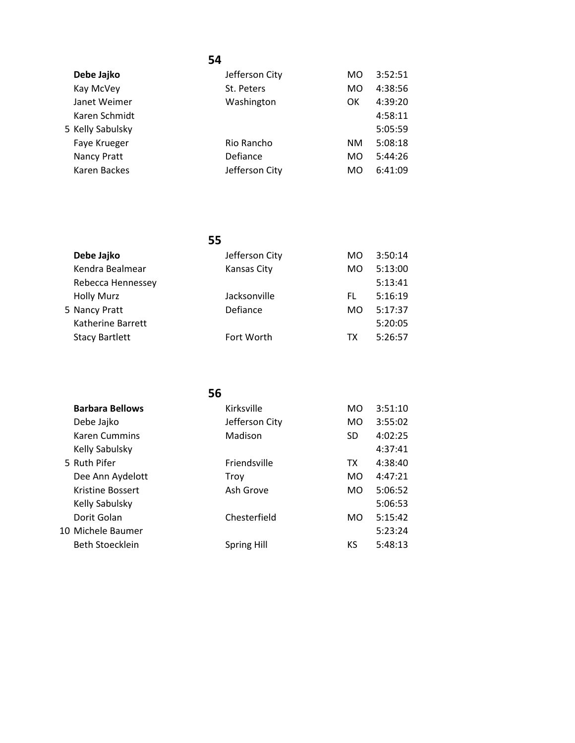## 54

| | Name | City | State | Time |
|---|---|---|---|---|
| | **Debe Jajko** | Jefferson City | MO | 3:52:51 |
| | Kay McVey | St. Peters | MO | 4:38:56 |
| | Janet Weimer | Washington | OK | 4:39:20 |
| | Karen Schmidt | | | 4:58:11 |
| 5 | Kelly Sabulsky | | | 5:05:59 |
| | Faye Krueger | Rio Rancho | NM | 5:08:18 |
| | Nancy Pratt | Defiance | MO | 5:44:26 |
| | Karen Backes | Jefferson City | MO | 6:41:09 |

## 55

| | Name | City | State | Time |
|---|---|---|---|---|
| | **Debe Jajko** | Jefferson City | MO | 3:50:14 |
| | Kendra Bealmear | Kansas City | MO | 5:13:00 |
| | Rebecca Hennessey | | | 5:13:41 |
| | Holly Murz | Jacksonville | FL | 5:16:19 |
| 5 | Nancy Pratt | Defiance | MO | 5:17:37 |
| | Katherine Barrett | | | 5:20:05 |
| | Stacy Bartlett | Fort Worth | TX | 5:26:57 |

## 56

| | Name | City | State | Time |
|---|---|---|---|---|
| | **Barbara Bellows** | Kirksville | MO | 3:51:10 |
| | Debe Jajko | Jefferson City | MO | 3:55:02 |
| | Karen Cummins | Madison | SD | 4:02:25 |
| | Kelly Sabulsky | | | 4:37:41 |
| 5 | Ruth Pifer | Friendsville | TX | 4:38:40 |
| | Dee Ann Aydelott | Troy | MO | 4:47:21 |
| | Kristine Bossert | Ash Grove | MO | 5:06:52 |
| | Kelly Sabulsky | | | 5:06:53 |
| | Dorit Golan | Chesterfield | MO | 5:15:42 |
| 10 | Michele Baumer | | | 5:23:24 |
| | Beth Stoecklein | Spring Hill | KS | 5:48:13 |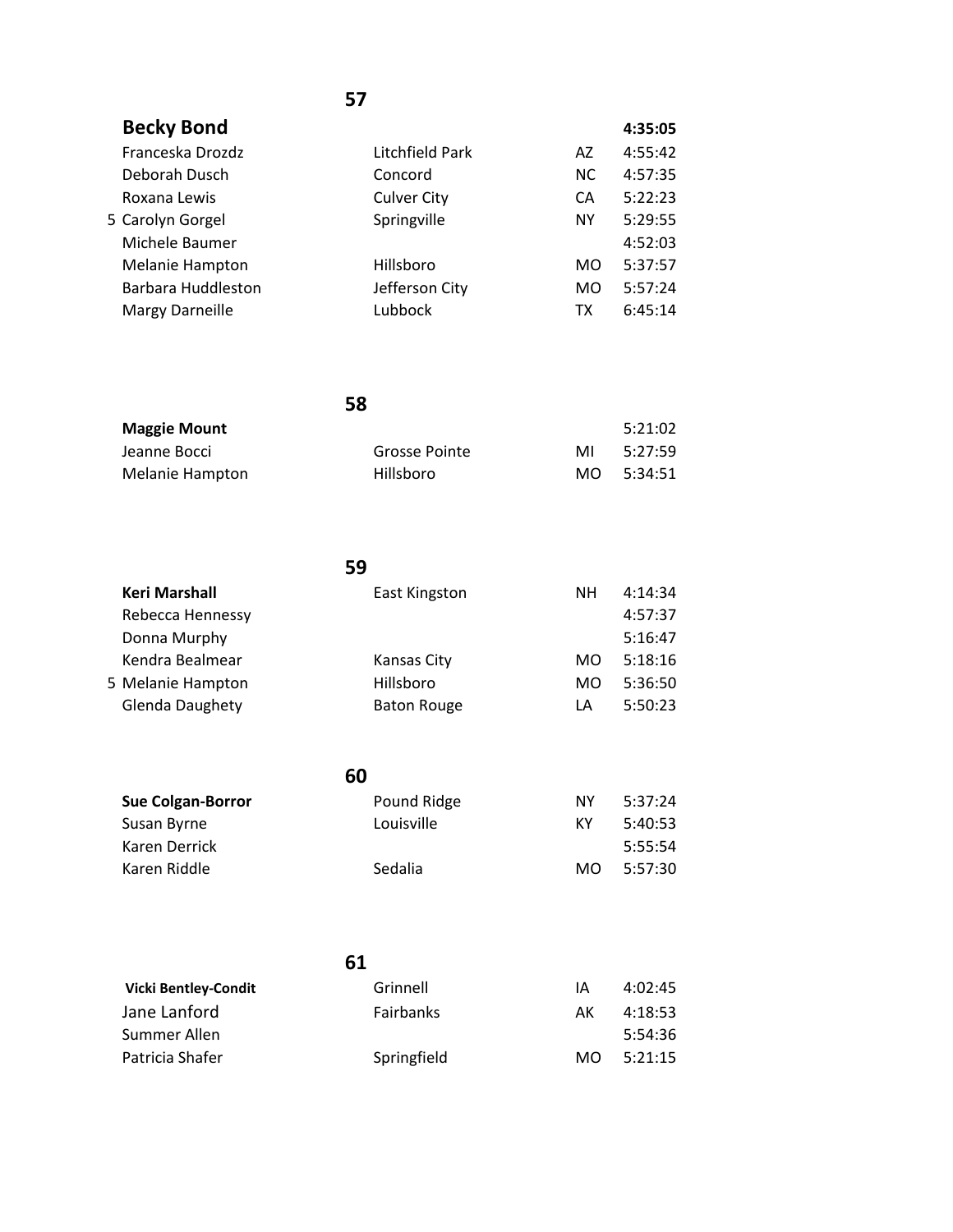## 57

| Name | City | State | Time |
|---|---|---|---|
| **Becky Bond** | | | **4:35:05** |
| Franceska Drozdz | Litchfield Park | AZ | 4:55:42 |
| Deborah Dusch | Concord | NC | 4:57:35 |
| Roxana Lewis | Culver City | CA | 5:22:23 |
| 5 Carolyn Gorgel | Springville | NY | 5:29:55 |
| Michele Baumer | | | 4:52:03 |
| Melanie Hampton | Hillsboro | MO | 5:37:57 |
| Barbara Huddleston | Jefferson City | MO | 5:57:24 |
| Margy Darneille | Lubbock | TX | 6:45:14 |

## 58

| Name | City | State | Time |
|---|---|---|---|
| **Maggie Mount** | | | 5:21:02 |
| Jeanne Bocci | Grosse Pointe | MI | 5:27:59 |
| Melanie Hampton | Hillsboro | MO | 5:34:51 |

## 59

| Name | City | State | Time |
|---|---|---|---|
| **Keri Marshall** | East Kingston | NH | 4:14:34 |
| Rebecca Hennessy | | | 4:57:37 |
| Donna Murphy | | | 5:16:47 |
| Kendra Bealmear | Kansas City | MO | 5:18:16 |
| 5 Melanie Hampton | Hillsboro | MO | 5:36:50 |
| Glenda Daughety | Baton Rouge | LA | 5:50:23 |

## 60

| Name | City | State | Time |
|---|---|---|---|
| **Sue Colgan-Borror** | Pound Ridge | NY | 5:37:24 |
| Susan Byrne | Louisville | KY | 5:40:53 |
| Karen Derrick | | | 5:55:54 |
| Karen Riddle | Sedalia | MO | 5:57:30 |

## 61

| Name | City | State | Time |
|---|---|---|---|
| **Vicki Bentley-Condit** | Grinnell | IA | 4:02:45 |
| Jane Lanford | Fairbanks | AK | 4:18:53 |
| Summer Allen | | | 5:54:36 |
| Patricia Shafer | Springfield | MO | 5:21:15 |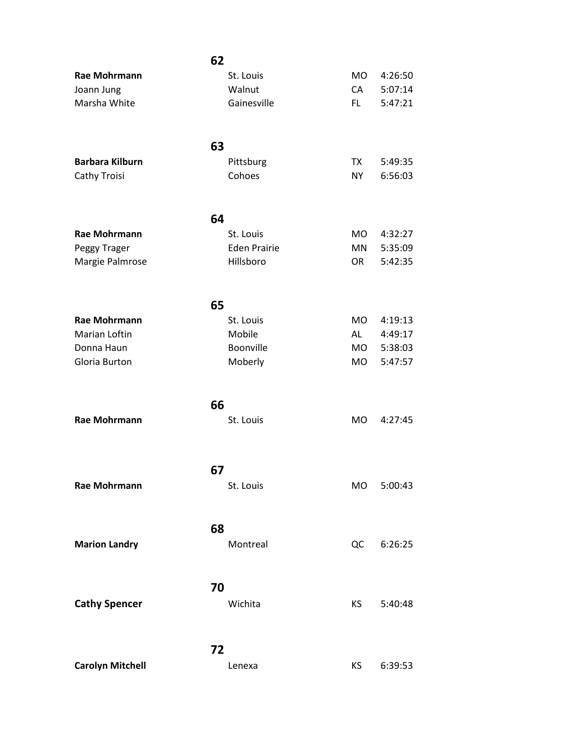**62**

| | | | |
|---|---|---|---|
| **Rae Mohrmann** | St. Louis | MO | 4:26:50 |
| Joann Jung | Walnut | CA | 5:07:14 |
| Marsha White | Gainesville | FL | 5:47:21 |

**63**

| | | | |
|---|---|---|---|
| **Barbara Kilburn** | Pittsburg | TX | 5:49:35 |
| Cathy Troisi | Cohoes | NY | 6:56:03 |

**64**

| | | | |
|---|---|---|---|
| **Rae Mohrmann** | St. Louis | MO | 4:32:27 |
| Peggy Trager | Eden Prairie | MN | 5:35:09 |
| Margie Palmrose | Hillsboro | OR | 5:42:35 |

**65**

| | | | |
|---|---|---|---|
| **Rae Mohrmann** | St. Louis | MO | 4:19:13 |
| Marian Loftin | Mobile | AL | 4:49:17 |
| Donna Haun | Boonville | MO | 5:38:03 |
| Gloria Burton | Moberly | MO | 5:47:57 |

**66**

| | | | |
|---|---|---|---|
| **Rae Mohrmann** | St. Louis | MO | 4:27:45 |

**67**

| | | | |
|---|---|---|---|
| **Rae Mohrmann** | St. Louis | MO | 5:00:43 |

**68**

| | | | |
|---|---|---|---|
| **Marion Landry** | Montreal | QC | 6:26:25 |

**70**

| | | | |
|---|---|---|---|
| **Cathy Spencer** | Wichita | KS | 5:40:48 |

**72**

| | | | |
|---|---|---|---|
| **Carolyn Mitchell** | Lenexa | KS | 6:39:53 |